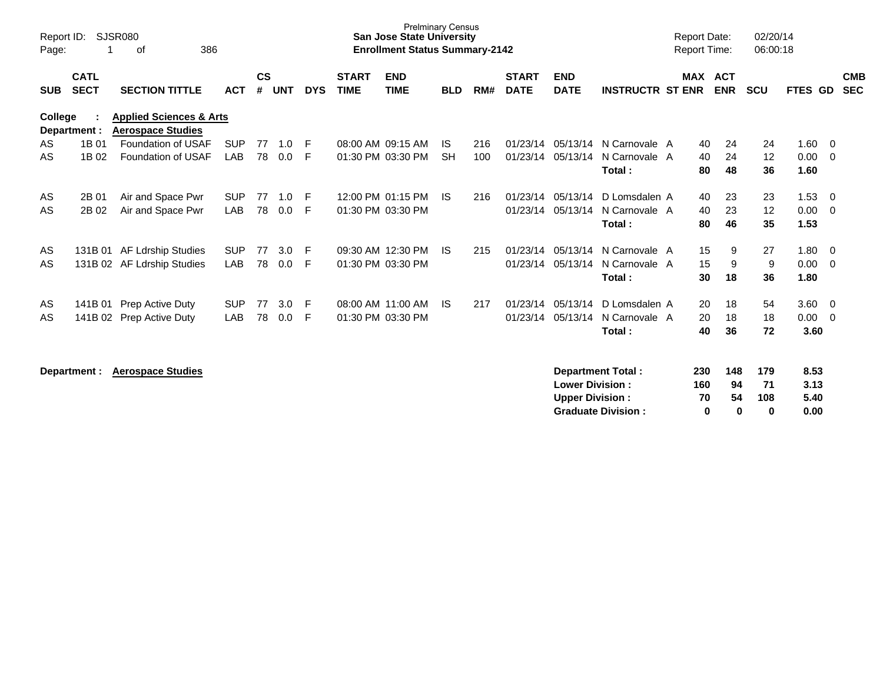Prelminary Census

**San Jose State University**

**Enrollment Status Summary-2142**

Report ID: SJSR080

Report Date: 02/20/14
Report Time: 06:00:18

**College : Applied Sciences & Arts**
**Department : Aerospace Studies**

| SUB | CATL SECT | SECTION TITTLE | ACT | CS # | UNT | DYS | START TIME | END TIME | BLD | RM# | START DATE | END DATE | INSTRUCTR | ST | MAX ENR | ACT ENR | SCU | FTES | GD | CMB SEC |
|---|---|---|---|---|---|---|---|---|---|---|---|---|---|---|---|---|---|---|---|---|
| AS | 1B 01 | Foundation of USAF | SUP | 77 | 1.0 | F | 08:00 AM | 09:15 AM | IS | 216 | 01/23/14 | 05/13/14 | N Carnovale | A | 40 | 24 | 24 | 1.60 | 0 | |
| AS | 1B 02 | Foundation of USAF | LAB | 78 | 0.0 | F | 01:30 PM | 03:30 PM | SH | 100 | 01/23/14 | 05/13/14 | N Carnovale | A | 40 | 24 | 12 | 0.00 | 0 | |
| | | | | | | | | | | | | | **Total :** | | **80** | **48** | **36** | **1.60** | | |
| AS | 2B 01 | Air and Space Pwr | SUP | 77 | 1.0 | F | 12:00 PM | 01:15 PM | IS | 216 | 01/23/14 | 05/13/14 | D Lomsdalen | A | 40 | 23 | 23 | 1.53 | 0 | |
| AS | 2B 02 | Air and Space Pwr | LAB | 78 | 0.0 | F | 01:30 PM | 03:30 PM | | | 01/23/14 | 05/13/14 | N Carnovale | A | 40 | 23 | 12 | 0.00 | 0 | |
| | | | | | | | | | | | | | **Total :** | | **80** | **46** | **35** | **1.53** | | |
| AS | 131B 01 | AF Ldrship Studies | SUP | 77 | 3.0 | F | 09:30 AM | 12:30 PM | IS | 215 | 01/23/14 | 05/13/14 | N Carnovale | A | 15 | 9 | 27 | 1.80 | 0 | |
| AS | 131B 02 | AF Ldrship Studies | LAB | 78 | 0.0 | F | 01:30 PM | 03:30 PM | | | 01/23/14 | 05/13/14 | N Carnovale | A | 15 | 9 | 9 | 0.00 | 0 | |
| | | | | | | | | | | | | | **Total :** | | **30** | **18** | **36** | **1.80** | | |
| AS | 141B 01 | Prep Active Duty | SUP | 77 | 3.0 | F | 08:00 AM | 11:00 AM | IS | 217 | 01/23/14 | 05/13/14 | D Lomsdalen | A | 20 | 18 | 54 | 3.60 | 0 | |
| AS | 141B 02 | Prep Active Duty | LAB | 78 | 0.0 | F | 01:30 PM | 03:30 PM | | | 01/23/14 | 05/13/14 | N Carnovale | A | 20 | 18 | 18 | 0.00 | 0 | |
| | | | | | | | | | | | | | **Total :** | | **40** | **36** | **72** | **3.60** | | |

**Department : Aerospace Studies**

| | MAX ENR | ACT ENR | SCU | FTES |
|---|---|---|---|---|
| **Department Total :** | **230** | **148** | **179** | **8.53** |
| **Lower Division :** | **160** | **94** | **71** | **3.13** |
| **Upper Division :** | **70** | **54** | **108** | **5.40** |
| **Graduate Division :** | **0** | **0** | **0** | **0.00** |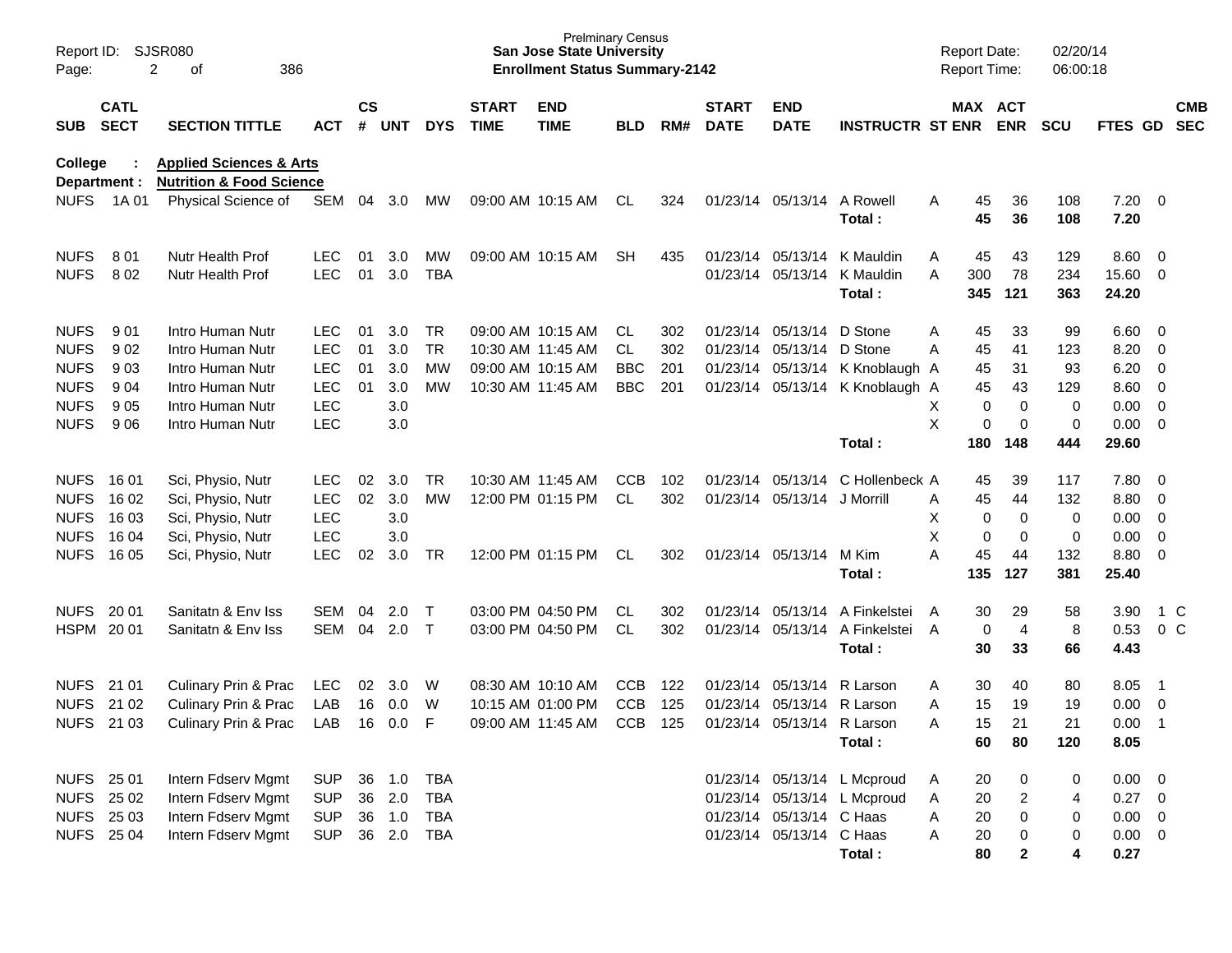Report ID: SJSR080

Prelminary Census
**San Jose State University**
**Enrollment Status Summary-2142**

Report Date: 02/20/14
Report Time: 06:00:18

**College : Applied Sciences & Arts**
**Department : Nutrition & Food Science**

| SUB | CATL SECT | SECTION TITTLE | ACT | CS # | UNT | DYS | START TIME | END TIME | BLD | RM# | START DATE | END DATE | INSTRUCTR | ST | MAX ENR | ACT ENR | SCU | FTES | GD | CMB SEC |
|---|---|---|---|---|---|---|---|---|---|---|---|---|---|---|---|---|---|---|---|---|
| NUFS | 1A 01 | Physical Science of | SEM | 04 | 3.0 | MW | 09:00 AM | 10:15 AM | CL | 324 | 01/23/14 | 05/13/14 | A Rowell | A | 45 | 36 | 108 | 7.20 | 0 | |
| | | | | | | | | | | | | | **Total :** | | **45** | **36** | **108** | **7.20** | | |
| NUFS | 8 01 | Nutr Health Prof | LEC | 01 | 3.0 | MW | 09:00 AM | 10:15 AM | SH | 435 | 01/23/14 | 05/13/14 | K Mauldin | A | 45 | 43 | 129 | 8.60 | 0 | |
| NUFS | 8 02 | Nutr Health Prof | LEC | 01 | 3.0 | TBA | | | | | 01/23/14 | 05/13/14 | K Mauldin | A | 300 | 78 | 234 | 15.60 | 0 | |
| | | | | | | | | | | | | | **Total :** | | **345** | **121** | **363** | **24.20** | | |
| NUFS | 9 01 | Intro Human Nutr | LEC | 01 | 3.0 | TR | 09:00 AM | 10:15 AM | CL | 302 | 01/23/14 | 05/13/14 | D Stone | A | 45 | 33 | 99 | 6.60 | 0 | |
| NUFS | 9 02 | Intro Human Nutr | LEC | 01 | 3.0 | TR | 10:30 AM | 11:45 AM | CL | 302 | 01/23/14 | 05/13/14 | D Stone | A | 45 | 41 | 123 | 8.20 | 0 | |
| NUFS | 9 03 | Intro Human Nutr | LEC | 01 | 3.0 | MW | 09:00 AM | 10:15 AM | BBC | 201 | 01/23/14 | 05/13/14 | K Knoblaugh | A | 45 | 31 | 93 | 6.20 | 0 | |
| NUFS | 9 04 | Intro Human Nutr | LEC | 01 | 3.0 | MW | 10:30 AM | 11:45 AM | BBC | 201 | 01/23/14 | 05/13/14 | K Knoblaugh | A | 45 | 43 | 129 | 8.60 | 0 | |
| NUFS | 9 05 | Intro Human Nutr | LEC | | 3.0 | | | | | | | | | X | 0 | 0 | 0 | 0.00 | 0 | |
| NUFS | 9 06 | Intro Human Nutr | LEC | | 3.0 | | | | | | | | | X | 0 | 0 | 0 | 0.00 | 0 | |
| | | | | | | | | | | | | | **Total :** | | **180** | **148** | **444** | **29.60** | | |
| NUFS | 16 01 | Sci, Physio, Nutr | LEC | 02 | 3.0 | TR | 10:30 AM | 11:45 AM | CCB | 102 | 01/23/14 | 05/13/14 | C Hollenbeck | A | 45 | 39 | 117 | 7.80 | 0 | |
| NUFS | 16 02 | Sci, Physio, Nutr | LEC | 02 | 3.0 | MW | 12:00 PM | 01:15 PM | CL | 302 | 01/23/14 | 05/13/14 | J Morrill | A | 45 | 44 | 132 | 8.80 | 0 | |
| NUFS | 16 03 | Sci, Physio, Nutr | LEC | | 3.0 | | | | | | | | | X | 0 | 0 | 0 | 0.00 | 0 | |
| NUFS | 16 04 | Sci, Physio, Nutr | LEC | | 3.0 | | | | | | | | | X | 0 | 0 | 0 | 0.00 | 0 | |
| NUFS | 16 05 | Sci, Physio, Nutr | LEC | 02 | 3.0 | TR | 12:00 PM | 01:15 PM | CL | 302 | 01/23/14 | 05/13/14 | M Kim | A | 45 | 44 | 132 | 8.80 | 0 | |
| | | | | | | | | | | | | | **Total :** | | **135** | **127** | **381** | **25.40** | | |
| NUFS | 20 01 | Sanitatn & Env Iss | SEM | 04 | 2.0 | T | 03:00 PM | 04:50 PM | CL | 302 | 01/23/14 | 05/13/14 | A Finkelstei | A | 30 | 29 | 58 | 3.90 | 1 | C |
| HSPM | 20 01 | Sanitatn & Env Iss | SEM | 04 | 2.0 | T | 03:00 PM | 04:50 PM | CL | 302 | 01/23/14 | 05/13/14 | A Finkelstei | A | 0 | 4 | 8 | 0.53 | 0 | C |
| | | | | | | | | | | | | | **Total :** | | **30** | **33** | **66** | **4.43** | | |
| NUFS | 21 01 | Culinary Prin & Prac | LEC | 02 | 3.0 | W | 08:30 AM | 10:10 AM | CCB | 122 | 01/23/14 | 05/13/14 | R Larson | A | 30 | 40 | 80 | 8.05 | 1 | |
| NUFS | 21 02 | Culinary Prin & Prac | LAB | 16 | 0.0 | W | 10:15 AM | 01:00 PM | CCB | 125 | 01/23/14 | 05/13/14 | R Larson | A | 15 | 19 | 19 | 0.00 | 0 | |
| NUFS | 21 03 | Culinary Prin & Prac | LAB | 16 | 0.0 | F | 09:00 AM | 11:45 AM | CCB | 125 | 01/23/14 | 05/13/14 | R Larson | A | 15 | 21 | 21 | 0.00 | 1 | |
| | | | | | | | | | | | | | **Total :** | | **60** | **80** | **120** | **8.05** | | |
| NUFS | 25 01 | Intern Fdserv Mgmt | SUP | 36 | 1.0 | TBA | | | | | 01/23/14 | 05/13/14 | L Mcproud | A | 20 | 0 | 0 | 0.00 | 0 | |
| NUFS | 25 02 | Intern Fdserv Mgmt | SUP | 36 | 2.0 | TBA | | | | | 01/23/14 | 05/13/14 | L Mcproud | A | 20 | 2 | 4 | 0.27 | 0 | |
| NUFS | 25 03 | Intern Fdserv Mgmt | SUP | 36 | 1.0 | TBA | | | | | 01/23/14 | 05/13/14 | C Haas | A | 20 | 0 | 0 | 0.00 | 0 | |
| NUFS | 25 04 | Intern Fdserv Mgmt | SUP | 36 | 2.0 | TBA | | | | | 01/23/14 | 05/13/14 | C Haas | A | 20 | 0 | 0 | 0.00 | 0 | |
| | | | | | | | | | | | | | **Total :** | | **80** | **2** | **4** | **0.27** | | |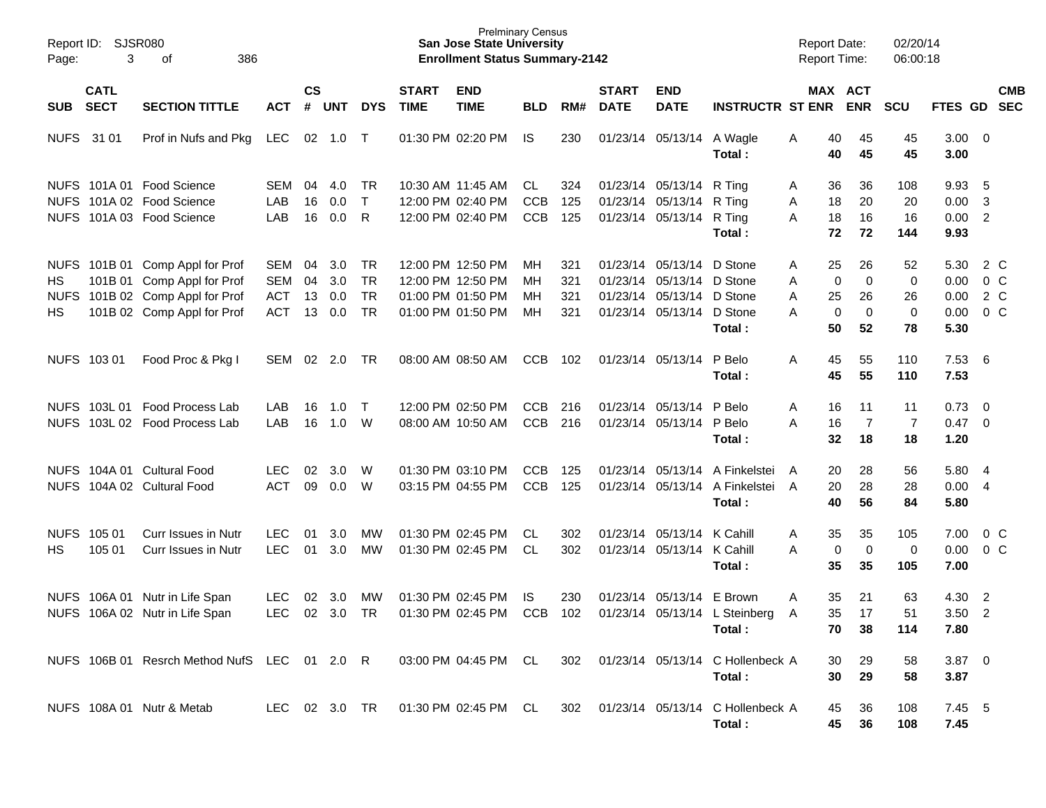Prelminary Census
**San Jose State University**
**Enrollment Status Summary-2142**

Report ID: SJSR080
Report Date: 02/20/14
Report Time: 06:00:18

| SUB | CATL SECT | SECTION TITTLE | ACT | CS # | UNT | DYS | START TIME | END TIME | BLD | RM# | START DATE | END DATE | INSTRUCTR | ST | MAX ENR | ACT ENR | SCU | FTES | GD | CMB SEC |
|---|---|---|---|---|---|---|---|---|---|---|---|---|---|---|---|---|---|---|---|---|
| NUFS | 31 01 | Prof in Nufs and Pkg | LEC | 02 | 1.0 | T | 01:30 PM | 02:20 PM | IS | 230 | 01/23/14 | 05/13/14 | A Wagle | A | 40 | 45 | 45 | 3.00 | 0 | |
| | | | | | | | | | | | | | **Total :** | | **40** | **45** | **45** | **3.00** | | |
| NUFS | 101A 01 | Food Science | SEM | 04 | 4.0 | TR | 10:30 AM | 11:45 AM | CL | 324 | 01/23/14 | 05/13/14 | R Ting | A | 36 | 36 | 108 | 9.93 | 5 | |
| NUFS | 101A 02 | Food Science | LAB | 16 | 0.0 | T | 12:00 PM | 02:40 PM | CCB | 125 | 01/23/14 | 05/13/14 | R Ting | A | 18 | 20 | 20 | 0.00 | 3 | |
| NUFS | 101A 03 | Food Science | LAB | 16 | 0.0 | R | 12:00 PM | 02:40 PM | CCB | 125 | 01/23/14 | 05/13/14 | R Ting | A | 18 | 16 | 16 | 0.00 | 2 | |
| | | | | | | | | | | | | | **Total :** | | **72** | **72** | **144** | **9.93** | | |
| NUFS | 101B 01 | Comp Appl for Prof | SEM | 04 | 3.0 | TR | 12:00 PM | 12:50 PM | MH | 321 | 01/23/14 | 05/13/14 | D Stone | A | 25 | 26 | 52 | 5.30 | 2 | C |
| HS | 101B 01 | Comp Appl for Prof | SEM | 04 | 3.0 | TR | 12:00 PM | 12:50 PM | MH | 321 | 01/23/14 | 05/13/14 | D Stone | A | 0 | 0 | 0 | 0.00 | 0 | C |
| NUFS | 101B 02 | Comp Appl for Prof | ACT | 13 | 0.0 | TR | 01:00 PM | 01:50 PM | MH | 321 | 01/23/14 | 05/13/14 | D Stone | A | 25 | 26 | 26 | 0.00 | 2 | C |
| HS | 101B 02 | Comp Appl for Prof | ACT | 13 | 0.0 | TR | 01:00 PM | 01:50 PM | MH | 321 | 01/23/14 | 05/13/14 | D Stone | A | 0 | 0 | 0 | 0.00 | 0 | C |
| | | | | | | | | | | | | | **Total :** | | **50** | **52** | **78** | **5.30** | | |
| NUFS | 103 01 | Food Proc & Pkg I | SEM | 02 | 2.0 | TR | 08:00 AM | 08:50 AM | CCB | 102 | 01/23/14 | 05/13/14 | P Belo | A | 45 | 55 | 110 | 7.53 | 6 | |
| | | | | | | | | | | | | | **Total :** | | **45** | **55** | **110** | **7.53** | | |
| NUFS | 103L 01 | Food Process Lab | LAB | 16 | 1.0 | T | 12:00 PM | 02:50 PM | CCB | 216 | 01/23/14 | 05/13/14 | P Belo | A | 16 | 11 | 11 | 0.73 | 0 | |
| NUFS | 103L 02 | Food Process Lab | LAB | 16 | 1.0 | W | 08:00 AM | 10:50 AM | CCB | 216 | 01/23/14 | 05/13/14 | P Belo | A | 16 | 7 | 7 | 0.47 | 0 | |
| | | | | | | | | | | | | | **Total :** | | **32** | **18** | **18** | **1.20** | | |
| NUFS | 104A 01 | Cultural Food | LEC | 02 | 3.0 | W | 01:30 PM | 03:10 PM | CCB | 125 | 01/23/14 | 05/13/14 | A Finkelstei | A | 20 | 28 | 56 | 5.80 | 4 | |
| NUFS | 104A 02 | Cultural Food | ACT | 09 | 0.0 | W | 03:15 PM | 04:55 PM | CCB | 125 | 01/23/14 | 05/13/14 | A Finkelstei | A | 20 | 28 | 28 | 0.00 | 4 | |
| | | | | | | | | | | | | | **Total :** | | **40** | **56** | **84** | **5.80** | | |
| NUFS | 105 01 | Curr Issues in Nutr | LEC | 01 | 3.0 | MW | 01:30 PM | 02:45 PM | CL | 302 | 01/23/14 | 05/13/14 | K Cahill | A | 35 | 35 | 105 | 7.00 | 0 | C |
| HS | 105 01 | Curr Issues in Nutr | LEC | 01 | 3.0 | MW | 01:30 PM | 02:45 PM | CL | 302 | 01/23/14 | 05/13/14 | K Cahill | A | 0 | 0 | 0 | 0.00 | 0 | C |
| | | | | | | | | | | | | | **Total :** | | **35** | **35** | **105** | **7.00** | | |
| NUFS | 106A 01 | Nutr in Life Span | LEC | 02 | 3.0 | MW | 01:30 PM | 02:45 PM | IS | 230 | 01/23/14 | 05/13/14 | E Brown | A | 35 | 21 | 63 | 4.30 | 2 | |
| NUFS | 106A 02 | Nutr in Life Span | LEC | 02 | 3.0 | TR | 01:30 PM | 02:45 PM | CCB | 102 | 01/23/14 | 05/13/14 | L Steinberg | A | 35 | 17 | 51 | 3.50 | 2 | |
| | | | | | | | | | | | | | **Total :** | | **70** | **38** | **114** | **7.80** | | |
| NUFS | 106B 01 | Resrch Method NufS | LEC | 01 | 2.0 | R | 03:00 PM | 04:45 PM | CL | 302 | 01/23/14 | 05/13/14 | C Hollenbeck | A | 30 | 29 | 58 | 3.87 | 0 | |
| | | | | | | | | | | | | | **Total :** | | **30** | **29** | **58** | **3.87** | | |
| NUFS | 108A 01 | Nutr & Metab | LEC | 02 | 3.0 | TR | 01:30 PM | 02:45 PM | CL | 302 | 01/23/14 | 05/13/14 | C Hollenbeck | A | 45 | 36 | 108 | 7.45 | 5 | |
| | | | | | | | | | | | | | **Total :** | | **45** | **36** | **108** | **7.45** | | |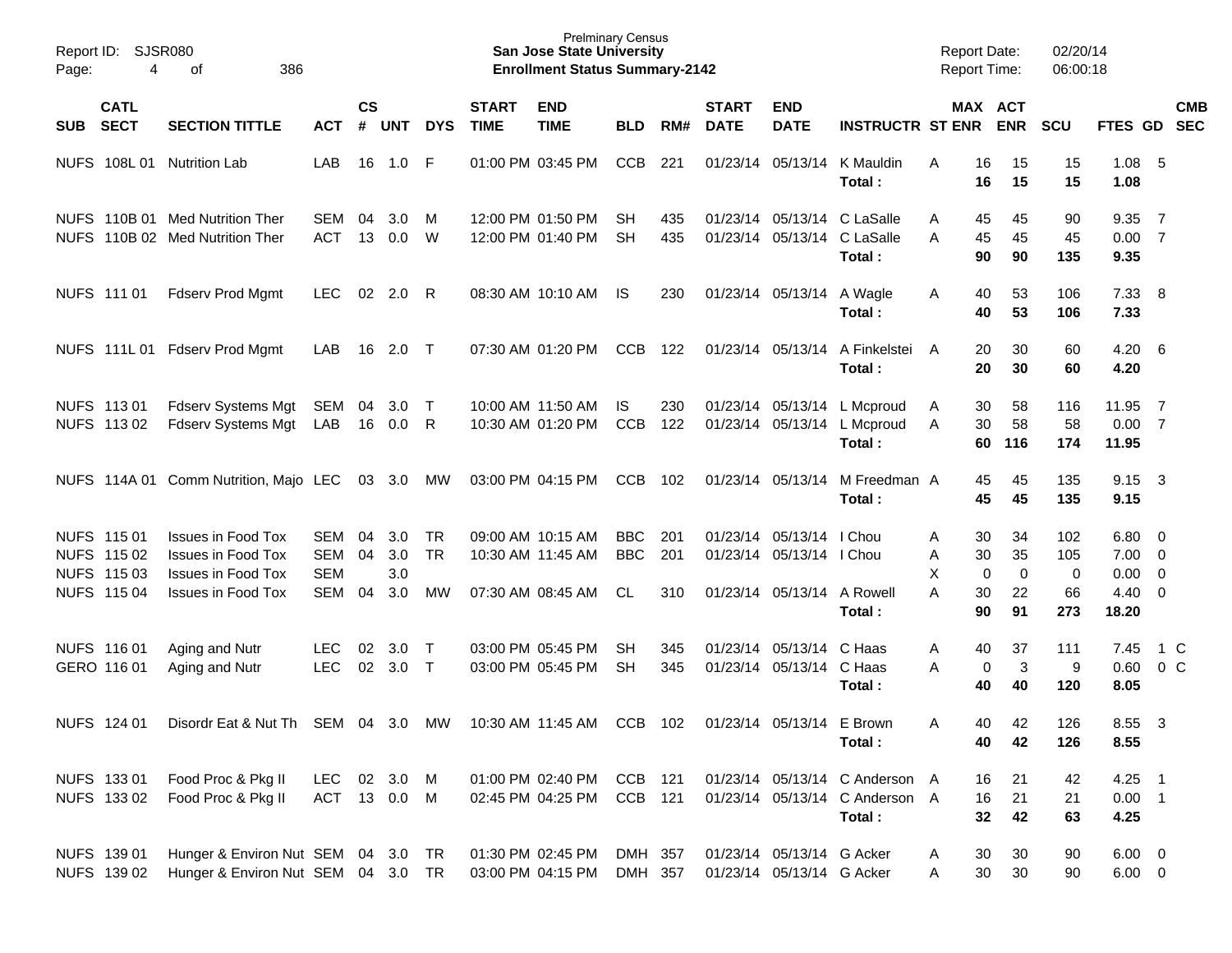Prelminary Census
**San Jose State University**
**Enrollment Status Summary-2142**

Report ID: SJSR080
Report Date: 02/20/14
Report Time: 06:00:18

| SUB | CATL SECT | SECTION TITTLE | ACT | CS # | UNT | DYS | START TIME | END TIME | BLD | RM# | START DATE | END DATE | INSTRUCTR | ST | MAX ENR | ACT ENR | SCU | FTES | GD | CMB SEC |
|---|---|---|---|---|---|---|---|---|---|---|---|---|---|---|---|---|---|---|---|---|
| NUFS | 108L 01 | Nutrition Lab | LAB | 16 | 1.0 | F | 01:00 PM | 03:45 PM | CCB | 221 | 01/23/14 | 05/13/14 | K Mauldin | A | 16 | 15 | 15 | 1.08 | 5 | |
| | | | | | | | | | | | | | **Total :** | | **16** | **15** | **15** | **1.08** | | |
| NUFS | 110B 01 | Med Nutrition Ther | SEM | 04 | 3.0 | M | 12:00 PM | 01:50 PM | SH | 435 | 01/23/14 | 05/13/14 | C LaSalle | A | 45 | 45 | 90 | 9.35 | 7 | |
| NUFS | 110B 02 | Med Nutrition Ther | ACT | 13 | 0.0 | W | 12:00 PM | 01:40 PM | SH | 435 | 01/23/14 | 05/13/14 | C LaSalle | A | 45 | 45 | 45 | 0.00 | 7 | |
| | | | | | | | | | | | | | **Total :** | | **90** | **90** | **135** | **9.35** | | |
| NUFS | 111 01 | Fdserv Prod Mgmt | LEC | 02 | 2.0 | R | 08:30 AM | 10:10 AM | IS | 230 | 01/23/14 | 05/13/14 | A Wagle | A | 40 | 53 | 106 | 7.33 | 8 | |
| | | | | | | | | | | | | | **Total :** | | **40** | **53** | **106** | **7.33** | | |
| NUFS | 111L 01 | Fdserv Prod Mgmt | LAB | 16 | 2.0 | T | 07:30 AM | 01:20 PM | CCB | 122 | 01/23/14 | 05/13/14 | A Finkelstei | A | 20 | 30 | 60 | 4.20 | 6 | |
| | | | | | | | | | | | | | **Total :** | | **20** | **30** | **60** | **4.20** | | |
| NUFS | 113 01 | Fdserv Systems Mgt | SEM | 04 | 3.0 | T | 10:00 AM | 11:50 AM | IS | 230 | 01/23/14 | 05/13/14 | L Mcproud | A | 30 | 58 | 116 | 11.95 | 7 | |
| NUFS | 113 02 | Fdserv Systems Mgt | LAB | 16 | 0.0 | R | 10:30 AM | 01:20 PM | CCB | 122 | 01/23/14 | 05/13/14 | L Mcproud | A | 30 | 58 | 58 | 0.00 | 7 | |
| | | | | | | | | | | | | | **Total :** | | **60** | **116** | **174** | **11.95** | | |
| NUFS | 114A 01 | Comm Nutrition, Majo | LEC | 03 | 3.0 | MW | 03:00 PM | 04:15 PM | CCB | 102 | 01/23/14 | 05/13/14 | M Freedman | A | 45 | 45 | 135 | 9.15 | 3 | |
| | | | | | | | | | | | | | **Total :** | | **45** | **45** | **135** | **9.15** | | |
| NUFS | 115 01 | Issues in Food Tox | SEM | 04 | 3.0 | TR | 09:00 AM | 10:15 AM | BBC | 201 | 01/23/14 | 05/13/14 | I Chou | A | 30 | 34 | 102 | 6.80 | 0 | |
| NUFS | 115 02 | Issues in Food Tox | SEM | 04 | 3.0 | TR | 10:30 AM | 11:45 AM | BBC | 201 | 01/23/14 | 05/13/14 | I Chou | A | 30 | 35 | 105 | 7.00 | 0 | |
| NUFS | 115 03 | Issues in Food Tox | SEM | | 3.0 | | | | | | | | | X | 0 | 0 | 0 | 0.00 | 0 | |
| NUFS | 115 04 | Issues in Food Tox | SEM | 04 | 3.0 | MW | 07:30 AM | 08:45 AM | CL | 310 | 01/23/14 | 05/13/14 | A Rowell | A | 30 | 22 | 66 | 4.40 | 0 | |
| | | | | | | | | | | | | | **Total :** | | **90** | **91** | **273** | **18.20** | | |
| NUFS | 116 01 | Aging and Nutr | LEC | 02 | 3.0 | T | 03:00 PM | 05:45 PM | SH | 345 | 01/23/14 | 05/13/14 | C Haas | A | 40 | 37 | 111 | 7.45 | 1 | C |
| GERO | 116 01 | Aging and Nutr | LEC | 02 | 3.0 | T | 03:00 PM | 05:45 PM | SH | 345 | 01/23/14 | 05/13/14 | C Haas | A | 0 | 3 | 9 | 0.60 | 0 | C |
| | | | | | | | | | | | | | **Total :** | | **40** | **40** | **120** | **8.05** | | |
| NUFS | 124 01 | Disordr Eat & Nut Th | SEM | 04 | 3.0 | MW | 10:30 AM | 11:45 AM | CCB | 102 | 01/23/14 | 05/13/14 | E Brown | A | 40 | 42 | 126 | 8.55 | 3 | |
| | | | | | | | | | | | | | **Total :** | | **40** | **42** | **126** | **8.55** | | |
| NUFS | 133 01 | Food Proc & Pkg II | LEC | 02 | 3.0 | M | 01:00 PM | 02:40 PM | CCB | 121 | 01/23/14 | 05/13/14 | C Anderson | A | 16 | 21 | 42 | 4.25 | 1 | |
| NUFS | 133 02 | Food Proc & Pkg II | ACT | 13 | 0.0 | M | 02:45 PM | 04:25 PM | CCB | 121 | 01/23/14 | 05/13/14 | C Anderson | A | 16 | 21 | 21 | 0.00 | 1 | |
| | | | | | | | | | | | | | **Total :** | | **32** | **42** | **63** | **4.25** | | |
| NUFS | 139 01 | Hunger & Environ Nut | SEM | 04 | 3.0 | TR | 01:30 PM | 02:45 PM | DMH | 357 | 01/23/14 | 05/13/14 | G Acker | A | 30 | 30 | 90 | 6.00 | 0 | |
| NUFS | 139 02 | Hunger & Environ Nut | SEM | 04 | 3.0 | TR | 03:00 PM | 04:15 PM | DMH | 357 | 01/23/14 | 05/13/14 | G Acker | A | 30 | 30 | 90 | 6.00 | 0 | |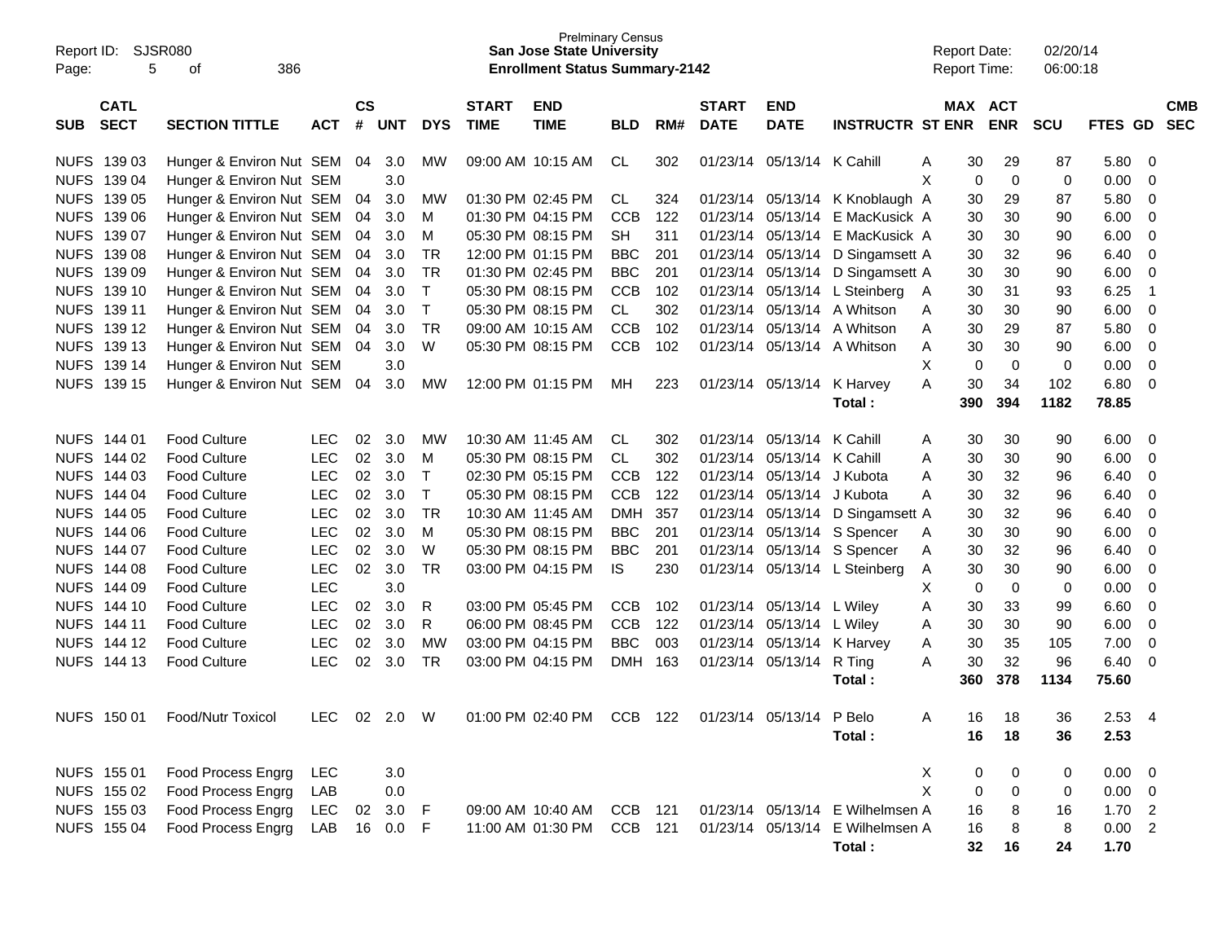Prelminary Census
**San Jose State University**
**Enrollment Status Summary-2142**

Report ID: SJSR080

Report Date: 02/20/14
Report Time: 06:00:18

| SUB | CATL SECT | SECTION TITTLE | ACT | CS # | UNT | DYS | START TIME | END TIME | BLD | RM# | START DATE | END DATE | INSTRUCTR | ST | MAX ENR | ACT ENR | SCU | FTES | GD | CMB SEC |
|---|---|---|---|---|---|---|---|---|---|---|---|---|---|---|---|---|---|---|---|---|
| NUFS | 139 03 | Hunger & Environ Nut | SEM | 04 | 3.0 | MW | 09:00 AM | 10:15 AM | CL | 302 | 01/23/14 | 05/13/14 | K Cahill | A | 30 | 29 | 87 | 5.80 | 0 | |
| NUFS | 139 04 | Hunger & Environ Nut | SEM | | 3.0 | | | | | | | | | X | 0 | 0 | 0 | 0.00 | 0 | |
| NUFS | 139 05 | Hunger & Environ Nut | SEM | 04 | 3.0 | MW | 01:30 PM | 02:45 PM | CL | 324 | 01/23/14 | 05/13/14 | K Knoblaugh | A | 30 | 29 | 87 | 5.80 | 0 | |
| NUFS | 139 06 | Hunger & Environ Nut | SEM | 04 | 3.0 | M | 01:30 PM | 04:15 PM | CCB | 122 | 01/23/14 | 05/13/14 | E MacKusick | A | 30 | 30 | 90 | 6.00 | 0 | |
| NUFS | 139 07 | Hunger & Environ Nut | SEM | 04 | 3.0 | M | 05:30 PM | 08:15 PM | SH | 311 | 01/23/14 | 05/13/14 | E MacKusick | A | 30 | 30 | 90 | 6.00 | 0 | |
| NUFS | 139 08 | Hunger & Environ Nut | SEM | 04 | 3.0 | TR | 12:00 PM | 01:15 PM | BBC | 201 | 01/23/14 | 05/13/14 | D Singamsett | A | 30 | 32 | 96 | 6.40 | 0 | |
| NUFS | 139 09 | Hunger & Environ Nut | SEM | 04 | 3.0 | TR | 01:30 PM | 02:45 PM | BBC | 201 | 01/23/14 | 05/13/14 | D Singamsett | A | 30 | 30 | 90 | 6.00 | 0 | |
| NUFS | 139 10 | Hunger & Environ Nut | SEM | 04 | 3.0 | T | 05:30 PM | 08:15 PM | CCB | 102 | 01/23/14 | 05/13/14 | L Steinberg | A | 30 | 31 | 93 | 6.25 | 1 | |
| NUFS | 139 11 | Hunger & Environ Nut | SEM | 04 | 3.0 | T | 05:30 PM | 08:15 PM | CL | 302 | 01/23/14 | 05/13/14 | A Whitson | A | 30 | 30 | 90 | 6.00 | 0 | |
| NUFS | 139 12 | Hunger & Environ Nut | SEM | 04 | 3.0 | TR | 09:00 AM | 10:15 AM | CCB | 102 | 01/23/14 | 05/13/14 | A Whitson | A | 30 | 29 | 87 | 5.80 | 0 | |
| NUFS | 139 13 | Hunger & Environ Nut | SEM | 04 | 3.0 | W | 05:30 PM | 08:15 PM | CCB | 102 | 01/23/14 | 05/13/14 | A Whitson | A | 30 | 30 | 90 | 6.00 | 0 | |
| NUFS | 139 14 | Hunger & Environ Nut | SEM | | 3.0 | | | | | | | | | X | 0 | 0 | 0 | 0.00 | 0 | |
| NUFS | 139 15 | Hunger & Environ Nut | SEM | 04 | 3.0 | MW | 12:00 PM | 01:15 PM | MH | 223 | 01/23/14 | 05/13/14 | K Harvey | A | 30 | 34 | 102 | 6.80 | 0 | |
| | | | | | | | | | | | | | **Total :** | | **390** | **394** | **1182** | **78.85** | | |
| NUFS | 144 01 | Food Culture | LEC | 02 | 3.0 | MW | 10:30 AM | 11:45 AM | CL | 302 | 01/23/14 | 05/13/14 | K Cahill | A | 30 | 30 | 90 | 6.00 | 0 | |
| NUFS | 144 02 | Food Culture | LEC | 02 | 3.0 | M | 05:30 PM | 08:15 PM | CL | 302 | 01/23/14 | 05/13/14 | K Cahill | A | 30 | 30 | 90 | 6.00 | 0 | |
| NUFS | 144 03 | Food Culture | LEC | 02 | 3.0 | T | 02:30 PM | 05:15 PM | CCB | 122 | 01/23/14 | 05/13/14 | J Kubota | A | 30 | 32 | 96 | 6.40 | 0 | |
| NUFS | 144 04 | Food Culture | LEC | 02 | 3.0 | T | 05:30 PM | 08:15 PM | CCB | 122 | 01/23/14 | 05/13/14 | J Kubota | A | 30 | 32 | 96 | 6.40 | 0 | |
| NUFS | 144 05 | Food Culture | LEC | 02 | 3.0 | TR | 10:30 AM | 11:45 AM | DMH | 357 | 01/23/14 | 05/13/14 | D Singamsett | A | 30 | 32 | 96 | 6.40 | 0 | |
| NUFS | 144 06 | Food Culture | LEC | 02 | 3.0 | M | 05:30 PM | 08:15 PM | BBC | 201 | 01/23/14 | 05/13/14 | S Spencer | A | 30 | 30 | 90 | 6.00 | 0 | |
| NUFS | 144 07 | Food Culture | LEC | 02 | 3.0 | W | 05:30 PM | 08:15 PM | BBC | 201 | 01/23/14 | 05/13/14 | S Spencer | A | 30 | 32 | 96 | 6.40 | 0 | |
| NUFS | 144 08 | Food Culture | LEC | 02 | 3.0 | TR | 03:00 PM | 04:15 PM | IS | 230 | 01/23/14 | 05/13/14 | L Steinberg | A | 30 | 30 | 90 | 6.00 | 0 | |
| NUFS | 144 09 | Food Culture | LEC | | 3.0 | | | | | | | | | X | 0 | 0 | 0 | 0.00 | 0 | |
| NUFS | 144 10 | Food Culture | LEC | 02 | 3.0 | R | 03:00 PM | 05:45 PM | CCB | 102 | 01/23/14 | 05/13/14 | L Wiley | A | 30 | 33 | 99 | 6.60 | 0 | |
| NUFS | 144 11 | Food Culture | LEC | 02 | 3.0 | R | 06:00 PM | 08:45 PM | CCB | 122 | 01/23/14 | 05/13/14 | L Wiley | A | 30 | 30 | 90 | 6.00 | 0 | |
| NUFS | 144 12 | Food Culture | LEC | 02 | 3.0 | MW | 03:00 PM | 04:15 PM | BBC | 003 | 01/23/14 | 05/13/14 | K Harvey | A | 30 | 35 | 105 | 7.00 | 0 | |
| NUFS | 144 13 | Food Culture | LEC | 02 | 3.0 | TR | 03:00 PM | 04:15 PM | DMH | 163 | 01/23/14 | 05/13/14 | R Ting | A | 30 | 32 | 96 | 6.40 | 0 | |
| | | | | | | | | | | | | | **Total :** | | **360** | **378** | **1134** | **75.60** | | |
| NUFS | 150 01 | Food/Nutr Toxicol | LEC | 02 | 2.0 | W | 01:00 PM | 02:40 PM | CCB | 122 | 01/23/14 | 05/13/14 | P Belo | A | 16 | 18 | 36 | 2.53 | 4 | |
| | | | | | | | | | | | | | **Total :** | | **16** | **18** | **36** | **2.53** | | |
| NUFS | 155 01 | Food Process Engrg | LEC | | 3.0 | | | | | | | | | X | 0 | 0 | 0 | 0.00 | 0 | |
| NUFS | 155 02 | Food Process Engrg | LAB | | 0.0 | | | | | | | | | X | 0 | 0 | 0 | 0.00 | 0 | |
| NUFS | 155 03 | Food Process Engrg | LEC | 02 | 3.0 | F | 09:00 AM | 10:40 AM | CCB | 121 | 01/23/14 | 05/13/14 | E Wilhelmsen | A | 16 | 8 | 16 | 1.70 | 2 | |
| NUFS | 155 04 | Food Process Engrg | LAB | 16 | 0.0 | F | 11:00 AM | 01:30 PM | CCB | 121 | 01/23/14 | 05/13/14 | E Wilhelmsen | A | 16 | 8 | 8 | 0.00 | 2 | |
| | | | | | | | | | | | | | **Total :** | | **32** | **16** | **24** | **1.70** | | |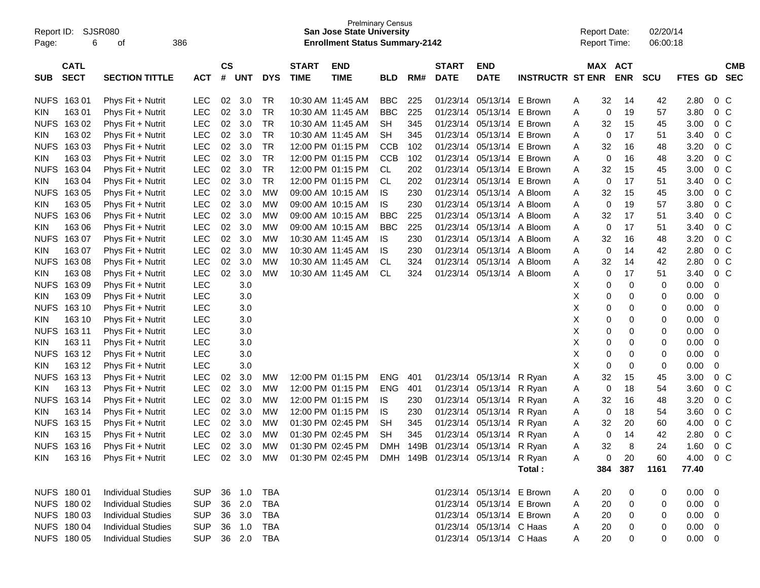Prelminary Census
**San Jose State University**
**Enrollment Status Summary-2142**

Report ID: SJSR080
Report Date: 02/20/14
Report Time: 06:00:18

| SUB | CATL SECT | SECTION TITTLE | ACT | CS # | UNT | DYS | START TIME | END TIME | BLD | RM# | START DATE | END DATE | INSTRUCTR | ST | MAX ENR | ACT ENR | SCU | FTES | GD | CMB SEC |
|---|---|---|---|---|---|---|---|---|---|---|---|---|---|---|---|---|---|---|---|---|
| NUFS | 163 01 | Phys Fit + Nutrit | LEC | 02 | 3.0 | TR | 10:30 AM | 11:45 AM | BBC | 225 | 01/23/14 | 05/13/14 | E Brown | A | 32 | 14 | 42 | 2.80 | 0 | C |
| KIN | 163 01 | Phys Fit + Nutrit | LEC | 02 | 3.0 | TR | 10:30 AM | 11:45 AM | BBC | 225 | 01/23/14 | 05/13/14 | E Brown | A | 0 | 19 | 57 | 3.80 | 0 | C |
| NUFS | 163 02 | Phys Fit + Nutrit | LEC | 02 | 3.0 | TR | 10:30 AM | 11:45 AM | SH | 345 | 01/23/14 | 05/13/14 | E Brown | A | 32 | 15 | 45 | 3.00 | 0 | C |
| KIN | 163 02 | Phys Fit + Nutrit | LEC | 02 | 3.0 | TR | 10:30 AM | 11:45 AM | SH | 345 | 01/23/14 | 05/13/14 | E Brown | A | 0 | 17 | 51 | 3.40 | 0 | C |
| NUFS | 163 03 | Phys Fit + Nutrit | LEC | 02 | 3.0 | TR | 12:00 PM | 01:15 PM | CCB | 102 | 01/23/14 | 05/13/14 | E Brown | A | 32 | 16 | 48 | 3.20 | 0 | C |
| KIN | 163 03 | Phys Fit + Nutrit | LEC | 02 | 3.0 | TR | 12:00 PM | 01:15 PM | CCB | 102 | 01/23/14 | 05/13/14 | E Brown | A | 0 | 16 | 48 | 3.20 | 0 | C |
| NUFS | 163 04 | Phys Fit + Nutrit | LEC | 02 | 3.0 | TR | 12:00 PM | 01:15 PM | CL | 202 | 01/23/14 | 05/13/14 | E Brown | A | 32 | 15 | 45 | 3.00 | 0 | C |
| KIN | 163 04 | Phys Fit + Nutrit | LEC | 02 | 3.0 | TR | 12:00 PM | 01:15 PM | CL | 202 | 01/23/14 | 05/13/14 | E Brown | A | 0 | 17 | 51 | 3.40 | 0 | C |
| NUFS | 163 05 | Phys Fit + Nutrit | LEC | 02 | 3.0 | MW | 09:00 AM | 10:15 AM | IS | 230 | 01/23/14 | 05/13/14 | A Bloom | A | 32 | 15 | 45 | 3.00 | 0 | C |
| KIN | 163 05 | Phys Fit + Nutrit | LEC | 02 | 3.0 | MW | 09:00 AM | 10:15 AM | IS | 230 | 01/23/14 | 05/13/14 | A Bloom | A | 0 | 19 | 57 | 3.80 | 0 | C |
| NUFS | 163 06 | Phys Fit + Nutrit | LEC | 02 | 3.0 | MW | 09:00 AM | 10:15 AM | BBC | 225 | 01/23/14 | 05/13/14 | A Bloom | A | 32 | 17 | 51 | 3.40 | 0 | C |
| KIN | 163 06 | Phys Fit + Nutrit | LEC | 02 | 3.0 | MW | 09:00 AM | 10:15 AM | BBC | 225 | 01/23/14 | 05/13/14 | A Bloom | A | 0 | 17 | 51 | 3.40 | 0 | C |
| NUFS | 163 07 | Phys Fit + Nutrit | LEC | 02 | 3.0 | MW | 10:30 AM | 11:45 AM | IS | 230 | 01/23/14 | 05/13/14 | A Bloom | A | 32 | 16 | 48 | 3.20 | 0 | C |
| KIN | 163 07 | Phys Fit + Nutrit | LEC | 02 | 3.0 | MW | 10:30 AM | 11:45 AM | IS | 230 | 01/23/14 | 05/13/14 | A Bloom | A | 0 | 14 | 42 | 2.80 | 0 | C |
| NUFS | 163 08 | Phys Fit + Nutrit | LEC | 02 | 3.0 | MW | 10:30 AM | 11:45 AM | CL | 324 | 01/23/14 | 05/13/14 | A Bloom | A | 32 | 14 | 42 | 2.80 | 0 | C |
| KIN | 163 08 | Phys Fit + Nutrit | LEC | 02 | 3.0 | MW | 10:30 AM | 11:45 AM | CL | 324 | 01/23/14 | 05/13/14 | A Bloom | A | 0 | 17 | 51 | 3.40 | 0 | C |
| NUFS | 163 09 | Phys Fit + Nutrit | LEC | | 3.0 | | | | | | | | | X | 0 | 0 | 0 | 0.00 | 0 | |
| KIN | 163 09 | Phys Fit + Nutrit | LEC | | 3.0 | | | | | | | | | X | 0 | 0 | 0 | 0.00 | 0 | |
| NUFS | 163 10 | Phys Fit + Nutrit | LEC | | 3.0 | | | | | | | | | X | 0 | 0 | 0 | 0.00 | 0 | |
| KIN | 163 10 | Phys Fit + Nutrit | LEC | | 3.0 | | | | | | | | | X | 0 | 0 | 0 | 0.00 | 0 | |
| NUFS | 163 11 | Phys Fit + Nutrit | LEC | | 3.0 | | | | | | | | | X | 0 | 0 | 0 | 0.00 | 0 | |
| KIN | 163 11 | Phys Fit + Nutrit | LEC | | 3.0 | | | | | | | | | X | 0 | 0 | 0 | 0.00 | 0 | |
| NUFS | 163 12 | Phys Fit + Nutrit | LEC | | 3.0 | | | | | | | | | X | 0 | 0 | 0 | 0.00 | 0 | |
| KIN | 163 12 | Phys Fit + Nutrit | LEC | | 3.0 | | | | | | | | | X | 0 | 0 | 0 | 0.00 | 0 | |
| NUFS | 163 13 | Phys Fit + Nutrit | LEC | 02 | 3.0 | MW | 12:00 PM | 01:15 PM | ENG | 401 | 01/23/14 | 05/13/14 | R Ryan | A | 32 | 15 | 45 | 3.00 | 0 | C |
| KIN | 163 13 | Phys Fit + Nutrit | LEC | 02 | 3.0 | MW | 12:00 PM | 01:15 PM | ENG | 401 | 01/23/14 | 05/13/14 | R Ryan | A | 0 | 18 | 54 | 3.60 | 0 | C |
| NUFS | 163 14 | Phys Fit + Nutrit | LEC | 02 | 3.0 | MW | 12:00 PM | 01:15 PM | IS | 230 | 01/23/14 | 05/13/14 | R Ryan | A | 32 | 16 | 48 | 3.20 | 0 | C |
| KIN | 163 14 | Phys Fit + Nutrit | LEC | 02 | 3.0 | MW | 12:00 PM | 01:15 PM | IS | 230 | 01/23/14 | 05/13/14 | R Ryan | A | 0 | 18 | 54 | 3.60 | 0 | C |
| NUFS | 163 15 | Phys Fit + Nutrit | LEC | 02 | 3.0 | MW | 01:30 PM | 02:45 PM | SH | 345 | 01/23/14 | 05/13/14 | R Ryan | A | 32 | 20 | 60 | 4.00 | 0 | C |
| KIN | 163 15 | Phys Fit + Nutrit | LEC | 02 | 3.0 | MW | 01:30 PM | 02:45 PM | SH | 345 | 01/23/14 | 05/13/14 | R Ryan | A | 0 | 14 | 42 | 2.80 | 0 | C |
| NUFS | 163 16 | Phys Fit + Nutrit | LEC | 02 | 3.0 | MW | 01:30 PM | 02:45 PM | DMH | 149B | 01/23/14 | 05/13/14 | R Ryan | A | 32 | 8 | 24 | 1.60 | 0 | C |
| KIN | 163 16 | Phys Fit + Nutrit | LEC | 02 | 3.0 | MW | 01:30 PM | 02:45 PM | DMH | 149B | 01/23/14 | 05/13/14 | R Ryan | A | 0 | 20 | 60 | 4.00 | 0 | C |
| | | | | | | | | | | | | | **Total :** | | **384** | **387** | **1161** | **77.40** | | |
| NUFS | 180 01 | Individual Studies | SUP | 36 | 1.0 | TBA | | | | | 01/23/14 | 05/13/14 | E Brown | A | 20 | 0 | 0 | 0.00 | 0 | |
| NUFS | 180 02 | Individual Studies | SUP | 36 | 2.0 | TBA | | | | | 01/23/14 | 05/13/14 | E Brown | A | 20 | 0 | 0 | 0.00 | 0 | |
| NUFS | 180 03 | Individual Studies | SUP | 36 | 3.0 | TBA | | | | | 01/23/14 | 05/13/14 | E Brown | A | 20 | 0 | 0 | 0.00 | 0 | |
| NUFS | 180 04 | Individual Studies | SUP | 36 | 1.0 | TBA | | | | | 01/23/14 | 05/13/14 | C Haas | A | 20 | 0 | 0 | 0.00 | 0 | |
| NUFS | 180 05 | Individual Studies | SUP | 36 | 2.0 | TBA | | | | | 01/23/14 | 05/13/14 | C Haas | A | 20 | 0 | 0 | 0.00 | 0 | |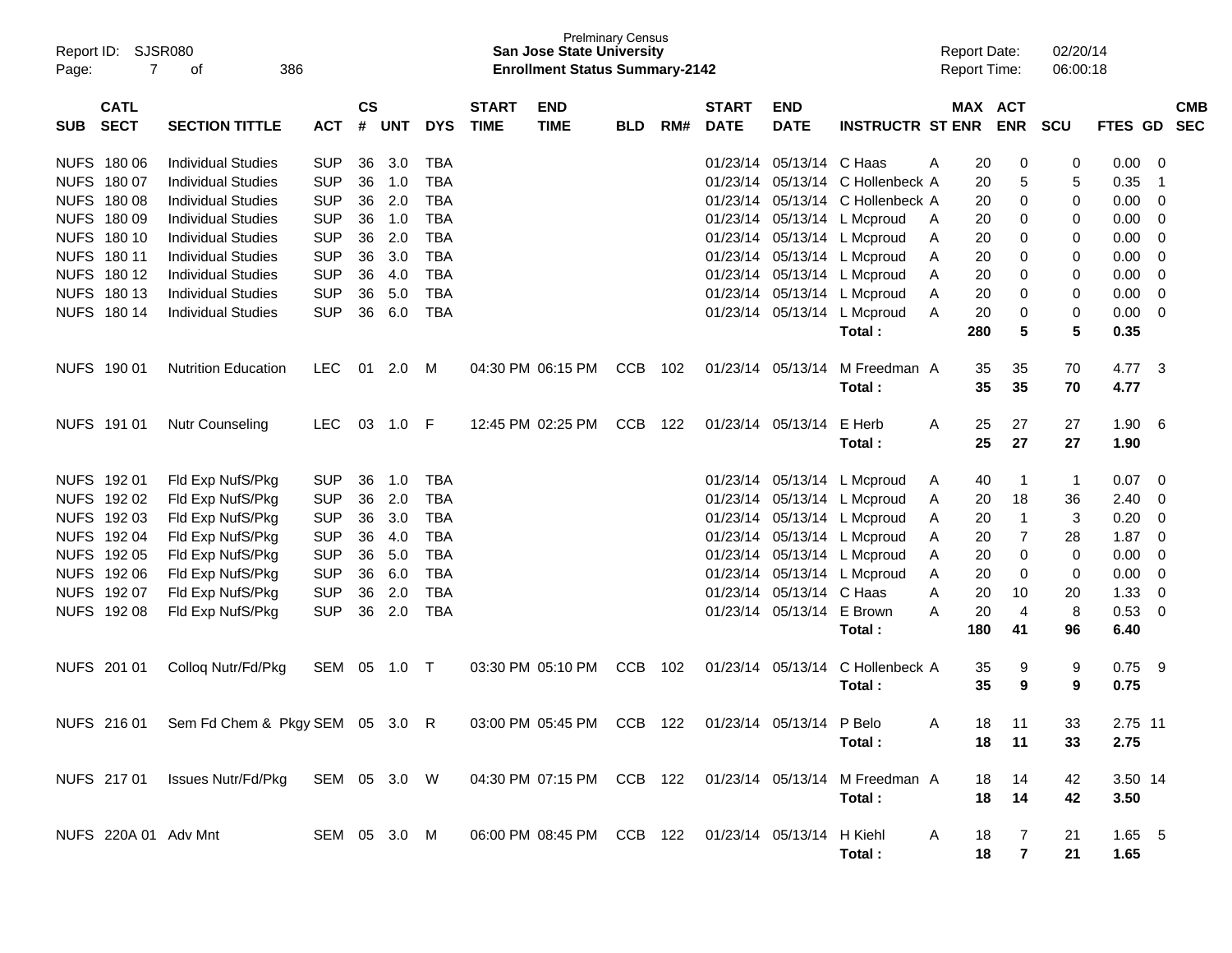Prelminary Census
**San Jose State University**
**Enrollment Status Summary-2142**

Report ID: SJSR080
Report Date: 02/20/14
Report Time: 06:00:18

| SUB | CATL SECT | SECTION TITTLE | ACT | CS # | UNT | DYS | START TIME | END TIME | BLD | RM# | START DATE | END DATE | INSTRUCTR | ST | MAX ENR | ACT ENR | SCU | FTES | GD | CMB SEC |
|---|---|---|---|---|---|---|---|---|---|---|---|---|---|---|---|---|---|---|---|---|
| NUFS | 180 06 | Individual Studies | SUP | 36 | 3.0 | TBA | | | | | 01/23/14 | 05/13/14 | C Haas | A | 20 | 0 | 0 | 0.00 | 0 | |
| NUFS | 180 07 | Individual Studies | SUP | 36 | 1.0 | TBA | | | | | 01/23/14 | 05/13/14 | C Hollenbeck | A | 20 | 5 | 5 | 0.35 | 1 | |
| NUFS | 180 08 | Individual Studies | SUP | 36 | 2.0 | TBA | | | | | 01/23/14 | 05/13/14 | C Hollenbeck | A | 20 | 0 | 0 | 0.00 | 0 | |
| NUFS | 180 09 | Individual Studies | SUP | 36 | 1.0 | TBA | | | | | 01/23/14 | 05/13/14 | L Mcproud | A | 20 | 0 | 0 | 0.00 | 0 | |
| NUFS | 180 10 | Individual Studies | SUP | 36 | 2.0 | TBA | | | | | 01/23/14 | 05/13/14 | L Mcproud | A | 20 | 0 | 0 | 0.00 | 0 | |
| NUFS | 180 11 | Individual Studies | SUP | 36 | 3.0 | TBA | | | | | 01/23/14 | 05/13/14 | L Mcproud | A | 20 | 0 | 0 | 0.00 | 0 | |
| NUFS | 180 12 | Individual Studies | SUP | 36 | 4.0 | TBA | | | | | 01/23/14 | 05/13/14 | L Mcproud | A | 20 | 0 | 0 | 0.00 | 0 | |
| NUFS | 180 13 | Individual Studies | SUP | 36 | 5.0 | TBA | | | | | 01/23/14 | 05/13/14 | L Mcproud | A | 20 | 0 | 0 | 0.00 | 0 | |
| NUFS | 180 14 | Individual Studies | SUP | 36 | 6.0 | TBA | | | | | 01/23/14 | 05/13/14 | L Mcproud | A | 20 | 0 | 0 | 0.00 | 0 | |
| | | | | | | | | | | | | | **Total :** | | **280** | **5** | **5** | **0.35** | | |
| NUFS | 190 01 | Nutrition Education | LEC | 01 | 2.0 | M | 04:30 PM | 06:15 PM | CCB | 102 | 01/23/14 | 05/13/14 | M Freedman | A | 35 | 35 | 70 | 4.77 | 3 | |
| | | | | | | | | | | | | | **Total :** | | **35** | **35** | **70** | **4.77** | | |
| NUFS | 191 01 | Nutr Counseling | LEC | 03 | 1.0 | F | 12:45 PM | 02:25 PM | CCB | 122 | 01/23/14 | 05/13/14 | E Herb | A | 25 | 27 | 27 | 1.90 | 6 | |
| | | | | | | | | | | | | | **Total :** | | **25** | **27** | **27** | **1.90** | | |
| NUFS | 192 01 | Fld Exp NufS/Pkg | SUP | 36 | 1.0 | TBA | | | | | 01/23/14 | 05/13/14 | L Mcproud | A | 40 | 1 | 1 | 0.07 | 0 | |
| NUFS | 192 02 | Fld Exp NufS/Pkg | SUP | 36 | 2.0 | TBA | | | | | 01/23/14 | 05/13/14 | L Mcproud | A | 20 | 18 | 36 | 2.40 | 0 | |
| NUFS | 192 03 | Fld Exp NufS/Pkg | SUP | 36 | 3.0 | TBA | | | | | 01/23/14 | 05/13/14 | L Mcproud | A | 20 | 1 | 3 | 0.20 | 0 | |
| NUFS | 192 04 | Fld Exp NufS/Pkg | SUP | 36 | 4.0 | TBA | | | | | 01/23/14 | 05/13/14 | L Mcproud | A | 20 | 7 | 28 | 1.87 | 0 | |
| NUFS | 192 05 | Fld Exp NufS/Pkg | SUP | 36 | 5.0 | TBA | | | | | 01/23/14 | 05/13/14 | L Mcproud | A | 20 | 0 | 0 | 0.00 | 0 | |
| NUFS | 192 06 | Fld Exp NufS/Pkg | SUP | 36 | 6.0 | TBA | | | | | 01/23/14 | 05/13/14 | L Mcproud | A | 20 | 0 | 0 | 0.00 | 0 | |
| NUFS | 192 07 | Fld Exp NufS/Pkg | SUP | 36 | 2.0 | TBA | | | | | 01/23/14 | 05/13/14 | C Haas | A | 20 | 10 | 20 | 1.33 | 0 | |
| NUFS | 192 08 | Fld Exp NufS/Pkg | SUP | 36 | 2.0 | TBA | | | | | 01/23/14 | 05/13/14 | E Brown | A | 20 | 4 | 8 | 0.53 | 0 | |
| | | | | | | | | | | | | | **Total :** | | **180** | **41** | **96** | **6.40** | | |
| NUFS | 201 01 | Colloq Nutr/Fd/Pkg | SEM | 05 | 1.0 | T | 03:30 PM | 05:10 PM | CCB | 102 | 01/23/14 | 05/13/14 | C Hollenbeck | A | 35 | 9 | 9 | 0.75 | 9 | |
| | | | | | | | | | | | | | **Total :** | | **35** | **9** | **9** | **0.75** | | |
| NUFS | 216 01 | Sem Fd Chem & Pkgy | SEM | 05 | 3.0 | R | 03:00 PM | 05:45 PM | CCB | 122 | 01/23/14 | 05/13/14 | P Belo | A | 18 | 11 | 33 | 2.75 | 11 | |
| | | | | | | | | | | | | | **Total :** | | **18** | **11** | **33** | **2.75** | | |
| NUFS | 217 01 | Issues Nutr/Fd/Pkg | SEM | 05 | 3.0 | W | 04:30 PM | 07:15 PM | CCB | 122 | 01/23/14 | 05/13/14 | M Freedman | A | 18 | 14 | 42 | 3.50 | 14 | |
| | | | | | | | | | | | | | **Total :** | | **18** | **14** | **42** | **3.50** | | |
| NUFS | 220A 01 | Adv Mnt | SEM | 05 | 3.0 | M | 06:00 PM | 08:45 PM | CCB | 122 | 01/23/14 | 05/13/14 | H Kiehl | A | 18 | 7 | 21 | 1.65 | 5 | |
| | | | | | | | | | | | | | **Total :** | | **18** | **7** | **21** | **1.65** | | |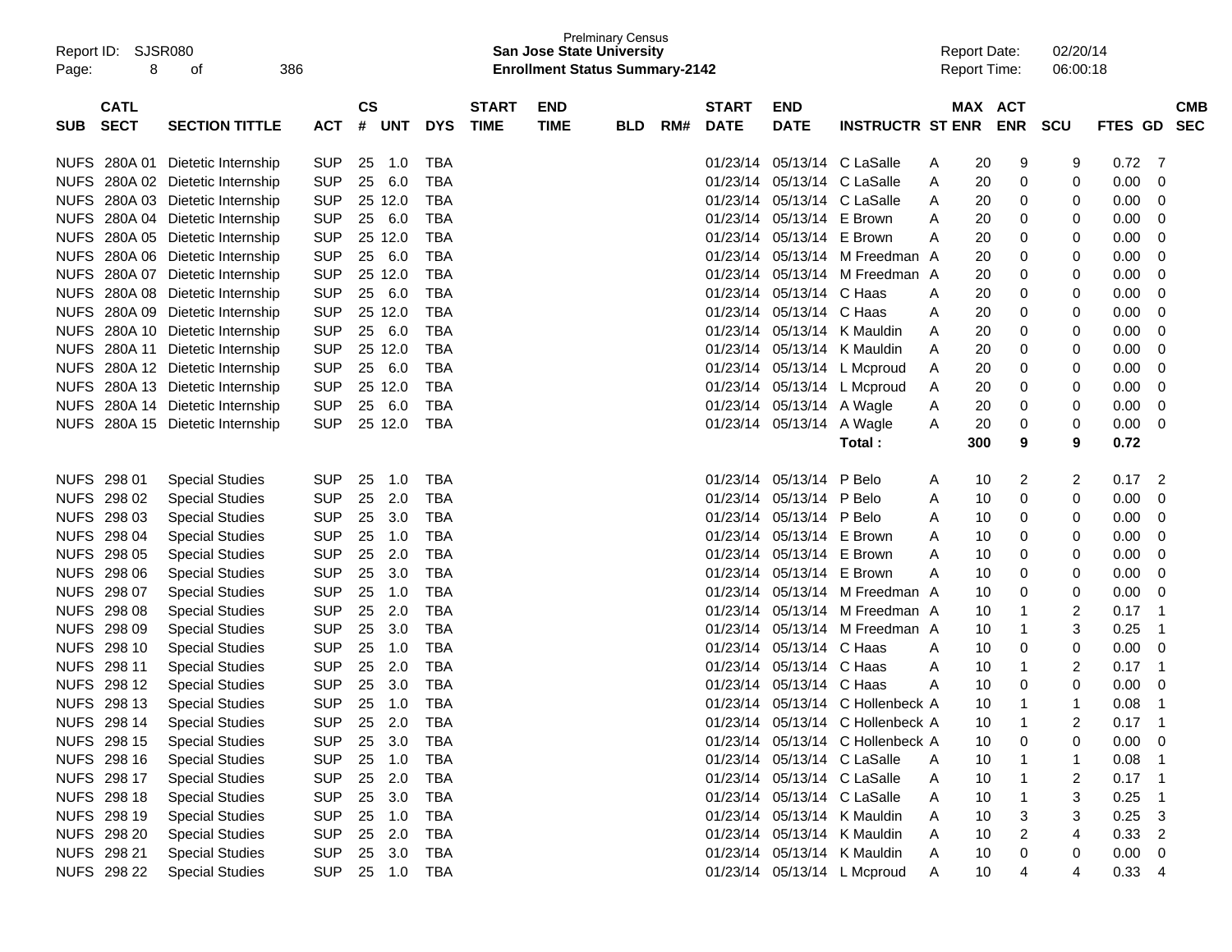Prelminary Census
**San Jose State University**
**Enrollment Status Summary-2142**

Report ID: SJSR080
Report Date: 02/20/14
Report Time: 06:00:18

| SUB | CATL SECT | SECTION TITTLE | ACT | CS # | UNT | DYS | START TIME | END TIME | BLD | RM# | START DATE | END DATE | INSTRUCTR | ST | MAX ENR | ACT ENR | SCU | FTES | GD | CMB SEC |
|---|---|---|---|---|---|---|---|---|---|---|---|---|---|---|---|---|---|---|---|---|
| NUFS | 280A 01 | Dietetic Internship | SUP | 25 | 1.0 | TBA | | | | | 01/23/14 | 05/13/14 | C LaSalle | A | 20 | 9 | 9 | 0.72 | 7 | |
| NUFS | 280A 02 | Dietetic Internship | SUP | 25 | 6.0 | TBA | | | | | 01/23/14 | 05/13/14 | C LaSalle | A | 20 | 0 | 0 | 0.00 | 0 | |
| NUFS | 280A 03 | Dietetic Internship | SUP | 25 | 12.0 | TBA | | | | | 01/23/14 | 05/13/14 | C LaSalle | A | 20 | 0 | 0 | 0.00 | 0 | |
| NUFS | 280A 04 | Dietetic Internship | SUP | 25 | 6.0 | TBA | | | | | 01/23/14 | 05/13/14 | E Brown | A | 20 | 0 | 0 | 0.00 | 0 | |
| NUFS | 280A 05 | Dietetic Internship | SUP | 25 | 12.0 | TBA | | | | | 01/23/14 | 05/13/14 | E Brown | A | 20 | 0 | 0 | 0.00 | 0 | |
| NUFS | 280A 06 | Dietetic Internship | SUP | 25 | 6.0 | TBA | | | | | 01/23/14 | 05/13/14 | M Freedman | A | 20 | 0 | 0 | 0.00 | 0 | |
| NUFS | 280A 07 | Dietetic Internship | SUP | 25 | 12.0 | TBA | | | | | 01/23/14 | 05/13/14 | M Freedman | A | 20 | 0 | 0 | 0.00 | 0 | |
| NUFS | 280A 08 | Dietetic Internship | SUP | 25 | 6.0 | TBA | | | | | 01/23/14 | 05/13/14 | C Haas | A | 20 | 0 | 0 | 0.00 | 0 | |
| NUFS | 280A 09 | Dietetic Internship | SUP | 25 | 12.0 | TBA | | | | | 01/23/14 | 05/13/14 | C Haas | A | 20 | 0 | 0 | 0.00 | 0 | |
| NUFS | 280A 10 | Dietetic Internship | SUP | 25 | 6.0 | TBA | | | | | 01/23/14 | 05/13/14 | K Mauldin | A | 20 | 0 | 0 | 0.00 | 0 | |
| NUFS | 280A 11 | Dietetic Internship | SUP | 25 | 12.0 | TBA | | | | | 01/23/14 | 05/13/14 | K Mauldin | A | 20 | 0 | 0 | 0.00 | 0 | |
| NUFS | 280A 12 | Dietetic Internship | SUP | 25 | 6.0 | TBA | | | | | 01/23/14 | 05/13/14 | L Mcproud | A | 20 | 0 | 0 | 0.00 | 0 | |
| NUFS | 280A 13 | Dietetic Internship | SUP | 25 | 12.0 | TBA | | | | | 01/23/14 | 05/13/14 | L Mcproud | A | 20 | 0 | 0 | 0.00 | 0 | |
| NUFS | 280A 14 | Dietetic Internship | SUP | 25 | 6.0 | TBA | | | | | 01/23/14 | 05/13/14 | A Wagle | A | 20 | 0 | 0 | 0.00 | 0 | |
| NUFS | 280A 15 | Dietetic Internship | SUP | 25 | 12.0 | TBA | | | | | 01/23/14 | 05/13/14 | A Wagle | A | 20 | 0 | 0 | 0.00 | 0 | |
| | | | | | | | | | | | | | **Total :** | | **300** | **9** | **9** | **0.72** | | |
| NUFS | 298 01 | Special Studies | SUP | 25 | 1.0 | TBA | | | | | 01/23/14 | 05/13/14 | P Belo | A | 10 | 2 | 2 | 0.17 | 2 | |
| NUFS | 298 02 | Special Studies | SUP | 25 | 2.0 | TBA | | | | | 01/23/14 | 05/13/14 | P Belo | A | 10 | 0 | 0 | 0.00 | 0 | |
| NUFS | 298 03 | Special Studies | SUP | 25 | 3.0 | TBA | | | | | 01/23/14 | 05/13/14 | P Belo | A | 10 | 0 | 0 | 0.00 | 0 | |
| NUFS | 298 04 | Special Studies | SUP | 25 | 1.0 | TBA | | | | | 01/23/14 | 05/13/14 | E Brown | A | 10 | 0 | 0 | 0.00 | 0 | |
| NUFS | 298 05 | Special Studies | SUP | 25 | 2.0 | TBA | | | | | 01/23/14 | 05/13/14 | E Brown | A | 10 | 0 | 0 | 0.00 | 0 | |
| NUFS | 298 06 | Special Studies | SUP | 25 | 3.0 | TBA | | | | | 01/23/14 | 05/13/14 | E Brown | A | 10 | 0 | 0 | 0.00 | 0 | |
| NUFS | 298 07 | Special Studies | SUP | 25 | 1.0 | TBA | | | | | 01/23/14 | 05/13/14 | M Freedman | A | 10 | 0 | 0 | 0.00 | 0 | |
| NUFS | 298 08 | Special Studies | SUP | 25 | 2.0 | TBA | | | | | 01/23/14 | 05/13/14 | M Freedman | A | 10 | 1 | 2 | 0.17 | 1 | |
| NUFS | 298 09 | Special Studies | SUP | 25 | 3.0 | TBA | | | | | 01/23/14 | 05/13/14 | M Freedman | A | 10 | 1 | 3 | 0.25 | 1 | |
| NUFS | 298 10 | Special Studies | SUP | 25 | 1.0 | TBA | | | | | 01/23/14 | 05/13/14 | C Haas | A | 10 | 0 | 0 | 0.00 | 0 | |
| NUFS | 298 11 | Special Studies | SUP | 25 | 2.0 | TBA | | | | | 01/23/14 | 05/13/14 | C Haas | A | 10 | 1 | 2 | 0.17 | 1 | |
| NUFS | 298 12 | Special Studies | SUP | 25 | 3.0 | TBA | | | | | 01/23/14 | 05/13/14 | C Haas | A | 10 | 0 | 0 | 0.00 | 0 | |
| NUFS | 298 13 | Special Studies | SUP | 25 | 1.0 | TBA | | | | | 01/23/14 | 05/13/14 | C Hollenbeck | A | 10 | 1 | 1 | 0.08 | 1 | |
| NUFS | 298 14 | Special Studies | SUP | 25 | 2.0 | TBA | | | | | 01/23/14 | 05/13/14 | C Hollenbeck | A | 10 | 1 | 2 | 0.17 | 1 | |
| NUFS | 298 15 | Special Studies | SUP | 25 | 3.0 | TBA | | | | | 01/23/14 | 05/13/14 | C Hollenbeck | A | 10 | 0 | 0 | 0.00 | 0 | |
| NUFS | 298 16 | Special Studies | SUP | 25 | 1.0 | TBA | | | | | 01/23/14 | 05/13/14 | C LaSalle | A | 10 | 1 | 1 | 0.08 | 1 | |
| NUFS | 298 17 | Special Studies | SUP | 25 | 2.0 | TBA | | | | | 01/23/14 | 05/13/14 | C LaSalle | A | 10 | 1 | 2 | 0.17 | 1 | |
| NUFS | 298 18 | Special Studies | SUP | 25 | 3.0 | TBA | | | | | 01/23/14 | 05/13/14 | C LaSalle | A | 10 | 1 | 3 | 0.25 | 1 | |
| NUFS | 298 19 | Special Studies | SUP | 25 | 1.0 | TBA | | | | | 01/23/14 | 05/13/14 | K Mauldin | A | 10 | 3 | 3 | 0.25 | 3 | |
| NUFS | 298 20 | Special Studies | SUP | 25 | 2.0 | TBA | | | | | 01/23/14 | 05/13/14 | K Mauldin | A | 10 | 2 | 4 | 0.33 | 2 | |
| NUFS | 298 21 | Special Studies | SUP | 25 | 3.0 | TBA | | | | | 01/23/14 | 05/13/14 | K Mauldin | A | 10 | 0 | 0 | 0.00 | 0 | |
| NUFS | 298 22 | Special Studies | SUP | 25 | 1.0 | TBA | | | | | 01/23/14 | 05/13/14 | L Mcproud | A | 10 | 4 | 4 | 0.33 | 4 | |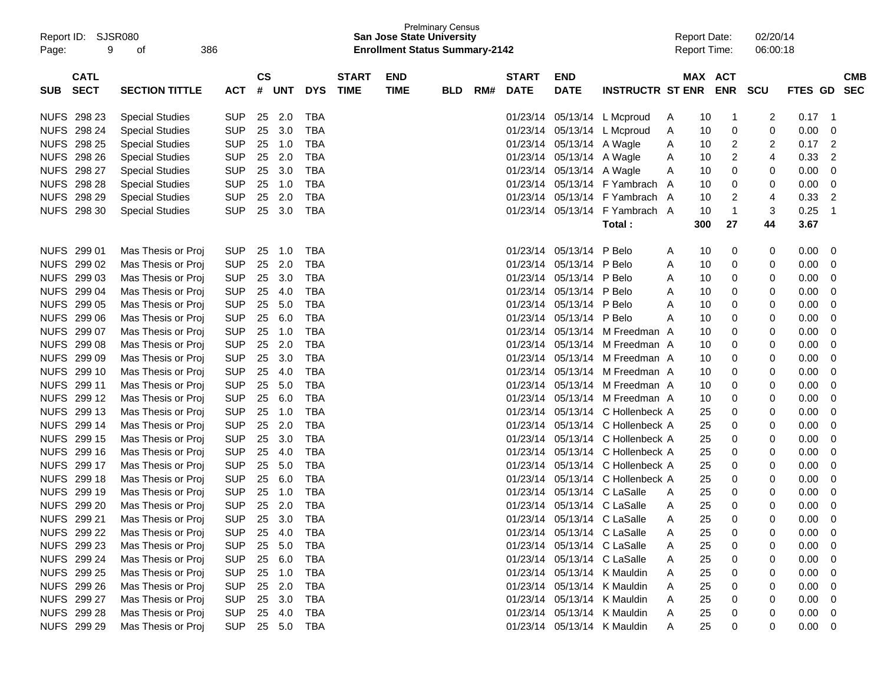| SUB | CATL SECT | SECTION TITTLE | ACT | CS # | UNT | DYS | START TIME | END TIME | BLD | RM# | START DATE | END DATE | INSTRUCTR | ST | MAX ENR | ACT ENR | SCU | FTES | GD | CMB SEC |
|---|---|---|---|---|---|---|---|---|---|---|---|---|---|---|---|---|---|---|---|---|
| NUFS | 298 23 | Special Studies | SUP | 25 | 2.0 | TBA | | | | | 01/23/14 | 05/13/14 | L Mcproud | A | 10 | 1 | 2 | 0.17 | 1 | |
| NUFS | 298 24 | Special Studies | SUP | 25 | 3.0 | TBA | | | | | 01/23/14 | 05/13/14 | L Mcproud | A | 10 | 0 | 0 | 0.00 | 0 | |
| NUFS | 298 25 | Special Studies | SUP | 25 | 1.0 | TBA | | | | | 01/23/14 | 05/13/14 | A Wagle | A | 10 | 2 | 2 | 0.17 | 2 | |
| NUFS | 298 26 | Special Studies | SUP | 25 | 2.0 | TBA | | | | | 01/23/14 | 05/13/14 | A Wagle | A | 10 | 2 | 4 | 0.33 | 2 | |
| NUFS | 298 27 | Special Studies | SUP | 25 | 3.0 | TBA | | | | | 01/23/14 | 05/13/14 | A Wagle | A | 10 | 0 | 0 | 0.00 | 0 | |
| NUFS | 298 28 | Special Studies | SUP | 25 | 1.0 | TBA | | | | | 01/23/14 | 05/13/14 | F Yambrach | A | 10 | 0 | 0 | 0.00 | 0 | |
| NUFS | 298 29 | Special Studies | SUP | 25 | 2.0 | TBA | | | | | 01/23/14 | 05/13/14 | F Yambrach | A | 10 | 2 | 4 | 0.33 | 2 | |
| NUFS | 298 30 | Special Studies | SUP | 25 | 3.0 | TBA | | | | | 01/23/14 | 05/13/14 | F Yambrach | A | 10 | 1 | 3 | 0.25 | 1 | |
| | | | | | | | | | | | | | Total : | | 300 | 27 | 44 | 3.67 | | |
| NUFS | 299 01 | Mas Thesis or Proj | SUP | 25 | 1.0 | TBA | | | | | 01/23/14 | 05/13/14 | P Belo | A | 10 | 0 | 0 | 0.00 | 0 | |
| NUFS | 299 02 | Mas Thesis or Proj | SUP | 25 | 2.0 | TBA | | | | | 01/23/14 | 05/13/14 | P Belo | A | 10 | 0 | 0 | 0.00 | 0 | |
| NUFS | 299 03 | Mas Thesis or Proj | SUP | 25 | 3.0 | TBA | | | | | 01/23/14 | 05/13/14 | P Belo | A | 10 | 0 | 0 | 0.00 | 0 | |
| NUFS | 299 04 | Mas Thesis or Proj | SUP | 25 | 4.0 | TBA | | | | | 01/23/14 | 05/13/14 | P Belo | A | 10 | 0 | 0 | 0.00 | 0 | |
| NUFS | 299 05 | Mas Thesis or Proj | SUP | 25 | 5.0 | TBA | | | | | 01/23/14 | 05/13/14 | P Belo | A | 10 | 0 | 0 | 0.00 | 0 | |
| NUFS | 299 06 | Mas Thesis or Proj | SUP | 25 | 6.0 | TBA | | | | | 01/23/14 | 05/13/14 | P Belo | A | 10 | 0 | 0 | 0.00 | 0 | |
| NUFS | 299 07 | Mas Thesis or Proj | SUP | 25 | 1.0 | TBA | | | | | 01/23/14 | 05/13/14 | M Freedman | A | 10 | 0 | 0 | 0.00 | 0 | |
| NUFS | 299 08 | Mas Thesis or Proj | SUP | 25 | 2.0 | TBA | | | | | 01/23/14 | 05/13/14 | M Freedman | A | 10 | 0 | 0 | 0.00 | 0 | |
| NUFS | 299 09 | Mas Thesis or Proj | SUP | 25 | 3.0 | TBA | | | | | 01/23/14 | 05/13/14 | M Freedman | A | 10 | 0 | 0 | 0.00 | 0 | |
| NUFS | 299 10 | Mas Thesis or Proj | SUP | 25 | 4.0 | TBA | | | | | 01/23/14 | 05/13/14 | M Freedman | A | 10 | 0 | 0 | 0.00 | 0 | |
| NUFS | 299 11 | Mas Thesis or Proj | SUP | 25 | 5.0 | TBA | | | | | 01/23/14 | 05/13/14 | M Freedman | A | 10 | 0 | 0 | 0.00 | 0 | |
| NUFS | 299 12 | Mas Thesis or Proj | SUP | 25 | 6.0 | TBA | | | | | 01/23/14 | 05/13/14 | M Freedman | A | 10 | 0 | 0 | 0.00 | 0 | |
| NUFS | 299 13 | Mas Thesis or Proj | SUP | 25 | 1.0 | TBA | | | | | 01/23/14 | 05/13/14 | C Hollenbeck | A | 25 | 0 | 0 | 0.00 | 0 | |
| NUFS | 299 14 | Mas Thesis or Proj | SUP | 25 | 2.0 | TBA | | | | | 01/23/14 | 05/13/14 | C Hollenbeck | A | 25 | 0 | 0 | 0.00 | 0 | |
| NUFS | 299 15 | Mas Thesis or Proj | SUP | 25 | 3.0 | TBA | | | | | 01/23/14 | 05/13/14 | C Hollenbeck | A | 25 | 0 | 0 | 0.00 | 0 | |
| NUFS | 299 16 | Mas Thesis or Proj | SUP | 25 | 4.0 | TBA | | | | | 01/23/14 | 05/13/14 | C Hollenbeck | A | 25 | 0 | 0 | 0.00 | 0 | |
| NUFS | 299 17 | Mas Thesis or Proj | SUP | 25 | 5.0 | TBA | | | | | 01/23/14 | 05/13/14 | C Hollenbeck | A | 25 | 0 | 0 | 0.00 | 0 | |
| NUFS | 299 18 | Mas Thesis or Proj | SUP | 25 | 6.0 | TBA | | | | | 01/23/14 | 05/13/14 | C Hollenbeck | A | 25 | 0 | 0 | 0.00 | 0 | |
| NUFS | 299 19 | Mas Thesis or Proj | SUP | 25 | 1.0 | TBA | | | | | 01/23/14 | 05/13/14 | C LaSalle | A | 25 | 0 | 0 | 0.00 | 0 | |
| NUFS | 299 20 | Mas Thesis or Proj | SUP | 25 | 2.0 | TBA | | | | | 01/23/14 | 05/13/14 | C LaSalle | A | 25 | 0 | 0 | 0.00 | 0 | |
| NUFS | 299 21 | Mas Thesis or Proj | SUP | 25 | 3.0 | TBA | | | | | 01/23/14 | 05/13/14 | C LaSalle | A | 25 | 0 | 0 | 0.00 | 0 | |
| NUFS | 299 22 | Mas Thesis or Proj | SUP | 25 | 4.0 | TBA | | | | | 01/23/14 | 05/13/14 | C LaSalle | A | 25 | 0 | 0 | 0.00 | 0 | |
| NUFS | 299 23 | Mas Thesis or Proj | SUP | 25 | 5.0 | TBA | | | | | 01/23/14 | 05/13/14 | C LaSalle | A | 25 | 0 | 0 | 0.00 | 0 | |
| NUFS | 299 24 | Mas Thesis or Proj | SUP | 25 | 6.0 | TBA | | | | | 01/23/14 | 05/13/14 | C LaSalle | A | 25 | 0 | 0 | 0.00 | 0 | |
| NUFS | 299 25 | Mas Thesis or Proj | SUP | 25 | 1.0 | TBA | | | | | 01/23/14 | 05/13/14 | K Mauldin | A | 25 | 0 | 0 | 0.00 | 0 | |
| NUFS | 299 26 | Mas Thesis or Proj | SUP | 25 | 2.0 | TBA | | | | | 01/23/14 | 05/13/14 | K Mauldin | A | 25 | 0 | 0 | 0.00 | 0 | |
| NUFS | 299 27 | Mas Thesis or Proj | SUP | 25 | 3.0 | TBA | | | | | 01/23/14 | 05/13/14 | K Mauldin | A | 25 | 0 | 0 | 0.00 | 0 | |
| NUFS | 299 28 | Mas Thesis or Proj | SUP | 25 | 4.0 | TBA | | | | | 01/23/14 | 05/13/14 | K Mauldin | A | 25 | 0 | 0 | 0.00 | 0 | |
| NUFS | 299 29 | Mas Thesis or Proj | SUP | 25 | 5.0 | TBA | | | | | 01/23/14 | 05/13/14 | K Mauldin | A | 25 | 0 | 0 | 0.00 | 0 | |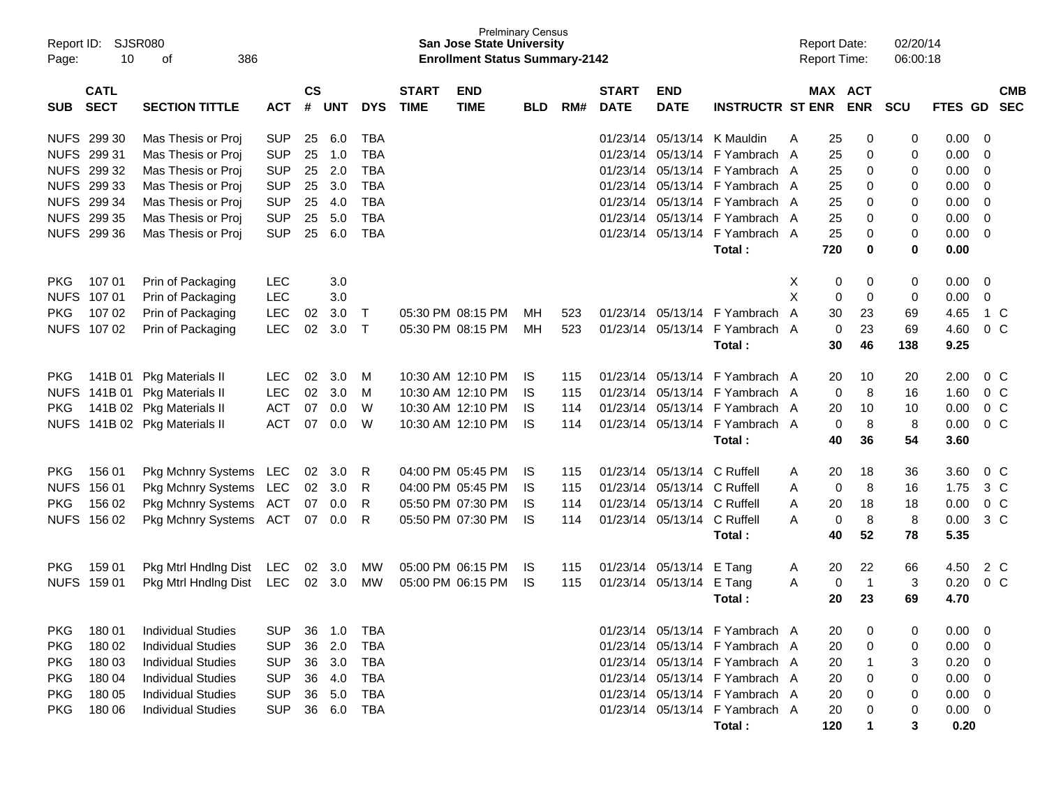| SUB | CATL SECT | SECTION TITTLE | ACT | CS # | UNT | DYS | START TIME | END TIME | BLD | RM# | START DATE | END DATE | INSTRUCTR | ST | MAX ENR | ACT ENR | SCU | FTES | GD | CMB SEC |
|---|---|---|---|---|---|---|---|---|---|---|---|---|---|---|---|---|---|---|---|---|
| NUFS | 299 30 | Mas Thesis or Proj | SUP | 25 | 6.0 | TBA | | | | | 01/23/14 | 05/13/14 | K Mauldin | A | 25 | 0 | 0 | 0.00 | 0 | |
| NUFS | 299 31 | Mas Thesis or Proj | SUP | 25 | 1.0 | TBA | | | | | 01/23/14 | 05/13/14 | F Yambrach | A | 25 | 0 | 0 | 0.00 | 0 | |
| NUFS | 299 32 | Mas Thesis or Proj | SUP | 25 | 2.0 | TBA | | | | | 01/23/14 | 05/13/14 | F Yambrach | A | 25 | 0 | 0 | 0.00 | 0 | |
| NUFS | 299 33 | Mas Thesis or Proj | SUP | 25 | 3.0 | TBA | | | | | 01/23/14 | 05/13/14 | F Yambrach | A | 25 | 0 | 0 | 0.00 | 0 | |
| NUFS | 299 34 | Mas Thesis or Proj | SUP | 25 | 4.0 | TBA | | | | | 01/23/14 | 05/13/14 | F Yambrach | A | 25 | 0 | 0 | 0.00 | 0 | |
| NUFS | 299 35 | Mas Thesis or Proj | SUP | 25 | 5.0 | TBA | | | | | 01/23/14 | 05/13/14 | F Yambrach | A | 25 | 0 | 0 | 0.00 | 0 | |
| NUFS | 299 36 | Mas Thesis or Proj | SUP | 25 | 6.0 | TBA | | | | | 01/23/14 | 05/13/14 | F Yambrach | A | 25 | 0 | 0 | 0.00 | 0 | |
| | | | | | | | | | | | | | **Total :** | | **720** | **0** | **0** | **0.00** | | |
| PKG | 107 01 | Prin of Packaging | LEC | | 3.0 | | | | | | | | | X | 0 | 0 | 0 | 0.00 | 0 | |
| NUFS | 107 01 | Prin of Packaging | LEC | | 3.0 | | | | | | | | | X | 0 | 0 | 0 | 0.00 | 0 | |
| PKG | 107 02 | Prin of Packaging | LEC | 02 | 3.0 | T | 05:30 PM | 08:15 PM | MH | 523 | 01/23/14 | 05/13/14 | F Yambrach | A | 30 | 23 | 69 | 4.65 | 1 | C |
| NUFS | 107 02 | Prin of Packaging | LEC | 02 | 3.0 | T | 05:30 PM | 08:15 PM | MH | 523 | 01/23/14 | 05/13/14 | F Yambrach | A | 0 | 23 | 69 | 4.60 | 0 | C |
| | | | | | | | | | | | | | **Total :** | | **30** | **46** | **138** | **9.25** | | |
| PKG | 141B 01 | Pkg Materials II | LEC | 02 | 3.0 | M | 10:30 AM | 12:10 PM | IS | 115 | 01/23/14 | 05/13/14 | F Yambrach | A | 20 | 10 | 20 | 2.00 | 0 | C |
| NUFS | 141B 01 | Pkg Materials II | LEC | 02 | 3.0 | M | 10:30 AM | 12:10 PM | IS | 115 | 01/23/14 | 05/13/14 | F Yambrach | A | 0 | 8 | 16 | 1.60 | 0 | C |
| PKG | 141B 02 | Pkg Materials II | ACT | 07 | 0.0 | W | 10:30 AM | 12:10 PM | IS | 114 | 01/23/14 | 05/13/14 | F Yambrach | A | 20 | 10 | 10 | 0.00 | 0 | C |
| NUFS | 141B 02 | Pkg Materials II | ACT | 07 | 0.0 | W | 10:30 AM | 12:10 PM | IS | 114 | 01/23/14 | 05/13/14 | F Yambrach | A | 0 | 8 | 8 | 0.00 | 0 | C |
| | | | | | | | | | | | | | **Total :** | | **40** | **36** | **54** | **3.60** | | |
| PKG | 156 01 | Pkg Mchnry Systems | LEC | 02 | 3.0 | R | 04:00 PM | 05:45 PM | IS | 115 | 01/23/14 | 05/13/14 | C Ruffell | A | 20 | 18 | 36 | 3.60 | 0 | C |
| NUFS | 156 01 | Pkg Mchnry Systems | LEC | 02 | 3.0 | R | 04:00 PM | 05:45 PM | IS | 115 | 01/23/14 | 05/13/14 | C Ruffell | A | 0 | 8 | 16 | 1.75 | 3 | C |
| PKG | 156 02 | Pkg Mchnry Systems | ACT | 07 | 0.0 | R | 05:50 PM | 07:30 PM | IS | 114 | 01/23/14 | 05/13/14 | C Ruffell | A | 20 | 18 | 18 | 0.00 | 0 | C |
| NUFS | 156 02 | Pkg Mchnry Systems | ACT | 07 | 0.0 | R | 05:50 PM | 07:30 PM | IS | 114 | 01/23/14 | 05/13/14 | C Ruffell | A | 0 | 8 | 8 | 0.00 | 3 | C |
| | | | | | | | | | | | | | **Total :** | | **40** | **52** | **78** | **5.35** | | |
| PKG | 159 01 | Pkg Mtrl Hndlng Dist | LEC | 02 | 3.0 | MW | 05:00 PM | 06:15 PM | IS | 115 | 01/23/14 | 05/13/14 | E Tang | A | 20 | 22 | 66 | 4.50 | 2 | C |
| NUFS | 159 01 | Pkg Mtrl Hndlng Dist | LEC | 02 | 3.0 | MW | 05:00 PM | 06:15 PM | IS | 115 | 01/23/14 | 05/13/14 | E Tang | A | 0 | 1 | 3 | 0.20 | 0 | C |
| | | | | | | | | | | | | | **Total :** | | **20** | **23** | **69** | **4.70** | | |
| PKG | 180 01 | Individual Studies | SUP | 36 | 1.0 | TBA | | | | | 01/23/14 | 05/13/14 | F Yambrach | A | 20 | 0 | 0 | 0.00 | 0 | |
| PKG | 180 02 | Individual Studies | SUP | 36 | 2.0 | TBA | | | | | 01/23/14 | 05/13/14 | F Yambrach | A | 20 | 0 | 0 | 0.00 | 0 | |
| PKG | 180 03 | Individual Studies | SUP | 36 | 3.0 | TBA | | | | | 01/23/14 | 05/13/14 | F Yambrach | A | 20 | 1 | 3 | 0.20 | 0 | |
| PKG | 180 04 | Individual Studies | SUP | 36 | 4.0 | TBA | | | | | 01/23/14 | 05/13/14 | F Yambrach | A | 20 | 0 | 0 | 0.00 | 0 | |
| PKG | 180 05 | Individual Studies | SUP | 36 | 5.0 | TBA | | | | | 01/23/14 | 05/13/14 | F Yambrach | A | 20 | 0 | 0 | 0.00 | 0 | |
| PKG | 180 06 | Individual Studies | SUP | 36 | 6.0 | TBA | | | | | 01/23/14 | 05/13/14 | F Yambrach | A | 20 | 0 | 0 | 0.00 | 0 | |
| | | | | | | | | | | | | | **Total :** | | **120** | **1** | **3** | **0.20** | | |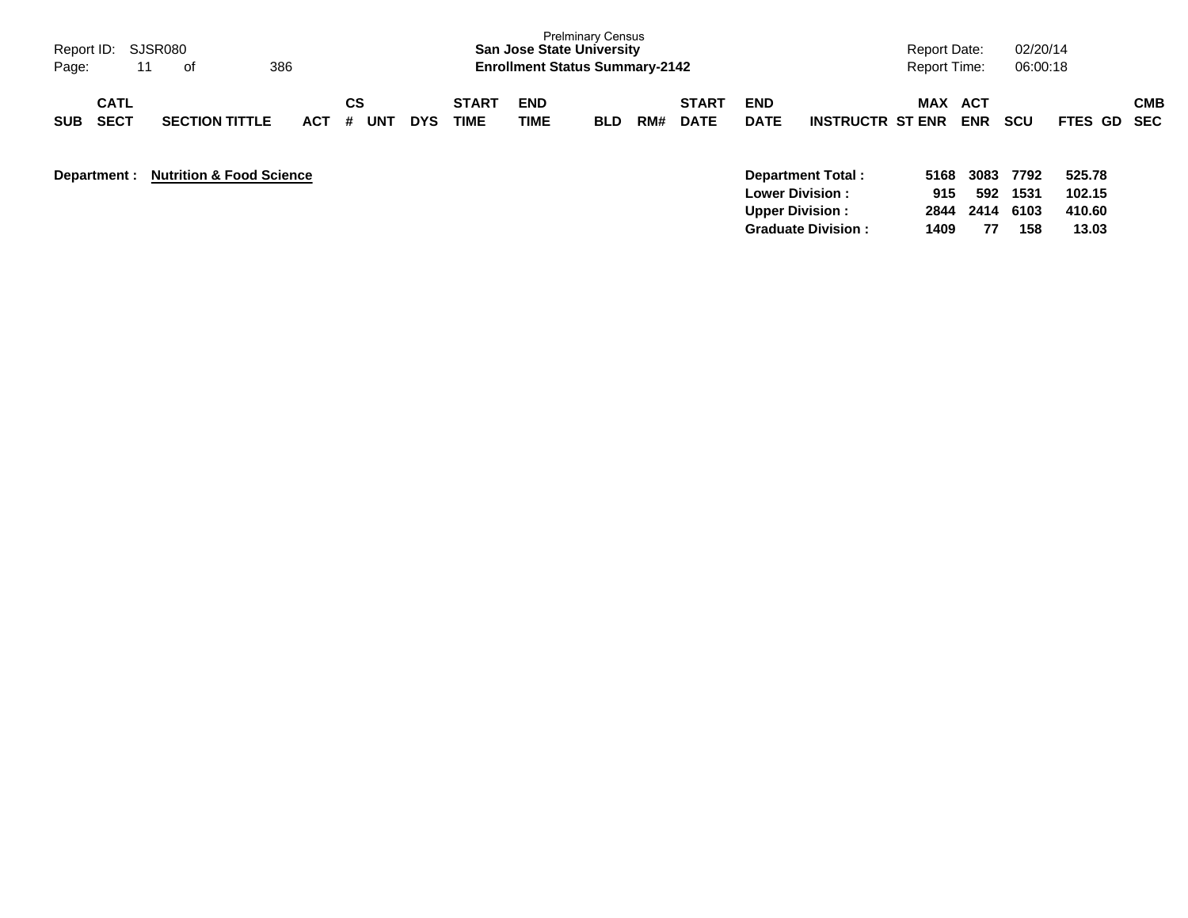Prelminary Census
**San Jose State University**
**Enrollment Status Summary-2142**

Report ID: SJSR080
Report Date: 02/20/14
Report Time: 06:00:18

| SUB | CATL SECT | SECTION TITTLE | ACT | CS # | UNT | DYS | START TIME | END TIME | BLD | RM# | START DATE | END DATE | INSTRUCTR | ST | MAX ENR | ACT ENR | SCU | FTES | GD | CMB SEC |
|---|---|---|---|---|---|---|---|---|---|---|---|---|---|---|---|---|---|---|---|---|

**Department : Nutrition & Food Science**

| | MAX ENR | ACT ENR | SCU | FTES |
|---|---|---|---|---|
| **Department Total :** | **5168** | **3083** | **7792** | **525.78** |
| **Lower Division :** | **915** | **592** | **1531** | **102.15** |
| **Upper Division :** | **2844** | **2414** | **6103** | **410.60** |
| **Graduate Division :** | **1409** | **77** | **158** | **13.03** |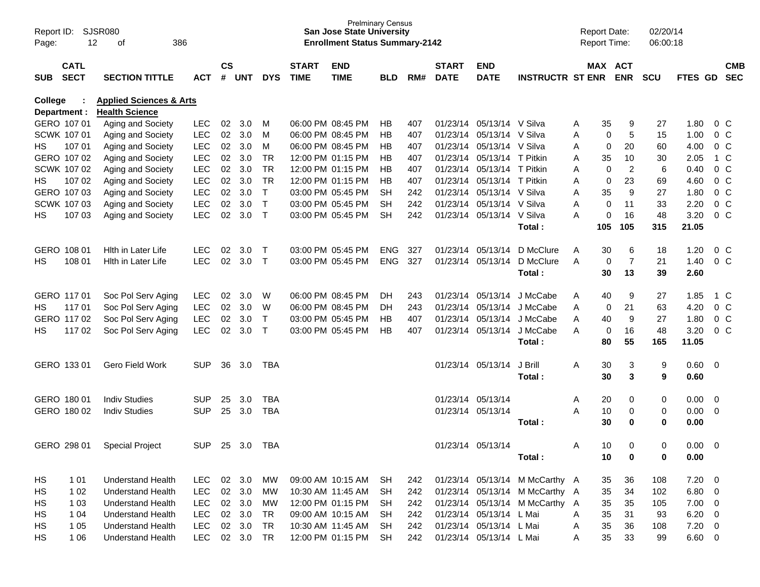Prelminary Census
**San Jose State University**
**Enrollment Status Summary-2142**

Report ID: SJSR080
Report Date: 02/20/14
Report Time: 06:00:18

College : **Applied Sciences & Arts**
Department : **Health Science**

| SUB | CATL SECT | SECTION TITTLE | ACT | CS # | UNT | DYS | START TIME | END TIME | BLD | RM# | START DATE | END DATE | INSTRUCTR | ST | MAX ENR | ACT ENR | SCU | FTES | GD | CMB SEC |
|---|---|---|---|---|---|---|---|---|---|---|---|---|---|---|---|---|---|---|---|---|
| GERO | 107 01 | Aging and Society | LEC | 02 | 3.0 | M | 06:00 PM | 08:45 PM | HB | 407 | 01/23/14 | 05/13/14 | V Silva | A | 35 | 9 | 27 | 1.80 | 0 | C |
| SCWK | 107 01 | Aging and Society | LEC | 02 | 3.0 | M | 06:00 PM | 08:45 PM | HB | 407 | 01/23/14 | 05/13/14 | V Silva | A | 0 | 5 | 15 | 1.00 | 0 | C |
| HS | 107 01 | Aging and Society | LEC | 02 | 3.0 | M | 06:00 PM | 08:45 PM | HB | 407 | 01/23/14 | 05/13/14 | V Silva | A | 0 | 20 | 60 | 4.00 | 0 | C |
| GERO | 107 02 | Aging and Society | LEC | 02 | 3.0 | TR | 12:00 PM | 01:15 PM | HB | 407 | 01/23/14 | 05/13/14 | T Pitkin | A | 35 | 10 | 30 | 2.05 | 1 | C |
| SCWK | 107 02 | Aging and Society | LEC | 02 | 3.0 | TR | 12:00 PM | 01:15 PM | HB | 407 | 01/23/14 | 05/13/14 | T Pitkin | A | 0 | 2 | 6 | 0.40 | 0 | C |
| HS | 107 02 | Aging and Society | LEC | 02 | 3.0 | TR | 12:00 PM | 01:15 PM | HB | 407 | 01/23/14 | 05/13/14 | T Pitkin | A | 0 | 23 | 69 | 4.60 | 0 | C |
| GERO | 107 03 | Aging and Society | LEC | 02 | 3.0 | T | 03:00 PM | 05:45 PM | SH | 242 | 01/23/14 | 05/13/14 | V Silva | A | 35 | 9 | 27 | 1.80 | 0 | C |
| SCWK | 107 03 | Aging and Society | LEC | 02 | 3.0 | T | 03:00 PM | 05:45 PM | SH | 242 | 01/23/14 | 05/13/14 | V Silva | A | 0 | 11 | 33 | 2.20 | 0 | C |
| HS | 107 03 | Aging and Society | LEC | 02 | 3.0 | T | 03:00 PM | 05:45 PM | SH | 242 | 01/23/14 | 05/13/14 | V Silva | A | 0 | 16 | 48 | 3.20 | 0 | C |
| | | | | | | | | | | | | | **Total :** | | **105** | **105** | **315** | **21.05** | | |
| GERO | 108 01 | Hlth in Later Life | LEC | 02 | 3.0 | T | 03:00 PM | 05:45 PM | ENG | 327 | 01/23/14 | 05/13/14 | D McClure | A | 30 | 6 | 18 | 1.20 | 0 | C |
| HS | 108 01 | Hlth in Later Life | LEC | 02 | 3.0 | T | 03:00 PM | 05:45 PM | ENG | 327 | 01/23/14 | 05/13/14 | D McClure | A | 0 | 7 | 21 | 1.40 | 0 | C |
| | | | | | | | | | | | | | **Total :** | | **30** | **13** | **39** | **2.60** | | |
| GERO | 117 01 | Soc Pol Serv Aging | LEC | 02 | 3.0 | W | 06:00 PM | 08:45 PM | DH | 243 | 01/23/14 | 05/13/14 | J McCabe | A | 40 | 9 | 27 | 1.85 | 1 | C |
| HS | 117 01 | Soc Pol Serv Aging | LEC | 02 | 3.0 | W | 06:00 PM | 08:45 PM | DH | 243 | 01/23/14 | 05/13/14 | J McCabe | A | 0 | 21 | 63 | 4.20 | 0 | C |
| GERO | 117 02 | Soc Pol Serv Aging | LEC | 02 | 3.0 | T | 03:00 PM | 05:45 PM | HB | 407 | 01/23/14 | 05/13/14 | J McCabe | A | 40 | 9 | 27 | 1.80 | 0 | C |
| HS | 117 02 | Soc Pol Serv Aging | LEC | 02 | 3.0 | T | 03:00 PM | 05:45 PM | HB | 407 | 01/23/14 | 05/13/14 | J McCabe | A | 0 | 16 | 48 | 3.20 | 0 | C |
| | | | | | | | | | | | | | **Total :** | | **80** | **55** | **165** | **11.05** | | |
| GERO | 133 01 | Gero Field Work | SUP | 36 | 3.0 | TBA | | | | | 01/23/14 | 05/13/14 | J Brill | A | 30 | 3 | 9 | 0.60 | 0 | |
| | | | | | | | | | | | | | **Total :** | | **30** | **3** | **9** | **0.60** | | |
| GERO | 180 01 | Indiv Studies | SUP | 25 | 3.0 | TBA | | | | | 01/23/14 | 05/13/14 | | A | 20 | 0 | 0 | 0.00 | 0 | |
| GERO | 180 02 | Indiv Studies | SUP | 25 | 3.0 | TBA | | | | | 01/23/14 | 05/13/14 | | A | 10 | 0 | 0 | 0.00 | 0 | |
| | | | | | | | | | | | | | **Total :** | | **30** | **0** | **0** | **0.00** | | |
| GERO | 298 01 | Special Project | SUP | 25 | 3.0 | TBA | | | | | 01/23/14 | 05/13/14 | | A | 10 | 0 | 0 | 0.00 | 0 | |
| | | | | | | | | | | | | | **Total :** | | **10** | **0** | **0** | **0.00** | | |
| HS | 1 01 | Understand Health | LEC | 02 | 3.0 | MW | 09:00 AM | 10:15 AM | SH | 242 | 01/23/14 | 05/13/14 | M McCarthy | A | 35 | 36 | 108 | 7.20 | 0 | |
| HS | 1 02 | Understand Health | LEC | 02 | 3.0 | MW | 10:30 AM | 11:45 AM | SH | 242 | 01/23/14 | 05/13/14 | M McCarthy | A | 35 | 34 | 102 | 6.80 | 0 | |
| HS | 1 03 | Understand Health | LEC | 02 | 3.0 | MW | 12:00 PM | 01:15 PM | SH | 242 | 01/23/14 | 05/13/14 | M McCarthy | A | 35 | 35 | 105 | 7.00 | 0 | |
| HS | 1 04 | Understand Health | LEC | 02 | 3.0 | TR | 09:00 AM | 10:15 AM | SH | 242 | 01/23/14 | 05/13/14 | L Mai | A | 35 | 31 | 93 | 6.20 | 0 | |
| HS | 1 05 | Understand Health | LEC | 02 | 3.0 | TR | 10:30 AM | 11:45 AM | SH | 242 | 01/23/14 | 05/13/14 | L Mai | A | 35 | 36 | 108 | 7.20 | 0 | |
| HS | 1 06 | Understand Health | LEC | 02 | 3.0 | TR | 12:00 PM | 01:15 PM | SH | 242 | 01/23/14 | 05/13/14 | L Mai | A | 35 | 33 | 99 | 6.60 | 0 | |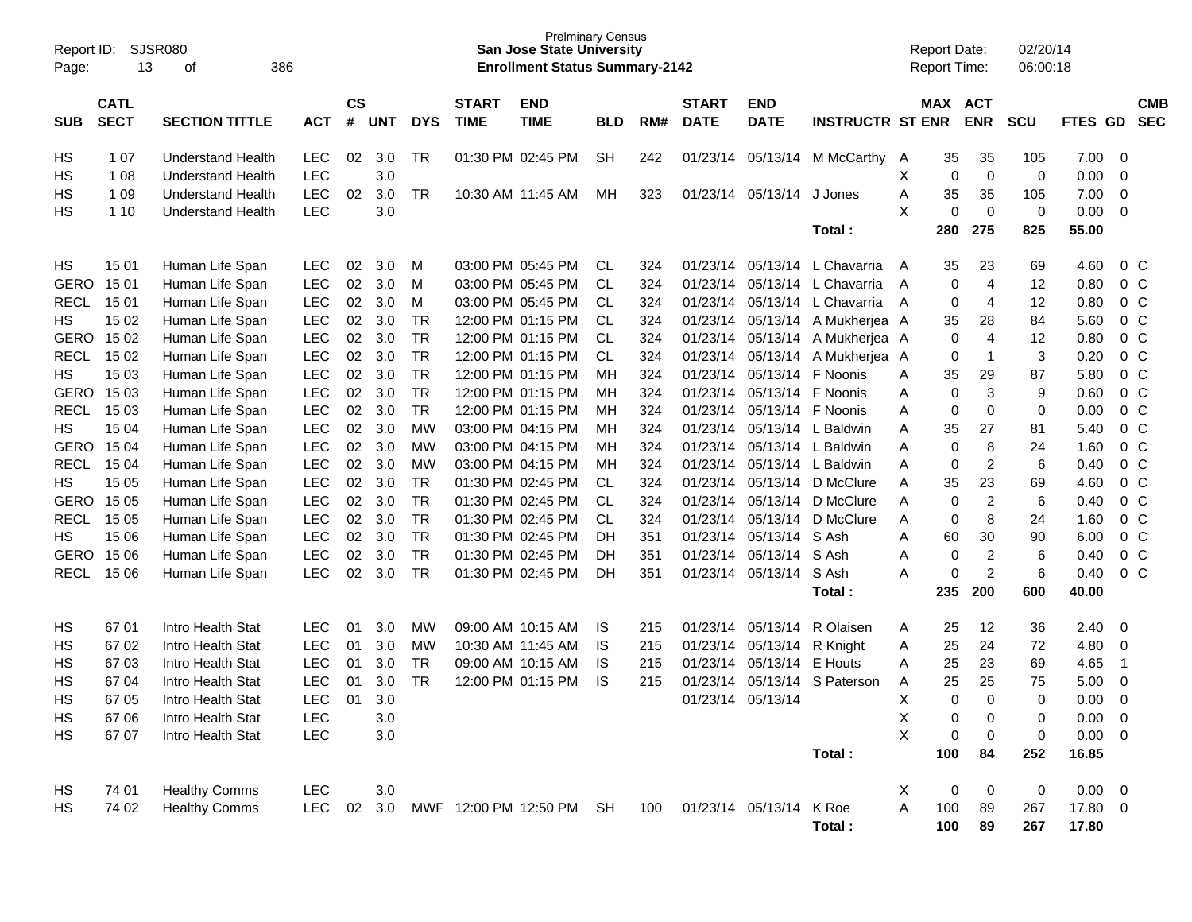Prelminary Census
**San Jose State University**
**Enrollment Status Summary-2142**

Report ID: SJSR080
Report Date: 02/20/14
Report Time: 06:00:18

| SUB | CATL SECT | SECTION TITTLE | ACT | CS # | UNT | DYS | START TIME | END TIME | BLD | RM# | START DATE | END DATE | INSTRUCTR | ST | MAX ENR | ACT ENR | SCU | FTES | GD | CMB SEC |
|---|---|---|---|---|---|---|---|---|---|---|---|---|---|---|---|---|---|---|---|---|
| HS | 1 07 | Understand Health | LEC | 02 | 3.0 | TR | 01:30 PM | 02:45 PM | SH | 242 | 01/23/14 | 05/13/14 | M McCarthy | A | 35 | 35 | 105 | 7.00 | 0 | |
| HS | 1 08 | Understand Health | LEC | | 3.0 | | | | | | | | | X | 0 | 0 | 0 | 0.00 | 0 | |
| HS | 1 09 | Understand Health | LEC | 02 | 3.0 | TR | 10:30 AM | 11:45 AM | MH | 323 | 01/23/14 | 05/13/14 | J Jones | A | 35 | 35 | 105 | 7.00 | 0 | |
| HS | 1 10 | Understand Health | LEC | | 3.0 | | | | | | | | | X | 0 | 0 | 0 | 0.00 | 0 | |
| | | | | | | | | | | | | | Total : | | 280 | 275 | 825 | 55.00 | | |
| HS | 15 01 | Human Life Span | LEC | 02 | 3.0 | M | 03:00 PM | 05:45 PM | CL | 324 | 01/23/14 | 05/13/14 | L Chavarria | A | 35 | 23 | 69 | 4.60 | 0 | C |
| GERO | 15 01 | Human Life Span | LEC | 02 | 3.0 | M | 03:00 PM | 05:45 PM | CL | 324 | 01/23/14 | 05/13/14 | L Chavarria | A | 0 | 4 | 12 | 0.80 | 0 | C |
| RECL | 15 01 | Human Life Span | LEC | 02 | 3.0 | M | 03:00 PM | 05:45 PM | CL | 324 | 01/23/14 | 05/13/14 | L Chavarria | A | 0 | 4 | 12 | 0.80 | 0 | C |
| HS | 15 02 | Human Life Span | LEC | 02 | 3.0 | TR | 12:00 PM | 01:15 PM | CL | 324 | 01/23/14 | 05/13/14 | A Mukherjea | A | 35 | 28 | 84 | 5.60 | 0 | C |
| GERO | 15 02 | Human Life Span | LEC | 02 | 3.0 | TR | 12:00 PM | 01:15 PM | CL | 324 | 01/23/14 | 05/13/14 | A Mukherjea | A | 0 | 4 | 12 | 0.80 | 0 | C |
| RECL | 15 02 | Human Life Span | LEC | 02 | 3.0 | TR | 12:00 PM | 01:15 PM | CL | 324 | 01/23/14 | 05/13/14 | A Mukherjea | A | 0 | 1 | 3 | 0.20 | 0 | C |
| HS | 15 03 | Human Life Span | LEC | 02 | 3.0 | TR | 12:00 PM | 01:15 PM | MH | 324 | 01/23/14 | 05/13/14 | F Noonis | A | 35 | 29 | 87 | 5.80 | 0 | C |
| GERO | 15 03 | Human Life Span | LEC | 02 | 3.0 | TR | 12:00 PM | 01:15 PM | MH | 324 | 01/23/14 | 05/13/14 | F Noonis | A | 0 | 3 | 9 | 0.60 | 0 | C |
| RECL | 15 03 | Human Life Span | LEC | 02 | 3.0 | TR | 12:00 PM | 01:15 PM | MH | 324 | 01/23/14 | 05/13/14 | F Noonis | A | 0 | 0 | 0 | 0.00 | 0 | C |
| HS | 15 04 | Human Life Span | LEC | 02 | 3.0 | MW | 03:00 PM | 04:15 PM | MH | 324 | 01/23/14 | 05/13/14 | L Baldwin | A | 35 | 27 | 81 | 5.40 | 0 | C |
| GERO | 15 04 | Human Life Span | LEC | 02 | 3.0 | MW | 03:00 PM | 04:15 PM | MH | 324 | 01/23/14 | 05/13/14 | L Baldwin | A | 0 | 8 | 24 | 1.60 | 0 | C |
| RECL | 15 04 | Human Life Span | LEC | 02 | 3.0 | MW | 03:00 PM | 04:15 PM | MH | 324 | 01/23/14 | 05/13/14 | L Baldwin | A | 0 | 2 | 6 | 0.40 | 0 | C |
| HS | 15 05 | Human Life Span | LEC | 02 | 3.0 | TR | 01:30 PM | 02:45 PM | CL | 324 | 01/23/14 | 05/13/14 | D McClure | A | 35 | 23 | 69 | 4.60 | 0 | C |
| GERO | 15 05 | Human Life Span | LEC | 02 | 3.0 | TR | 01:30 PM | 02:45 PM | CL | 324 | 01/23/14 | 05/13/14 | D McClure | A | 0 | 2 | 6 | 0.40 | 0 | C |
| RECL | 15 05 | Human Life Span | LEC | 02 | 3.0 | TR | 01:30 PM | 02:45 PM | CL | 324 | 01/23/14 | 05/13/14 | D McClure | A | 0 | 8 | 24 | 1.60 | 0 | C |
| HS | 15 06 | Human Life Span | LEC | 02 | 3.0 | TR | 01:30 PM | 02:45 PM | DH | 351 | 01/23/14 | 05/13/14 | S Ash | A | 60 | 30 | 90 | 6.00 | 0 | C |
| GERO | 15 06 | Human Life Span | LEC | 02 | 3.0 | TR | 01:30 PM | 02:45 PM | DH | 351 | 01/23/14 | 05/13/14 | S Ash | A | 0 | 2 | 6 | 0.40 | 0 | C |
| RECL | 15 06 | Human Life Span | LEC | 02 | 3.0 | TR | 01:30 PM | 02:45 PM | DH | 351 | 01/23/14 | 05/13/14 | S Ash | A | 0 | 2 | 6 | 0.40 | 0 | C |
| | | | | | | | | | | | | | Total : | | 235 | 200 | 600 | 40.00 | | |
| HS | 67 01 | Intro Health Stat | LEC | 01 | 3.0 | MW | 09:00 AM | 10:15 AM | IS | 215 | 01/23/14 | 05/13/14 | R Olaisen | A | 25 | 12 | 36 | 2.40 | 0 | |
| HS | 67 02 | Intro Health Stat | LEC | 01 | 3.0 | MW | 10:30 AM | 11:45 AM | IS | 215 | 01/23/14 | 05/13/14 | R Knight | A | 25 | 24 | 72 | 4.80 | 0 | |
| HS | 67 03 | Intro Health Stat | LEC | 01 | 3.0 | TR | 09:00 AM | 10:15 AM | IS | 215 | 01/23/14 | 05/13/14 | E Houts | A | 25 | 23 | 69 | 4.65 | 1 | |
| HS | 67 04 | Intro Health Stat | LEC | 01 | 3.0 | TR | 12:00 PM | 01:15 PM | IS | 215 | 01/23/14 | 05/13/14 | S Paterson | A | 25 | 25 | 75 | 5.00 | 0 | |
| HS | 67 05 | Intro Health Stat | LEC | 01 | 3.0 | | | | | | 01/23/14 | 05/13/14 | | X | 0 | 0 | 0 | 0.00 | 0 | |
| HS | 67 06 | Intro Health Stat | LEC | | 3.0 | | | | | | | | | X | 0 | 0 | 0 | 0.00 | 0 | |
| HS | 67 07 | Intro Health Stat | LEC | | 3.0 | | | | | | | | | X | 0 | 0 | 0 | 0.00 | 0 | |
| | | | | | | | | | | | | | Total : | | 100 | 84 | 252 | 16.85 | | |
| HS | 74 01 | Healthy Comms | LEC | | 3.0 | | | | | | | | | X | 0 | 0 | 0 | 0.00 | 0 | |
| HS | 74 02 | Healthy Comms | LEC | 02 | 3.0 | MWF | 12:00 PM | 12:50 PM | SH | 100 | 01/23/14 | 05/13/14 | K Roe | A | 100 | 89 | 267 | 17.80 | 0 | |
| | | | | | | | | | | | | | Total : | | 100 | 89 | 267 | 17.80 | | |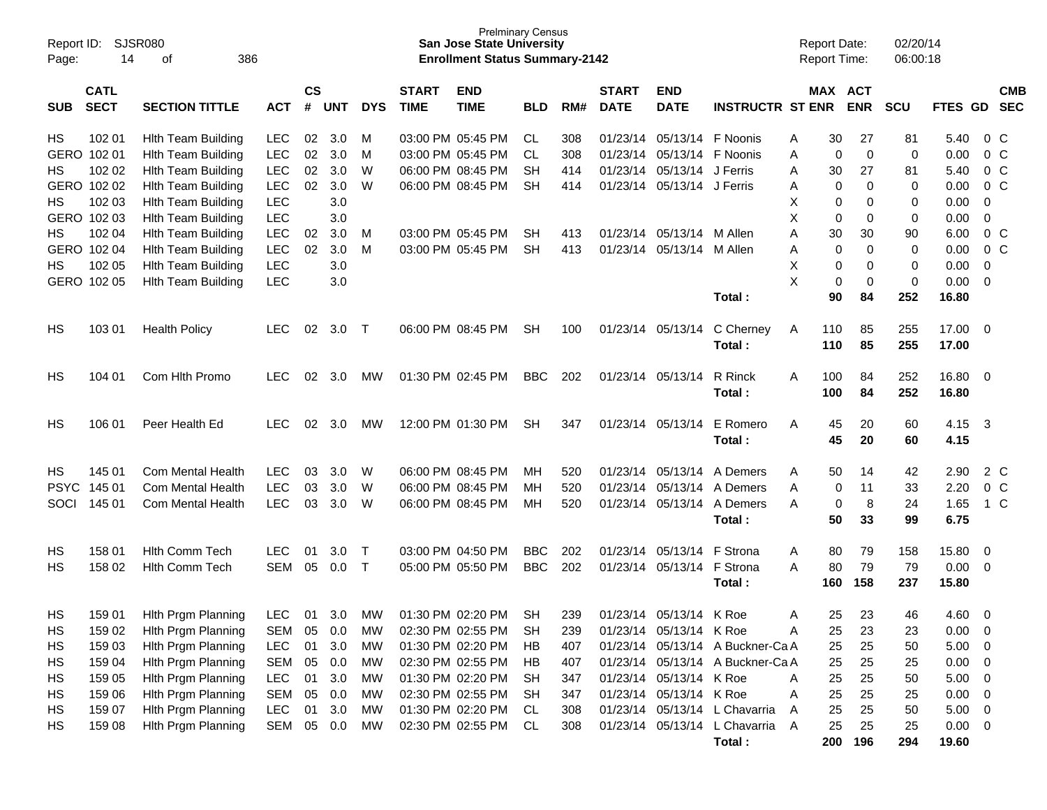Prelminary Census
**San Jose State University**
**Enrollment Status Summary-2142**

Report ID: SJSR080
Report Date: 02/20/14
Report Time: 06:00:18

| SUB | CATL SECT | SECTION TITTLE | ACT | CS # | UNT | DYS | START TIME | END TIME | BLD | RM# | START DATE | END DATE | INSTRUCTR | ST | MAX ENR | ACT ENR | SCU | FTES | GD | CMB SEC |
|---|---|---|---|---|---|---|---|---|---|---|---|---|---|---|---|---|---|---|---|---|
| HS | 102 01 | Hlth Team Building | LEC | 02 | 3.0 | M | 03:00 PM | 05:45 PM | CL | 308 | 01/23/14 | 05/13/14 | F Noonis | A | 30 | 27 | 81 | 5.40 | 0 | C |
| GERO | 102 01 | Hlth Team Building | LEC | 02 | 3.0 | M | 03:00 PM | 05:45 PM | CL | 308 | 01/23/14 | 05/13/14 | F Noonis | A | 0 | 0 | 0 | 0.00 | 0 | C |
| HS | 102 02 | Hlth Team Building | LEC | 02 | 3.0 | W | 06:00 PM | 08:45 PM | SH | 414 | 01/23/14 | 05/13/14 | J Ferris | A | 30 | 27 | 81 | 5.40 | 0 | C |
| GERO | 102 02 | Hlth Team Building | LEC | 02 | 3.0 | W | 06:00 PM | 08:45 PM | SH | 414 | 01/23/14 | 05/13/14 | J Ferris | A | 0 | 0 | 0 | 0.00 | 0 | C |
| HS | 102 03 | Hlth Team Building | LEC | | 3.0 | | | | | | | | | X | 0 | 0 | 0 | 0.00 | 0 | |
| GERO | 102 03 | Hlth Team Building | LEC | | 3.0 | | | | | | | | | X | 0 | 0 | 0 | 0.00 | 0 | |
| HS | 102 04 | Hlth Team Building | LEC | 02 | 3.0 | M | 03:00 PM | 05:45 PM | SH | 413 | 01/23/14 | 05/13/14 | M Allen | A | 30 | 30 | 90 | 6.00 | 0 | C |
| GERO | 102 04 | Hlth Team Building | LEC | 02 | 3.0 | M | 03:00 PM | 05:45 PM | SH | 413 | 01/23/14 | 05/13/14 | M Allen | A | 0 | 0 | 0 | 0.00 | 0 | C |
| HS | 102 05 | Hlth Team Building | LEC | | 3.0 | | | | | | | | | X | 0 | 0 | 0 | 0.00 | 0 | |
| GERO | 102 05 | Hlth Team Building | LEC | | 3.0 | | | | | | | | | X | 0 | 0 | 0 | 0.00 | 0 | |
| | | | | | | | | | | | | | **Total :** | | **90** | **84** | **252** | **16.80** | | |
| HS | 103 01 | Health Policy | LEC | 02 | 3.0 | T | 06:00 PM | 08:45 PM | SH | 100 | 01/23/14 | 05/13/14 | C Cherney | A | 110 | 85 | 255 | 17.00 | 0 | |
| | | | | | | | | | | | | | **Total :** | | **110** | **85** | **255** | **17.00** | | |
| HS | 104 01 | Com Hlth Promo | LEC | 02 | 3.0 | MW | 01:30 PM | 02:45 PM | BBC | 202 | 01/23/14 | 05/13/14 | R Rinck | A | 100 | 84 | 252 | 16.80 | 0 | |
| | | | | | | | | | | | | | **Total :** | | **100** | **84** | **252** | **16.80** | | |
| HS | 106 01 | Peer Health Ed | LEC | 02 | 3.0 | MW | 12:00 PM | 01:30 PM | SH | 347 | 01/23/14 | 05/13/14 | E Romero | A | 45 | 20 | 60 | 4.15 | 3 | |
| | | | | | | | | | | | | | **Total :** | | **45** | **20** | **60** | **4.15** | | |
| HS | 145 01 | Com Mental Health | LEC | 03 | 3.0 | W | 06:00 PM | 08:45 PM | MH | 520 | 01/23/14 | 05/13/14 | A Demers | A | 50 | 14 | 42 | 2.90 | 2 | C |
| PSYC | 145 01 | Com Mental Health | LEC | 03 | 3.0 | W | 06:00 PM | 08:45 PM | MH | 520 | 01/23/14 | 05/13/14 | A Demers | A | 0 | 11 | 33 | 2.20 | 0 | C |
| SOCI | 145 01 | Com Mental Health | LEC | 03 | 3.0 | W | 06:00 PM | 08:45 PM | MH | 520 | 01/23/14 | 05/13/14 | A Demers | A | 0 | 8 | 24 | 1.65 | 1 | C |
| | | | | | | | | | | | | | **Total :** | | **50** | **33** | **99** | **6.75** | | |
| HS | 158 01 | Hlth Comm Tech | LEC | 01 | 3.0 | T | 03:00 PM | 04:50 PM | BBC | 202 | 01/23/14 | 05/13/14 | F Strona | A | 80 | 79 | 158 | 15.80 | 0 | |
| HS | 158 02 | Hlth Comm Tech | SEM | 05 | 0.0 | T | 05:00 PM | 05:50 PM | BBC | 202 | 01/23/14 | 05/13/14 | F Strona | A | 80 | 79 | 79 | 0.00 | 0 | |
| | | | | | | | | | | | | | **Total :** | | **160** | **158** | **237** | **15.80** | | |
| HS | 159 01 | Hlth Prgm Planning | LEC | 01 | 3.0 | MW | 01:30 PM | 02:20 PM | SH | 239 | 01/23/14 | 05/13/14 | K Roe | A | 25 | 23 | 46 | 4.60 | 0 | |
| HS | 159 02 | Hlth Prgm Planning | SEM | 05 | 0.0 | MW | 02:30 PM | 02:55 PM | SH | 239 | 01/23/14 | 05/13/14 | K Roe | A | 25 | 23 | 23 | 0.00 | 0 | |
| HS | 159 03 | Hlth Prgm Planning | LEC | 01 | 3.0 | MW | 01:30 PM | 02:20 PM | HB | 407 | 01/23/14 | 05/13/14 | A Buckner-Ca | A | 25 | 25 | 50 | 5.00 | 0 | |
| HS | 159 04 | Hlth Prgm Planning | SEM | 05 | 0.0 | MW | 02:30 PM | 02:55 PM | HB | 407 | 01/23/14 | 05/13/14 | A Buckner-Ca | A | 25 | 25 | 25 | 0.00 | 0 | |
| HS | 159 05 | Hlth Prgm Planning | LEC | 01 | 3.0 | MW | 01:30 PM | 02:20 PM | SH | 347 | 01/23/14 | 05/13/14 | K Roe | A | 25 | 25 | 50 | 5.00 | 0 | |
| HS | 159 06 | Hlth Prgm Planning | SEM | 05 | 0.0 | MW | 02:30 PM | 02:55 PM | SH | 347 | 01/23/14 | 05/13/14 | K Roe | A | 25 | 25 | 25 | 0.00 | 0 | |
| HS | 159 07 | Hlth Prgm Planning | LEC | 01 | 3.0 | MW | 01:30 PM | 02:20 PM | CL | 308 | 01/23/14 | 05/13/14 | L Chavarria | A | 25 | 25 | 50 | 5.00 | 0 | |
| HS | 159 08 | Hlth Prgm Planning | SEM | 05 | 0.0 | MW | 02:30 PM | 02:55 PM | CL | 308 | 01/23/14 | 05/13/14 | L Chavarria | A | 25 | 25 | 25 | 0.00 | 0 | |
| | | | | | | | | | | | | | **Total :** | | **200** | **196** | **294** | **19.60** | | |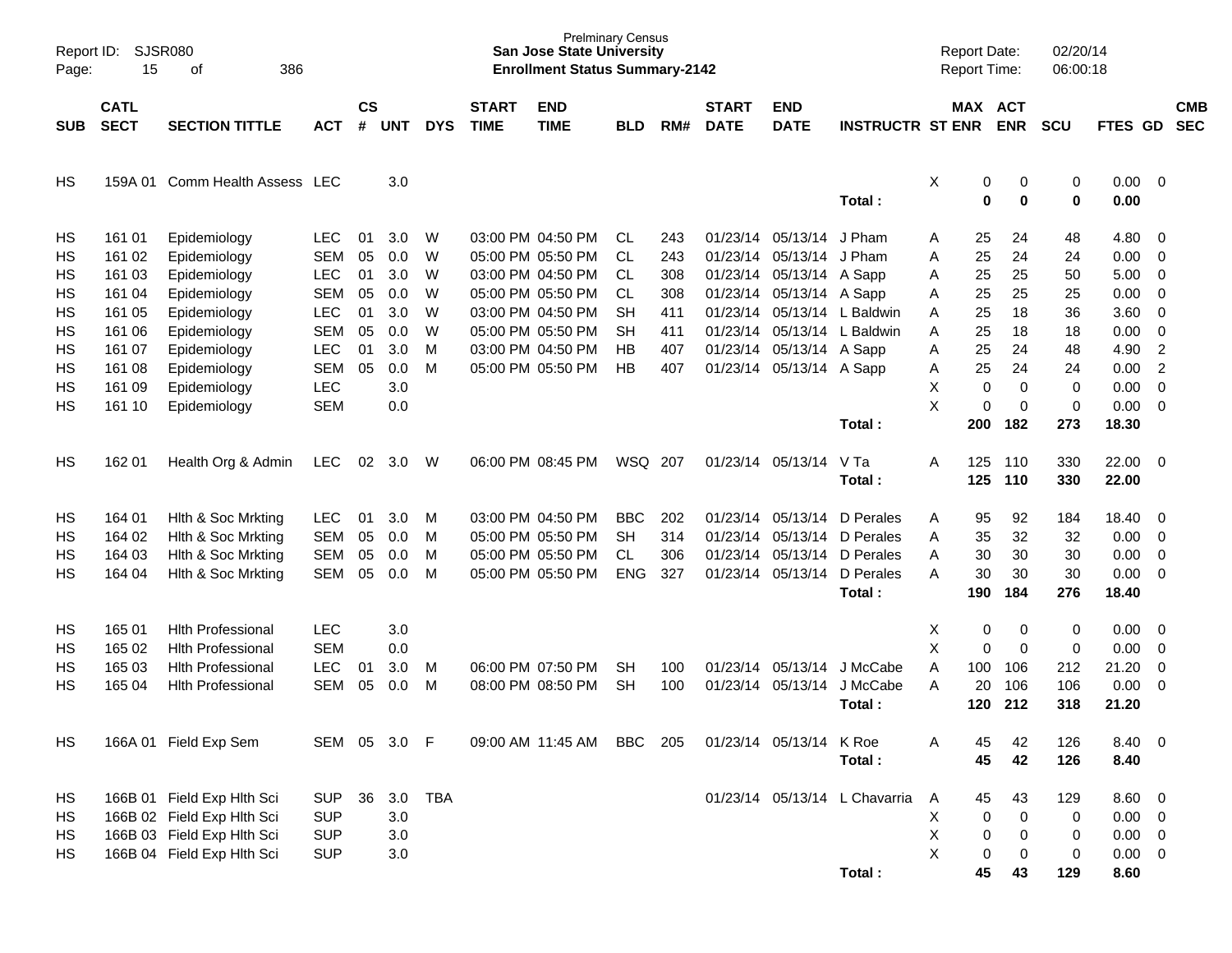| SUB | CATL SECT | SECTION TITTLE | ACT | CS # | UNT | DYS | START TIME | END TIME | BLD | RM# | START DATE | END DATE | INSTRUCTR | ST | MAX ENR | ACT ENR | SCU | FTES | GD | CMB SEC |
|---|---|---|---|---|---|---|---|---|---|---|---|---|---|---|---|---|---|---|---|---|
| HS | 159A 01 | Comm Health Assess | LEC | | 3.0 | | | | | | | | | X | 0 | 0 | 0 | 0.00 | 0 | |
| | | | | | | | | | | | | | **Total :** | | **0** | **0** | **0** | **0.00** | | |
| HS | 161 01 | Epidemiology | LEC | 01 | 3.0 | W | 03:00 PM | 04:50 PM | CL | 243 | 01/23/14 | 05/13/14 | J Pham | A | 25 | 24 | 48 | 4.80 | 0 | |
| HS | 161 02 | Epidemiology | SEM | 05 | 0.0 | W | 05:00 PM | 05:50 PM | CL | 243 | 01/23/14 | 05/13/14 | J Pham | A | 25 | 24 | 24 | 0.00 | 0 | |
| HS | 161 03 | Epidemiology | LEC | 01 | 3.0 | W | 03:00 PM | 04:50 PM | CL | 308 | 01/23/14 | 05/13/14 | A Sapp | A | 25 | 25 | 50 | 5.00 | 0 | |
| HS | 161 04 | Epidemiology | SEM | 05 | 0.0 | W | 05:00 PM | 05:50 PM | CL | 308 | 01/23/14 | 05/13/14 | A Sapp | A | 25 | 25 | 25 | 0.00 | 0 | |
| HS | 161 05 | Epidemiology | LEC | 01 | 3.0 | W | 03:00 PM | 04:50 PM | SH | 411 | 01/23/14 | 05/13/14 | L Baldwin | A | 25 | 18 | 36 | 3.60 | 0 | |
| HS | 161 06 | Epidemiology | SEM | 05 | 0.0 | W | 05:00 PM | 05:50 PM | SH | 411 | 01/23/14 | 05/13/14 | L Baldwin | A | 25 | 18 | 18 | 0.00 | 0 | |
| HS | 161 07 | Epidemiology | LEC | 01 | 3.0 | M | 03:00 PM | 04:50 PM | HB | 407 | 01/23/14 | 05/13/14 | A Sapp | A | 25 | 24 | 48 | 4.90 | 2 | |
| HS | 161 08 | Epidemiology | SEM | 05 | 0.0 | M | 05:00 PM | 05:50 PM | HB | 407 | 01/23/14 | 05/13/14 | A Sapp | A | 25 | 24 | 24 | 0.00 | 2 | |
| HS | 161 09 | Epidemiology | LEC | | 3.0 | | | | | | | | | X | 0 | 0 | 0 | 0.00 | 0 | |
| HS | 161 10 | Epidemiology | SEM | | 0.0 | | | | | | | | | X | 0 | 0 | 0 | 0.00 | 0 | |
| | | | | | | | | | | | | | **Total :** | | **200** | **182** | **273** | **18.30** | | |
| HS | 162 01 | Health Org & Admin | LEC | 02 | 3.0 | W | 06:00 PM | 08:45 PM | WSQ | 207 | 01/23/14 | 05/13/14 | V Ta | A | 125 | 110 | 330 | 22.00 | 0 | |
| | | | | | | | | | | | | | **Total :** | | **125** | **110** | **330** | **22.00** | | |
| HS | 164 01 | Hlth & Soc Mrkting | LEC | 01 | 3.0 | M | 03:00 PM | 04:50 PM | BBC | 202 | 01/23/14 | 05/13/14 | D Perales | A | 95 | 92 | 184 | 18.40 | 0 | |
| HS | 164 02 | Hlth & Soc Mrkting | SEM | 05 | 0.0 | M | 05:00 PM | 05:50 PM | SH | 314 | 01/23/14 | 05/13/14 | D Perales | A | 35 | 32 | 32 | 0.00 | 0 | |
| HS | 164 03 | Hlth & Soc Mrkting | SEM | 05 | 0.0 | M | 05:00 PM | 05:50 PM | CL | 306 | 01/23/14 | 05/13/14 | D Perales | A | 30 | 30 | 30 | 0.00 | 0 | |
| HS | 164 04 | Hlth & Soc Mrkting | SEM | 05 | 0.0 | M | 05:00 PM | 05:50 PM | ENG | 327 | 01/23/14 | 05/13/14 | D Perales | A | 30 | 30 | 30 | 0.00 | 0 | |
| | | | | | | | | | | | | | **Total :** | | **190** | **184** | **276** | **18.40** | | |
| HS | 165 01 | Hlth Professional | LEC | | 3.0 | | | | | | | | | X | 0 | 0 | 0 | 0.00 | 0 | |
| HS | 165 02 | Hlth Professional | SEM | | 0.0 | | | | | | | | | X | 0 | 0 | 0 | 0.00 | 0 | |
| HS | 165 03 | Hlth Professional | LEC | 01 | 3.0 | M | 06:00 PM | 07:50 PM | SH | 100 | 01/23/14 | 05/13/14 | J McCabe | A | 100 | 106 | 212 | 21.20 | 0 | |
| HS | 165 04 | Hlth Professional | SEM | 05 | 0.0 | M | 08:00 PM | 08:50 PM | SH | 100 | 01/23/14 | 05/13/14 | J McCabe | A | 20 | 106 | 106 | 0.00 | 0 | |
| | | | | | | | | | | | | | **Total :** | | **120** | **212** | **318** | **21.20** | | |
| HS | 166A 01 | Field Exp Sem | SEM | 05 | 3.0 | F | 09:00 AM | 11:45 AM | BBC | 205 | 01/23/14 | 05/13/14 | K Roe | A | 45 | 42 | 126 | 8.40 | 0 | |
| | | | | | | | | | | | | | **Total :** | | **45** | **42** | **126** | **8.40** | | |
| HS | 166B 01 | Field Exp Hlth Sci | SUP | 36 | 3.0 | TBA | | | | | 01/23/14 | 05/13/14 | L Chavarria | A | 45 | 43 | 129 | 8.60 | 0 | |
| HS | 166B 02 | Field Exp Hlth Sci | SUP | | 3.0 | | | | | | | | | X | 0 | 0 | 0 | 0.00 | 0 | |
| HS | 166B 03 | Field Exp Hlth Sci | SUP | | 3.0 | | | | | | | | | X | 0 | 0 | 0 | 0.00 | 0 | |
| HS | 166B 04 | Field Exp Hlth Sci | SUP | | 3.0 | | | | | | | | | X | 0 | 0 | 0 | 0.00 | 0 | |
| | | | | | | | | | | | | | **Total :** | | **45** | **43** | **129** | **8.60** | | |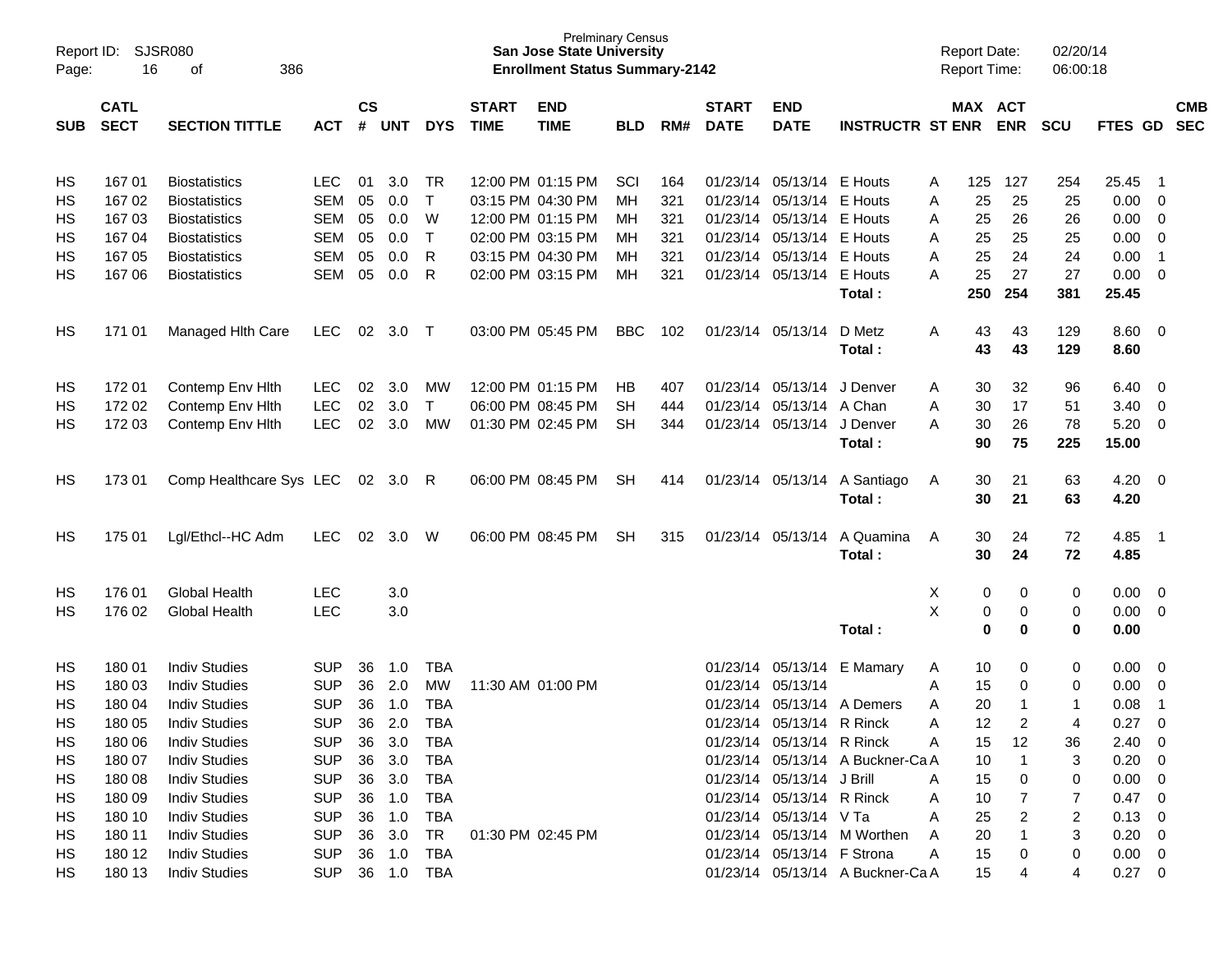Prelminary Census
**San Jose State University**
**Enrollment Status Summary-2142**

Report ID: SJSR080
Report Date: 02/20/14
Report Time: 06:00:18

| SUB | CATL SECT | SECTION TITTLE | ACT | CS # | UNT | DYS | START TIME | END TIME | BLD | RM# | START DATE | END DATE | INSTRUCTR | ST | MAX ENR | ACT ENR | SCU | FTES | GD | CMB SEC |
|---|---|---|---|---|---|---|---|---|---|---|---|---|---|---|---|---|---|---|---|---|
| HS | 167 01 | Biostatistics | LEC | 01 | 3.0 | TR | 12:00 PM | 01:15 PM | SCI | 164 | 01/23/14 | 05/13/14 | E Houts | A | 125 | 127 | 254 | 25.45 | 1 | |
| HS | 167 02 | Biostatistics | SEM | 05 | 0.0 | T | 03:15 PM | 04:30 PM | MH | 321 | 01/23/14 | 05/13/14 | E Houts | A | 25 | 25 | 25 | 0.00 | 0 | |
| HS | 167 03 | Biostatistics | SEM | 05 | 0.0 | W | 12:00 PM | 01:15 PM | MH | 321 | 01/23/14 | 05/13/14 | E Houts | A | 25 | 26 | 26 | 0.00 | 0 | |
| HS | 167 04 | Biostatistics | SEM | 05 | 0.0 | T | 02:00 PM | 03:15 PM | MH | 321 | 01/23/14 | 05/13/14 | E Houts | A | 25 | 25 | 25 | 0.00 | 0 | |
| HS | 167 05 | Biostatistics | SEM | 05 | 0.0 | R | 03:15 PM | 04:30 PM | MH | 321 | 01/23/14 | 05/13/14 | E Houts | A | 25 | 24 | 24 | 0.00 | 1 | |
| HS | 167 06 | Biostatistics | SEM | 05 | 0.0 | R | 02:00 PM | 03:15 PM | MH | 321 | 01/23/14 | 05/13/14 | E Houts | A | 25 | 27 | 27 | 0.00 | 0 | |
| | | | | | | | | | | | | | **Total :** | | **250** | **254** | **381** | **25.45** | | |
| HS | 171 01 | Managed Hlth Care | LEC | 02 | 3.0 | T | 03:00 PM | 05:45 PM | BBC | 102 | 01/23/14 | 05/13/14 | D Metz | A | 43 | 43 | 129 | 8.60 | 0 | |
| | | | | | | | | | | | | | **Total :** | | **43** | **43** | **129** | **8.60** | | |
| HS | 172 01 | Contemp Env Hlth | LEC | 02 | 3.0 | MW | 12:00 PM | 01:15 PM | HB | 407 | 01/23/14 | 05/13/14 | J Denver | A | 30 | 32 | 96 | 6.40 | 0 | |
| HS | 172 02 | Contemp Env Hlth | LEC | 02 | 3.0 | T | 06:00 PM | 08:45 PM | SH | 444 | 01/23/14 | 05/13/14 | A Chan | A | 30 | 17 | 51 | 3.40 | 0 | |
| HS | 172 03 | Contemp Env Hlth | LEC | 02 | 3.0 | MW | 01:30 PM | 02:45 PM | SH | 344 | 01/23/14 | 05/13/14 | J Denver | A | 30 | 26 | 78 | 5.20 | 0 | |
| | | | | | | | | | | | | | **Total :** | | **90** | **75** | **225** | **15.00** | | |
| HS | 173 01 | Comp Healthcare Sys | LEC | 02 | 3.0 | R | 06:00 PM | 08:45 PM | SH | 414 | 01/23/14 | 05/13/14 | A Santiago | A | 30 | 21 | 63 | 4.20 | 0 | |
| | | | | | | | | | | | | | **Total :** | | **30** | **21** | **63** | **4.20** | | |
| HS | 175 01 | Lgl/Ethcl--HC Adm | LEC | 02 | 3.0 | W | 06:00 PM | 08:45 PM | SH | 315 | 01/23/14 | 05/13/14 | A Quamina | A | 30 | 24 | 72 | 4.85 | 1 | |
| | | | | | | | | | | | | | **Total :** | | **30** | **24** | **72** | **4.85** | | |
| HS | 176 01 | Global Health | LEC | | 3.0 | | | | | | | | | X | 0 | 0 | 0 | 0.00 | 0 | |
| HS | 176 02 | Global Health | LEC | | 3.0 | | | | | | | | | X | 0 | 0 | 0 | 0.00 | 0 | |
| | | | | | | | | | | | | | **Total :** | | **0** | **0** | **0** | **0.00** | | |
| HS | 180 01 | Indiv Studies | SUP | 36 | 1.0 | TBA | | | | | 01/23/14 | 05/13/14 | E Mamary | A | 10 | 0 | 0 | 0.00 | 0 | |
| HS | 180 03 | Indiv Studies | SUP | 36 | 2.0 | MW | 11:30 AM | 01:00 PM | | | 01/23/14 | 05/13/14 | | A | 15 | 0 | 0 | 0.00 | 0 | |
| HS | 180 04 | Indiv Studies | SUP | 36 | 1.0 | TBA | | | | | 01/23/14 | 05/13/14 | A Demers | A | 20 | 1 | 1 | 0.08 | 1 | |
| HS | 180 05 | Indiv Studies | SUP | 36 | 2.0 | TBA | | | | | 01/23/14 | 05/13/14 | R Rinck | A | 12 | 2 | 4 | 0.27 | 0 | |
| HS | 180 06 | Indiv Studies | SUP | 36 | 3.0 | TBA | | | | | 01/23/14 | 05/13/14 | R Rinck | A | 15 | 12 | 36 | 2.40 | 0 | |
| HS | 180 07 | Indiv Studies | SUP | 36 | 3.0 | TBA | | | | | 01/23/14 | 05/13/14 | A Buckner-Ca | A | 10 | 1 | 3 | 0.20 | 0 | |
| HS | 180 08 | Indiv Studies | SUP | 36 | 3.0 | TBA | | | | | 01/23/14 | 05/13/14 | J Brill | A | 15 | 0 | 0 | 0.00 | 0 | |
| HS | 180 09 | Indiv Studies | SUP | 36 | 1.0 | TBA | | | | | 01/23/14 | 05/13/14 | R Rinck | A | 10 | 7 | 7 | 0.47 | 0 | |
| HS | 180 10 | Indiv Studies | SUP | 36 | 1.0 | TBA | | | | | 01/23/14 | 05/13/14 | V Ta | A | 25 | 2 | 2 | 0.13 | 0 | |
| HS | 180 11 | Indiv Studies | SUP | 36 | 3.0 | TR | 01:30 PM | 02:45 PM | | | 01/23/14 | 05/13/14 | M Worthen | A | 20 | 1 | 3 | 0.20 | 0 | |
| HS | 180 12 | Indiv Studies | SUP | 36 | 1.0 | TBA | | | | | 01/23/14 | 05/13/14 | F Strona | A | 15 | 0 | 0 | 0.00 | 0 | |
| HS | 180 13 | Indiv Studies | SUP | 36 | 1.0 | TBA | | | | | 01/23/14 | 05/13/14 | A Buckner-Ca | A | 15 | 4 | 4 | 0.27 | 0 | |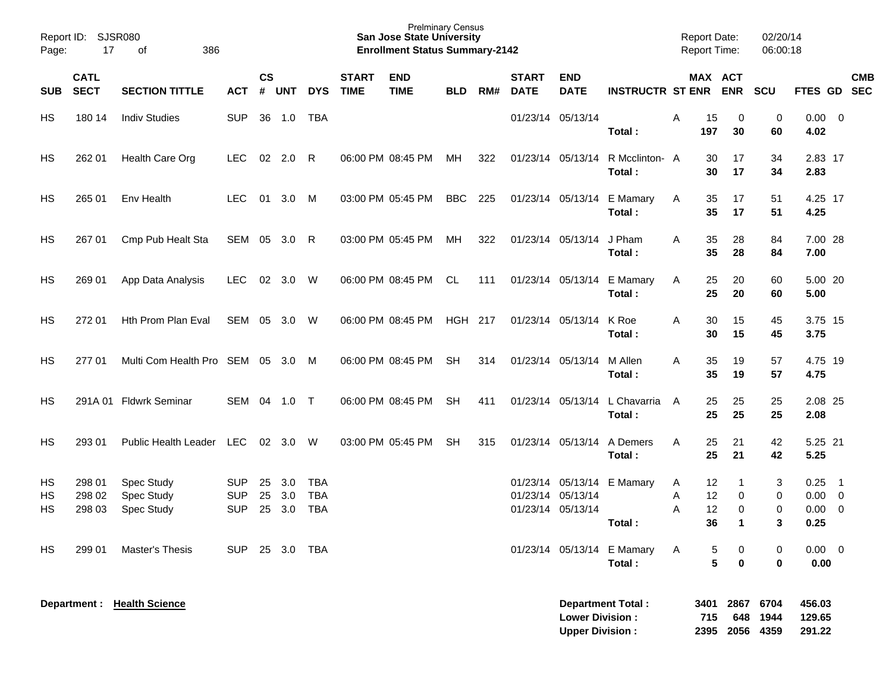Prelminary Census
**San Jose State University**
**Enrollment Status Summary-2142**

Report ID: SJSR080
Report Date: 02/20/14
Report Time: 06:00:18

| SUB | CATL SECT | SECTION TITTLE | ACT | CS # | UNT | DYS | START TIME | END TIME | BLD | RM# | START DATE | END DATE | INSTRUCTR | ST | MAX ENR | ACT ENR | SCU | FTES | GD | CMB SEC |
|---|---|---|---|---|---|---|---|---|---|---|---|---|---|---|---|---|---|---|---|---|
| HS | 180 14 | Indiv Studies | SUP | 36 | 1.0 | TBA | | | | | 01/23/14 | 05/13/14 | | A | 15 | 0 | 0 | 0.00 | 0 | |
| | | | | | | | | | | | | | **Total :** | | **197** | **30** | **60** | **4.02** | | |
| HS | 262 01 | Health Care Org | LEC | 02 | 2.0 | R | 06:00 PM | 08:45 PM | MH | 322 | 01/23/14 | 05/13/14 | R Mcclinton- | A | 30 | 17 | 34 | 2.83 | 17 | |
| | | | | | | | | | | | | | **Total :** | | **30** | **17** | **34** | **2.83** | | |
| HS | 265 01 | Env Health | LEC | 01 | 3.0 | M | 03:00 PM | 05:45 PM | BBC | 225 | 01/23/14 | 05/13/14 | E Mamary | A | 35 | 17 | 51 | 4.25 | 17 | |
| | | | | | | | | | | | | | **Total :** | | **35** | **17** | **51** | **4.25** | | |
| HS | 267 01 | Cmp Pub Healt Sta | SEM | 05 | 3.0 | R | 03:00 PM | 05:45 PM | MH | 322 | 01/23/14 | 05/13/14 | J Pham | A | 35 | 28 | 84 | 7.00 | 28 | |
| | | | | | | | | | | | | | **Total :** | | **35** | **28** | **84** | **7.00** | | |
| HS | 269 01 | App Data Analysis | LEC | 02 | 3.0 | W | 06:00 PM | 08:45 PM | CL | 111 | 01/23/14 | 05/13/14 | E Mamary | A | 25 | 20 | 60 | 5.00 | 20 | |
| | | | | | | | | | | | | | **Total :** | | **25** | **20** | **60** | **5.00** | | |
| HS | 272 01 | Hth Prom Plan Eval | SEM | 05 | 3.0 | W | 06:00 PM | 08:45 PM | HGH | 217 | 01/23/14 | 05/13/14 | K Roe | A | 30 | 15 | 45 | 3.75 | 15 | |
| | | | | | | | | | | | | | **Total :** | | **30** | **15** | **45** | **3.75** | | |
| HS | 277 01 | Multi Com Health Pro | SEM | 05 | 3.0 | M | 06:00 PM | 08:45 PM | SH | 314 | 01/23/14 | 05/13/14 | M Allen | A | 35 | 19 | 57 | 4.75 | 19 | |
| | | | | | | | | | | | | | **Total :** | | **35** | **19** | **57** | **4.75** | | |
| HS | 291A 01 | Fldwrk Seminar | SEM | 04 | 1.0 | T | 06:00 PM | 08:45 PM | SH | 411 | 01/23/14 | 05/13/14 | L Chavarria | A | 25 | 25 | 25 | 2.08 | 25 | |
| | | | | | | | | | | | | | **Total :** | | **25** | **25** | **25** | **2.08** | | |
| HS | 293 01 | Public Health Leader | LEC | 02 | 3.0 | W | 03:00 PM | 05:45 PM | SH | 315 | 01/23/14 | 05/13/14 | A Demers | A | 25 | 21 | 42 | 5.25 | 21 | |
| | | | | | | | | | | | | | **Total :** | | **25** | **21** | **42** | **5.25** | | |
| HS | 298 01 | Spec Study | SUP | 25 | 3.0 | TBA | | | | | 01/23/14 | 05/13/14 | E Mamary | A | 12 | 1 | 3 | 0.25 | 1 | |
| HS | 298 02 | Spec Study | SUP | 25 | 3.0 | TBA | | | | | 01/23/14 | 05/13/14 | | A | 12 | 0 | 0 | 0.00 | 0 | |
| HS | 298 03 | Spec Study | SUP | 25 | 3.0 | TBA | | | | | 01/23/14 | 05/13/14 | | A | 12 | 0 | 0 | 0.00 | 0 | |
| | | | | | | | | | | | | | **Total :** | | **36** | **1** | **3** | **0.25** | | |
| HS | 299 01 | Master's Thesis | SUP | 25 | 3.0 | TBA | | | | | 01/23/14 | 05/13/14 | E Mamary | A | 5 | 0 | 0 | 0.00 | 0 | |
| | | | | | | | | | | | | | **Total :** | | **5** | **0** | **0** | **0.00** | | |

**Department :** **Health Science**

| | MAX ENR | ACT ENR | SCU | FTES |
|---|---|---|---|---|
| **Department Total :** | **3401** | **2867** | **6704** | **456.03** |
| **Lower Division :** | **715** | **648** | **1944** | **129.65** |
| **Upper Division :** | **2395** | **2056** | **4359** | **291.22** |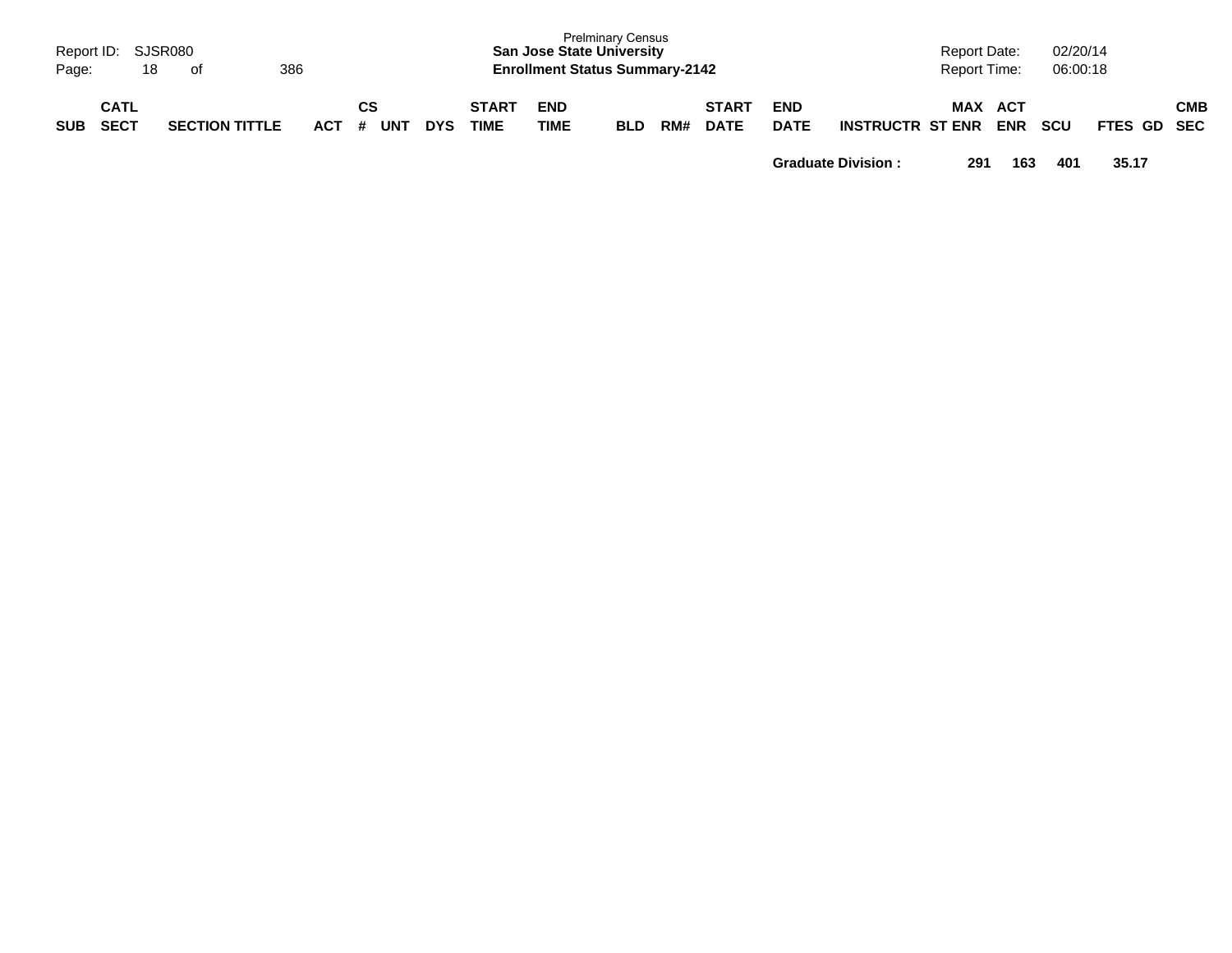| SUB | CATL SECT | SECTION TITTLE | ACT | CS # | UNT | DYS | START TIME | END TIME | BLD | RM# | START DATE | END DATE | INSTRUCTR | MAX ST ENR | ACT ENR | SCU | FTES | GD | CMB SEC |
|---|---|---|---|---|---|---|---|---|---|---|---|---|---|---|---|---|---|---|---|
| | | | | | | | | | | | | **Graduate Division :** | | **291** | **163** | **401** | **35.17** | | |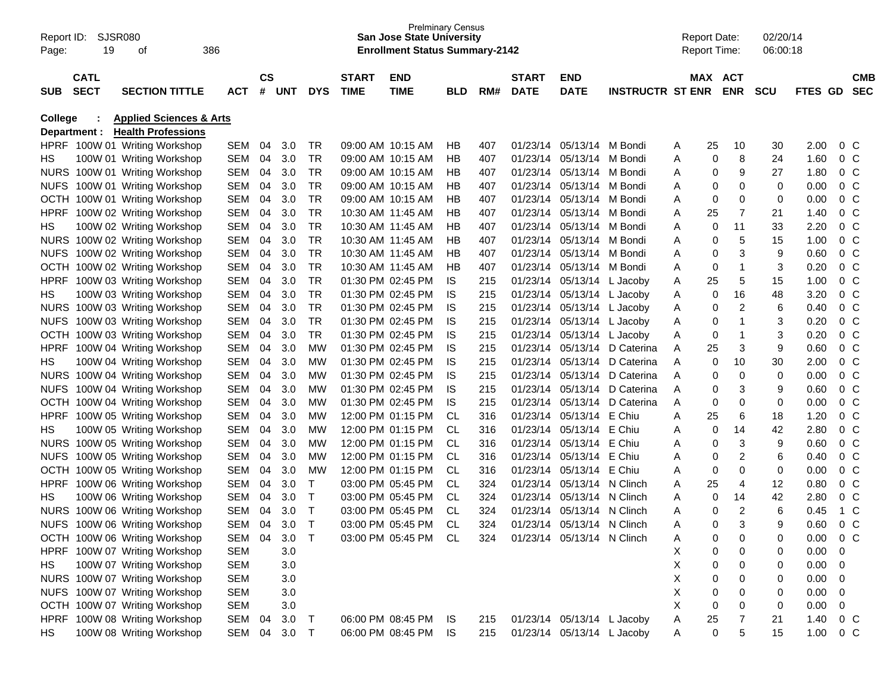Prelminary Census

**San Jose State University**

**Enrollment Status Summary-2142**

Report ID: SJSR080

Report Date: 02/20/14

Report Time: 06:00:18

**College : Applied Sciences & Arts**

**Department : Health Professions**

| SUB | CATL SECT | SECTION TITTLE | ACT | CS # | UNT | DYS | START TIME | END TIME | BLD | RM# | START DATE | END DATE | INSTRUCTR | ST | MAX ENR | ACT ENR | SCU | FTES | GD | CMB SEC |
|---|---|---|---|---|---|---|---|---|---|---|---|---|---|---|---|---|---|---|---|---|
| HPRF | 100W 01 | Writing Workshop | SEM | 04 | 3.0 | TR | 09:00 AM | 10:15 AM | HB | 407 | 01/23/14 | 05/13/14 | M Bondi | A | 25 | 10 | 30 | 2.00 | 0 | C |
| HS | 100W 01 | Writing Workshop | SEM | 04 | 3.0 | TR | 09:00 AM | 10:15 AM | HB | 407 | 01/23/14 | 05/13/14 | M Bondi | A | 0 | 8 | 24 | 1.60 | 0 | C |
| NURS | 100W 01 | Writing Workshop | SEM | 04 | 3.0 | TR | 09:00 AM | 10:15 AM | HB | 407 | 01/23/14 | 05/13/14 | M Bondi | A | 0 | 9 | 27 | 1.80 | 0 | C |
| NUFS | 100W 01 | Writing Workshop | SEM | 04 | 3.0 | TR | 09:00 AM | 10:15 AM | HB | 407 | 01/23/14 | 05/13/14 | M Bondi | A | 0 | 0 | 0 | 0.00 | 0 | C |
| OCTH | 100W 01 | Writing Workshop | SEM | 04 | 3.0 | TR | 09:00 AM | 10:15 AM | HB | 407 | 01/23/14 | 05/13/14 | M Bondi | A | 0 | 0 | 0 | 0.00 | 0 | C |
| HPRF | 100W 02 | Writing Workshop | SEM | 04 | 3.0 | TR | 10:30 AM | 11:45 AM | HB | 407 | 01/23/14 | 05/13/14 | M Bondi | A | 25 | 7 | 21 | 1.40 | 0 | C |
| HS | 100W 02 | Writing Workshop | SEM | 04 | 3.0 | TR | 10:30 AM | 11:45 AM | HB | 407 | 01/23/14 | 05/13/14 | M Bondi | A | 0 | 11 | 33 | 2.20 | 0 | C |
| NURS | 100W 02 | Writing Workshop | SEM | 04 | 3.0 | TR | 10:30 AM | 11:45 AM | HB | 407 | 01/23/14 | 05/13/14 | M Bondi | A | 0 | 5 | 15 | 1.00 | 0 | C |
| NUFS | 100W 02 | Writing Workshop | SEM | 04 | 3.0 | TR | 10:30 AM | 11:45 AM | HB | 407 | 01/23/14 | 05/13/14 | M Bondi | A | 0 | 3 | 9 | 0.60 | 0 | C |
| OCTH | 100W 02 | Writing Workshop | SEM | 04 | 3.0 | TR | 10:30 AM | 11:45 AM | HB | 407 | 01/23/14 | 05/13/14 | M Bondi | A | 0 | 1 | 3 | 0.20 | 0 | C |
| HPRF | 100W 03 | Writing Workshop | SEM | 04 | 3.0 | TR | 01:30 PM | 02:45 PM | IS | 215 | 01/23/14 | 05/13/14 | L Jacoby | A | 25 | 5 | 15 | 1.00 | 0 | C |
| HS | 100W 03 | Writing Workshop | SEM | 04 | 3.0 | TR | 01:30 PM | 02:45 PM | IS | 215 | 01/23/14 | 05/13/14 | L Jacoby | A | 0 | 16 | 48 | 3.20 | 0 | C |
| NURS | 100W 03 | Writing Workshop | SEM | 04 | 3.0 | TR | 01:30 PM | 02:45 PM | IS | 215 | 01/23/14 | 05/13/14 | L Jacoby | A | 0 | 2 | 6 | 0.40 | 0 | C |
| NUFS | 100W 03 | Writing Workshop | SEM | 04 | 3.0 | TR | 01:30 PM | 02:45 PM | IS | 215 | 01/23/14 | 05/13/14 | L Jacoby | A | 0 | 1 | 3 | 0.20 | 0 | C |
| OCTH | 100W 03 | Writing Workshop | SEM | 04 | 3.0 | TR | 01:30 PM | 02:45 PM | IS | 215 | 01/23/14 | 05/13/14 | L Jacoby | A | 0 | 1 | 3 | 0.20 | 0 | C |
| HPRF | 100W 04 | Writing Workshop | SEM | 04 | 3.0 | MW | 01:30 PM | 02:45 PM | IS | 215 | 01/23/14 | 05/13/14 | D Caterina | A | 25 | 3 | 9 | 0.60 | 0 | C |
| HS | 100W 04 | Writing Workshop | SEM | 04 | 3.0 | MW | 01:30 PM | 02:45 PM | IS | 215 | 01/23/14 | 05/13/14 | D Caterina | A | 0 | 10 | 30 | 2.00 | 0 | C |
| NURS | 100W 04 | Writing Workshop | SEM | 04 | 3.0 | MW | 01:30 PM | 02:45 PM | IS | 215 | 01/23/14 | 05/13/14 | D Caterina | A | 0 | 0 | 0 | 0.00 | 0 | C |
| NUFS | 100W 04 | Writing Workshop | SEM | 04 | 3.0 | MW | 01:30 PM | 02:45 PM | IS | 215 | 01/23/14 | 05/13/14 | D Caterina | A | 0 | 3 | 9 | 0.60 | 0 | C |
| OCTH | 100W 04 | Writing Workshop | SEM | 04 | 3.0 | MW | 01:30 PM | 02:45 PM | IS | 215 | 01/23/14 | 05/13/14 | D Caterina | A | 0 | 0 | 0 | 0.00 | 0 | C |
| HPRF | 100W 05 | Writing Workshop | SEM | 04 | 3.0 | MW | 12:00 PM | 01:15 PM | CL | 316 | 01/23/14 | 05/13/14 | E Chiu | A | 25 | 6 | 18 | 1.20 | 0 | C |
| HS | 100W 05 | Writing Workshop | SEM | 04 | 3.0 | MW | 12:00 PM | 01:15 PM | CL | 316 | 01/23/14 | 05/13/14 | E Chiu | A | 0 | 14 | 42 | 2.80 | 0 | C |
| NURS | 100W 05 | Writing Workshop | SEM | 04 | 3.0 | MW | 12:00 PM | 01:15 PM | CL | 316 | 01/23/14 | 05/13/14 | E Chiu | A | 0 | 3 | 9 | 0.60 | 0 | C |
| NUFS | 100W 05 | Writing Workshop | SEM | 04 | 3.0 | MW | 12:00 PM | 01:15 PM | CL | 316 | 01/23/14 | 05/13/14 | E Chiu | A | 0 | 2 | 6 | 0.40 | 0 | C |
| OCTH | 100W 05 | Writing Workshop | SEM | 04 | 3.0 | MW | 12:00 PM | 01:15 PM | CL | 316 | 01/23/14 | 05/13/14 | E Chiu | A | 0 | 0 | 0 | 0.00 | 0 | C |
| HPRF | 100W 06 | Writing Workshop | SEM | 04 | 3.0 | T | 03:00 PM | 05:45 PM | CL | 324 | 01/23/14 | 05/13/14 | N Clinch | A | 25 | 4 | 12 | 0.80 | 0 | C |
| HS | 100W 06 | Writing Workshop | SEM | 04 | 3.0 | T | 03:00 PM | 05:45 PM | CL | 324 | 01/23/14 | 05/13/14 | N Clinch | A | 0 | 14 | 42 | 2.80 | 0 | C |
| NURS | 100W 06 | Writing Workshop | SEM | 04 | 3.0 | T | 03:00 PM | 05:45 PM | CL | 324 | 01/23/14 | 05/13/14 | N Clinch | A | 0 | 2 | 6 | 0.45 | 1 | C |
| NUFS | 100W 06 | Writing Workshop | SEM | 04 | 3.0 | T | 03:00 PM | 05:45 PM | CL | 324 | 01/23/14 | 05/13/14 | N Clinch | A | 0 | 3 | 9 | 0.60 | 0 | C |
| OCTH | 100W 06 | Writing Workshop | SEM | 04 | 3.0 | T | 03:00 PM | 05:45 PM | CL | 324 | 01/23/14 | 05/13/14 | N Clinch | A | 0 | 0 | 0 | 0.00 | 0 | C |
| HPRF | 100W 07 | Writing Workshop | SEM | | 3.0 | | | | | | | | | X | 0 | 0 | 0 | 0.00 | 0 | |
| HS | 100W 07 | Writing Workshop | SEM | | 3.0 | | | | | | | | | X | 0 | 0 | 0 | 0.00 | 0 | |
| NURS | 100W 07 | Writing Workshop | SEM | | 3.0 | | | | | | | | | X | 0 | 0 | 0 | 0.00 | 0 | |
| NUFS | 100W 07 | Writing Workshop | SEM | | 3.0 | | | | | | | | | X | 0 | 0 | 0 | 0.00 | 0 | |
| OCTH | 100W 07 | Writing Workshop | SEM | | 3.0 | | | | | | | | | X | 0 | 0 | 0 | 0.00 | 0 | |
| HPRF | 100W 08 | Writing Workshop | SEM | 04 | 3.0 | T | 06:00 PM | 08:45 PM | IS | 215 | 01/23/14 | 05/13/14 | L Jacoby | A | 25 | 7 | 21 | 1.40 | 0 | C |
| HS | 100W 08 | Writing Workshop | SEM | 04 | 3.0 | T | 06:00 PM | 08:45 PM | IS | 215 | 01/23/14 | 05/13/14 | L Jacoby | A | 0 | 5 | 15 | 1.00 | 0 | C |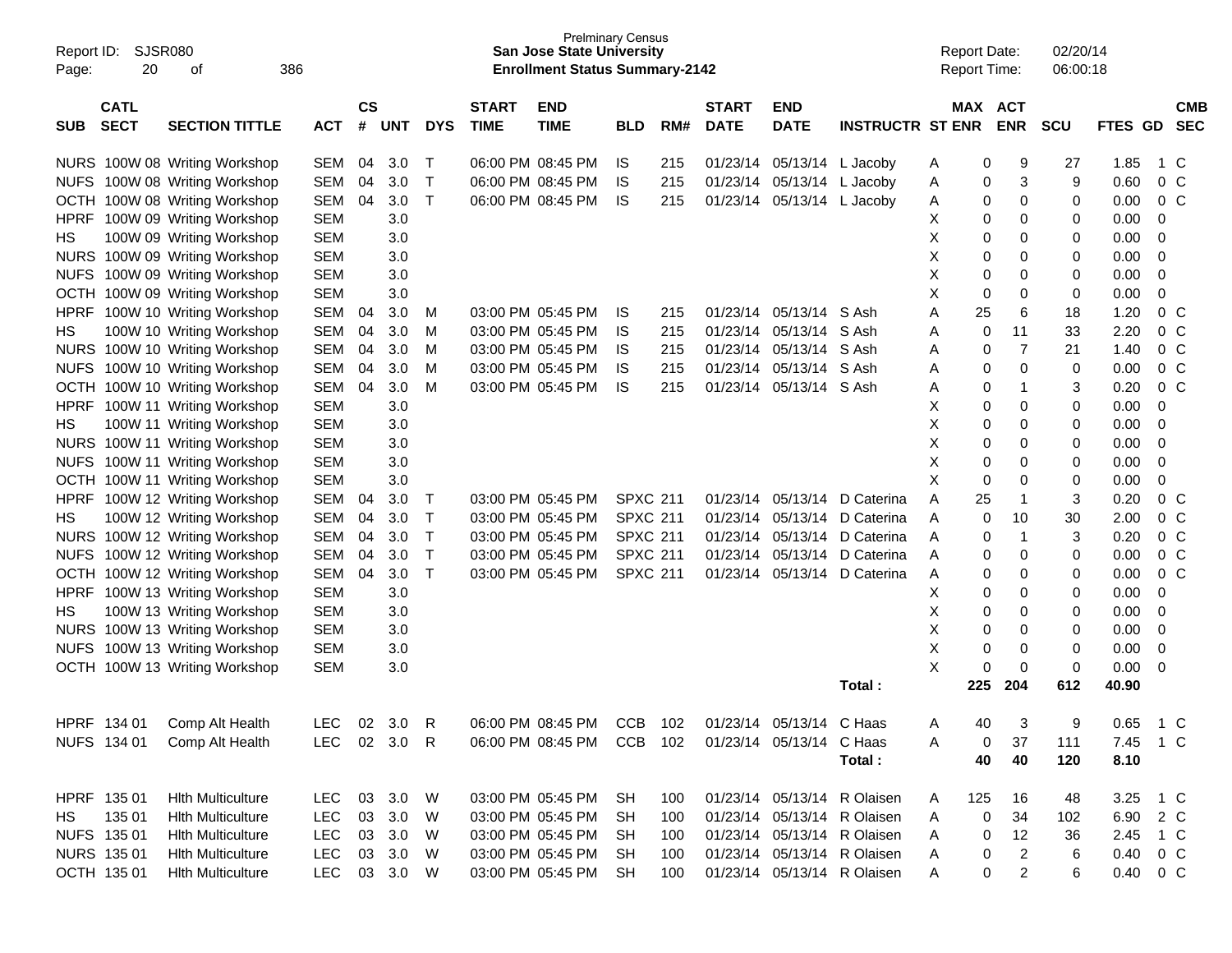Preliminary Census
**San Jose State University**
**Enrollment Status Summary-2142**

Report ID: SJSR080
Report Date: 02/20/14
Report Time: 06:00:18

| SUB | CATL SECT | SECTION TITTLE | ACT | CS # | UNT | DYS | START TIME | END TIME | BLD | RM# | START DATE | END DATE | INSTRUCTR | ST | MAX ENR | ACT ENR | SCU | FTES | GD | CMB SEC |
|---|---|---|---|---|---|---|---|---|---|---|---|---|---|---|---|---|---|---|---|---|
| NURS | 100W 08 | Writing Workshop | SEM | 04 | 3.0 | T | 06:00 PM | 08:45 PM | IS | 215 | 01/23/14 | 05/13/14 | L Jacoby | A | 0 | 9 | 27 | 1.85 | 1 | C |
| NUFS | 100W 08 | Writing Workshop | SEM | 04 | 3.0 | T | 06:00 PM | 08:45 PM | IS | 215 | 01/23/14 | 05/13/14 | L Jacoby | A | 0 | 3 | 9 | 0.60 | 0 | C |
| OCTH | 100W 08 | Writing Workshop | SEM | 04 | 3.0 | T | 06:00 PM | 08:45 PM | IS | 215 | 01/23/14 | 05/13/14 | L Jacoby | A | 0 | 0 | 0 | 0.00 | 0 | C |
| HPRF | 100W 09 | Writing Workshop | SEM | | 3.0 | | | | | | | | | X | 0 | 0 | 0 | 0.00 | 0 | |
| HS | 100W 09 | Writing Workshop | SEM | | 3.0 | | | | | | | | | X | 0 | 0 | 0 | 0.00 | 0 | |
| NURS | 100W 09 | Writing Workshop | SEM | | 3.0 | | | | | | | | | X | 0 | 0 | 0 | 0.00 | 0 | |
| NUFS | 100W 09 | Writing Workshop | SEM | | 3.0 | | | | | | | | | X | 0 | 0 | 0 | 0.00 | 0 | |
| OCTH | 100W 09 | Writing Workshop | SEM | | 3.0 | | | | | | | | | X | 0 | 0 | 0 | 0.00 | 0 | |
| HPRF | 100W 10 | Writing Workshop | SEM | 04 | 3.0 | M | 03:00 PM | 05:45 PM | IS | 215 | 01/23/14 | 05/13/14 | S Ash | A | 25 | 6 | 18 | 1.20 | 0 | C |
| HS | 100W 10 | Writing Workshop | SEM | 04 | 3.0 | M | 03:00 PM | 05:45 PM | IS | 215 | 01/23/14 | 05/13/14 | S Ash | A | 0 | 11 | 33 | 2.20 | 0 | C |
| NURS | 100W 10 | Writing Workshop | SEM | 04 | 3.0 | M | 03:00 PM | 05:45 PM | IS | 215 | 01/23/14 | 05/13/14 | S Ash | A | 0 | 7 | 21 | 1.40 | 0 | C |
| NUFS | 100W 10 | Writing Workshop | SEM | 04 | 3.0 | M | 03:00 PM | 05:45 PM | IS | 215 | 01/23/14 | 05/13/14 | S Ash | A | 0 | 0 | 0 | 0.00 | 0 | C |
| OCTH | 100W 10 | Writing Workshop | SEM | 04 | 3.0 | M | 03:00 PM | 05:45 PM | IS | 215 | 01/23/14 | 05/13/14 | S Ash | A | 0 | 1 | 3 | 0.20 | 0 | C |
| HPRF | 100W 11 | Writing Workshop | SEM | | 3.0 | | | | | | | | | X | 0 | 0 | 0 | 0.00 | 0 | |
| HS | 100W 11 | Writing Workshop | SEM | | 3.0 | | | | | | | | | X | 0 | 0 | 0 | 0.00 | 0 | |
| NURS | 100W 11 | Writing Workshop | SEM | | 3.0 | | | | | | | | | X | 0 | 0 | 0 | 0.00 | 0 | |
| NUFS | 100W 11 | Writing Workshop | SEM | | 3.0 | | | | | | | | | X | 0 | 0 | 0 | 0.00 | 0 | |
| OCTH | 100W 11 | Writing Workshop | SEM | | 3.0 | | | | | | | | | X | 0 | 0 | 0 | 0.00 | 0 | |
| HPRF | 100W 12 | Writing Workshop | SEM | 04 | 3.0 | T | 03:00 PM | 05:45 PM | SPXC | 211 | 01/23/14 | 05/13/14 | D Caterina | A | 25 | 1 | 3 | 0.20 | 0 | C |
| HS | 100W 12 | Writing Workshop | SEM | 04 | 3.0 | T | 03:00 PM | 05:45 PM | SPXC | 211 | 01/23/14 | 05/13/14 | D Caterina | A | 0 | 10 | 30 | 2.00 | 0 | C |
| NURS | 100W 12 | Writing Workshop | SEM | 04 | 3.0 | T | 03:00 PM | 05:45 PM | SPXC | 211 | 01/23/14 | 05/13/14 | D Caterina | A | 0 | 1 | 3 | 0.20 | 0 | C |
| NUFS | 100W 12 | Writing Workshop | SEM | 04 | 3.0 | T | 03:00 PM | 05:45 PM | SPXC | 211 | 01/23/14 | 05/13/14 | D Caterina | A | 0 | 0 | 0 | 0.00 | 0 | C |
| OCTH | 100W 12 | Writing Workshop | SEM | 04 | 3.0 | T | 03:00 PM | 05:45 PM | SPXC | 211 | 01/23/14 | 05/13/14 | D Caterina | A | 0 | 0 | 0 | 0.00 | 0 | C |
| HPRF | 100W 13 | Writing Workshop | SEM | | 3.0 | | | | | | | | | X | 0 | 0 | 0 | 0.00 | 0 | |
| HS | 100W 13 | Writing Workshop | SEM | | 3.0 | | | | | | | | | X | 0 | 0 | 0 | 0.00 | 0 | |
| NURS | 100W 13 | Writing Workshop | SEM | | 3.0 | | | | | | | | | X | 0 | 0 | 0 | 0.00 | 0 | |
| NUFS | 100W 13 | Writing Workshop | SEM | | 3.0 | | | | | | | | | X | 0 | 0 | 0 | 0.00 | 0 | |
| OCTH | 100W 13 | Writing Workshop | SEM | | 3.0 | | | | | | | | | X | 0 | 0 | 0 | 0.00 | 0 | |
| | | | | | | | | | | | | | Total : | | 225 | 204 | 612 | 40.90 | | |
| HPRF | 134 01 | Comp Alt Health | LEC | 02 | 3.0 | R | 06:00 PM | 08:45 PM | CCB | 102 | 01/23/14 | 05/13/14 | C Haas | A | 40 | 3 | 9 | 0.65 | 1 | C |
| NUFS | 134 01 | Comp Alt Health | LEC | 02 | 3.0 | R | 06:00 PM | 08:45 PM | CCB | 102 | 01/23/14 | 05/13/14 | C Haas | A | 0 | 37 | 111 | 7.45 | 1 | C |
| | | | | | | | | | | | | | Total : | | 40 | 40 | 120 | 8.10 | | |
| HPRF | 135 01 | Hlth Multiculture | LEC | 03 | 3.0 | W | 03:00 PM | 05:45 PM | SH | 100 | 01/23/14 | 05/13/14 | R Olaisen | A | 125 | 16 | 48 | 3.25 | 1 | C |
| HS | 135 01 | Hlth Multiculture | LEC | 03 | 3.0 | W | 03:00 PM | 05:45 PM | SH | 100 | 01/23/14 | 05/13/14 | R Olaisen | A | 0 | 34 | 102 | 6.90 | 2 | C |
| NUFS | 135 01 | Hlth Multiculture | LEC | 03 | 3.0 | W | 03:00 PM | 05:45 PM | SH | 100 | 01/23/14 | 05/13/14 | R Olaisen | A | 0 | 12 | 36 | 2.45 | 1 | C |
| NURS | 135 01 | Hlth Multiculture | LEC | 03 | 3.0 | W | 03:00 PM | 05:45 PM | SH | 100 | 01/23/14 | 05/13/14 | R Olaisen | A | 0 | 2 | 6 | 0.40 | 0 | C |
| OCTH | 135 01 | Hlth Multiculture | LEC | 03 | 3.0 | W | 03:00 PM | 05:45 PM | SH | 100 | 01/23/14 | 05/13/14 | R Olaisen | A | 0 | 2 | 6 | 0.40 | 0 | C |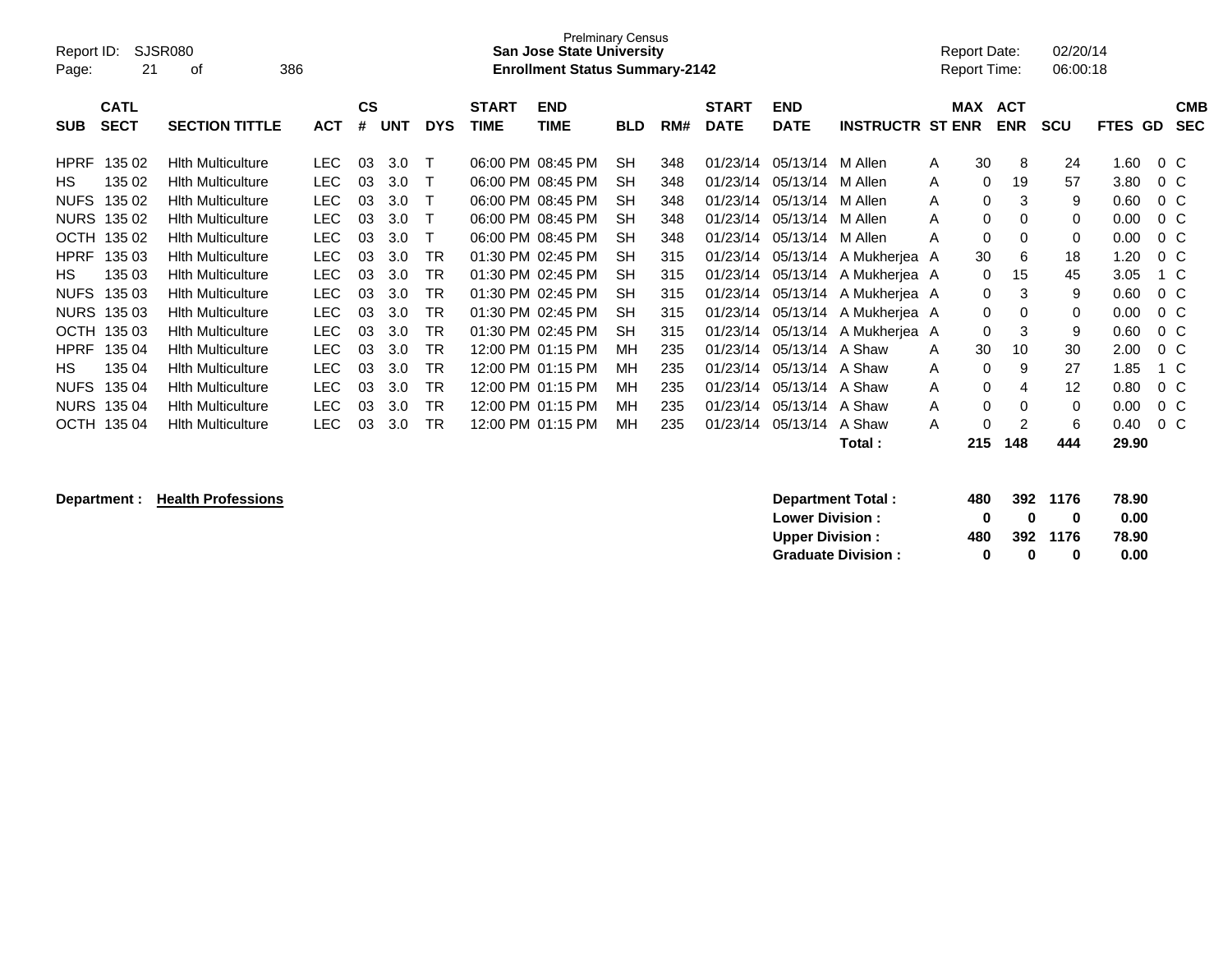Prelminary Census
**San Jose State University**
**Enrollment Status Summary-2142**

Report ID: SJSR080
Report Date: 02/20/14
Report Time: 06:00:18

| SUB | CATL SECT | SECTION TITTLE | ACT | CS # | UNT | DYS | START TIME | END TIME | BLD | RM# | START DATE | END DATE | INSTRUCTR | ST | MAX ENR | ACT ENR | SCU | FTES | GD | CMB SEC |
|---|---|---|---|---|---|---|---|---|---|---|---|---|---|---|---|---|---|---|---|---|
| HPRF | 135 02 | Hlth Multiculture | LEC | 03 | 3.0 | T | 06:00 PM | 08:45 PM | SH | 348 | 01/23/14 | 05/13/14 | M Allen | A | 30 | 8 | 24 | 1.60 | 0 | C |
| HS | 135 02 | Hlth Multiculture | LEC | 03 | 3.0 | T | 06:00 PM | 08:45 PM | SH | 348 | 01/23/14 | 05/13/14 | M Allen | A | 0 | 19 | 57 | 3.80 | 0 | C |
| NUFS | 135 02 | Hlth Multiculture | LEC | 03 | 3.0 | T | 06:00 PM | 08:45 PM | SH | 348 | 01/23/14 | 05/13/14 | M Allen | A | 0 | 3 | 9 | 0.60 | 0 | C |
| NURS | 135 02 | Hlth Multiculture | LEC | 03 | 3.0 | T | 06:00 PM | 08:45 PM | SH | 348 | 01/23/14 | 05/13/14 | M Allen | A | 0 | 0 | 0 | 0.00 | 0 | C |
| OCTH | 135 02 | Hlth Multiculture | LEC | 03 | 3.0 | T | 06:00 PM | 08:45 PM | SH | 348 | 01/23/14 | 05/13/14 | M Allen | A | 0 | 0 | 0 | 0.00 | 0 | C |
| HPRF | 135 03 | Hlth Multiculture | LEC | 03 | 3.0 | TR | 01:30 PM | 02:45 PM | SH | 315 | 01/23/14 | 05/13/14 | A Mukherjea | A | 30 | 6 | 18 | 1.20 | 0 | C |
| HS | 135 03 | Hlth Multiculture | LEC | 03 | 3.0 | TR | 01:30 PM | 02:45 PM | SH | 315 | 01/23/14 | 05/13/14 | A Mukherjea | A | 0 | 15 | 45 | 3.05 | 1 | C |
| NUFS | 135 03 | Hlth Multiculture | LEC | 03 | 3.0 | TR | 01:30 PM | 02:45 PM | SH | 315 | 01/23/14 | 05/13/14 | A Mukherjea | A | 0 | 3 | 9 | 0.60 | 0 | C |
| NURS | 135 03 | Hlth Multiculture | LEC | 03 | 3.0 | TR | 01:30 PM | 02:45 PM | SH | 315 | 01/23/14 | 05/13/14 | A Mukherjea | A | 0 | 0 | 0 | 0.00 | 0 | C |
| OCTH | 135 03 | Hlth Multiculture | LEC | 03 | 3.0 | TR | 01:30 PM | 02:45 PM | SH | 315 | 01/23/14 | 05/13/14 | A Mukherjea | A | 0 | 3 | 9 | 0.60 | 0 | C |
| HPRF | 135 04 | Hlth Multiculture | LEC | 03 | 3.0 | TR | 12:00 PM | 01:15 PM | MH | 235 | 01/23/14 | 05/13/14 | A Shaw | A | 30 | 10 | 30 | 2.00 | 0 | C |
| HS | 135 04 | Hlth Multiculture | LEC | 03 | 3.0 | TR | 12:00 PM | 01:15 PM | MH | 235 | 01/23/14 | 05/13/14 | A Shaw | A | 0 | 9 | 27 | 1.85 | 1 | C |
| NUFS | 135 04 | Hlth Multiculture | LEC | 03 | 3.0 | TR | 12:00 PM | 01:15 PM | MH | 235 | 01/23/14 | 05/13/14 | A Shaw | A | 0 | 4 | 12 | 0.80 | 0 | C |
| NURS | 135 04 | Hlth Multiculture | LEC | 03 | 3.0 | TR | 12:00 PM | 01:15 PM | MH | 235 | 01/23/14 | 05/13/14 | A Shaw | A | 0 | 0 | 0 | 0.00 | 0 | C |
| OCTH | 135 04 | Hlth Multiculture | LEC | 03 | 3.0 | TR | 12:00 PM | 01:15 PM | MH | 235 | 01/23/14 | 05/13/14 | A Shaw | A | 0 | 2 | 6 | 0.40 | 0 | C |
| | | | | | | | | | | | | | **Total :** | | **215** | **148** | **444** | **29.90** | | |

**Department : Health Professions**

| | MAX ENR | ACT ENR | SCU | FTES |
|---|---|---|---|---|
| **Department Total :** | **480** | **392** | **1176** | **78.90** |
| **Lower Division :** | **0** | **0** | **0** | **0.00** |
| **Upper Division :** | **480** | **392** | **1176** | **78.90** |
| **Graduate Division :** | **0** | **0** | **0** | **0.00** |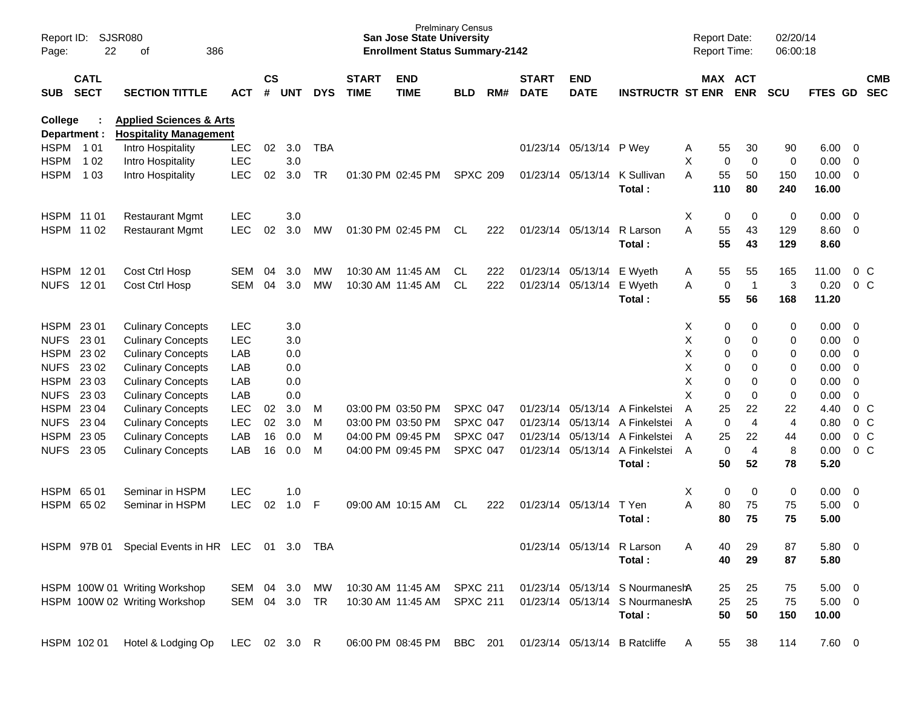Prelminary Census
**San Jose State University**
**Enrollment Status Summary-2142**

Report ID: SJSR080
Report Date: 02/20/14
Report Time: 06:00:18

| SUB | CATL SECT | SECTION TITTLE | ACT | CS # | UNT | DYS | START TIME | END TIME | BLD | RM# | START DATE | END DATE | INSTRUCTR | ST | MAX ENR | ACT ENR | SCU | FTES | GD | CMB SEC |
|---|---|---|---|---|---|---|---|---|---|---|---|---|---|---|---|---|---|---|---|---|
| **College :** | | **Applied Sciences & Arts** | | | | | | | | | | | | | | | | | | |
| **Department :** | | **Hospitality Management** | | | | | | | | | | | | | | | | | | |
| HSPM | 1 01 | Intro Hospitality | LEC | 02 | 3.0 | TBA | | | | | 01/23/14 | 05/13/14 | P Wey | A | 55 | 30 | 90 | 6.00 | 0 | |
| HSPM | 1 02 | Intro Hospitality | LEC | | 3.0 | | | | | | | | | X | 0 | 0 | 0 | 0.00 | 0 | |
| HSPM | 1 03 | Intro Hospitality | LEC | 02 | 3.0 | TR | 01:30 PM | 02:45 PM | SPXC | 209 | 01/23/14 | 05/13/14 | K Sullivan | A | 55 | 50 | 150 | 10.00 | 0 | |
| | | | | | | | | | | | | | **Total :** | | **110** | **80** | **240** | **16.00** | | |
| HSPM | 11 01 | Restaurant Mgmt | LEC | | 3.0 | | | | | | | | | X | 0 | 0 | 0 | 0.00 | 0 | |
| HSPM | 11 02 | Restaurant Mgmt | LEC | 02 | 3.0 | MW | 01:30 PM | 02:45 PM | CL | 222 | 01/23/14 | 05/13/14 | R Larson | A | 55 | 43 | 129 | 8.60 | 0 | |
| | | | | | | | | | | | | | **Total :** | | **55** | **43** | **129** | **8.60** | | |
| HSPM | 12 01 | Cost Ctrl Hosp | SEM | 04 | 3.0 | MW | 10:30 AM | 11:45 AM | CL | 222 | 01/23/14 | 05/13/14 | E Wyeth | A | 55 | 55 | 165 | 11.00 | 0 | C |
| NUFS | 12 01 | Cost Ctrl Hosp | SEM | 04 | 3.0 | MW | 10:30 AM | 11:45 AM | CL | 222 | 01/23/14 | 05/13/14 | E Wyeth | A | 0 | 1 | 3 | 0.20 | 0 | C |
| | | | | | | | | | | | | | **Total :** | | **55** | **56** | **168** | **11.20** | | |
| HSPM | 23 01 | Culinary Concepts | LEC | | 3.0 | | | | | | | | | X | 0 | 0 | 0 | 0.00 | 0 | |
| NUFS | 23 01 | Culinary Concepts | LEC | | 3.0 | | | | | | | | | X | 0 | 0 | 0 | 0.00 | 0 | |
| HSPM | 23 02 | Culinary Concepts | LAB | | 0.0 | | | | | | | | | X | 0 | 0 | 0 | 0.00 | 0 | |
| NUFS | 23 02 | Culinary Concepts | LAB | | 0.0 | | | | | | | | | X | 0 | 0 | 0 | 0.00 | 0 | |
| HSPM | 23 03 | Culinary Concepts | LAB | | 0.0 | | | | | | | | | X | 0 | 0 | 0 | 0.00 | 0 | |
| NUFS | 23 03 | Culinary Concepts | LAB | | 0.0 | | | | | | | | | X | 0 | 0 | 0 | 0.00 | 0 | |
| HSPM | 23 04 | Culinary Concepts | LEC | 02 | 3.0 | M | 03:00 PM | 03:50 PM | SPXC | 047 | 01/23/14 | 05/13/14 | A Finkelstei | A | 25 | 22 | 22 | 4.40 | 0 | C |
| NUFS | 23 04 | Culinary Concepts | LEC | 02 | 3.0 | M | 03:00 PM | 03:50 PM | SPXC | 047 | 01/23/14 | 05/13/14 | A Finkelstei | A | 0 | 4 | 4 | 0.80 | 0 | C |
| HSPM | 23 05 | Culinary Concepts | LAB | 16 | 0.0 | M | 04:00 PM | 09:45 PM | SPXC | 047 | 01/23/14 | 05/13/14 | A Finkelstei | A | 25 | 22 | 44 | 0.00 | 0 | C |
| NUFS | 23 05 | Culinary Concepts | LAB | 16 | 0.0 | M | 04:00 PM | 09:45 PM | SPXC | 047 | 01/23/14 | 05/13/14 | A Finkelstei | A | 0 | 4 | 8 | 0.00 | 0 | C |
| | | | | | | | | | | | | | **Total :** | | **50** | **52** | **78** | **5.20** | | |
| HSPM | 65 01 | Seminar in HSPM | LEC | | 1.0 | | | | | | | | | X | 0 | 0 | 0 | 0.00 | 0 | |
| HSPM | 65 02 | Seminar in HSPM | LEC | 02 | 1.0 | F | 09:00 AM | 10:15 AM | CL | 222 | 01/23/14 | 05/13/14 | T Yen | A | 80 | 75 | 75 | 5.00 | 0 | |
| | | | | | | | | | | | | | **Total :** | | **80** | **75** | **75** | **5.00** | | |
| HSPM | 97B 01 | Special Events in HR | LEC | 01 | 3.0 | TBA | | | | | 01/23/14 | 05/13/14 | R Larson | A | 40 | 29 | 87 | 5.80 | 0 | |
| | | | | | | | | | | | | | **Total :** | | **40** | **29** | **87** | **5.80** | | |
| HSPM | 100W 01 | Writing Workshop | SEM | 04 | 3.0 | MW | 10:30 AM | 11:45 AM | SPXC | 211 | 01/23/14 | 05/13/14 | S Nourmanesh | A | 25 | 25 | 75 | 5.00 | 0 | |
| HSPM | 100W 02 | Writing Workshop | SEM | 04 | 3.0 | TR | 10:30 AM | 11:45 AM | SPXC | 211 | 01/23/14 | 05/13/14 | S Nourmanesh | A | 25 | 25 | 75 | 5.00 | 0 | |
| | | | | | | | | | | | | | **Total :** | | **50** | **50** | **150** | **10.00** | | |
| HSPM | 102 01 | Hotel & Lodging Op | LEC | 02 | 3.0 | R | 06:00 PM | 08:45 PM | BBC | 201 | 01/23/14 | 05/13/14 | B Ratcliffe | A | 55 | 38 | 114 | 7.60 | 0 | |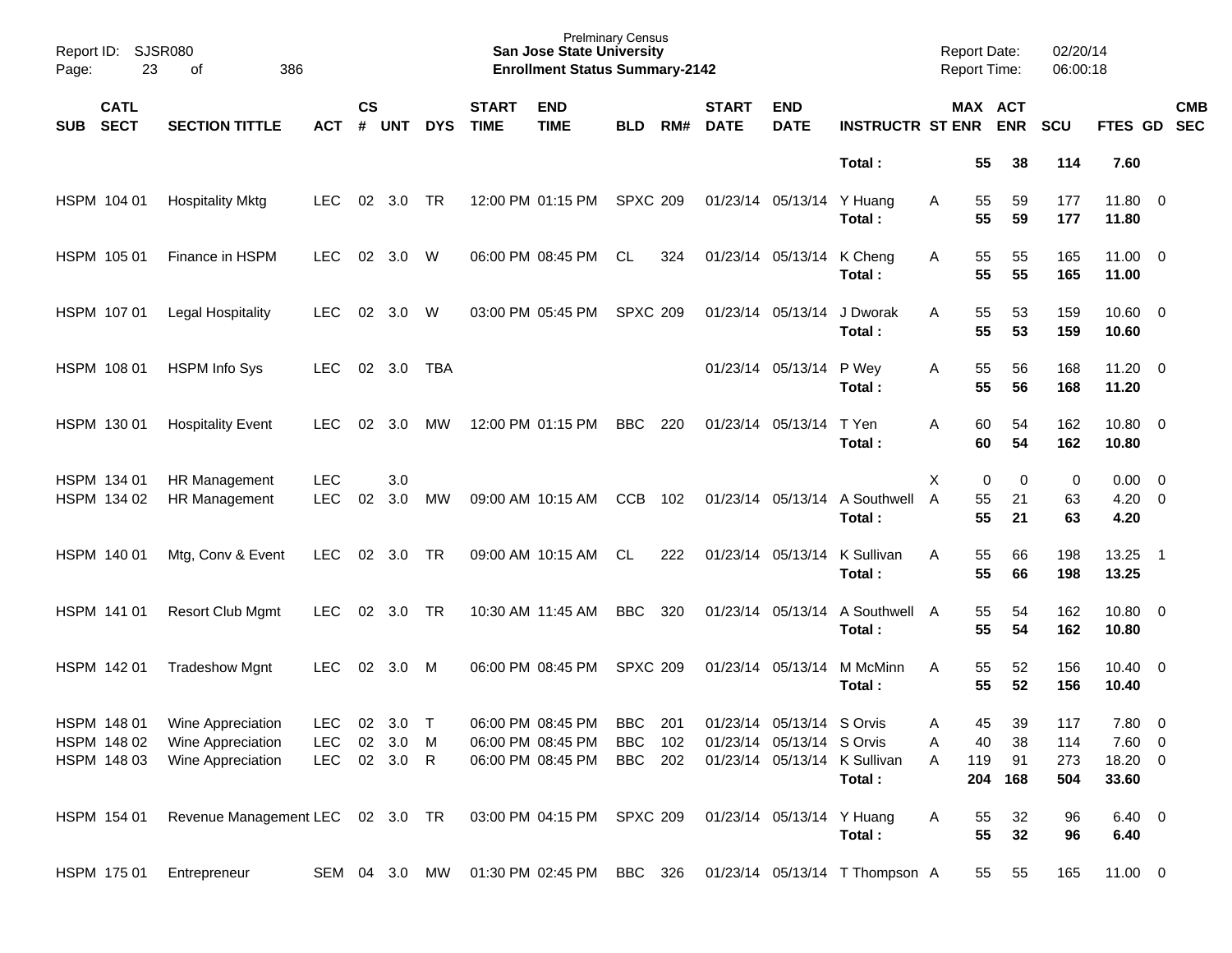Prelminary Census
**San Jose State University**
**Enrollment Status Summary-2142**

Report ID: SJSR080
Report Date: 02/20/14
Report Time: 06:00:18

| SUB | CATL SECT | SECTION TITTLE | ACT | CS # | UNT | DYS | START TIME | END TIME | BLD | RM# | START DATE | END DATE | INSTRUCTR | ST | MAX ENR | ACT ENR | SCU | FTES | GD | CMB SEC |
|---|---|---|---|---|---|---|---|---|---|---|---|---|---|---|---|---|---|---|---|---|
| | | | | | | | | | | | | | **Total :** | | **55** | **38** | **114** | **7.60** | | |
| HSPM | 104 01 | Hospitality Mktg | LEC | 02 | 3.0 | TR | 12:00 PM | 01:15 PM | SPXC | 209 | 01/23/14 | 05/13/14 | Y Huang | A | 55 | 59 | 177 | 11.80 | 0 | |
| | | | | | | | | | | | | | **Total :** | | **55** | **59** | **177** | **11.80** | | |
| HSPM | 105 01 | Finance in HSPM | LEC | 02 | 3.0 | W | 06:00 PM | 08:45 PM | CL | 324 | 01/23/14 | 05/13/14 | K Cheng | A | 55 | 55 | 165 | 11.00 | 0 | |
| | | | | | | | | | | | | | **Total :** | | **55** | **55** | **165** | **11.00** | | |
| HSPM | 107 01 | Legal Hospitality | LEC | 02 | 3.0 | W | 03:00 PM | 05:45 PM | SPXC | 209 | 01/23/14 | 05/13/14 | J Dworak | A | 55 | 53 | 159 | 10.60 | 0 | |
| | | | | | | | | | | | | | **Total :** | | **55** | **53** | **159** | **10.60** | | |
| HSPM | 108 01 | HSPM Info Sys | LEC | 02 | 3.0 | TBA | | | | | 01/23/14 | 05/13/14 | P Wey | A | 55 | 56 | 168 | 11.20 | 0 | |
| | | | | | | | | | | | | | **Total :** | | **55** | **56** | **168** | **11.20** | | |
| HSPM | 130 01 | Hospitality Event | LEC | 02 | 3.0 | MW | 12:00 PM | 01:15 PM | BBC | 220 | 01/23/14 | 05/13/14 | T Yen | A | 60 | 54 | 162 | 10.80 | 0 | |
| | | | | | | | | | | | | | **Total :** | | **60** | **54** | **162** | **10.80** | | |
| HSPM | 134 01 | HR Management | LEC | | 3.0 | | | | | | | | | X | 0 | 0 | 0 | 0.00 | 0 | |
| HSPM | 134 02 | HR Management | LEC | 02 | 3.0 | MW | 09:00 AM | 10:15 AM | CCB | 102 | 01/23/14 | 05/13/14 | A Southwell | A | 55 | 21 | 63 | 4.20 | 0 | |
| | | | | | | | | | | | | | **Total :** | | **55** | **21** | **63** | **4.20** | | |
| HSPM | 140 01 | Mtg, Conv & Event | LEC | 02 | 3.0 | TR | 09:00 AM | 10:15 AM | CL | 222 | 01/23/14 | 05/13/14 | K Sullivan | A | 55 | 66 | 198 | 13.25 | 1 | |
| | | | | | | | | | | | | | **Total :** | | **55** | **66** | **198** | **13.25** | | |
| HSPM | 141 01 | Resort Club Mgmt | LEC | 02 | 3.0 | TR | 10:30 AM | 11:45 AM | BBC | 320 | 01/23/14 | 05/13/14 | A Southwell | A | 55 | 54 | 162 | 10.80 | 0 | |
| | | | | | | | | | | | | | **Total :** | | **55** | **54** | **162** | **10.80** | | |
| HSPM | 142 01 | Tradeshow Mgnt | LEC | 02 | 3.0 | M | 06:00 PM | 08:45 PM | SPXC | 209 | 01/23/14 | 05/13/14 | M McMinn | A | 55 | 52 | 156 | 10.40 | 0 | |
| | | | | | | | | | | | | | **Total :** | | **55** | **52** | **156** | **10.40** | | |
| HSPM | 148 01 | Wine Appreciation | LEC | 02 | 3.0 | T | 06:00 PM | 08:45 PM | BBC | 201 | 01/23/14 | 05/13/14 | S Orvis | A | 45 | 39 | 117 | 7.80 | 0 | |
| HSPM | 148 02 | Wine Appreciation | LEC | 02 | 3.0 | M | 06:00 PM | 08:45 PM | BBC | 102 | 01/23/14 | 05/13/14 | S Orvis | A | 40 | 38 | 114 | 7.60 | 0 | |
| HSPM | 148 03 | Wine Appreciation | LEC | 02 | 3.0 | R | 06:00 PM | 08:45 PM | BBC | 202 | 01/23/14 | 05/13/14 | K Sullivan | A | 119 | 91 | 273 | 18.20 | 0 | |
| | | | | | | | | | | | | | **Total :** | | **204** | **168** | **504** | **33.60** | | |
| HSPM | 154 01 | Revenue Management | LEC | 02 | 3.0 | TR | 03:00 PM | 04:15 PM | SPXC | 209 | 01/23/14 | 05/13/14 | Y Huang | A | 55 | 32 | 96 | 6.40 | 0 | |
| | | | | | | | | | | | | | **Total :** | | **55** | **32** | **96** | **6.40** | | |
| HSPM | 175 01 | Entrepreneur | SEM | 04 | 3.0 | MW | 01:30 PM | 02:45 PM | BBC | 326 | 01/23/14 | 05/13/14 | T Thompson | A | 55 | 55 | 165 | 11.00 | 0 | |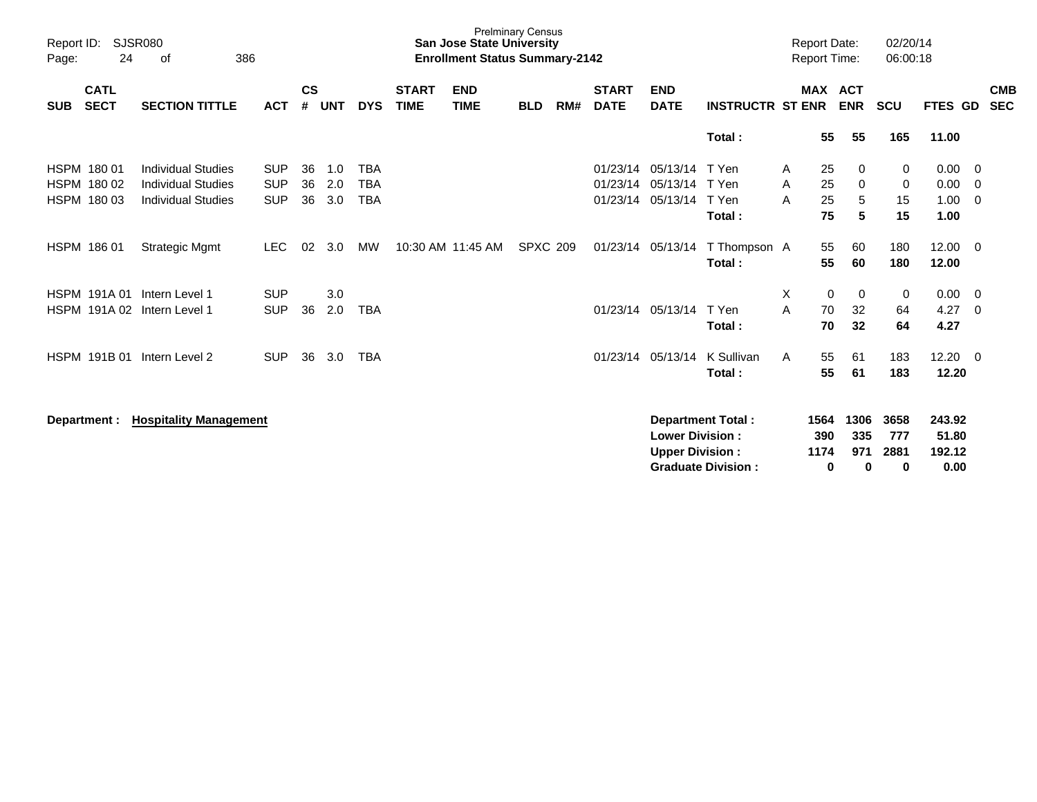| SUB | CATL SECT | SECTION TITTLE | ACT | CS # | UNT | DYS | START TIME | END TIME | BLD | RM# | START DATE | END DATE | INSTRUCTR | ST | MAX ENR | ACT ENR | SCU | FTES | GD | CMB SEC |
|---|---|---|---|---|---|---|---|---|---|---|---|---|---|---|---|---|---|---|---|---|
| | | | | | | | | | | | | | **Total :** | | **55** | **55** | **165** | **11.00** | | |
| HSPM | 180 01 | Individual Studies | SUP | 36 | 1.0 | TBA | | | | | 01/23/14 | 05/13/14 | T Yen | A | 25 | 0 | 0 | 0.00 | 0 | |
| HSPM | 180 02 | Individual Studies | SUP | 36 | 2.0 | TBA | | | | | 01/23/14 | 05/13/14 | T Yen | A | 25 | 0 | 0 | 0.00 | 0 | |
| HSPM | 180 03 | Individual Studies | SUP | 36 | 3.0 | TBA | | | | | 01/23/14 | 05/13/14 | T Yen | A | 25 | 5 | 15 | 1.00 | 0 | |
| | | | | | | | | | | | | | **Total :** | | **75** | **5** | **15** | **1.00** | | |
| HSPM | 186 01 | Strategic Mgmt | LEC | 02 | 3.0 | MW | 10:30 AM | 11:45 AM | SPXC | 209 | 01/23/14 | 05/13/14 | T Thompson | A | 55 | 60 | 180 | 12.00 | 0 | |
| | | | | | | | | | | | | | **Total :** | | **55** | **60** | **180** | **12.00** | | |
| HSPM | 191A 01 | Intern Level 1 | SUP | | 3.0 | | | | | | | | | X | 0 | 0 | 0 | 0.00 | 0 | |
| HSPM | 191A 02 | Intern Level 1 | SUP | 36 | 2.0 | TBA | | | | | 01/23/14 | 05/13/14 | T Yen | A | 70 | 32 | 64 | 4.27 | 0 | |
| | | | | | | | | | | | | | **Total :** | | **70** | **32** | **64** | **4.27** | | |
| HSPM | 191B 01 | Intern Level 2 | SUP | 36 | 3.0 | TBA | | | | | 01/23/14 | 05/13/14 | K Sullivan | A | 55 | 61 | 183 | 12.20 | 0 | |
| | | | | | | | | | | | | | **Total :** | | **55** | **61** | **183** | **12.20** | | |

**Department : Hospitality Management**

| | MAX ENR | ACT ENR | SCU | FTES |
|---|---|---|---|---|
| **Department Total :** | **1564** | **1306** | **3658** | **243.92** |
| **Lower Division :** | **390** | **335** | **777** | **51.80** |
| **Upper Division :** | **1174** | **971** | **2881** | **192.12** |
| **Graduate Division :** | **0** | **0** | **0** | **0.00** |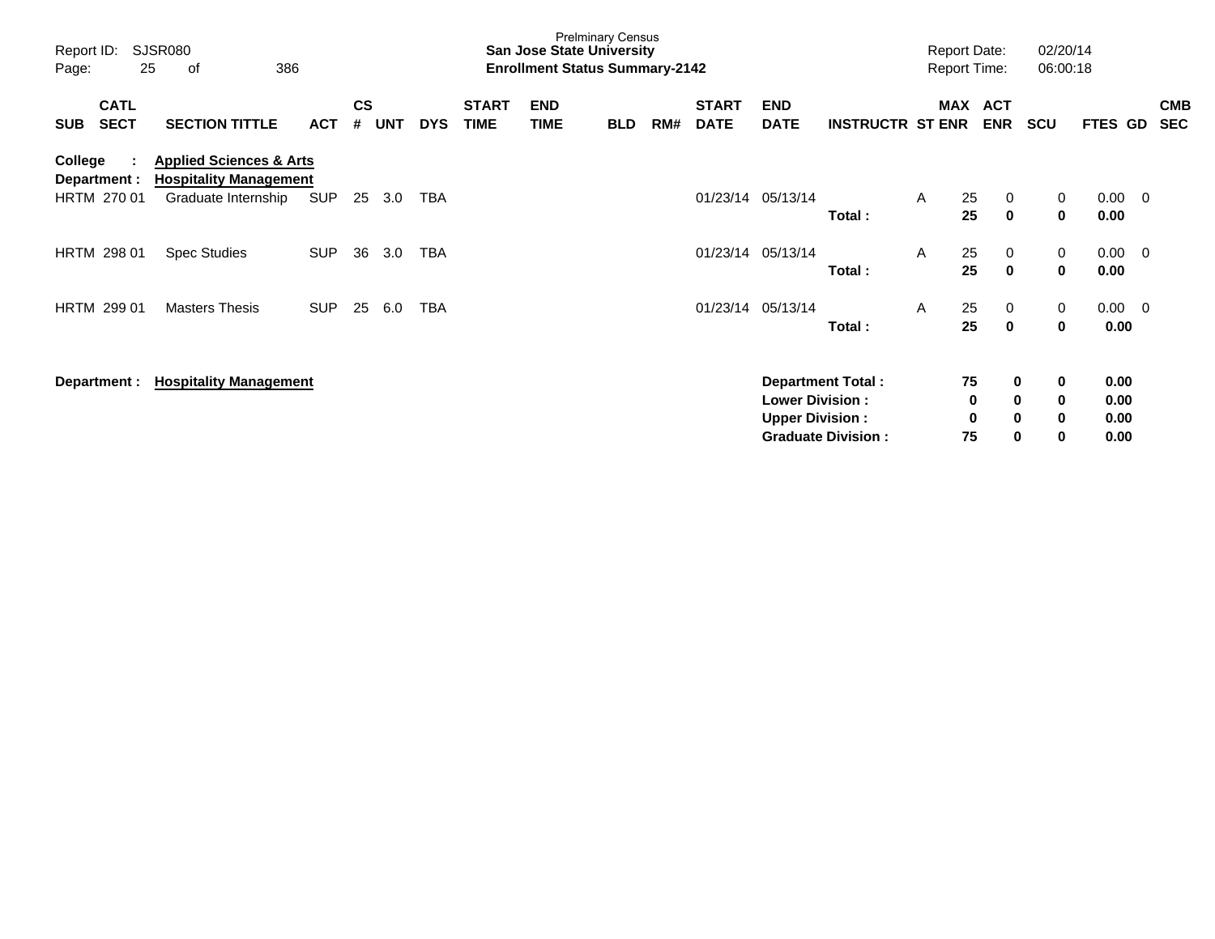Prelminary Census
**San Jose State University**
**Enrollment Status Summary-2142**

Report ID: SJSR080
Report Date: 02/20/14
Report Time: 06:00:18

| SUB | CATL SECT | SECTION TITTLE | ACT | CS # | UNT | DYS | START TIME | END TIME | BLD | RM# | START DATE | END DATE | INSTRUCTR | ST | MAX ENR | ACT ENR | SCU | FTES | GD | CMB SEC |
|---|---|---|---|---|---|---|---|---|---|---|---|---|---|---|---|---|---|---|---|---|
| **College :** | | **Applied Sciences & Arts** | | | | | | | | | | | | | | | | | | |
| **Department :** | | **Hospitality Management** | | | | | | | | | | | | | | | | | | |
| HRTM | 270 01 | Graduate Internship | SUP | 25 | 3.0 | TBA | | | | | 01/23/14 | 05/13/14 | | A | 25 | 0 | 0 | 0.00 | 0 | |
| | | | | | | | | | | | | | **Total :** | | **25** | **0** | **0** | **0.00** | | |
| HRTM | 298 01 | Spec Studies | SUP | 36 | 3.0 | TBA | | | | | 01/23/14 | 05/13/14 | | A | 25 | 0 | 0 | 0.00 | 0 | |
| | | | | | | | | | | | | | **Total :** | | **25** | **0** | **0** | **0.00** | | |
| HRTM | 299 01 | Masters Thesis | SUP | 25 | 6.0 | TBA | | | | | 01/23/14 | 05/13/14 | | A | 25 | 0 | 0 | 0.00 | 0 | |
| | | | | | | | | | | | | | **Total :** | | **25** | **0** | **0** | **0.00** | | |

**Department : Hospitality Management**

| | MAX ENR | ACT ENR | SCU | FTES |
|---|---|---|---|---|
| **Department Total :** | **75** | **0** | **0** | **0.00** |
| **Lower Division :** | **0** | **0** | **0** | **0.00** |
| **Upper Division :** | **0** | **0** | **0** | **0.00** |
| **Graduate Division :** | **75** | **0** | **0** | **0.00** |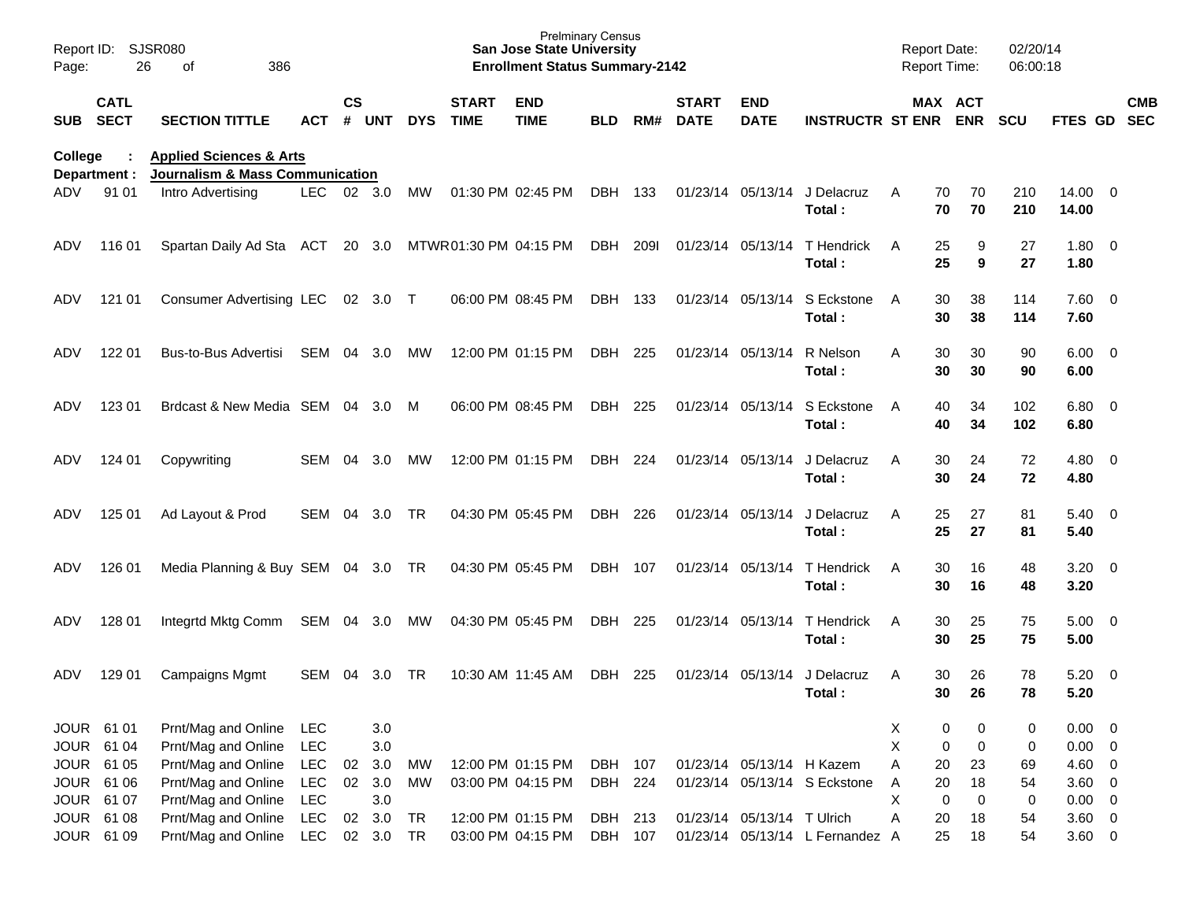Prelminary Census
**San Jose State University**
**Enrollment Status Summary-2142**

Report ID: SJSR080
Report Date: 02/20/14
Report Time: 06:00:18

**College : Applied Sciences & Arts**
**Department : Journalism & Mass Communication**

| SUB | CATL SECT | SECTION TITTLE | ACT | CS # | UNT | DYS | START TIME | END TIME | BLD | RM# | START DATE | END DATE | INSTRUCTR | ST | MAX ENR | ACT ENR | SCU | FTES | GD | CMB SEC |
|---|---|---|---|---|---|---|---|---|---|---|---|---|---|---|---|---|---|---|---|---|
| ADV | 91 01 | Intro Advertising | LEC | 02 | 3.0 | MW | 01:30 PM | 02:45 PM | DBH | 133 | 01/23/14 | 05/13/14 | J Delacruz | A | 70 | 70 | 210 | 14.00 | 0 | |
| | | | | | | | | | | | | | **Total :** | | **70** | **70** | **210** | **14.00** | | |
| ADV | 116 01 | Spartan Daily Ad Sta | ACT | 20 | 3.0 | MTWR | 01:30 PM | 04:15 PM | DBH | 209I | 01/23/14 | 05/13/14 | T Hendrick | A | 25 | 9 | 27 | 1.80 | 0 | |
| | | | | | | | | | | | | | **Total :** | | **25** | **9** | **27** | **1.80** | | |
| ADV | 121 01 | Consumer Advertising | LEC | 02 | 3.0 | T | 06:00 PM | 08:45 PM | DBH | 133 | 01/23/14 | 05/13/14 | S Eckstone | A | 30 | 38 | 114 | 7.60 | 0 | |
| | | | | | | | | | | | | | **Total :** | | **30** | **38** | **114** | **7.60** | | |
| ADV | 122 01 | Bus-to-Bus Advertisi | SEM | 04 | 3.0 | MW | 12:00 PM | 01:15 PM | DBH | 225 | 01/23/14 | 05/13/14 | R Nelson | A | 30 | 30 | 90 | 6.00 | 0 | |
| | | | | | | | | | | | | | **Total :** | | **30** | **30** | **90** | **6.00** | | |
| ADV | 123 01 | Brdcast & New Media | SEM | 04 | 3.0 | M | 06:00 PM | 08:45 PM | DBH | 225 | 01/23/14 | 05/13/14 | S Eckstone | A | 40 | 34 | 102 | 6.80 | 0 | |
| | | | | | | | | | | | | | **Total :** | | **40** | **34** | **102** | **6.80** | | |
| ADV | 124 01 | Copywriting | SEM | 04 | 3.0 | MW | 12:00 PM | 01:15 PM | DBH | 224 | 01/23/14 | 05/13/14 | J Delacruz | A | 30 | 24 | 72 | 4.80 | 0 | |
| | | | | | | | | | | | | | **Total :** | | **30** | **24** | **72** | **4.80** | | |
| ADV | 125 01 | Ad Layout & Prod | SEM | 04 | 3.0 | TR | 04:30 PM | 05:45 PM | DBH | 226 | 01/23/14 | 05/13/14 | J Delacruz | A | 25 | 27 | 81 | 5.40 | 0 | |
| | | | | | | | | | | | | | **Total :** | | **25** | **27** | **81** | **5.40** | | |
| ADV | 126 01 | Media Planning & Buy | SEM | 04 | 3.0 | TR | 04:30 PM | 05:45 PM | DBH | 107 | 01/23/14 | 05/13/14 | T Hendrick | A | 30 | 16 | 48 | 3.20 | 0 | |
| | | | | | | | | | | | | | **Total :** | | **30** | **16** | **48** | **3.20** | | |
| ADV | 128 01 | Integrtd Mktg Comm | SEM | 04 | 3.0 | MW | 04:30 PM | 05:45 PM | DBH | 225 | 01/23/14 | 05/13/14 | T Hendrick | A | 30 | 25 | 75 | 5.00 | 0 | |
| | | | | | | | | | | | | | **Total :** | | **30** | **25** | **75** | **5.00** | | |
| ADV | 129 01 | Campaigns Mgmt | SEM | 04 | 3.0 | TR | 10:30 AM | 11:45 AM | DBH | 225 | 01/23/14 | 05/13/14 | J Delacruz | A | 30 | 26 | 78 | 5.20 | 0 | |
| | | | | | | | | | | | | | **Total :** | | **30** | **26** | **78** | **5.20** | | |
| JOUR | 61 01 | Prnt/Mag and Online | LEC | | 3.0 | | | | | | | | | X | 0 | 0 | 0 | 0.00 | 0 | |
| JOUR | 61 04 | Prnt/Mag and Online | LEC | | 3.0 | | | | | | | | | X | 0 | 0 | 0 | 0.00 | 0 | |
| JOUR | 61 05 | Prnt/Mag and Online | LEC | 02 | 3.0 | MW | 12:00 PM | 01:15 PM | DBH | 107 | 01/23/14 | 05/13/14 | H Kazem | A | 20 | 23 | 69 | 4.60 | 0 | |
| JOUR | 61 06 | Prnt/Mag and Online | LEC | 02 | 3.0 | MW | 03:00 PM | 04:15 PM | DBH | 224 | 01/23/14 | 05/13/14 | S Eckstone | A | 20 | 18 | 54 | 3.60 | 0 | |
| JOUR | 61 07 | Prnt/Mag and Online | LEC | | 3.0 | | | | | | | | | X | 0 | 0 | 0 | 0.00 | 0 | |
| JOUR | 61 08 | Prnt/Mag and Online | LEC | 02 | 3.0 | TR | 12:00 PM | 01:15 PM | DBH | 213 | 01/23/14 | 05/13/14 | T Ulrich | A | 20 | 18 | 54 | 3.60 | 0 | |
| JOUR | 61 09 | Prnt/Mag and Online | LEC | 02 | 3.0 | TR | 03:00 PM | 04:15 PM | DBH | 107 | 01/23/14 | 05/13/14 | L Fernandez | A | 25 | 18 | 54 | 3.60 | 0 | |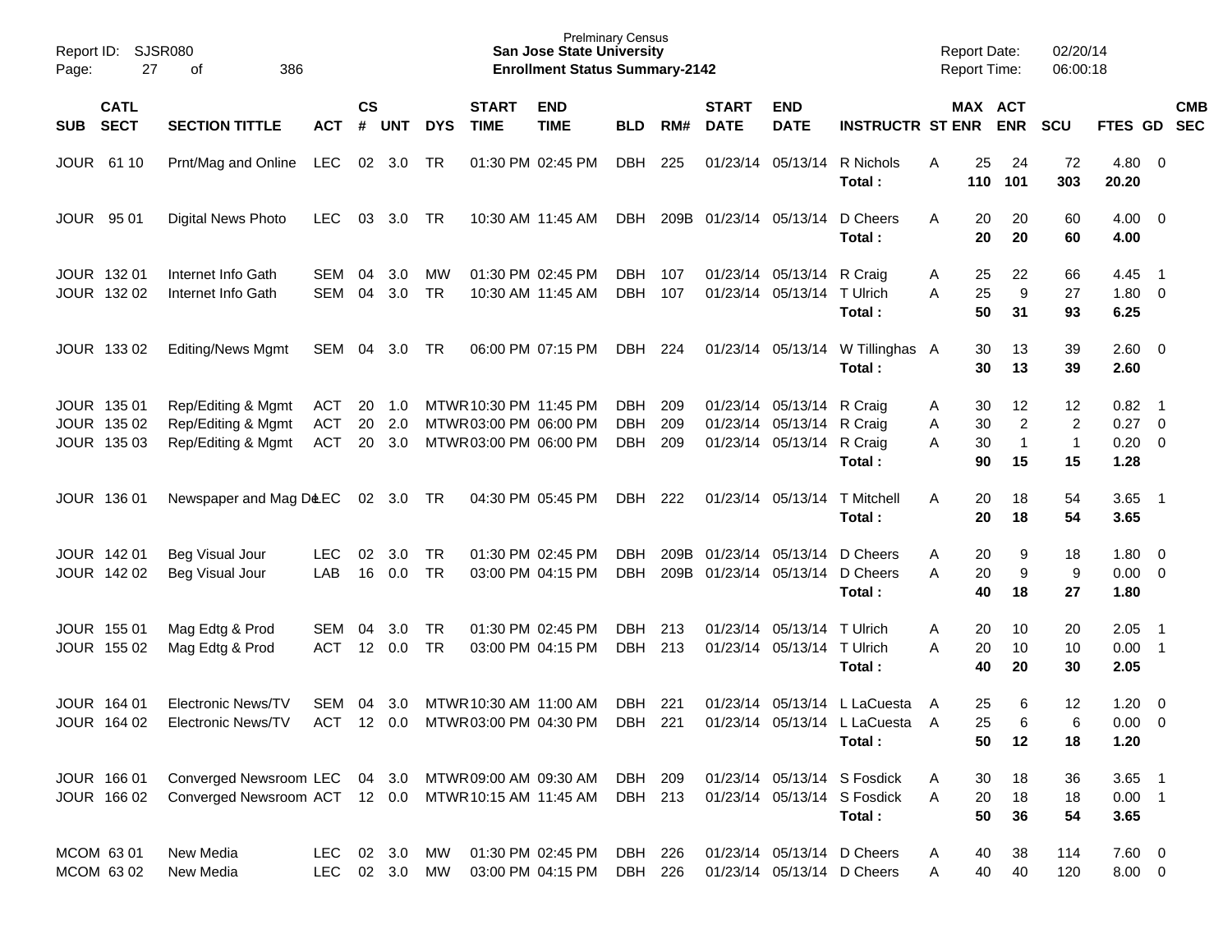Report ID: SJSR080
Page: 27 of 386

Prelminary Census
**San Jose State University**
**Enrollment Status Summary-2142**

Report Date: 02/20/14
Report Time: 06:00:18

| SUB | CATL SECT | SECTION TITTLE | ACT | CS # | UNT | DYS | START TIME | END TIME | BLD | RM# | START DATE | END DATE | INSTRUCTR | ST | MAX ENR | ACT ENR | SCU | FTES | GD | CMB SEC |
|---|---|---|---|---|---|---|---|---|---|---|---|---|---|---|---|---|---|---|---|---|
| JOUR | 61 10 | Prnt/Mag and Online | LEC | 02 | 3.0 | TR | 01:30 PM | 02:45 PM | DBH | 225 | 01/23/14 | 05/13/14 | R Nichols | A | 25 | 24 | 72 | 4.80 | 0 | |
| | | | | | | | | | | | | | **Total :** | | **110** | **101** | **303** | **20.20** | | |
| JOUR | 95 01 | Digital News Photo | LEC | 03 | 3.0 | TR | 10:30 AM | 11:45 AM | DBH | 209B | 01/23/14 | 05/13/14 | D Cheers | A | 20 | 20 | 60 | 4.00 | 0 | |
| | | | | | | | | | | | | | **Total :** | | **20** | **20** | **60** | **4.00** | | |
| JOUR | 132 01 | Internet Info Gath | SEM | 04 | 3.0 | MW | 01:30 PM | 02:45 PM | DBH | 107 | 01/23/14 | 05/13/14 | R Craig | A | 25 | 22 | 66 | 4.45 | 1 | |
| JOUR | 132 02 | Internet Info Gath | SEM | 04 | 3.0 | TR | 10:30 AM | 11:45 AM | DBH | 107 | 01/23/14 | 05/13/14 | T Ulrich | A | 25 | 9 | 27 | 1.80 | 0 | |
| | | | | | | | | | | | | | **Total :** | | **50** | **31** | **93** | **6.25** | | |
| JOUR | 133 02 | Editing/News Mgmt | SEM | 04 | 3.0 | TR | 06:00 PM | 07:15 PM | DBH | 224 | 01/23/14 | 05/13/14 | W Tillinghas | A | 30 | 13 | 39 | 2.60 | 0 | |
| | | | | | | | | | | | | | **Total :** | | **30** | **13** | **39** | **2.60** | | |
| JOUR | 135 01 | Rep/Editing & Mgmt | ACT | 20 | 1.0 | MTWR | 10:30 AM | 11:45 AM | DBH | 209 | 01/23/14 | 05/13/14 | R Craig | A | 30 | 12 | 12 | 0.82 | 1 | |
| JOUR | 135 02 | Rep/Editing & Mgmt | ACT | 20 | 2.0 | MTWR | 03:00 PM | 06:00 PM | DBH | 209 | 01/23/14 | 05/13/14 | R Craig | A | 30 | 2 | 2 | 0.27 | 0 | |
| JOUR | 135 03 | Rep/Editing & Mgmt | ACT | 20 | 3.0 | MTWR | 03:00 PM | 06:00 PM | DBH | 209 | 01/23/14 | 05/13/14 | R Craig | A | 30 | 1 | 1 | 0.20 | 0 | |
| | | | | | | | | | | | | | **Total :** | | **90** | **15** | **15** | **1.28** | | |
| JOUR | 136 01 | Newspaper and Mag De | LEC | 02 | 3.0 | TR | 04:30 PM | 05:45 PM | DBH | 222 | 01/23/14 | 05/13/14 | T Mitchell | A | 20 | 18 | 54 | 3.65 | 1 | |
| | | | | | | | | | | | | | **Total :** | | **20** | **18** | **54** | **3.65** | | |
| JOUR | 142 01 | Beg Visual Jour | LEC | 02 | 3.0 | TR | 01:30 PM | 02:45 PM | DBH | 209B | 01/23/14 | 05/13/14 | D Cheers | A | 20 | 9 | 18 | 1.80 | 0 | |
| JOUR | 142 02 | Beg Visual Jour | LAB | 16 | 0.0 | TR | 03:00 PM | 04:15 PM | DBH | 209B | 01/23/14 | 05/13/14 | D Cheers | A | 20 | 9 | 9 | 0.00 | 0 | |
| | | | | | | | | | | | | | **Total :** | | **40** | **18** | **27** | **1.80** | | |
| JOUR | 155 01 | Mag Edtg & Prod | SEM | 04 | 3.0 | TR | 01:30 PM | 02:45 PM | DBH | 213 | 01/23/14 | 05/13/14 | T Ulrich | A | 20 | 10 | 20 | 2.05 | 1 | |
| JOUR | 155 02 | Mag Edtg & Prod | ACT | 12 | 0.0 | TR | 03:00 PM | 04:15 PM | DBH | 213 | 01/23/14 | 05/13/14 | T Ulrich | A | 20 | 10 | 10 | 0.00 | 1 | |
| | | | | | | | | | | | | | **Total :** | | **40** | **20** | **30** | **2.05** | | |
| JOUR | 164 01 | Electronic News/TV | SEM | 04 | 3.0 | MTWR | 10:30 AM | 11:00 AM | DBH | 221 | 01/23/14 | 05/13/14 | L LaCuesta | A | 25 | 6 | 12 | 1.20 | 0 | |
| JOUR | 164 02 | Electronic News/TV | ACT | 12 | 0.0 | MTWR | 03:00 PM | 04:30 PM | DBH | 221 | 01/23/14 | 05/13/14 | L LaCuesta | A | 25 | 6 | 6 | 0.00 | 0 | |
| | | | | | | | | | | | | | **Total :** | | **50** | **12** | **18** | **1.20** | | |
| JOUR | 166 01 | Converged Newsroom | LEC | 04 | 3.0 | MTWR | 09:00 AM | 09:30 AM | DBH | 209 | 01/23/14 | 05/13/14 | S Fosdick | A | 30 | 18 | 36 | 3.65 | 1 | |
| JOUR | 166 02 | Converged Newsroom | ACT | 12 | 0.0 | MTWR | 10:15 AM | 11:45 AM | DBH | 213 | 01/23/14 | 05/13/14 | S Fosdick | A | 20 | 18 | 18 | 0.00 | 1 | |
| | | | | | | | | | | | | | **Total :** | | **50** | **36** | **54** | **3.65** | | |
| MCOM | 63 01 | New Media | LEC | 02 | 3.0 | MW | 01:30 PM | 02:45 PM | DBH | 226 | 01/23/14 | 05/13/14 | D Cheers | A | 40 | 38 | 114 | 7.60 | 0 | |
| MCOM | 63 02 | New Media | LEC | 02 | 3.0 | MW | 03:00 PM | 04:15 PM | DBH | 226 | 01/23/14 | 05/13/14 | D Cheers | A | 40 | 40 | 120 | 8.00 | 0 | |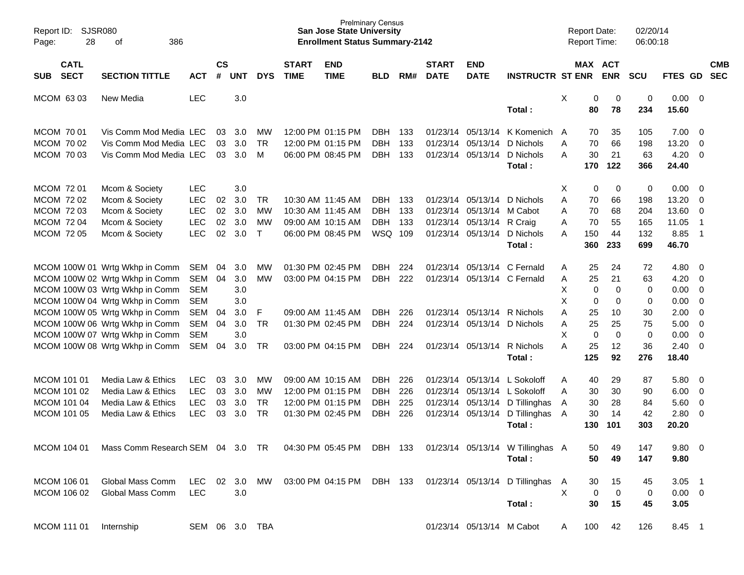Prelminary Census
**San Jose State University**
**Enrollment Status Summary-2142**

Report ID: SJSR080
Report Date: 02/20/14
Report Time: 06:00:18

| SUB | CATL SECT | SECTION TITTLE | ACT | CS # | UNT | DYS | START TIME | END TIME | BLD | RM# | START DATE | END DATE | INSTRUCTR | ST | MAX ENR | ACT ENR | SCU | FTES | GD | CMB SEC |
|---|---|---|---|---|---|---|---|---|---|---|---|---|---|---|---|---|---|---|---|---|
| MCOM | 63 03 | New Media | LEC | | 3.0 | | | | | | | | | X | 0 | 0 | 0 | 0.00 | 0 | |
| | | | | | | | | | | | | | **Total :** | | **80** | **78** | **234** | **15.60** | | |
| MCOM | 70 01 | Vis Comm Mod Media | LEC | 03 | 3.0 | MW | 12:00 PM | 01:15 PM | DBH | 133 | 01/23/14 | 05/13/14 | K Komenich | A | 70 | 35 | 105 | 7.00 | 0 | |
| MCOM | 70 02 | Vis Comm Mod Media | LEC | 03 | 3.0 | TR | 12:00 PM | 01:15 PM | DBH | 133 | 01/23/14 | 05/13/14 | D Nichols | A | 70 | 66 | 198 | 13.20 | 0 | |
| MCOM | 70 03 | Vis Comm Mod Media | LEC | 03 | 3.0 | M | 06:00 PM | 08:45 PM | DBH | 133 | 01/23/14 | 05/13/14 | D Nichols | A | 30 | 21 | 63 | 4.20 | 0 | |
| | | | | | | | | | | | | | **Total :** | | **170** | **122** | **366** | **24.40** | | |
| MCOM | 72 01 | Mcom & Society | LEC | | 3.0 | | | | | | | | | X | 0 | 0 | 0 | 0.00 | 0 | |
| MCOM | 72 02 | Mcom & Society | LEC | 02 | 3.0 | TR | 10:30 AM | 11:45 AM | DBH | 133 | 01/23/14 | 05/13/14 | D Nichols | A | 70 | 66 | 198 | 13.20 | 0 | |
| MCOM | 72 03 | Mcom & Society | LEC | 02 | 3.0 | MW | 10:30 AM | 11:45 AM | DBH | 133 | 01/23/14 | 05/13/14 | M Cabot | A | 70 | 68 | 204 | 13.60 | 0 | |
| MCOM | 72 04 | Mcom & Society | LEC | 02 | 3.0 | MW | 09:00 AM | 10:15 AM | DBH | 133 | 01/23/14 | 05/13/14 | R Craig | A | 70 | 55 | 165 | 11.05 | 1 | |
| MCOM | 72 05 | Mcom & Society | LEC | 02 | 3.0 | T | 06:00 PM | 08:45 PM | WSQ | 109 | 01/23/14 | 05/13/14 | D Nichols | A | 150 | 44 | 132 | 8.85 | 1 | |
| | | | | | | | | | | | | | **Total :** | | **360** | **233** | **699** | **46.70** | | |
| MCOM | 100W 01 | Wrtg Wkhp in Comm | SEM | 04 | 3.0 | MW | 01:30 PM | 02:45 PM | DBH | 224 | 01/23/14 | 05/13/14 | C Fernald | A | 25 | 24 | 72 | 4.80 | 0 | |
| MCOM | 100W 02 | Wrtg Wkhp in Comm | SEM | 04 | 3.0 | MW | 03:00 PM | 04:15 PM | DBH | 222 | 01/23/14 | 05/13/14 | C Fernald | A | 25 | 21 | 63 | 4.20 | 0 | |
| MCOM | 100W 03 | Wrtg Wkhp in Comm | SEM | | 3.0 | | | | | | | | | X | 0 | 0 | 0 | 0.00 | 0 | |
| MCOM | 100W 04 | Wrtg Wkhp in Comm | SEM | | 3.0 | | | | | | | | | X | 0 | 0 | 0 | 0.00 | 0 | |
| MCOM | 100W 05 | Wrtg Wkhp in Comm | SEM | 04 | 3.0 | F | 09:00 AM | 11:45 AM | DBH | 226 | 01/23/14 | 05/13/14 | R Nichols | A | 25 | 10 | 30 | 2.00 | 0 | |
| MCOM | 100W 06 | Wrtg Wkhp in Comm | SEM | 04 | 3.0 | TR | 01:30 PM | 02:45 PM | DBH | 224 | 01/23/14 | 05/13/14 | D Nichols | A | 25 | 25 | 75 | 5.00 | 0 | |
| MCOM | 100W 07 | Wrtg Wkhp in Comm | SEM | | 3.0 | | | | | | | | | X | 0 | 0 | 0 | 0.00 | 0 | |
| MCOM | 100W 08 | Wrtg Wkhp in Comm | SEM | 04 | 3.0 | TR | 03:00 PM | 04:15 PM | DBH | 224 | 01/23/14 | 05/13/14 | R Nichols | A | 25 | 12 | 36 | 2.40 | 0 | |
| | | | | | | | | | | | | | **Total :** | | **125** | **92** | **276** | **18.40** | | |
| MCOM | 101 01 | Media Law & Ethics | LEC | 03 | 3.0 | MW | 09:00 AM | 10:15 AM | DBH | 226 | 01/23/14 | 05/13/14 | L Sokoloff | A | 40 | 29 | 87 | 5.80 | 0 | |
| MCOM | 101 02 | Media Law & Ethics | LEC | 03 | 3.0 | MW | 12:00 PM | 01:15 PM | DBH | 226 | 01/23/14 | 05/13/14 | L Sokoloff | A | 30 | 30 | 90 | 6.00 | 0 | |
| MCOM | 101 04 | Media Law & Ethics | LEC | 03 | 3.0 | TR | 12:00 PM | 01:15 PM | DBH | 225 | 01/23/14 | 05/13/14 | D Tillinghas | A | 30 | 28 | 84 | 5.60 | 0 | |
| MCOM | 101 05 | Media Law & Ethics | LEC | 03 | 3.0 | TR | 01:30 PM | 02:45 PM | DBH | 226 | 01/23/14 | 05/13/14 | D Tillinghas | A | 30 | 14 | 42 | 2.80 | 0 | |
| | | | | | | | | | | | | | **Total :** | | **130** | **101** | **303** | **20.20** | | |
| MCOM | 104 01 | Mass Comm Research | SEM | 04 | 3.0 | TR | 04:30 PM | 05:45 PM | DBH | 133 | 01/23/14 | 05/13/14 | W Tillinghas | A | 50 | 49 | 147 | 9.80 | 0 | |
| | | | | | | | | | | | | | **Total :** | | **50** | **49** | **147** | **9.80** | | |
| MCOM | 106 01 | Global Mass Comm | LEC | 02 | 3.0 | MW | 03:00 PM | 04:15 PM | DBH | 133 | 01/23/14 | 05/13/14 | D Tillinghas | A | 30 | 15 | 45 | 3.05 | 1 | |
| MCOM | 106 02 | Global Mass Comm | LEC | | 3.0 | | | | | | | | | X | 0 | 0 | 0 | 0.00 | 0 | |
| | | | | | | | | | | | | | **Total :** | | **30** | **15** | **45** | **3.05** | | |
| MCOM | 111 01 | Internship | SEM | 06 | 3.0 | TBA | | | | | 01/23/14 | 05/13/14 | M Cabot | A | 100 | 42 | 126 | 8.45 | 1 | |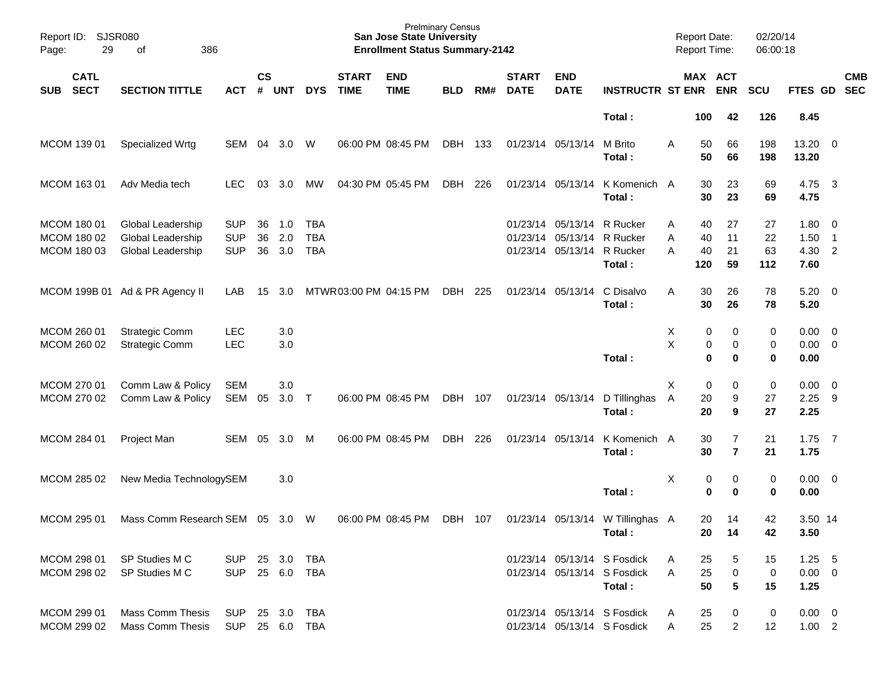Prelminary Census
**San Jose State University**
**Enrollment Status Summary-2142**

Report ID: SJSR080
Report Date: 02/20/14
Report Time: 06:00:18

| SUB | CATL SECT | SECTION TITTLE | ACT | CS # | UNT | DYS | START TIME | END TIME | BLD | RM# | START DATE | END DATE | INSTRUCTR | ST | MAX ENR | ACT ENR | SCU | FTES | GD | CMB SEC |
|---|---|---|---|---|---|---|---|---|---|---|---|---|---|---|---|---|---|---|---|---|
| | | | | | | | | | | | | | **Total :** | | **100** | **42** | **126** | **8.45** | | |
| MCOM | 139 01 | Specialized Wrtg | SEM | 04 | 3.0 | W | 06:00 PM | 08:45 PM | DBH | 133 | 01/23/14 | 05/13/14 | M Brito | A | 50 | 66 | 198 | 13.20 | 0 | |
| | | | | | | | | | | | | | **Total :** | | **50** | **66** | **198** | **13.20** | | |
| MCOM | 163 01 | Adv Media tech | LEC | 03 | 3.0 | MW | 04:30 PM | 05:45 PM | DBH | 226 | 01/23/14 | 05/13/14 | K Komenich | A | 30 | 23 | 69 | 4.75 | 3 | |
| | | | | | | | | | | | | | **Total :** | | **30** | **23** | **69** | **4.75** | | |
| MCOM | 180 01 | Global Leadership | SUP | 36 | 1.0 | TBA | | | | | 01/23/14 | 05/13/14 | R Rucker | A | 40 | 27 | 27 | 1.80 | 0 | |
| MCOM | 180 02 | Global Leadership | SUP | 36 | 2.0 | TBA | | | | | 01/23/14 | 05/13/14 | R Rucker | A | 40 | 11 | 22 | 1.50 | 1 | |
| MCOM | 180 03 | Global Leadership | SUP | 36 | 3.0 | TBA | | | | | 01/23/14 | 05/13/14 | R Rucker | A | 40 | 21 | 63 | 4.30 | 2 | |
| | | | | | | | | | | | | | **Total :** | | **120** | **59** | **112** | **7.60** | | |
| MCOM | 199B 01 | Ad & PR Agency II | LAB | 15 | 3.0 | MTWR | 03:00 PM | 04:15 PM | DBH | 225 | 01/23/14 | 05/13/14 | C Disalvo | A | 30 | 26 | 78 | 5.20 | 0 | |
| | | | | | | | | | | | | | **Total :** | | **30** | **26** | **78** | **5.20** | | |
| MCOM | 260 01 | Strategic Comm | LEC | | 3.0 | | | | | | | | | X | 0 | 0 | 0 | 0.00 | 0 | |
| MCOM | 260 02 | Strategic Comm | LEC | | 3.0 | | | | | | | | | X | 0 | 0 | 0 | 0.00 | 0 | |
| | | | | | | | | | | | | | **Total :** | | **0** | **0** | **0** | **0.00** | | |
| MCOM | 270 01 | Comm Law & Policy | SEM | | 3.0 | | | | | | | | | X | 0 | 0 | 0 | 0.00 | 0 | |
| MCOM | 270 02 | Comm Law & Policy | SEM | 05 | 3.0 | T | 06:00 PM | 08:45 PM | DBH | 107 | 01/23/14 | 05/13/14 | D Tillinghas | A | 20 | 9 | 27 | 2.25 | 9 | |
| | | | | | | | | | | | | | **Total :** | | **20** | **9** | **27** | **2.25** | | |
| MCOM | 284 01 | Project Man | SEM | 05 | 3.0 | M | 06:00 PM | 08:45 PM | DBH | 226 | 01/23/14 | 05/13/14 | K Komenich | A | 30 | 7 | 21 | 1.75 | 7 | |
| | | | | | | | | | | | | | **Total :** | | **30** | **7** | **21** | **1.75** | | |
| MCOM | 285 02 | New Media Technology | SEM | | 3.0 | | | | | | | | | X | 0 | 0 | 0 | 0.00 | 0 | |
| | | | | | | | | | | | | | **Total :** | | **0** | **0** | **0** | **0.00** | | |
| MCOM | 295 01 | Mass Comm Research | SEM | 05 | 3.0 | W | 06:00 PM | 08:45 PM | DBH | 107 | 01/23/14 | 05/13/14 | W Tillinghas | A | 20 | 14 | 42 | 3.50 | 14 | |
| | | | | | | | | | | | | | **Total :** | | **20** | **14** | **42** | **3.50** | | |
| MCOM | 298 01 | SP Studies M C | SUP | 25 | 3.0 | TBA | | | | | 01/23/14 | 05/13/14 | S Fosdick | A | 25 | 5 | 15 | 1.25 | 5 | |
| MCOM | 298 02 | SP Studies M C | SUP | 25 | 6.0 | TBA | | | | | 01/23/14 | 05/13/14 | S Fosdick | A | 25 | 0 | 0 | 0.00 | 0 | |
| | | | | | | | | | | | | | **Total :** | | **50** | **5** | **15** | **1.25** | | |
| MCOM | 299 01 | Mass Comm Thesis | SUP | 25 | 3.0 | TBA | | | | | 01/23/14 | 05/13/14 | S Fosdick | A | 25 | 0 | 0 | 0.00 | 0 | |
| MCOM | 299 02 | Mass Comm Thesis | SUP | 25 | 6.0 | TBA | | | | | 01/23/14 | 05/13/14 | S Fosdick | A | 25 | 2 | 12 | 1.00 | 2 | |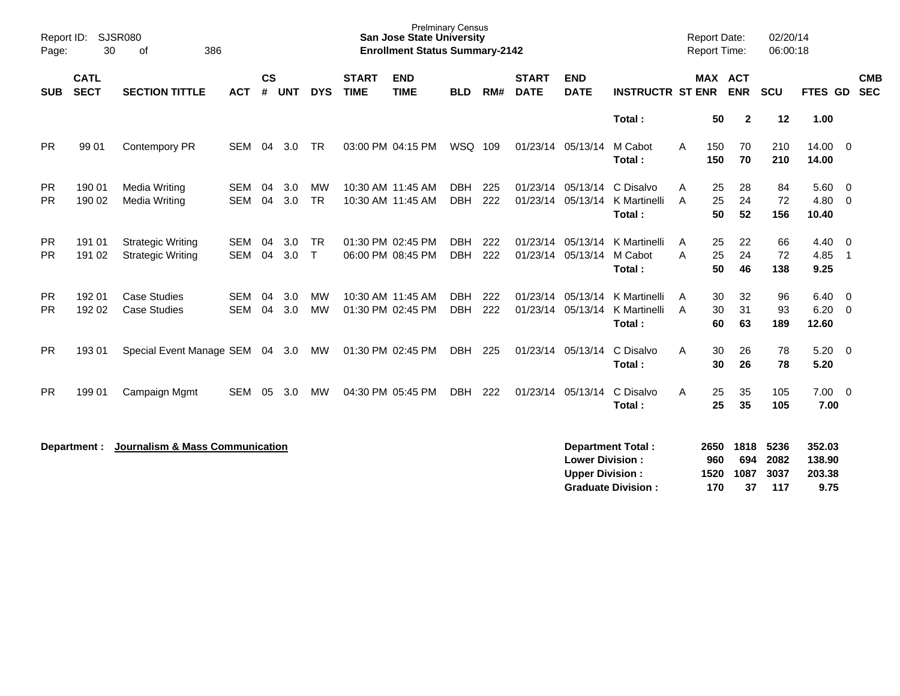Prelminary Census
**San Jose State University**
**Enrollment Status Summary-2142**

Report ID: SJSR080
Report Date: 02/20/14
Report Time: 06:00:18

| SUB | CATL SECT | SECTION TITTLE | ACT | CS # | UNT | DYS | START TIME | END TIME | BLD | RM# | START DATE | END DATE | INSTRUCTR | ST | MAX ENR | ACT ENR | SCU | FTES | GD | CMB SEC |
|---|---|---|---|---|---|---|---|---|---|---|---|---|---|---|---|---|---|---|---|---|
| | | | | | | | | | | | | | **Total :** | | **50** | **2** | **12** | **1.00** | | |
| PR | 99 01 | Contempory PR | SEM | 04 | 3.0 | TR | 03:00 PM | 04:15 PM | WSQ | 109 | 01/23/14 | 05/13/14 | M Cabot | A | 150 | 70 | 210 | 14.00 | 0 | |
| | | | | | | | | | | | | | **Total :** | | **150** | **70** | **210** | **14.00** | | |
| PR | 190 01 | Media Writing | SEM | 04 | 3.0 | MW | 10:30 AM | 11:45 AM | DBH | 225 | 01/23/14 | 05/13/14 | C Disalvo | A | 25 | 28 | 84 | 5.60 | 0 | |
| PR | 190 02 | Media Writing | SEM | 04 | 3.0 | TR | 10:30 AM | 11:45 AM | DBH | 222 | 01/23/14 | 05/13/14 | K Martinelli | A | 25 | 24 | 72 | 4.80 | 0 | |
| | | | | | | | | | | | | | **Total :** | | **50** | **52** | **156** | **10.40** | | |
| PR | 191 01 | Strategic Writing | SEM | 04 | 3.0 | TR | 01:30 PM | 02:45 PM | DBH | 222 | 01/23/14 | 05/13/14 | K Martinelli | A | 25 | 22 | 66 | 4.40 | 0 | |
| PR | 191 02 | Strategic Writing | SEM | 04 | 3.0 | T | 06:00 PM | 08:45 PM | DBH | 222 | 01/23/14 | 05/13/14 | M Cabot | A | 25 | 24 | 72 | 4.85 | 1 | |
| | | | | | | | | | | | | | **Total :** | | **50** | **46** | **138** | **9.25** | | |
| PR | 192 01 | Case Studies | SEM | 04 | 3.0 | MW | 10:30 AM | 11:45 AM | DBH | 222 | 01/23/14 | 05/13/14 | K Martinelli | A | 30 | 32 | 96 | 6.40 | 0 | |
| PR | 192 02 | Case Studies | SEM | 04 | 3.0 | MW | 01:30 PM | 02:45 PM | DBH | 222 | 01/23/14 | 05/13/14 | K Martinelli | A | 30 | 31 | 93 | 6.20 | 0 | |
| | | | | | | | | | | | | | **Total :** | | **60** | **63** | **189** | **12.60** | | |
| PR | 193 01 | Special Event Manage | SEM | 04 | 3.0 | MW | 01:30 PM | 02:45 PM | DBH | 225 | 01/23/14 | 05/13/14 | C Disalvo | A | 30 | 26 | 78 | 5.20 | 0 | |
| | | | | | | | | | | | | | **Total :** | | **30** | **26** | **78** | **5.20** | | |
| PR | 199 01 | Campaign Mgmt | SEM | 05 | 3.0 | MW | 04:30 PM | 05:45 PM | DBH | 222 | 01/23/14 | 05/13/14 | C Disalvo | A | 25 | 35 | 105 | 7.00 | 0 | |
| | | | | | | | | | | | | | **Total :** | | **25** | **35** | **105** | **7.00** | | |

**Department : Journalism & Mass Communication**

| | MAX ENR | ACT ENR | SCU | FTES |
|---|---|---|---|---|
| **Department Total :** | **2650** | **1818** | **5236** | **352.03** |
| **Lower Division :** | **960** | **694** | **2082** | **138.90** |
| **Upper Division :** | **1520** | **1087** | **3037** | **203.38** |
| **Graduate Division :** | **170** | **37** | **117** | **9.75** |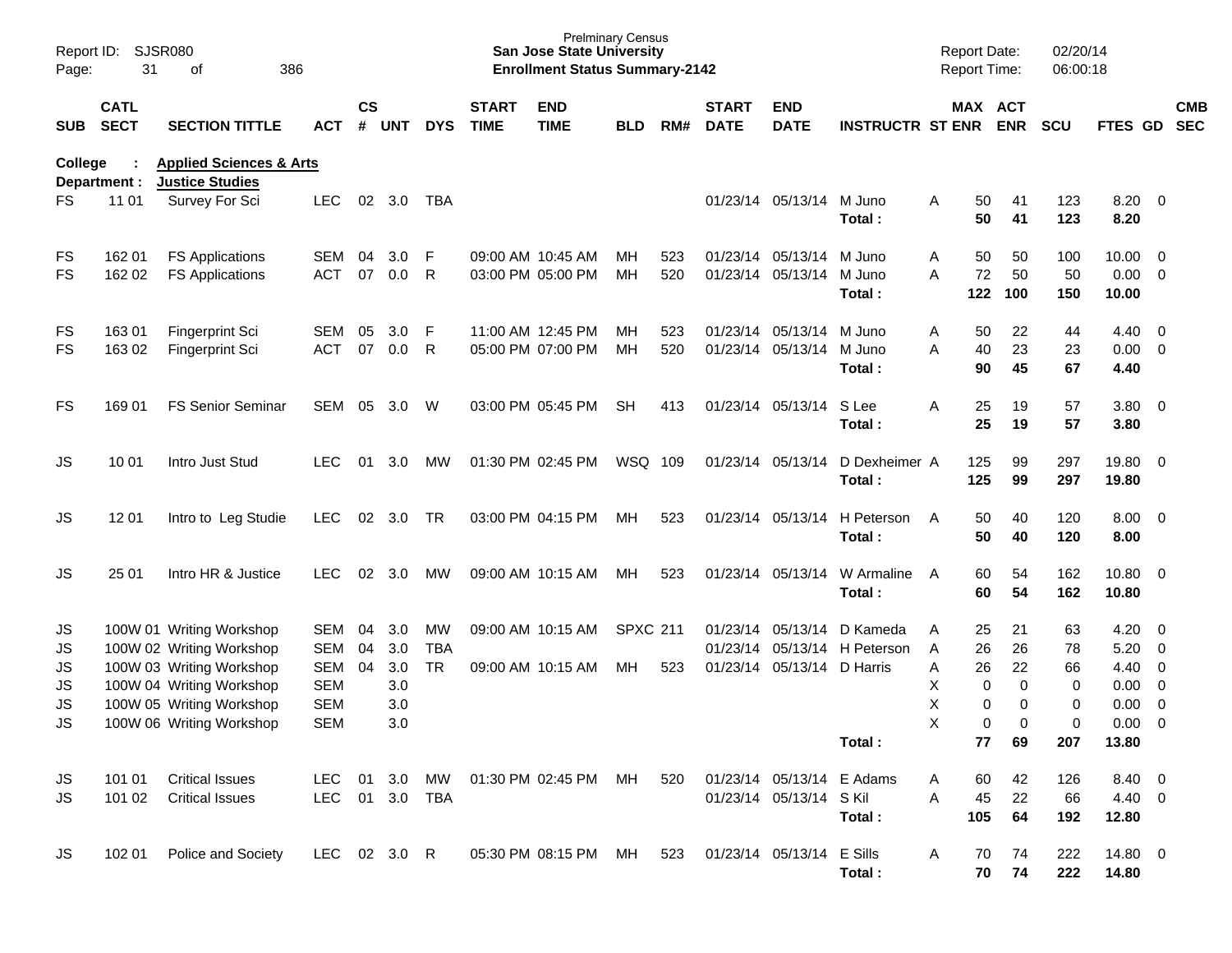Prelminary Census
**San Jose State University**
**Enrollment Status Summary-2142**

Report ID: SJSR080
Report Date: 02/20/14
Report Time: 06:00:18

**College : Applied Sciences & Arts**
**Department : Justice Studies**

| SUB | CATL SECT | SECTION TITTLE | ACT | CS # | UNT | DYS | START TIME | END TIME | BLD | RM# | START DATE | END DATE | INSTRUCTR | ST | MAX ENR | ACT ENR | SCU | FTES | GD | CMB SEC |
|---|---|---|---|---|---|---|---|---|---|---|---|---|---|---|---|---|---|---|---|---|
| FS | 11 01 | Survey For Sci | LEC | 02 | 3.0 | TBA | | | | | 01/23/14 | 05/13/14 | M Juno | A | 50 | 41 | 123 | 8.20 | 0 | |
| | | | | | | | | | | | | | **Total :** | | **50** | **41** | **123** | **8.20** | | |
| FS | 162 01 | FS Applications | SEM | 04 | 3.0 | F | 09:00 AM | 10:45 AM | MH | 523 | 01/23/14 | 05/13/14 | M Juno | A | 50 | 50 | 100 | 10.00 | 0 | |
| FS | 162 02 | FS Applications | ACT | 07 | 0.0 | R | 03:00 PM | 05:00 PM | MH | 520 | 01/23/14 | 05/13/14 | M Juno | A | 72 | 50 | 50 | 0.00 | 0 | |
| | | | | | | | | | | | | | **Total :** | | **122** | **100** | **150** | **10.00** | | |
| FS | 163 01 | Fingerprint Sci | SEM | 05 | 3.0 | F | 11:00 AM | 12:45 PM | MH | 523 | 01/23/14 | 05/13/14 | M Juno | A | 50 | 22 | 44 | 4.40 | 0 | |
| FS | 163 02 | Fingerprint Sci | ACT | 07 | 0.0 | R | 05:00 PM | 07:00 PM | MH | 520 | 01/23/14 | 05/13/14 | M Juno | A | 40 | 23 | 23 | 0.00 | 0 | |
| | | | | | | | | | | | | | **Total :** | | **90** | **45** | **67** | **4.40** | | |
| FS | 169 01 | FS Senior Seminar | SEM | 05 | 3.0 | W | 03:00 PM | 05:45 PM | SH | 413 | 01/23/14 | 05/13/14 | S Lee | A | 25 | 19 | 57 | 3.80 | 0 | |
| | | | | | | | | | | | | | **Total :** | | **25** | **19** | **57** | **3.80** | | |
| JS | 10 01 | Intro Just Stud | LEC | 01 | 3.0 | MW | 01:30 PM | 02:45 PM | WSQ | 109 | 01/23/14 | 05/13/14 | D Dexheimer | A | 125 | 99 | 297 | 19.80 | 0 | |
| | | | | | | | | | | | | | **Total :** | | **125** | **99** | **297** | **19.80** | | |
| JS | 12 01 | Intro to Leg Studie | LEC | 02 | 3.0 | TR | 03:00 PM | 04:15 PM | MH | 523 | 01/23/14 | 05/13/14 | H Peterson | A | 50 | 40 | 120 | 8.00 | 0 | |
| | | | | | | | | | | | | | **Total :** | | **50** | **40** | **120** | **8.00** | | |
| JS | 25 01 | Intro HR & Justice | LEC | 02 | 3.0 | MW | 09:00 AM | 10:15 AM | MH | 523 | 01/23/14 | 05/13/14 | W Armaline | A | 60 | 54 | 162 | 10.80 | 0 | |
| | | | | | | | | | | | | | **Total :** | | **60** | **54** | **162** | **10.80** | | |
| JS | 100W 01 | Writing Workshop | SEM | 04 | 3.0 | MW | 09:00 AM | 10:15 AM | SPXC | 211 | 01/23/14 | 05/13/14 | D Kameda | A | 25 | 21 | 63 | 4.20 | 0 | |
| JS | 100W 02 | Writing Workshop | SEM | 04 | 3.0 | TBA | | | | | 01/23/14 | 05/13/14 | H Peterson | A | 26 | 26 | 78 | 5.20 | 0 | |
| JS | 100W 03 | Writing Workshop | SEM | 04 | 3.0 | TR | 09:00 AM | 10:15 AM | MH | 523 | 01/23/14 | 05/13/14 | D Harris | A | 26 | 22 | 66 | 4.40 | 0 | |
| JS | 100W 04 | Writing Workshop | SEM | | 3.0 | | | | | | | | | X | 0 | 0 | 0 | 0.00 | 0 | |
| JS | 100W 05 | Writing Workshop | SEM | | 3.0 | | | | | | | | | X | 0 | 0 | 0 | 0.00 | 0 | |
| JS | 100W 06 | Writing Workshop | SEM | | 3.0 | | | | | | | | | X | 0 | 0 | 0 | 0.00 | 0 | |
| | | | | | | | | | | | | | **Total :** | | **77** | **69** | **207** | **13.80** | | |
| JS | 101 01 | Critical Issues | LEC | 01 | 3.0 | MW | 01:30 PM | 02:45 PM | MH | 520 | 01/23/14 | 05/13/14 | E Adams | A | 60 | 42 | 126 | 8.40 | 0 | |
| JS | 101 02 | Critical Issues | LEC | 01 | 3.0 | TBA | | | | | 01/23/14 | 05/13/14 | S Kil | A | 45 | 22 | 66 | 4.40 | 0 | |
| | | | | | | | | | | | | | **Total :** | | **105** | **64** | **192** | **12.80** | | |
| JS | 102 01 | Police and Society | LEC | 02 | 3.0 | R | 05:30 PM | 08:15 PM | MH | 523 | 01/23/14 | 05/13/14 | E Sills | A | 70 | 74 | 222 | 14.80 | 0 | |
| | | | | | | | | | | | | | **Total :** | | **70** | **74** | **222** | **14.80** | | |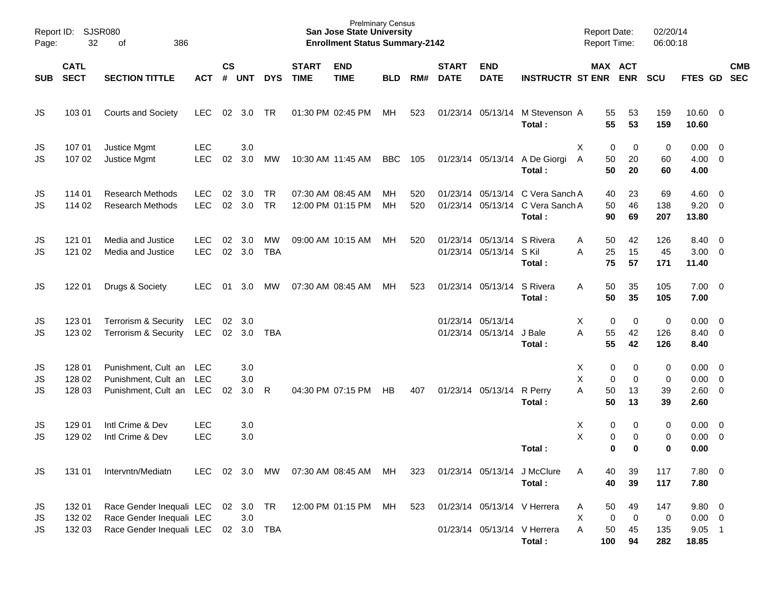Prelminary Census
**San Jose State University**
**Enrollment Status Summary-2142**

Report ID: SJSR080
Report Date: 02/20/14
Report Time: 06:00:18

| SUB | CATL SECT | SECTION TITTLE | ACT | CS # | UNT | DYS | START TIME | END TIME | BLD | RM# | START DATE | END DATE | INSTRUCTR | ST | MAX ENR | ACT ENR | SCU | FTES | GD | CMB SEC |
|---|---|---|---|---|---|---|---|---|---|---|---|---|---|---|---|---|---|---|---|---|
| JS | 103 01 | Courts and Society | LEC | 02 | 3.0 | TR | 01:30 PM | 02:45 PM | MH | 523 | 01/23/14 | 05/13/14 | M Stevenson | A | 55 | 53 | 159 | 10.60 | 0 | |
| | | | | | | | | | | | | | **Total :** | | **55** | **53** | **159** | **10.60** | | |
| JS | 107 01 | Justice Mgmt | LEC | | 3.0 | | | | | | | | | X | 0 | 0 | 0 | 0.00 | 0 | |
| JS | 107 02 | Justice Mgmt | LEC | 02 | 3.0 | MW | 10:30 AM | 11:45 AM | BBC | 105 | 01/23/14 | 05/13/14 | A De Giorgi | A | 50 | 20 | 60 | 4.00 | 0 | |
| | | | | | | | | | | | | | **Total :** | | **50** | **20** | **60** | **4.00** | | |
| JS | 114 01 | Research Methods | LEC | 02 | 3.0 | TR | 07:30 AM | 08:45 AM | MH | 520 | 01/23/14 | 05/13/14 | C Vera Sanch | A | 40 | 23 | 69 | 4.60 | 0 | |
| JS | 114 02 | Research Methods | LEC | 02 | 3.0 | TR | 12:00 PM | 01:15 PM | MH | 520 | 01/23/14 | 05/13/14 | C Vera Sanch | A | 50 | 46 | 138 | 9.20 | 0 | |
| | | | | | | | | | | | | | **Total :** | | **90** | **69** | **207** | **13.80** | | |
| JS | 121 01 | Media and Justice | LEC | 02 | 3.0 | MW | 09:00 AM | 10:15 AM | MH | 520 | 01/23/14 | 05/13/14 | S Rivera | A | 50 | 42 | 126 | 8.40 | 0 | |
| JS | 121 02 | Media and Justice | LEC | 02 | 3.0 | TBA | | | | | 01/23/14 | 05/13/14 | S Kil | A | 25 | 15 | 45 | 3.00 | 0 | |
| | | | | | | | | | | | | | **Total :** | | **75** | **57** | **171** | **11.40** | | |
| JS | 122 01 | Drugs & Society | LEC | 01 | 3.0 | MW | 07:30 AM | 08:45 AM | MH | 523 | 01/23/14 | 05/13/14 | S Rivera | A | 50 | 35 | 105 | 7.00 | 0 | |
| | | | | | | | | | | | | | **Total :** | | **50** | **35** | **105** | **7.00** | | |
| JS | 123 01 | Terrorism & Security | LEC | 02 | 3.0 | | | | | | 01/23/14 | 05/13/14 | | X | 0 | 0 | 0 | 0.00 | 0 | |
| JS | 123 02 | Terrorism & Security | LEC | 02 | 3.0 | TBA | | | | | 01/23/14 | 05/13/14 | J Bale | A | 55 | 42 | 126 | 8.40 | 0 | |
| | | | | | | | | | | | | | **Total :** | | **55** | **42** | **126** | **8.40** | | |
| JS | 128 01 | Punishment, Cult an | LEC | | 3.0 | | | | | | | | | X | 0 | 0 | 0 | 0.00 | 0 | |
| JS | 128 02 | Punishment, Cult an | LEC | | 3.0 | | | | | | | | | X | 0 | 0 | 0 | 0.00 | 0 | |
| JS | 128 03 | Punishment, Cult an | LEC | 02 | 3.0 | R | 04:30 PM | 07:15 PM | HB | 407 | 01/23/14 | 05/13/14 | R Perry | A | 50 | 13 | 39 | 2.60 | 0 | |
| | | | | | | | | | | | | | **Total :** | | **50** | **13** | **39** | **2.60** | | |
| JS | 129 01 | Intl Crime & Dev | LEC | | 3.0 | | | | | | | | | X | 0 | 0 | 0 | 0.00 | 0 | |
| JS | 129 02 | Intl Crime & Dev | LEC | | 3.0 | | | | | | | | | X | 0 | 0 | 0 | 0.00 | 0 | |
| | | | | | | | | | | | | | **Total :** | | **0** | **0** | **0** | **0.00** | | |
| JS | 131 01 | Intervntn/Mediatn | LEC | 02 | 3.0 | MW | 07:30 AM | 08:45 AM | MH | 323 | 01/23/14 | 05/13/14 | J McClure | A | 40 | 39 | 117 | 7.80 | 0 | |
| | | | | | | | | | | | | | **Total :** | | **40** | **39** | **117** | **7.80** | | |
| JS | 132 01 | Race Gender Inequali | LEC | 02 | 3.0 | TR | 12:00 PM | 01:15 PM | MH | 523 | 01/23/14 | 05/13/14 | V Herrera | A | 50 | 49 | 147 | 9.80 | 0 | |
| JS | 132 02 | Race Gender Inequali | LEC | | 3.0 | | | | | | | | | X | 0 | 0 | 0 | 0.00 | 0 | |
| JS | 132 03 | Race Gender Inequali | LEC | 02 | 3.0 | TBA | | | | | 01/23/14 | 05/13/14 | V Herrera | A | 50 | 45 | 135 | 9.05 | 1 | |
| | | | | | | | | | | | | | **Total :** | | **100** | **94** | **282** | **18.85** | | |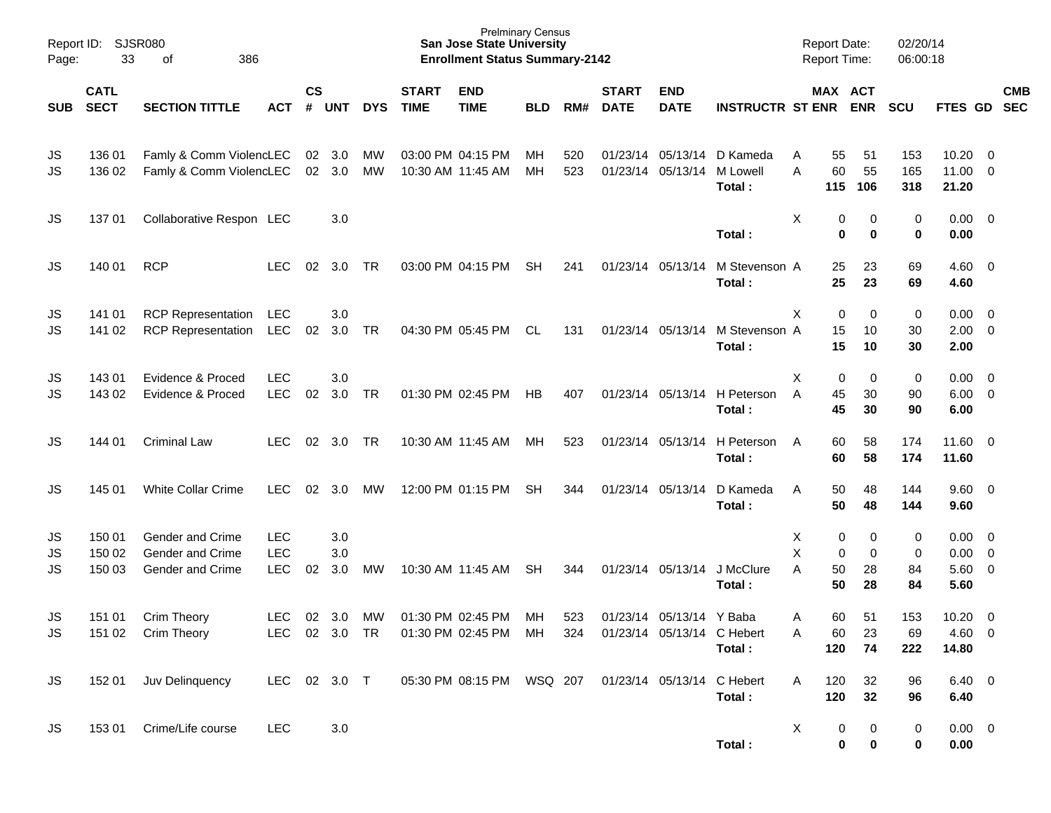Prelminary Census
**San Jose State University**
**Enrollment Status Summary-2142**

Report ID: SJSR080
Report Date: 02/20/14
Report Time: 06:00:18

| SUB | CATL SECT | SECTION TITTLE | ACT | CS # | UNT | DYS | START TIME | END TIME | BLD | RM# | START DATE | END DATE | INSTRUCTR | ST | MAX ENR | ACT ENR | SCU | FTES | GD | CMB SEC |
|---|---|---|---|---|---|---|---|---|---|---|---|---|---|---|---|---|---|---|---|---|
| JS | 136 01 | Famly & Comm Violenc | LEC | 02 | 3.0 | MW | 03:00 PM | 04:15 PM | MH | 520 | 01/23/14 | 05/13/14 | D Kameda | A | 55 | 51 | 153 | 10.20 | 0 | |
| JS | 136 02 | Famly & Comm Violenc | LEC | 02 | 3.0 | MW | 10:30 AM | 11:45 AM | MH | 523 | 01/23/14 | 05/13/14 | M Lowell | A | 60 | 55 | 165 | 11.00 | 0 | |
| | | | | | | | | | | | | | **Total :** | | **115** | **106** | **318** | **21.20** | | |
| JS | 137 01 | Collaborative Respon | LEC | | 3.0 | | | | | | | | | X | 0 | 0 | 0 | 0.00 | 0 | |
| | | | | | | | | | | | | | **Total :** | | **0** | **0** | **0** | **0.00** | | |
| JS | 140 01 | RCP | LEC | 02 | 3.0 | TR | 03:00 PM | 04:15 PM | SH | 241 | 01/23/14 | 05/13/14 | M Stevenson | A | 25 | 23 | 69 | 4.60 | 0 | |
| | | | | | | | | | | | | | **Total :** | | **25** | **23** | **69** | **4.60** | | |
| JS | 141 01 | RCP Representation | LEC | | 3.0 | | | | | | | | | X | 0 | 0 | 0 | 0.00 | 0 | |
| JS | 141 02 | RCP Representation | LEC | 02 | 3.0 | TR | 04:30 PM | 05:45 PM | CL | 131 | 01/23/14 | 05/13/14 | M Stevenson | A | 15 | 10 | 30 | 2.00 | 0 | |
| | | | | | | | | | | | | | **Total :** | | **15** | **10** | **30** | **2.00** | | |
| JS | 143 01 | Evidence & Proced | LEC | | 3.0 | | | | | | | | | X | 0 | 0 | 0 | 0.00 | 0 | |
| JS | 143 02 | Evidence & Proced | LEC | 02 | 3.0 | TR | 01:30 PM | 02:45 PM | HB | 407 | 01/23/14 | 05/13/14 | H Peterson | A | 45 | 30 | 90 | 6.00 | 0 | |
| | | | | | | | | | | | | | **Total :** | | **45** | **30** | **90** | **6.00** | | |
| JS | 144 01 | Criminal Law | LEC | 02 | 3.0 | TR | 10:30 AM | 11:45 AM | MH | 523 | 01/23/14 | 05/13/14 | H Peterson | A | 60 | 58 | 174 | 11.60 | 0 | |
| | | | | | | | | | | | | | **Total :** | | **60** | **58** | **174** | **11.60** | | |
| JS | 145 01 | White Collar Crime | LEC | 02 | 3.0 | MW | 12:00 PM | 01:15 PM | SH | 344 | 01/23/14 | 05/13/14 | D Kameda | A | 50 | 48 | 144 | 9.60 | 0 | |
| | | | | | | | | | | | | | **Total :** | | **50** | **48** | **144** | **9.60** | | |
| JS | 150 01 | Gender and Crime | LEC | | 3.0 | | | | | | | | | X | 0 | 0 | 0 | 0.00 | 0 | |
| JS | 150 02 | Gender and Crime | LEC | | 3.0 | | | | | | | | | X | 0 | 0 | 0 | 0.00 | 0 | |
| JS | 150 03 | Gender and Crime | LEC | 02 | 3.0 | MW | 10:30 AM | 11:45 AM | SH | 344 | 01/23/14 | 05/13/14 | J McClure | A | 50 | 28 | 84 | 5.60 | 0 | |
| | | | | | | | | | | | | | **Total :** | | **50** | **28** | **84** | **5.60** | | |
| JS | 151 01 | Crim Theory | LEC | 02 | 3.0 | MW | 01:30 PM | 02:45 PM | MH | 523 | 01/23/14 | 05/13/14 | Y Baba | A | 60 | 51 | 153 | 10.20 | 0 | |
| JS | 151 02 | Crim Theory | LEC | 02 | 3.0 | TR | 01:30 PM | 02:45 PM | MH | 324 | 01/23/14 | 05/13/14 | C Hebert | A | 60 | 23 | 69 | 4.60 | 0 | |
| | | | | | | | | | | | | | **Total :** | | **120** | **74** | **222** | **14.80** | | |
| JS | 152 01 | Juv Delinquency | LEC | 02 | 3.0 | T | 05:30 PM | 08:15 PM | WSQ | 207 | 01/23/14 | 05/13/14 | C Hebert | A | 120 | 32 | 96 | 6.40 | 0 | |
| | | | | | | | | | | | | | **Total :** | | **120** | **32** | **96** | **6.40** | | |
| JS | 153 01 | Crime/Life course | LEC | | 3.0 | | | | | | | | | X | 0 | 0 | 0 | 0.00 | 0 | |
| | | | | | | | | | | | | | **Total :** | | **0** | **0** | **0** | **0.00** | | |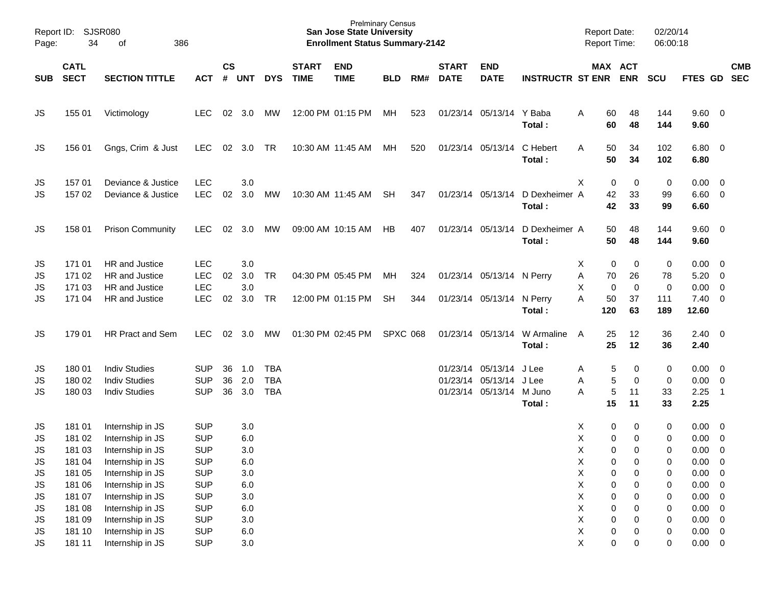Prelminary Census
**San Jose State University**
**Enrollment Status Summary-2142**

| SUB | CATL SECT | SECTION TITTLE | ACT | CS # | UNT | DYS | START TIME | END TIME | BLD | RM# | START DATE | END DATE | INSTRUCTR | ST | MAX ENR | ACT ENR | SCU | FTES | GD | CMB SEC |
|---|---|---|---|---|---|---|---|---|---|---|---|---|---|---|---|---|---|---|---|---|
| JS | 155 01 | Victimology | LEC | 02 | 3.0 | MW | 12:00 PM | 01:15 PM | MH | 523 | 01/23/14 | 05/13/14 | Y Baba | A | 60 | 48 | 144 | 9.60 | 0 | |
| | | | | | | | | | | | | | **Total :** | | **60** | **48** | **144** | **9.60** | | |
| JS | 156 01 | Gngs, Crim & Just | LEC | 02 | 3.0 | TR | 10:30 AM | 11:45 AM | MH | 520 | 01/23/14 | 05/13/14 | C Hebert | A | 50 | 34 | 102 | 6.80 | 0 | |
| | | | | | | | | | | | | | **Total :** | | **50** | **34** | **102** | **6.80** | | |
| JS | 157 01 | Deviance & Justice | LEC | | 3.0 | | | | | | | | | X | 0 | 0 | 0 | 0.00 | 0 | |
| JS | 157 02 | Deviance & Justice | LEC | 02 | 3.0 | MW | 10:30 AM | 11:45 AM | SH | 347 | 01/23/14 | 05/13/14 | D Dexheimer | A | 42 | 33 | 99 | 6.60 | 0 | |
| | | | | | | | | | | | | | **Total :** | | **42** | **33** | **99** | **6.60** | | |
| JS | 158 01 | Prison Community | LEC | 02 | 3.0 | MW | 09:00 AM | 10:15 AM | HB | 407 | 01/23/14 | 05/13/14 | D Dexheimer | A | 50 | 48 | 144 | 9.60 | 0 | |
| | | | | | | | | | | | | | **Total :** | | **50** | **48** | **144** | **9.60** | | |
| JS | 171 01 | HR and Justice | LEC | | 3.0 | | | | | | | | | X | 0 | 0 | 0 | 0.00 | 0 | |
| JS | 171 02 | HR and Justice | LEC | 02 | 3.0 | TR | 04:30 PM | 05:45 PM | MH | 324 | 01/23/14 | 05/13/14 | N Perry | A | 70 | 26 | 78 | 5.20 | 0 | |
| JS | 171 03 | HR and Justice | LEC | | 3.0 | | | | | | | | | X | 0 | 0 | 0 | 0.00 | 0 | |
| JS | 171 04 | HR and Justice | LEC | 02 | 3.0 | TR | 12:00 PM | 01:15 PM | SH | 344 | 01/23/14 | 05/13/14 | N Perry | A | 50 | 37 | 111 | 7.40 | 0 | |
| | | | | | | | | | | | | | **Total :** | | **120** | **63** | **189** | **12.60** | | |
| JS | 179 01 | HR Pract and Sem | LEC | 02 | 3.0 | MW | 01:30 PM | 02:45 PM | SPXC | 068 | 01/23/14 | 05/13/14 | W Armaline | A | 25 | 12 | 36 | 2.40 | 0 | |
| | | | | | | | | | | | | | **Total :** | | **25** | **12** | **36** | **2.40** | | |
| JS | 180 01 | Indiv Studies | SUP | 36 | 1.0 | TBA | | | | | 01/23/14 | 05/13/14 | J Lee | A | 5 | 0 | 0 | 0.00 | 0 | |
| JS | 180 02 | Indiv Studies | SUP | 36 | 2.0 | TBA | | | | | 01/23/14 | 05/13/14 | J Lee | A | 5 | 0 | 0 | 0.00 | 0 | |
| JS | 180 03 | Indiv Studies | SUP | 36 | 3.0 | TBA | | | | | 01/23/14 | 05/13/14 | M Juno | A | 5 | 11 | 33 | 2.25 | 1 | |
| | | | | | | | | | | | | | **Total :** | | **15** | **11** | **33** | **2.25** | | |
| JS | 181 01 | Internship in JS | SUP | | 3.0 | | | | | | | | | X | 0 | 0 | 0 | 0.00 | 0 | |
| JS | 181 02 | Internship in JS | SUP | | 6.0 | | | | | | | | | X | 0 | 0 | 0 | 0.00 | 0 | |
| JS | 181 03 | Internship in JS | SUP | | 3.0 | | | | | | | | | X | 0 | 0 | 0 | 0.00 | 0 | |
| JS | 181 04 | Internship in JS | SUP | | 6.0 | | | | | | | | | X | 0 | 0 | 0 | 0.00 | 0 | |
| JS | 181 05 | Internship in JS | SUP | | 3.0 | | | | | | | | | X | 0 | 0 | 0 | 0.00 | 0 | |
| JS | 181 06 | Internship in JS | SUP | | 6.0 | | | | | | | | | X | 0 | 0 | 0 | 0.00 | 0 | |
| JS | 181 07 | Internship in JS | SUP | | 3.0 | | | | | | | | | X | 0 | 0 | 0 | 0.00 | 0 | |
| JS | 181 08 | Internship in JS | SUP | | 6.0 | | | | | | | | | X | 0 | 0 | 0 | 0.00 | 0 | |
| JS | 181 09 | Internship in JS | SUP | | 3.0 | | | | | | | | | X | 0 | 0 | 0 | 0.00 | 0 | |
| JS | 181 10 | Internship in JS | SUP | | 6.0 | | | | | | | | | X | 0 | 0 | 0 | 0.00 | 0 | |
| JS | 181 11 | Internship in JS | SUP | | 3.0 | | | | | | | | | X | 0 | 0 | 0 | 0.00 | 0 | |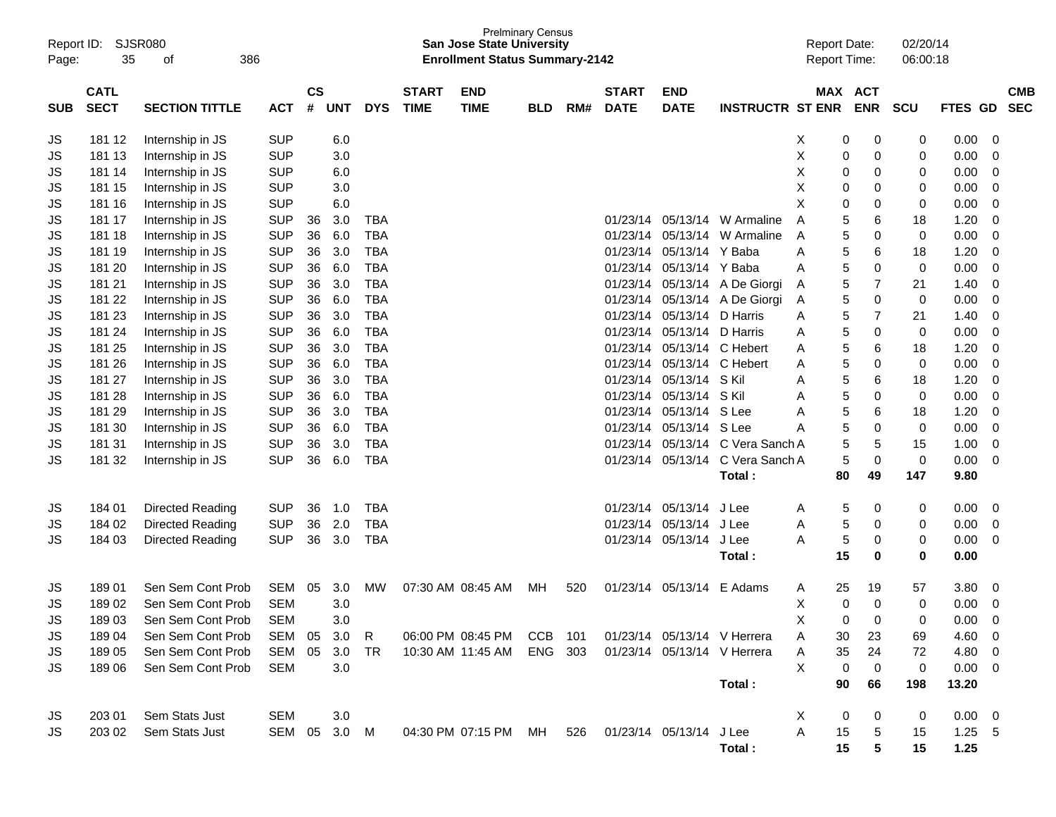Prelminary Census
**San Jose State University**
**Enrollment Status Summary-2142**

Report ID: SJSR080
Report Date: 02/20/14
Report Time: 06:00:18

| SUB | CATL SECT | SECTION TITTLE | ACT | CS # | UNT | DYS | START TIME | END TIME | BLD | RM# | START DATE | END DATE | INSTRUCTR | ST | MAX ENR | ACT ENR | SCU | FTES | GD | CMB SEC |
|---|---|---|---|---|---|---|---|---|---|---|---|---|---|---|---|---|---|---|---|---|
| JS | 181 12 | Internship in JS | SUP | | 6.0 | | | | | | | | | X | 0 | 0 | 0 | 0.00 | 0 | |
| JS | 181 13 | Internship in JS | SUP | | 3.0 | | | | | | | | | X | 0 | 0 | 0 | 0.00 | 0 | |
| JS | 181 14 | Internship in JS | SUP | | 6.0 | | | | | | | | | X | 0 | 0 | 0 | 0.00 | 0 | |
| JS | 181 15 | Internship in JS | SUP | | 3.0 | | | | | | | | | X | 0 | 0 | 0 | 0.00 | 0 | |
| JS | 181 16 | Internship in JS | SUP | | 6.0 | | | | | | | | | X | 0 | 0 | 0 | 0.00 | 0 | |
| JS | 181 17 | Internship in JS | SUP | 36 | 3.0 | TBA | | | | | 01/23/14 | 05/13/14 | W Armaline | A | 5 | 6 | 18 | 1.20 | 0 | |
| JS | 181 18 | Internship in JS | SUP | 36 | 6.0 | TBA | | | | | 01/23/14 | 05/13/14 | W Armaline | A | 5 | 0 | 0 | 0.00 | 0 | |
| JS | 181 19 | Internship in JS | SUP | 36 | 3.0 | TBA | | | | | 01/23/14 | 05/13/14 | Y Baba | A | 5 | 6 | 18 | 1.20 | 0 | |
| JS | 181 20 | Internship in JS | SUP | 36 | 6.0 | TBA | | | | | 01/23/14 | 05/13/14 | Y Baba | A | 5 | 0 | 0 | 0.00 | 0 | |
| JS | 181 21 | Internship in JS | SUP | 36 | 3.0 | TBA | | | | | 01/23/14 | 05/13/14 | A De Giorgi | A | 5 | 7 | 21 | 1.40 | 0 | |
| JS | 181 22 | Internship in JS | SUP | 36 | 6.0 | TBA | | | | | 01/23/14 | 05/13/14 | A De Giorgi | A | 5 | 0 | 0 | 0.00 | 0 | |
| JS | 181 23 | Internship in JS | SUP | 36 | 3.0 | TBA | | | | | 01/23/14 | 05/13/14 | D Harris | A | 5 | 7 | 21 | 1.40 | 0 | |
| JS | 181 24 | Internship in JS | SUP | 36 | 6.0 | TBA | | | | | 01/23/14 | 05/13/14 | D Harris | A | 5 | 0 | 0 | 0.00 | 0 | |
| JS | 181 25 | Internship in JS | SUP | 36 | 3.0 | TBA | | | | | 01/23/14 | 05/13/14 | C Hebert | A | 5 | 6 | 18 | 1.20 | 0 | |
| JS | 181 26 | Internship in JS | SUP | 36 | 6.0 | TBA | | | | | 01/23/14 | 05/13/14 | C Hebert | A | 5 | 0 | 0 | 0.00 | 0 | |
| JS | 181 27 | Internship in JS | SUP | 36 | 3.0 | TBA | | | | | 01/23/14 | 05/13/14 | S Kil | A | 5 | 6 | 18 | 1.20 | 0 | |
| JS | 181 28 | Internship in JS | SUP | 36 | 6.0 | TBA | | | | | 01/23/14 | 05/13/14 | S Kil | A | 5 | 0 | 0 | 0.00 | 0 | |
| JS | 181 29 | Internship in JS | SUP | 36 | 3.0 | TBA | | | | | 01/23/14 | 05/13/14 | S Lee | A | 5 | 6 | 18 | 1.20 | 0 | |
| JS | 181 30 | Internship in JS | SUP | 36 | 6.0 | TBA | | | | | 01/23/14 | 05/13/14 | S Lee | A | 5 | 0 | 0 | 0.00 | 0 | |
| JS | 181 31 | Internship in JS | SUP | 36 | 3.0 | TBA | | | | | 01/23/14 | 05/13/14 | C Vera Sanch | A | 5 | 5 | 15 | 1.00 | 0 | |
| JS | 181 32 | Internship in JS | SUP | 36 | 6.0 | TBA | | | | | 01/23/14 | 05/13/14 | C Vera Sanch | A | 5 | 0 | 0 | 0.00 | 0 | |
| | | | | | | | | | | | | | **Total :** | | **80** | **49** | **147** | **9.80** | | |
| JS | 184 01 | Directed Reading | SUP | 36 | 1.0 | TBA | | | | | 01/23/14 | 05/13/14 | J Lee | A | 5 | 0 | 0 | 0.00 | 0 | |
| JS | 184 02 | Directed Reading | SUP | 36 | 2.0 | TBA | | | | | 01/23/14 | 05/13/14 | J Lee | A | 5 | 0 | 0 | 0.00 | 0 | |
| JS | 184 03 | Directed Reading | SUP | 36 | 3.0 | TBA | | | | | 01/23/14 | 05/13/14 | J Lee | A | 5 | 0 | 0 | 0.00 | 0 | |
| | | | | | | | | | | | | | **Total :** | | **15** | **0** | **0** | **0.00** | | |
| JS | 189 01 | Sen Sem Cont Prob | SEM | 05 | 3.0 | MW | 07:30 AM | 08:45 AM | MH | 520 | 01/23/14 | 05/13/14 | E Adams | A | 25 | 19 | 57 | 3.80 | 0 | |
| JS | 189 02 | Sen Sem Cont Prob | SEM | | 3.0 | | | | | | | | | X | 0 | 0 | 0 | 0.00 | 0 | |
| JS | 189 03 | Sen Sem Cont Prob | SEM | | 3.0 | | | | | | | | | X | 0 | 0 | 0 | 0.00 | 0 | |
| JS | 189 04 | Sen Sem Cont Prob | SEM | 05 | 3.0 | R | 06:00 PM | 08:45 PM | CCB | 101 | 01/23/14 | 05/13/14 | V Herrera | A | 30 | 23 | 69 | 4.60 | 0 | |
| JS | 189 05 | Sen Sem Cont Prob | SEM | 05 | 3.0 | TR | 10:30 AM | 11:45 AM | ENG | 303 | 01/23/14 | 05/13/14 | V Herrera | A | 35 | 24 | 72 | 4.80 | 0 | |
| JS | 189 06 | Sen Sem Cont Prob | SEM | | 3.0 | | | | | | | | | X | 0 | 0 | 0 | 0.00 | 0 | |
| | | | | | | | | | | | | | **Total :** | | **90** | **66** | **198** | **13.20** | | |
| JS | 203 01 | Sem Stats Just | SEM | | 3.0 | | | | | | | | | X | 0 | 0 | 0 | 0.00 | 0 | |
| JS | 203 02 | Sem Stats Just | SEM | 05 | 3.0 | M | 04:30 PM | 07:15 PM | MH | 526 | 01/23/14 | 05/13/14 | J Lee | A | 15 | 5 | 15 | 1.25 | 5 | |
| | | | | | | | | | | | | | **Total :** | | **15** | **5** | **15** | **1.25** | | |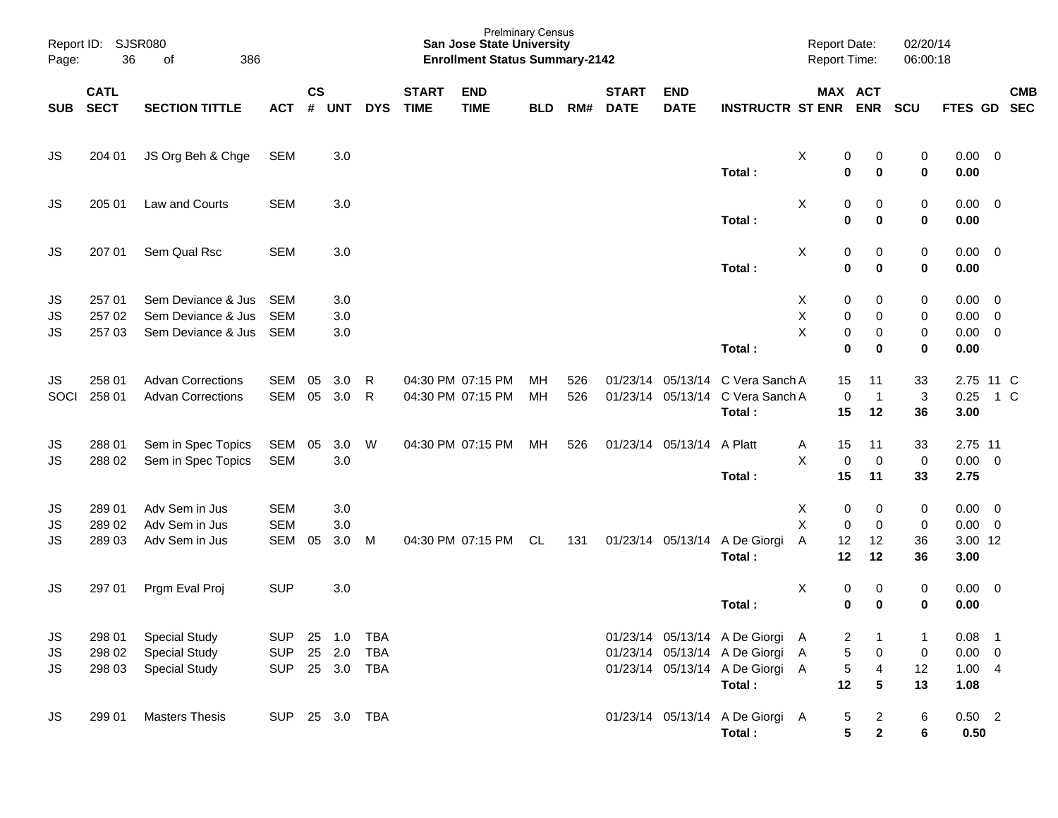Prelminary Census
**San Jose State University**
**Enrollment Status Summary-2142**

Report ID: SJSR080
Report Date: 02/20/14
Report Time: 06:00:18

| SUB | CATL SECT | SECTION TITTLE | ACT | CS # | UNT | DYS | START TIME | END TIME | BLD | RM# | START DATE | END DATE | INSTRUCTR | ST | MAX ENR | ACT ENR | SCU | FTES | GD | CMB SEC |
|---|---|---|---|---|---|---|---|---|---|---|---|---|---|---|---|---|---|---|---|---|
| JS | 204 01 | JS Org Beh & Chge | SEM | | 3.0 | | | | | | | | | X | 0 | 0 | 0 | 0.00 | 0 | |
| | | | | | | | | | | | | | **Total :** | | **0** | **0** | **0** | **0.00** | | |
| JS | 205 01 | Law and Courts | SEM | | 3.0 | | | | | | | | | X | 0 | 0 | 0 | 0.00 | 0 | |
| | | | | | | | | | | | | | **Total :** | | **0** | **0** | **0** | **0.00** | | |
| JS | 207 01 | Sem Qual Rsc | SEM | | 3.0 | | | | | | | | | X | 0 | 0 | 0 | 0.00 | 0 | |
| | | | | | | | | | | | | | **Total :** | | **0** | **0** | **0** | **0.00** | | |
| JS | 257 01 | Sem Deviance & Jus | SEM | | 3.0 | | | | | | | | | X | 0 | 0 | 0 | 0.00 | 0 | |
| JS | 257 02 | Sem Deviance & Jus | SEM | | 3.0 | | | | | | | | | X | 0 | 0 | 0 | 0.00 | 0 | |
| JS | 257 03 | Sem Deviance & Jus | SEM | | 3.0 | | | | | | | | | X | 0 | 0 | 0 | 0.00 | 0 | |
| | | | | | | | | | | | | | **Total :** | | **0** | **0** | **0** | **0.00** | | |
| JS | 258 01 | Advan Corrections | SEM | 05 | 3.0 | R | 04:30 PM | 07:15 PM | MH | 526 | 01/23/14 | 05/13/14 | C Vera Sanch | A | 15 | 11 | 33 | 2.75 | 11 | C |
| SOCI | 258 01 | Advan Corrections | SEM | 05 | 3.0 | R | 04:30 PM | 07:15 PM | MH | 526 | 01/23/14 | 05/13/14 | C Vera Sanch | A | 0 | 1 | 3 | 0.25 | 1 | C |
| | | | | | | | | | | | | | **Total :** | | **15** | **12** | **36** | **3.00** | | |
| JS | 288 01 | Sem in Spec Topics | SEM | 05 | 3.0 | W | 04:30 PM | 07:15 PM | MH | 526 | 01/23/14 | 05/13/14 | A Platt | A | 15 | 11 | 33 | 2.75 | 11 | |
| JS | 288 02 | Sem in Spec Topics | SEM | | 3.0 | | | | | | | | | X | 0 | 0 | 0 | 0.00 | 0 | |
| | | | | | | | | | | | | | **Total :** | | **15** | **11** | **33** | **2.75** | | |
| JS | 289 01 | Adv Sem in Jus | SEM | | 3.0 | | | | | | | | | X | 0 | 0 | 0 | 0.00 | 0 | |
| JS | 289 02 | Adv Sem in Jus | SEM | | 3.0 | | | | | | | | | X | 0 | 0 | 0 | 0.00 | 0 | |
| JS | 289 03 | Adv Sem in Jus | SEM | 05 | 3.0 | M | 04:30 PM | 07:15 PM | CL | 131 | 01/23/14 | 05/13/14 | A De Giorgi | A | 12 | 12 | 36 | 3.00 | 12 | |
| | | | | | | | | | | | | | **Total :** | | **12** | **12** | **36** | **3.00** | | |
| JS | 297 01 | Prgm Eval Proj | SUP | | 3.0 | | | | | | | | | X | 0 | 0 | 0 | 0.00 | 0 | |
| | | | | | | | | | | | | | **Total :** | | **0** | **0** | **0** | **0.00** | | |
| JS | 298 01 | Special Study | SUP | 25 | 1.0 | TBA | | | | | 01/23/14 | 05/13/14 | A De Giorgi | A | 2 | 1 | 1 | 0.08 | 1 | |
| JS | 298 02 | Special Study | SUP | 25 | 2.0 | TBA | | | | | 01/23/14 | 05/13/14 | A De Giorgi | A | 5 | 0 | 0 | 0.00 | 0 | |
| JS | 298 03 | Special Study | SUP | 25 | 3.0 | TBA | | | | | 01/23/14 | 05/13/14 | A De Giorgi | A | 5 | 4 | 12 | 1.00 | 4 | |
| | | | | | | | | | | | | | **Total :** | | **12** | **5** | **13** | **1.08** | | |
| JS | 299 01 | Masters Thesis | SUP | 25 | 3.0 | TBA | | | | | 01/23/14 | 05/13/14 | A De Giorgi | A | 5 | 2 | 6 | 0.50 | 2 | |
| | | | | | | | | | | | | | **Total :** | | **5** | **2** | **6** | **0.50** | | |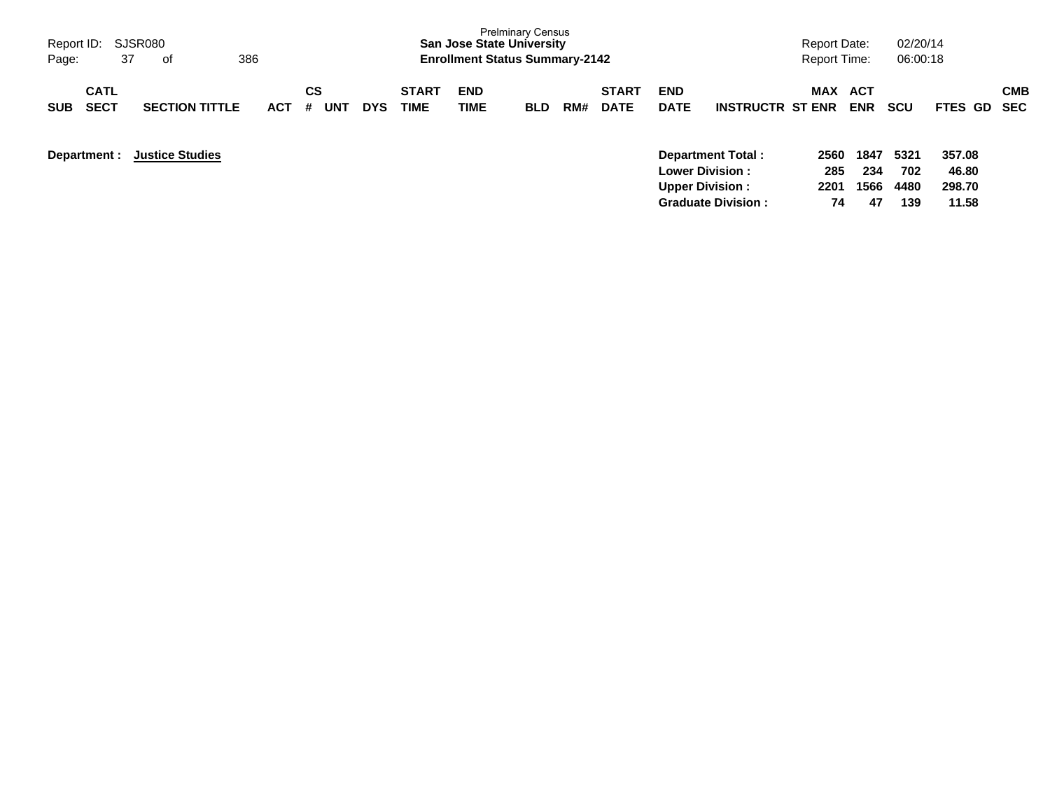| SUB | CATL SECT | SECTION TITTLE | ACT | CS # | UNT | DYS | START TIME | END TIME | BLD | RM# | START DATE | END DATE | INSTRUCTR | MAX ST ENR | ACT ENR | SCU | FTES | GD | CMB SEC |
|---|---|---|---|---|---|---|---|---|---|---|---|---|---|---|---|---|---|---|---|

**Department : Justice Studies**

| | MAX ST ENR | ACT ENR | SCU | FTES |
|---|---|---|---|---|
| **Department Total :** | **2560** | **1847** | **5321** | **357.08** |
| **Lower Division :** | **285** | **234** | **702** | **46.80** |
| **Upper Division :** | **2201** | **1566** | **4480** | **298.70** |
| **Graduate Division :** | **74** | **47** | **139** | **11.58** |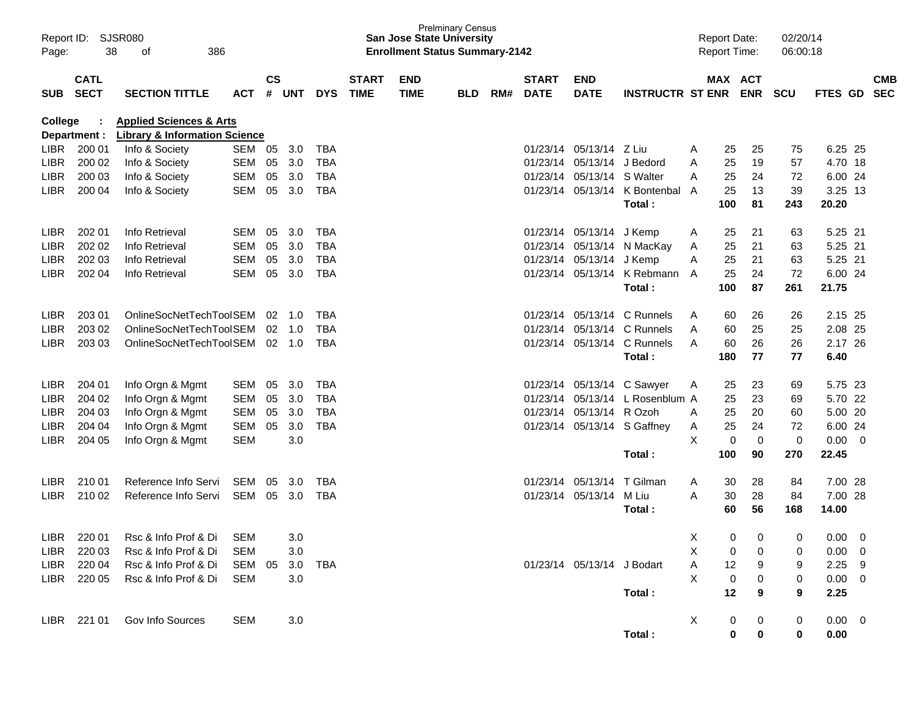Prelminary Census
**San Jose State University**
**Enrollment Status Summary-2142**

Report ID: SJSR080
Report Date: 02/20/14
Report Time: 06:00:18

| SUB | CATL SECT | SECTION TITTLE | ACT | CS # | UNT | DYS | START TIME | END TIME | BLD | RM# | START DATE | END DATE | INSTRUCTR | ST | MAX ENR | ACT ENR | SCU | FTES | GD | CMB SEC |
|---|---|---|---|---|---|---|---|---|---|---|---|---|---|---|---|---|---|---|---|---|
| **College** | : | **Applied Sciences & Arts** | | | | | | | | | | | | | | | | | | |
| **Department :** | | **Library & Information Science** | | | | | | | | | | | | | | | | | | |
| LIBR | 200 01 | Info & Society | SEM | 05 | 3.0 | TBA | | | | | 01/23/14 | 05/13/14 | Z Liu | A | 25 | 25 | 75 | 6.25 | 25 | |
| LIBR | 200 02 | Info & Society | SEM | 05 | 3.0 | TBA | | | | | 01/23/14 | 05/13/14 | J Bedord | A | 25 | 19 | 57 | 4.70 | 18 | |
| LIBR | 200 03 | Info & Society | SEM | 05 | 3.0 | TBA | | | | | 01/23/14 | 05/13/14 | S Walter | A | 25 | 24 | 72 | 6.00 | 24 | |
| LIBR | 200 04 | Info & Society | SEM | 05 | 3.0 | TBA | | | | | 01/23/14 | 05/13/14 | K Bontenbal | A | 25 | 13 | 39 | 3.25 | 13 | |
| | | | | | | | | | | | | | **Total :** | | **100** | **81** | **243** | **20.20** | | |
| LIBR | 202 01 | Info Retrieval | SEM | 05 | 3.0 | TBA | | | | | 01/23/14 | 05/13/14 | J Kemp | A | 25 | 21 | 63 | 5.25 | 21 | |
| LIBR | 202 02 | Info Retrieval | SEM | 05 | 3.0 | TBA | | | | | 01/23/14 | 05/13/14 | N MacKay | A | 25 | 21 | 63 | 5.25 | 21 | |
| LIBR | 202 03 | Info Retrieval | SEM | 05 | 3.0 | TBA | | | | | 01/23/14 | 05/13/14 | J Kemp | A | 25 | 21 | 63 | 5.25 | 21 | |
| LIBR | 202 04 | Info Retrieval | SEM | 05 | 3.0 | TBA | | | | | 01/23/14 | 05/13/14 | K Rebmann | A | 25 | 24 | 72 | 6.00 | 24 | |
| | | | | | | | | | | | | | **Total :** | | **100** | **87** | **261** | **21.75** | | |
| LIBR | 203 01 | OnlineSocNetTechTool | SEM | 02 | 1.0 | TBA | | | | | 01/23/14 | 05/13/14 | C Runnels | A | 60 | 26 | 26 | 2.15 | 25 | |
| LIBR | 203 02 | OnlineSocNetTechTool | SEM | 02 | 1.0 | TBA | | | | | 01/23/14 | 05/13/14 | C Runnels | A | 60 | 25 | 25 | 2.08 | 25 | |
| LIBR | 203 03 | OnlineSocNetTechTool | SEM | 02 | 1.0 | TBA | | | | | 01/23/14 | 05/13/14 | C Runnels | A | 60 | 26 | 26 | 2.17 | 26 | |
| | | | | | | | | | | | | | **Total :** | | **180** | **77** | **77** | **6.40** | | |
| LIBR | 204 01 | Info Orgn & Mgmt | SEM | 05 | 3.0 | TBA | | | | | 01/23/14 | 05/13/14 | C Sawyer | A | 25 | 23 | 69 | 5.75 | 23 | |
| LIBR | 204 02 | Info Orgn & Mgmt | SEM | 05 | 3.0 | TBA | | | | | 01/23/14 | 05/13/14 | L Rosenblum | A | 25 | 23 | 69 | 5.70 | 22 | |
| LIBR | 204 03 | Info Orgn & Mgmt | SEM | 05 | 3.0 | TBA | | | | | 01/23/14 | 05/13/14 | R Ozoh | A | 25 | 20 | 60 | 5.00 | 20 | |
| LIBR | 204 04 | Info Orgn & Mgmt | SEM | 05 | 3.0 | TBA | | | | | 01/23/14 | 05/13/14 | S Gaffney | A | 25 | 24 | 72 | 6.00 | 24 | |
| LIBR | 204 05 | Info Orgn & Mgmt | SEM | | 3.0 | | | | | | | | | X | 0 | 0 | 0 | 0.00 | 0 | |
| | | | | | | | | | | | | | **Total :** | | **100** | **90** | **270** | **22.45** | | |
| LIBR | 210 01 | Reference Info Servi | SEM | 05 | 3.0 | TBA | | | | | 01/23/14 | 05/13/14 | T Gilman | A | 30 | 28 | 84 | 7.00 | 28 | |
| LIBR | 210 02 | Reference Info Servi | SEM | 05 | 3.0 | TBA | | | | | 01/23/14 | 05/13/14 | M Liu | A | 30 | 28 | 84 | 7.00 | 28 | |
| | | | | | | | | | | | | | **Total :** | | **60** | **56** | **168** | **14.00** | | |
| LIBR | 220 01 | Rsc & Info Prof & Di | SEM | | 3.0 | | | | | | | | | X | 0 | 0 | 0 | 0.00 | 0 | |
| LIBR | 220 03 | Rsc & Info Prof & Di | SEM | | 3.0 | | | | | | | | | X | 0 | 0 | 0 | 0.00 | 0 | |
| LIBR | 220 04 | Rsc & Info Prof & Di | SEM | 05 | 3.0 | TBA | | | | | 01/23/14 | 05/13/14 | J Bodart | A | 12 | 9 | 9 | 2.25 | 9 | |
| LIBR | 220 05 | Rsc & Info Prof & Di | SEM | | 3.0 | | | | | | | | | X | 0 | 0 | 0 | 0.00 | 0 | |
| | | | | | | | | | | | | | **Total :** | | **12** | **9** | **9** | **2.25** | | |
| LIBR | 221 01 | Gov Info Sources | SEM | | 3.0 | | | | | | | | | X | 0 | 0 | 0 | 0.00 | 0 | |
| | | | | | | | | | | | | | **Total :** | | **0** | **0** | **0** | **0.00** | | |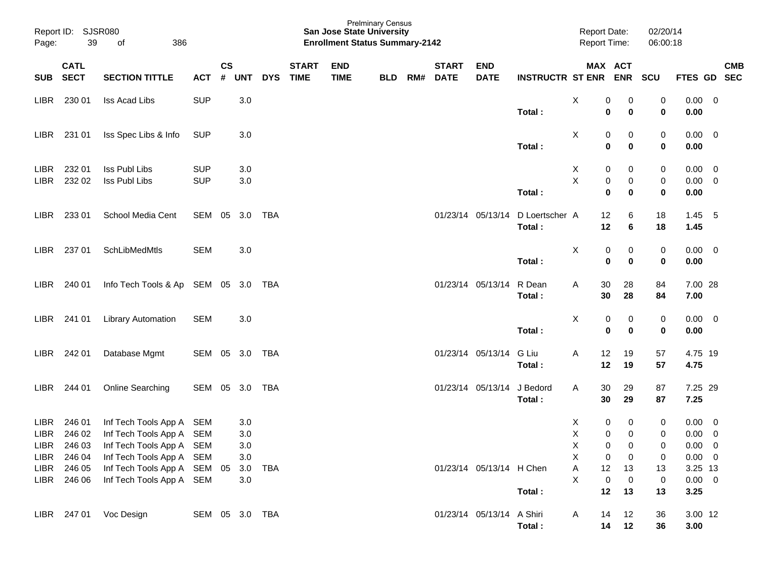Prelminary Census
**San Jose State University**
**Enrollment Status Summary-2142**

Report ID: SJSR080
Report Date: 02/20/14
Report Time: 06:00:18

| SUB | CATL SECT | SECTION TITTLE | ACT | CS # | UNT | DYS | START TIME | END TIME | BLD | RM# | START DATE | END DATE | INSTRUCTR | ST | MAX ENR | ACT ENR | SCU | FTES | GD | CMB SEC |
|---|---|---|---|---|---|---|---|---|---|---|---|---|---|---|---|---|---|---|---|---|
| LIBR | 230 01 | Iss Acad Libs | SUP | | 3.0 | | | | | | | | | X | 0 | 0 | 0 | 0.00 | 0 | |
| | | | | | | | | | | | | | **Total :** | | **0** | **0** | **0** | **0.00** | | |
| LIBR | 231 01 | Iss Spec Libs & Info | SUP | | 3.0 | | | | | | | | | X | 0 | 0 | 0 | 0.00 | 0 | |
| | | | | | | | | | | | | | **Total :** | | **0** | **0** | **0** | **0.00** | | |
| LIBR | 232 01 | Iss Publ Libs | SUP | | 3.0 | | | | | | | | | X | 0 | 0 | 0 | 0.00 | 0 | |
| LIBR | 232 02 | Iss Publ Libs | SUP | | 3.0 | | | | | | | | | X | 0 | 0 | 0 | 0.00 | 0 | |
| | | | | | | | | | | | | | **Total :** | | **0** | **0** | **0** | **0.00** | | |
| LIBR | 233 01 | School Media Cent | SEM | 05 | 3.0 | TBA | | | | | 01/23/14 | 05/13/14 | D Loertscher | A | 12 | 6 | 18 | 1.45 | 5 | |
| | | | | | | | | | | | | | **Total :** | | **12** | **6** | **18** | **1.45** | | |
| LIBR | 237 01 | SchLibMedMtls | SEM | | 3.0 | | | | | | | | | X | 0 | 0 | 0 | 0.00 | 0 | |
| | | | | | | | | | | | | | **Total :** | | **0** | **0** | **0** | **0.00** | | |
| LIBR | 240 01 | Info Tech Tools & Ap | SEM | 05 | 3.0 | TBA | | | | | 01/23/14 | 05/13/14 | R Dean | A | 30 | 28 | 84 | 7.00 | 28 | |
| | | | | | | | | | | | | | **Total :** | | **30** | **28** | **84** | **7.00** | | |
| LIBR | 241 01 | Library Automation | SEM | | 3.0 | | | | | | | | | X | 0 | 0 | 0 | 0.00 | 0 | |
| | | | | | | | | | | | | | **Total :** | | **0** | **0** | **0** | **0.00** | | |
| LIBR | 242 01 | Database Mgmt | SEM | 05 | 3.0 | TBA | | | | | 01/23/14 | 05/13/14 | G Liu | A | 12 | 19 | 57 | 4.75 | 19 | |
| | | | | | | | | | | | | | **Total :** | | **12** | **19** | **57** | **4.75** | | |
| LIBR | 244 01 | Online Searching | SEM | 05 | 3.0 | TBA | | | | | 01/23/14 | 05/13/14 | J Bedord | A | 30 | 29 | 87 | 7.25 | 29 | |
| | | | | | | | | | | | | | **Total :** | | **30** | **29** | **87** | **7.25** | | |
| LIBR | 246 01 | Inf Tech Tools App A | SEM | | 3.0 | | | | | | | | | X | 0 | 0 | 0 | 0.00 | 0 | |
| LIBR | 246 02 | Inf Tech Tools App A | SEM | | 3.0 | | | | | | | | | X | 0 | 0 | 0 | 0.00 | 0 | |
| LIBR | 246 03 | Inf Tech Tools App A | SEM | | 3.0 | | | | | | | | | X | 0 | 0 | 0 | 0.00 | 0 | |
| LIBR | 246 04 | Inf Tech Tools App A | SEM | | 3.0 | | | | | | | | | X | 0 | 0 | 0 | 0.00 | 0 | |
| LIBR | 246 05 | Inf Tech Tools App A | SEM | 05 | 3.0 | TBA | | | | | 01/23/14 | 05/13/14 | H Chen | A | 12 | 13 | 13 | 3.25 | 13 | |
| LIBR | 246 06 | Inf Tech Tools App A | SEM | | 3.0 | | | | | | | | | X | 0 | 0 | 0 | 0.00 | 0 | |
| | | | | | | | | | | | | | **Total :** | | **12** | **13** | **13** | **3.25** | | |
| LIBR | 247 01 | Voc Design | SEM | 05 | 3.0 | TBA | | | | | 01/23/14 | 05/13/14 | A Shiri | A | 14 | 12 | 36 | 3.00 | 12 | |
| | | | | | | | | | | | | | **Total :** | | **14** | **12** | **36** | **3.00** | | |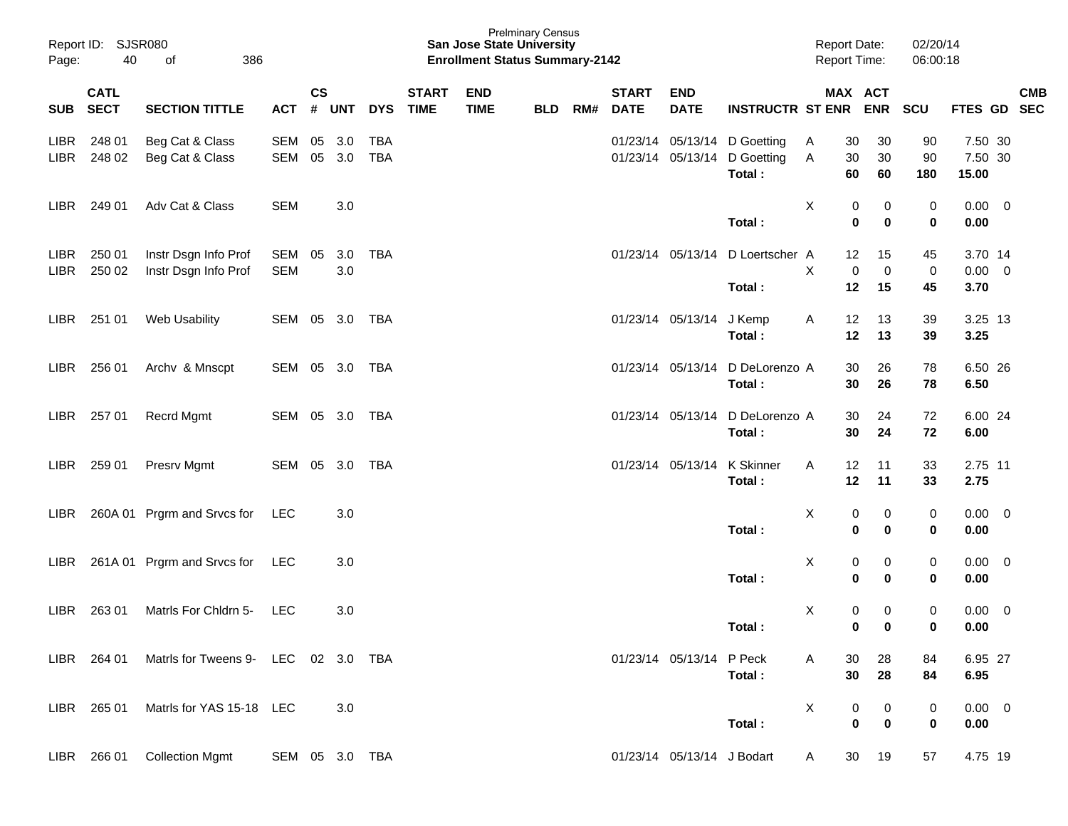Prelminary Census
**San Jose State University**
**Enrollment Status Summary-2142**

Report ID: SJSR080
Report Date: 02/20/14
Report Time: 06:00:18

| SUB | CATL SECT | SECTION TITTLE | ACT | CS # | UNT | DYS | START TIME | END TIME | BLD | RM# | START DATE | END DATE | INSTRUCTR | ST | MAX ENR | ACT ENR | SCU | FTES | GD | CMB SEC |
|---|---|---|---|---|---|---|---|---|---|---|---|---|---|---|---|---|---|---|---|---|
| LIBR | 248 01 | Beg Cat & Class | SEM | 05 | 3.0 | TBA | | | | | 01/23/14 | 05/13/14 | D Goetting | A | 30 | 30 | 90 | 7.50 | 30 | |
| LIBR | 248 02 | Beg Cat & Class | SEM | 05 | 3.0 | TBA | | | | | 01/23/14 | 05/13/14 | D Goetting | A | 30 | 30 | 90 | 7.50 | 30 | |
| | | | | | | | | | | | | | **Total :** | | **60** | **60** | **180** | **15.00** | | |
| LIBR | 249 01 | Adv Cat & Class | SEM | | 3.0 | | | | | | | | | X | 0 | 0 | 0 | 0.00 | 0 | |
| | | | | | | | | | | | | | **Total :** | | **0** | **0** | **0** | **0.00** | | |
| LIBR | 250 01 | Instr Dsgn Info Prof | SEM | 05 | 3.0 | TBA | | | | | 01/23/14 | 05/13/14 | D Loertscher | A | 12 | 15 | 45 | 3.70 | 14 | |
| LIBR | 250 02 | Instr Dsgn Info Prof | SEM | | 3.0 | | | | | | | | | X | 0 | 0 | 0 | 0.00 | 0 | |
| | | | | | | | | | | | | | **Total :** | | **12** | **15** | **45** | **3.70** | | |
| LIBR | 251 01 | Web Usability | SEM | 05 | 3.0 | TBA | | | | | 01/23/14 | 05/13/14 | J Kemp | A | 12 | 13 | 39 | 3.25 | 13 | |
| | | | | | | | | | | | | | **Total :** | | **12** | **13** | **39** | **3.25** | | |
| LIBR | 256 01 | Archv & Mnscpt | SEM | 05 | 3.0 | TBA | | | | | 01/23/14 | 05/13/14 | D DeLorenzo | A | 30 | 26 | 78 | 6.50 | 26 | |
| | | | | | | | | | | | | | **Total :** | | **30** | **26** | **78** | **6.50** | | |
| LIBR | 257 01 | Recrd Mgmt | SEM | 05 | 3.0 | TBA | | | | | 01/23/14 | 05/13/14 | D DeLorenzo | A | 30 | 24 | 72 | 6.00 | 24 | |
| | | | | | | | | | | | | | **Total :** | | **30** | **24** | **72** | **6.00** | | |
| LIBR | 259 01 | Presrv Mgmt | SEM | 05 | 3.0 | TBA | | | | | 01/23/14 | 05/13/14 | K Skinner | A | 12 | 11 | 33 | 2.75 | 11 | |
| | | | | | | | | | | | | | **Total :** | | **12** | **11** | **33** | **2.75** | | |
| LIBR | 260A 01 | Prgrm and Srvcs for | LEC | | 3.0 | | | | | | | | | X | 0 | 0 | 0 | 0.00 | 0 | |
| | | | | | | | | | | | | | **Total :** | | **0** | **0** | **0** | **0.00** | | |
| LIBR | 261A 01 | Prgrm and Srvcs for | LEC | | 3.0 | | | | | | | | | X | 0 | 0 | 0 | 0.00 | 0 | |
| | | | | | | | | | | | | | **Total :** | | **0** | **0** | **0** | **0.00** | | |
| LIBR | 263 01 | Matrls For Chldrn 5- | LEC | | 3.0 | | | | | | | | | X | 0 | 0 | 0 | 0.00 | 0 | |
| | | | | | | | | | | | | | **Total :** | | **0** | **0** | **0** | **0.00** | | |
| LIBR | 264 01 | Matrls for Tweens 9- | LEC | 02 | 3.0 | TBA | | | | | 01/23/14 | 05/13/14 | P Peck | A | 30 | 28 | 84 | 6.95 | 27 | |
| | | | | | | | | | | | | | **Total :** | | **30** | **28** | **84** | **6.95** | | |
| LIBR | 265 01 | Matrls for YAS 15-18 | LEC | | 3.0 | | | | | | | | | X | 0 | 0 | 0 | 0.00 | 0 | |
| | | | | | | | | | | | | | **Total :** | | **0** | **0** | **0** | **0.00** | | |
| LIBR | 266 01 | Collection Mgmt | SEM | 05 | 3.0 | TBA | | | | | 01/23/14 | 05/13/14 | J Bodart | A | 30 | 19 | 57 | 4.75 | 19 | |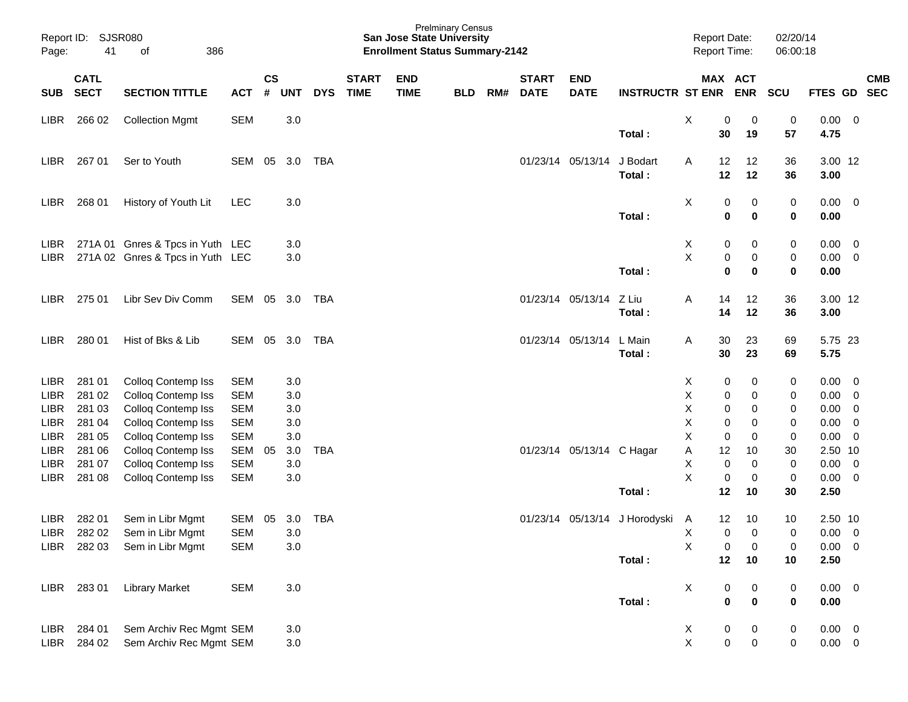Prelminary Census
**San Jose State University**
**Enrollment Status Summary-2142**

Report ID: SJSR080
Report Date: 02/20/14
Report Time: 06:00:18

| SUB | CATL SECT | SECTION TITTLE | ACT | CS # | UNT | DYS | START TIME | END TIME | BLD | RM# | START DATE | END DATE | INSTRUCTR | ST | MAX ENR | ACT ENR | SCU | FTES | GD | CMB SEC |
|---|---|---|---|---|---|---|---|---|---|---|---|---|---|---|---|---|---|---|---|---|
| LIBR | 266 02 | Collection Mgmt | SEM | | 3.0 | | | | | | | | | X | 0 | 0 | 0 | 0.00 | 0 | |
| | | | | | | | | | | | | | **Total :** | | **30** | **19** | **57** | **4.75** | | |
| LIBR | 267 01 | Ser to Youth | SEM | 05 | 3.0 | TBA | | | | | 01/23/14 | 05/13/14 | J Bodart | A | 12 | 12 | 36 | 3.00 | 12 | |
| | | | | | | | | | | | | | **Total :** | | **12** | **12** | **36** | **3.00** | | |
| LIBR | 268 01 | History of Youth Lit | LEC | | 3.0 | | | | | | | | | X | 0 | 0 | 0 | 0.00 | 0 | |
| | | | | | | | | | | | | | **Total :** | | **0** | **0** | **0** | **0.00** | | |
| LIBR | 271A 01 | Gnres & Tpcs in Yuth | LEC | | 3.0 | | | | | | | | | X | 0 | 0 | 0 | 0.00 | 0 | |
| LIBR | 271A 02 | Gnres & Tpcs in Yuth | LEC | | 3.0 | | | | | | | | | X | 0 | 0 | 0 | 0.00 | 0 | |
| | | | | | | | | | | | | | **Total :** | | **0** | **0** | **0** | **0.00** | | |
| LIBR | 275 01 | Libr Sev Div Comm | SEM | 05 | 3.0 | TBA | | | | | 01/23/14 | 05/13/14 | Z Liu | A | 14 | 12 | 36 | 3.00 | 12 | |
| | | | | | | | | | | | | | **Total :** | | **14** | **12** | **36** | **3.00** | | |
| LIBR | 280 01 | Hist of Bks & Lib | SEM | 05 | 3.0 | TBA | | | | | 01/23/14 | 05/13/14 | L Main | A | 30 | 23 | 69 | 5.75 | 23 | |
| | | | | | | | | | | | | | **Total :** | | **30** | **23** | **69** | **5.75** | | |
| LIBR | 281 01 | Colloq Contemp Iss | SEM | | 3.0 | | | | | | | | | X | 0 | 0 | 0 | 0.00 | 0 | |
| LIBR | 281 02 | Colloq Contemp Iss | SEM | | 3.0 | | | | | | | | | X | 0 | 0 | 0 | 0.00 | 0 | |
| LIBR | 281 03 | Colloq Contemp Iss | SEM | | 3.0 | | | | | | | | | X | 0 | 0 | 0 | 0.00 | 0 | |
| LIBR | 281 04 | Colloq Contemp Iss | SEM | | 3.0 | | | | | | | | | X | 0 | 0 | 0 | 0.00 | 0 | |
| LIBR | 281 05 | Colloq Contemp Iss | SEM | | 3.0 | | | | | | | | | X | 0 | 0 | 0 | 0.00 | 0 | |
| LIBR | 281 06 | Colloq Contemp Iss | SEM | 05 | 3.0 | TBA | | | | | 01/23/14 | 05/13/14 | C Hagar | A | 12 | 10 | 30 | 2.50 | 10 | |
| LIBR | 281 07 | Colloq Contemp Iss | SEM | | 3.0 | | | | | | | | | X | 0 | 0 | 0 | 0.00 | 0 | |
| LIBR | 281 08 | Colloq Contemp Iss | SEM | | 3.0 | | | | | | | | | X | 0 | 0 | 0 | 0.00 | 0 | |
| | | | | | | | | | | | | | **Total :** | | **12** | **10** | **30** | **2.50** | | |
| LIBR | 282 01 | Sem in Libr Mgmt | SEM | 05 | 3.0 | TBA | | | | | 01/23/14 | 05/13/14 | J Horodyski | A | 12 | 10 | 10 | 2.50 | 10 | |
| LIBR | 282 02 | Sem in Libr Mgmt | SEM | | 3.0 | | | | | | | | | X | 0 | 0 | 0 | 0.00 | 0 | |
| LIBR | 282 03 | Sem in Libr Mgmt | SEM | | 3.0 | | | | | | | | | X | 0 | 0 | 0 | 0.00 | 0 | |
| | | | | | | | | | | | | | **Total :** | | **12** | **10** | **10** | **2.50** | | |
| LIBR | 283 01 | Library Market | SEM | | 3.0 | | | | | | | | | X | 0 | 0 | 0 | 0.00 | 0 | |
| | | | | | | | | | | | | | **Total :** | | **0** | **0** | **0** | **0.00** | | |
| LIBR | 284 01 | Sem Archiv Rec Mgmt | SEM | | 3.0 | | | | | | | | | X | 0 | 0 | 0 | 0.00 | 0 | |
| LIBR | 284 02 | Sem Archiv Rec Mgmt | SEM | | 3.0 | | | | | | | | | X | 0 | 0 | 0 | 0.00 | 0 | |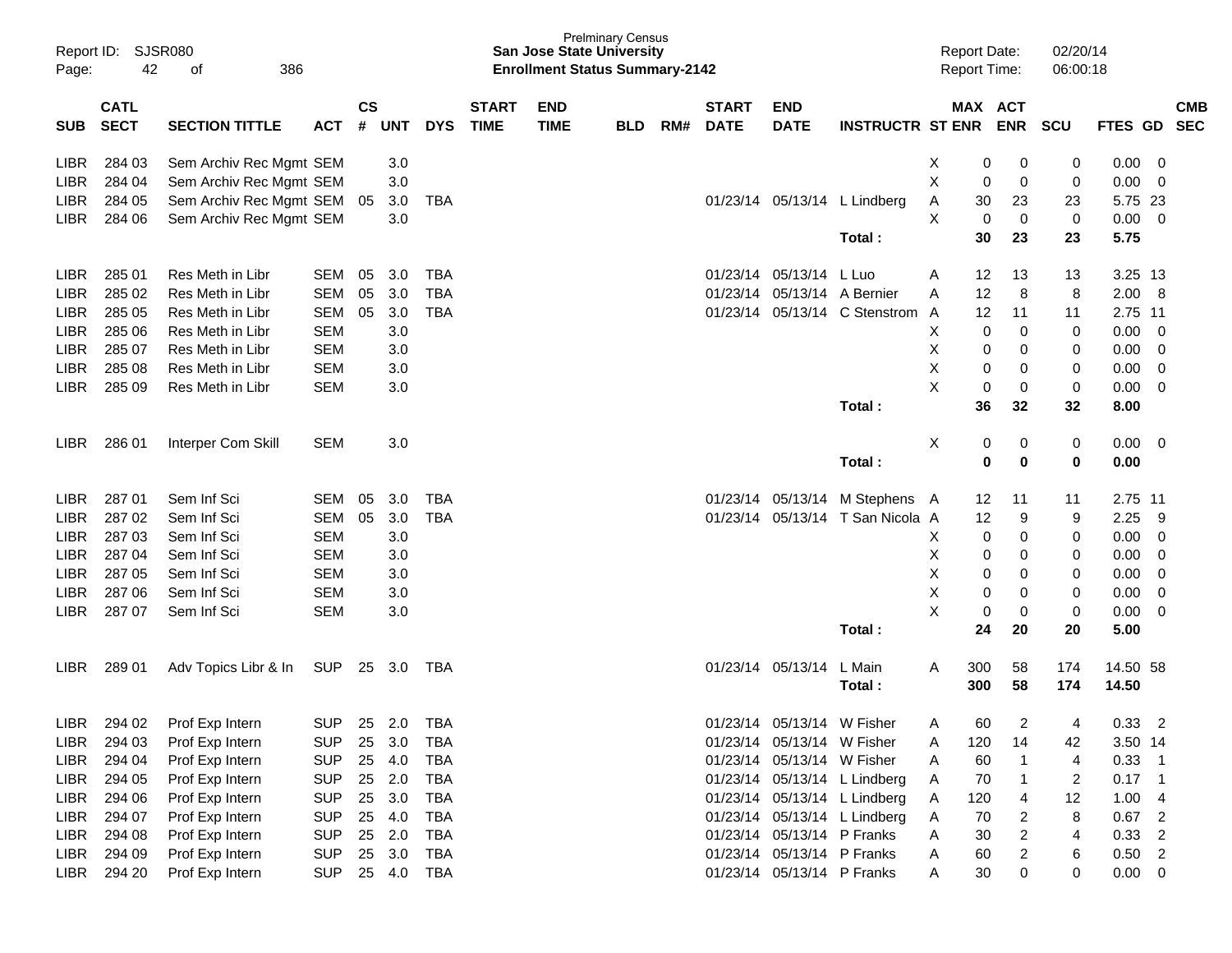Prelminary Census
**San Jose State University**
**Enrollment Status Summary-2142**

Report ID: SJSR080
Report Date: 02/20/14
Report Time: 06:00:18

| SUB | CATL SECT | SECTION TITTLE | ACT | CS # | UNT | DYS | START TIME | END TIME | BLD | RM# | START DATE | END DATE | INSTRUCTR | ST | MAX ENR | ACT ENR | SCU | FTES | GD | CMB SEC |
|---|---|---|---|---|---|---|---|---|---|---|---|---|---|---|---|---|---|---|---|---|
| LIBR | 284 03 | Sem Archiv Rec Mgmt | SEM | | 3.0 | | | | | | | | | X | 0 | 0 | 0 | 0.00 | 0 | |
| LIBR | 284 04 | Sem Archiv Rec Mgmt | SEM | | 3.0 | | | | | | | | | X | 0 | 0 | 0 | 0.00 | 0 | |
| LIBR | 284 05 | Sem Archiv Rec Mgmt | SEM | 05 | 3.0 | TBA | | | | | 01/23/14 | 05/13/14 | L Lindberg | A | 30 | 23 | 23 | 5.75 | 23 | |
| LIBR | 284 06 | Sem Archiv Rec Mgmt | SEM | | 3.0 | | | | | | | | | X | 0 | 0 | 0 | 0.00 | 0 | |
| | | | | | | | | | | | | | **Total :** | | **30** | **23** | **23** | **5.75** | | |
| LIBR | 285 01 | Res Meth in Libr | SEM | 05 | 3.0 | TBA | | | | | 01/23/14 | 05/13/14 | L Luo | A | 12 | 13 | 13 | 3.25 | 13 | |
| LIBR | 285 02 | Res Meth in Libr | SEM | 05 | 3.0 | TBA | | | | | 01/23/14 | 05/13/14 | A Bernier | A | 12 | 8 | 8 | 2.00 | 8 | |
| LIBR | 285 05 | Res Meth in Libr | SEM | 05 | 3.0 | TBA | | | | | 01/23/14 | 05/13/14 | C Stenstrom | A | 12 | 11 | 11 | 2.75 | 11 | |
| LIBR | 285 06 | Res Meth in Libr | SEM | | 3.0 | | | | | | | | | X | 0 | 0 | 0 | 0.00 | 0 | |
| LIBR | 285 07 | Res Meth in Libr | SEM | | 3.0 | | | | | | | | | X | 0 | 0 | 0 | 0.00 | 0 | |
| LIBR | 285 08 | Res Meth in Libr | SEM | | 3.0 | | | | | | | | | X | 0 | 0 | 0 | 0.00 | 0 | |
| LIBR | 285 09 | Res Meth in Libr | SEM | | 3.0 | | | | | | | | | X | 0 | 0 | 0 | 0.00 | 0 | |
| | | | | | | | | | | | | | **Total :** | | **36** | **32** | **32** | **8.00** | | |
| LIBR | 286 01 | Interper Com Skill | SEM | | 3.0 | | | | | | | | | X | 0 | 0 | 0 | 0.00 | 0 | |
| | | | | | | | | | | | | | **Total :** | | **0** | **0** | **0** | **0.00** | | |
| LIBR | 287 01 | Sem Inf Sci | SEM | 05 | 3.0 | TBA | | | | | 01/23/14 | 05/13/14 | M Stephens | A | 12 | 11 | 11 | 2.75 | 11 | |
| LIBR | 287 02 | Sem Inf Sci | SEM | 05 | 3.0 | TBA | | | | | 01/23/14 | 05/13/14 | T San Nicola | A | 12 | 9 | 9 | 2.25 | 9 | |
| LIBR | 287 03 | Sem Inf Sci | SEM | | 3.0 | | | | | | | | | X | 0 | 0 | 0 | 0.00 | 0 | |
| LIBR | 287 04 | Sem Inf Sci | SEM | | 3.0 | | | | | | | | | X | 0 | 0 | 0 | 0.00 | 0 | |
| LIBR | 287 05 | Sem Inf Sci | SEM | | 3.0 | | | | | | | | | X | 0 | 0 | 0 | 0.00 | 0 | |
| LIBR | 287 06 | Sem Inf Sci | SEM | | 3.0 | | | | | | | | | X | 0 | 0 | 0 | 0.00 | 0 | |
| LIBR | 287 07 | Sem Inf Sci | SEM | | 3.0 | | | | | | | | | X | 0 | 0 | 0 | 0.00 | 0 | |
| | | | | | | | | | | | | | **Total :** | | **24** | **20** | **20** | **5.00** | | |
| LIBR | 289 01 | Adv Topics Libr & In | SUP | 25 | 3.0 | TBA | | | | | 01/23/14 | 05/13/14 | L Main | A | 300 | 58 | 174 | 14.50 | 58 | |
| | | | | | | | | | | | | | **Total :** | | **300** | **58** | **174** | **14.50** | | |
| LIBR | 294 02 | Prof Exp Intern | SUP | 25 | 2.0 | TBA | | | | | 01/23/14 | 05/13/14 | W Fisher | A | 60 | 2 | 4 | 0.33 | 2 | |
| LIBR | 294 03 | Prof Exp Intern | SUP | 25 | 3.0 | TBA | | | | | 01/23/14 | 05/13/14 | W Fisher | A | 120 | 14 | 42 | 3.50 | 14 | |
| LIBR | 294 04 | Prof Exp Intern | SUP | 25 | 4.0 | TBA | | | | | 01/23/14 | 05/13/14 | W Fisher | A | 60 | 1 | 4 | 0.33 | 1 | |
| LIBR | 294 05 | Prof Exp Intern | SUP | 25 | 2.0 | TBA | | | | | 01/23/14 | 05/13/14 | L Lindberg | A | 70 | 1 | 2 | 0.17 | 1 | |
| LIBR | 294 06 | Prof Exp Intern | SUP | 25 | 3.0 | TBA | | | | | 01/23/14 | 05/13/14 | L Lindberg | A | 120 | 4 | 12 | 1.00 | 4 | |
| LIBR | 294 07 | Prof Exp Intern | SUP | 25 | 4.0 | TBA | | | | | 01/23/14 | 05/13/14 | L Lindberg | A | 70 | 2 | 8 | 0.67 | 2 | |
| LIBR | 294 08 | Prof Exp Intern | SUP | 25 | 2.0 | TBA | | | | | 01/23/14 | 05/13/14 | P Franks | A | 30 | 2 | 4 | 0.33 | 2 | |
| LIBR | 294 09 | Prof Exp Intern | SUP | 25 | 3.0 | TBA | | | | | 01/23/14 | 05/13/14 | P Franks | A | 60 | 2 | 6 | 0.50 | 2 | |
| LIBR | 294 20 | Prof Exp Intern | SUP | 25 | 4.0 | TBA | | | | | 01/23/14 | 05/13/14 | P Franks | A | 30 | 0 | 0 | 0.00 | 0 | |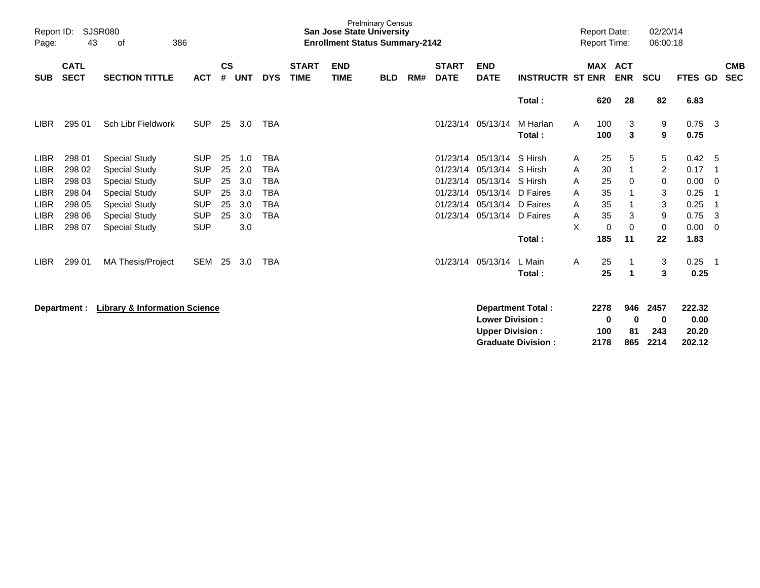Prelminary Census
**San Jose State University**
**Enrollment Status Summary-2142**

Report ID: SJSR080
Report Date: 02/20/14
Report Time: 06:00:18

| SUB | CATL SECT | SECTION TITTLE | ACT | CS # | UNT | DYS | START TIME | END TIME | BLD | RM# | START DATE | END DATE | INSTRUCTR | ST | MAX ENR | ACT ENR | SCU | FTES | GD | CMB SEC |
|---|---|---|---|---|---|---|---|---|---|---|---|---|---|---|---|---|---|---|---|---|
| | | | | | | | | | | | | | **Total :** | | **620** | **28** | **82** | **6.83** | | |
| LIBR | 295 01 | Sch Libr Fieldwork | SUP | 25 | 3.0 | TBA | | | | | 01/23/14 | 05/13/14 | M Harlan | A | 100 | 3 | 9 | 0.75 | 3 | |
| | | | | | | | | | | | | | **Total :** | | **100** | **3** | **9** | **0.75** | | |
| LIBR | 298 01 | Special Study | SUP | 25 | 1.0 | TBA | | | | | 01/23/14 | 05/13/14 | S Hirsh | A | 25 | 5 | 5 | 0.42 | 5 | |
| LIBR | 298 02 | Special Study | SUP | 25 | 2.0 | TBA | | | | | 01/23/14 | 05/13/14 | S Hirsh | A | 30 | 1 | 2 | 0.17 | 1 | |
| LIBR | 298 03 | Special Study | SUP | 25 | 3.0 | TBA | | | | | 01/23/14 | 05/13/14 | S Hirsh | A | 25 | 0 | 0 | 0.00 | 0 | |
| LIBR | 298 04 | Special Study | SUP | 25 | 3.0 | TBA | | | | | 01/23/14 | 05/13/14 | D Faires | A | 35 | 1 | 3 | 0.25 | 1 | |
| LIBR | 298 05 | Special Study | SUP | 25 | 3.0 | TBA | | | | | 01/23/14 | 05/13/14 | D Faires | A | 35 | 1 | 3 | 0.25 | 1 | |
| LIBR | 298 06 | Special Study | SUP | 25 | 3.0 | TBA | | | | | 01/23/14 | 05/13/14 | D Faires | A | 35 | 3 | 9 | 0.75 | 3 | |
| LIBR | 298 07 | Special Study | SUP | | 3.0 | | | | | | | | | X | 0 | 0 | 0 | 0.00 | 0 | |
| | | | | | | | | | | | | | **Total :** | | **185** | **11** | **22** | **1.83** | | |
| LIBR | 299 01 | MA Thesis/Project | SEM | 25 | 3.0 | TBA | | | | | 01/23/14 | 05/13/14 | L Main | A | 25 | 1 | 3 | 0.25 | 1 | |
| | | | | | | | | | | | | | **Total :** | | **25** | **1** | **3** | **0.25** | | |

**Department : Library & Information Science**

| | MAX ENR | ACT ENR | SCU | FTES |
|---|---|---|---|---|
| **Department Total :** | **2278** | **946** | **2457** | **222.32** |
| **Lower Division :** | **0** | **0** | **0** | **0.00** |
| **Upper Division :** | **100** | **81** | **243** | **20.20** |
| **Graduate Division :** | **2178** | **865** | **2214** | **202.12** |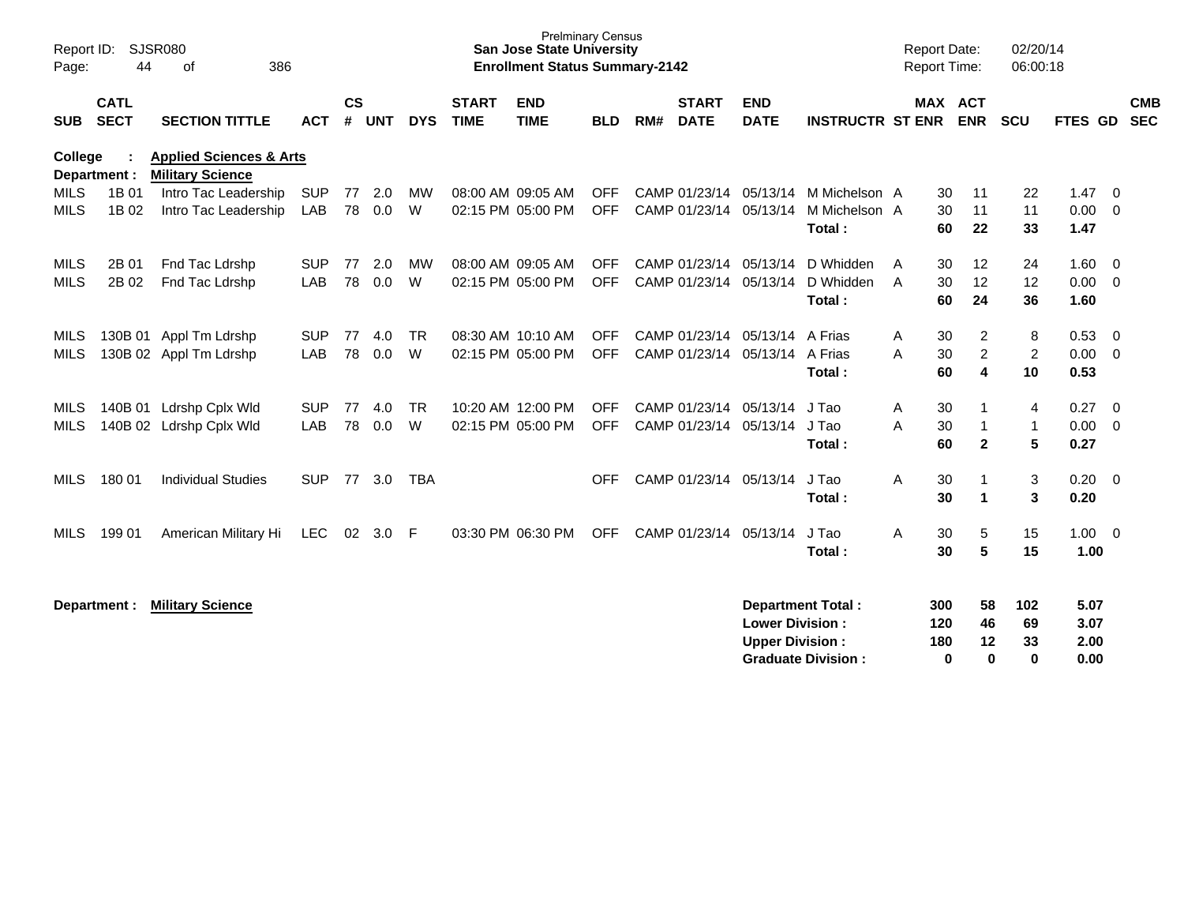Prelminary Census
**San Jose State University**
**Enrollment Status Summary-2142**

Report ID: SJSR080
Report Date: 02/20/14
Report Time: 06:00:18

| SUB | CATL SECT | SECTION TITTLE | ACT | CS # | UNT | DYS | START TIME | END TIME | BLD | RM# | START DATE | END DATE | INSTRUCTR | ST | MAX ENR | ACT ENR | SCU | FTES | GD | CMB SEC |
|---|---|---|---|---|---|---|---|---|---|---|---|---|---|---|---|---|---|---|---|---|
| **College** | **:** | **Applied Sciences & Arts** | | | | | | | | | | | | | | | | | | |
| **Department :** | | **Military Science** | | | | | | | | | | | | | | | | | | |
| MILS | 1B 01 | Intro Tac Leadership | SUP | 77 | 2.0 | MW | 08:00 AM | 09:05 AM | OFF | CAMP | 01/23/14 | 05/13/14 | M Michelson | A | 30 | 11 | 22 | 1.47 | 0 | |
| MILS | 1B 02 | Intro Tac Leadership | LAB | 78 | 0.0 | W | 02:15 PM | 05:00 PM | OFF | CAMP | 01/23/14 | 05/13/14 | M Michelson | A | 30 | 11 | 11 | 0.00 | 0 | |
| | | | | | | | | | | | | | **Total :** | | **60** | **22** | **33** | **1.47** | | |
| MILS | 2B 01 | Fnd Tac Ldrshp | SUP | 77 | 2.0 | MW | 08:00 AM | 09:05 AM | OFF | CAMP | 01/23/14 | 05/13/14 | D Whidden | A | 30 | 12 | 24 | 1.60 | 0 | |
| MILS | 2B 02 | Fnd Tac Ldrshp | LAB | 78 | 0.0 | W | 02:15 PM | 05:00 PM | OFF | CAMP | 01/23/14 | 05/13/14 | D Whidden | A | 30 | 12 | 12 | 0.00 | 0 | |
| | | | | | | | | | | | | | **Total :** | | **60** | **24** | **36** | **1.60** | | |
| MILS | 130B 01 | Appl Tm Ldrshp | SUP | 77 | 4.0 | TR | 08:30 AM | 10:10 AM | OFF | CAMP | 01/23/14 | 05/13/14 | A Frias | A | 30 | 2 | 8 | 0.53 | 0 | |
| MILS | 130B 02 | Appl Tm Ldrshp | LAB | 78 | 0.0 | W | 02:15 PM | 05:00 PM | OFF | CAMP | 01/23/14 | 05/13/14 | A Frias | A | 30 | 2 | 2 | 0.00 | 0 | |
| | | | | | | | | | | | | | **Total :** | | **60** | **4** | **10** | **0.53** | | |
| MILS | 140B 01 | Ldrshp Cplx Wld | SUP | 77 | 4.0 | TR | 10:20 AM | 12:00 PM | OFF | CAMP | 01/23/14 | 05/13/14 | J Tao | A | 30 | 1 | 4 | 0.27 | 0 | |
| MILS | 140B 02 | Ldrshp Cplx Wld | LAB | 78 | 0.0 | W | 02:15 PM | 05:00 PM | OFF | CAMP | 01/23/14 | 05/13/14 | J Tao | A | 30 | 1 | 1 | 0.00 | 0 | |
| | | | | | | | | | | | | | **Total :** | | **60** | **2** | **5** | **0.27** | | |
| MILS | 180 01 | Individual Studies | SUP | 77 | 3.0 | TBA | | | OFF | CAMP | 01/23/14 | 05/13/14 | J Tao | A | 30 | 1 | 3 | 0.20 | 0 | |
| | | | | | | | | | | | | | **Total :** | | **30** | **1** | **3** | **0.20** | | |
| MILS | 199 01 | American Military Hi | LEC | 02 | 3.0 | F | 03:30 PM | 06:30 PM | OFF | CAMP | 01/23/14 | 05/13/14 | J Tao | A | 30 | 5 | 15 | 1.00 | 0 | |
| | | | | | | | | | | | | | **Total :** | | **30** | **5** | **15** | **1.00** | | |

**Department : Military Science**

| | MAX ENR | ACT ENR | SCU | FTES |
|---|---|---|---|---|
| **Department Total :** | **300** | **58** | **102** | **5.07** |
| **Lower Division :** | **120** | **46** | **69** | **3.07** |
| **Upper Division :** | **180** | **12** | **33** | **2.00** |
| **Graduate Division :** | **0** | **0** | **0** | **0.00** |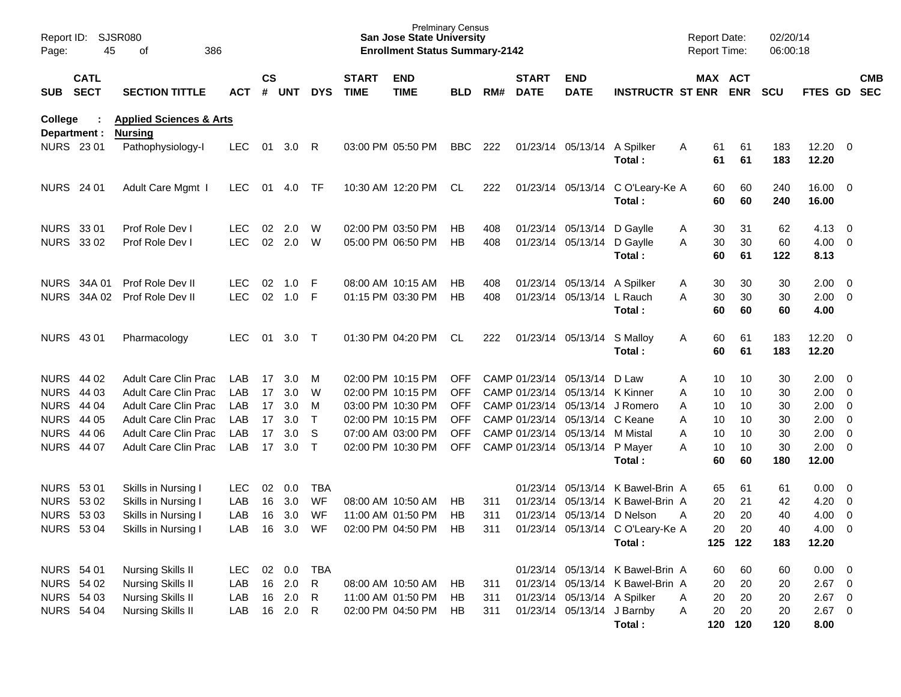Report ID: SJSR080

Prelminary Census
**San Jose State University**
**Enrollment Status Summary-2142**

Report Date: 02/20/14
Report Time: 06:00:18

| SUB | CATL SECT | SECTION TITTLE | ACT | CS # | UNT | DYS | START TIME | END TIME | BLD | RM# | START DATE | END DATE | INSTRUCTR | ST | MAX ENR | ACT ENR | SCU | FTES | GD | CMB SEC |
|---|---|---|---|---|---|---|---|---|---|---|---|---|---|---|---|---|---|---|---|---|
| **College :** | | **Applied Sciences & Arts** | | | | | | | | | | | | | | | | | | |
| **Department :** | | **Nursing** | | | | | | | | | | | | | | | | | | |
| NURS | 23 01 | Pathophysiology-I | LEC | 01 | 3.0 | R | 03:00 PM | 05:50 PM | BBC | 222 | 01/23/14 | 05/13/14 | A Spilker | A | 61 | 61 | 183 | 12.20 | 0 | |
| | | | | | | | | | | | | | **Total :** | | **61** | **61** | **183** | **12.20** | | |
| NURS | 24 01 | Adult Care Mgmt I | LEC | 01 | 4.0 | TF | 10:30 AM | 12:20 PM | CL | 222 | 01/23/14 | 05/13/14 | C O'Leary-Ke | A | 60 | 60 | 240 | 16.00 | 0 | |
| | | | | | | | | | | | | | **Total :** | | **60** | **60** | **240** | **16.00** | | |
| NURS | 33 01 | Prof Role Dev I | LEC | 02 | 2.0 | W | 02:00 PM | 03:50 PM | HB | 408 | 01/23/14 | 05/13/14 | D Gaylle | A | 30 | 31 | 62 | 4.13 | 0 | |
| NURS | 33 02 | Prof Role Dev I | LEC | 02 | 2.0 | W | 05:00 PM | 06:50 PM | HB | 408 | 01/23/14 | 05/13/14 | D Gaylle | A | 30 | 30 | 60 | 4.00 | 0 | |
| | | | | | | | | | | | | | **Total :** | | **60** | **61** | **122** | **8.13** | | |
| NURS | 34A 01 | Prof Role Dev II | LEC | 02 | 1.0 | F | 08:00 AM | 10:15 AM | HB | 408 | 01/23/14 | 05/13/14 | A Spilker | A | 30 | 30 | 30 | 2.00 | 0 | |
| NURS | 34A 02 | Prof Role Dev II | LEC | 02 | 1.0 | F | 01:15 PM | 03:30 PM | HB | 408 | 01/23/14 | 05/13/14 | L Rauch | A | 30 | 30 | 30 | 2.00 | 0 | |
| | | | | | | | | | | | | | **Total :** | | **60** | **60** | **60** | **4.00** | | |
| NURS | 43 01 | Pharmacology | LEC | 01 | 3.0 | T | 01:30 PM | 04:20 PM | CL | 222 | 01/23/14 | 05/13/14 | S Malloy | A | 60 | 61 | 183 | 12.20 | 0 | |
| | | | | | | | | | | | | | **Total :** | | **60** | **61** | **183** | **12.20** | | |
| NURS | 44 02 | Adult Care Clin Prac | LAB | 17 | 3.0 | M | 02:00 PM | 10:15 PM | OFF | CAMP | 01/23/14 | 05/13/14 | D Law | A | 10 | 10 | 30 | 2.00 | 0 | |
| NURS | 44 03 | Adult Care Clin Prac | LAB | 17 | 3.0 | W | 02:00 PM | 10:15 PM | OFF | CAMP | 01/23/14 | 05/13/14 | K Kinner | A | 10 | 10 | 30 | 2.00 | 0 | |
| NURS | 44 04 | Adult Care Clin Prac | LAB | 17 | 3.0 | M | 03:00 PM | 10:30 PM | OFF | CAMP | 01/23/14 | 05/13/14 | J Romero | A | 10 | 10 | 30 | 2.00 | 0 | |
| NURS | 44 05 | Adult Care Clin Prac | LAB | 17 | 3.0 | T | 02:00 PM | 10:15 PM | OFF | CAMP | 01/23/14 | 05/13/14 | C Keane | A | 10 | 10 | 30 | 2.00 | 0 | |
| NURS | 44 06 | Adult Care Clin Prac | LAB | 17 | 3.0 | S | 07:00 AM | 03:00 PM | OFF | CAMP | 01/23/14 | 05/13/14 | M Mistal | A | 10 | 10 | 30 | 2.00 | 0 | |
| NURS | 44 07 | Adult Care Clin Prac | LAB | 17 | 3.0 | T | 02:00 PM | 10:30 PM | OFF | CAMP | 01/23/14 | 05/13/14 | P Mayer | A | 10 | 10 | 30 | 2.00 | 0 | |
| | | | | | | | | | | | | | **Total :** | | **60** | **60** | **180** | **12.00** | | |
| NURS | 53 01 | Skills in Nursing I | LEC | 02 | 0.0 | TBA | | | | | 01/23/14 | 05/13/14 | K Bawel-Brin | A | 65 | 61 | 61 | 0.00 | 0 | |
| NURS | 53 02 | Skills in Nursing I | LAB | 16 | 3.0 | WF | 08:00 AM | 10:50 AM | HB | 311 | 01/23/14 | 05/13/14 | K Bawel-Brin | A | 20 | 21 | 42 | 4.20 | 0 | |
| NURS | 53 03 | Skills in Nursing I | LAB | 16 | 3.0 | WF | 11:00 AM | 01:50 PM | HB | 311 | 01/23/14 | 05/13/14 | D Nelson | A | 20 | 20 | 40 | 4.00 | 0 | |
| NURS | 53 04 | Skills in Nursing I | LAB | 16 | 3.0 | WF | 02:00 PM | 04:50 PM | HB | 311 | 01/23/14 | 05/13/14 | C O'Leary-Ke | A | 20 | 20 | 40 | 4.00 | 0 | |
| | | | | | | | | | | | | | **Total :** | | **125** | **122** | **183** | **12.20** | | |
| NURS | 54 01 | Nursing Skills II | LEC | 02 | 0.0 | TBA | | | | | 01/23/14 | 05/13/14 | K Bawel-Brin | A | 60 | 60 | 60 | 0.00 | 0 | |
| NURS | 54 02 | Nursing Skills II | LAB | 16 | 2.0 | R | 08:00 AM | 10:50 AM | HB | 311 | 01/23/14 | 05/13/14 | K Bawel-Brin | A | 20 | 20 | 20 | 2.67 | 0 | |
| NURS | 54 03 | Nursing Skills II | LAB | 16 | 2.0 | R | 11:00 AM | 01:50 PM | HB | 311 | 01/23/14 | 05/13/14 | A Spilker | A | 20 | 20 | 20 | 2.67 | 0 | |
| NURS | 54 04 | Nursing Skills II | LAB | 16 | 2.0 | R | 02:00 PM | 04:50 PM | HB | 311 | 01/23/14 | 05/13/14 | J Barnby | A | 20 | 20 | 20 | 2.67 | 0 | |
| | | | | | | | | | | | | | **Total :** | | **120** | **120** | **120** | **8.00** | | |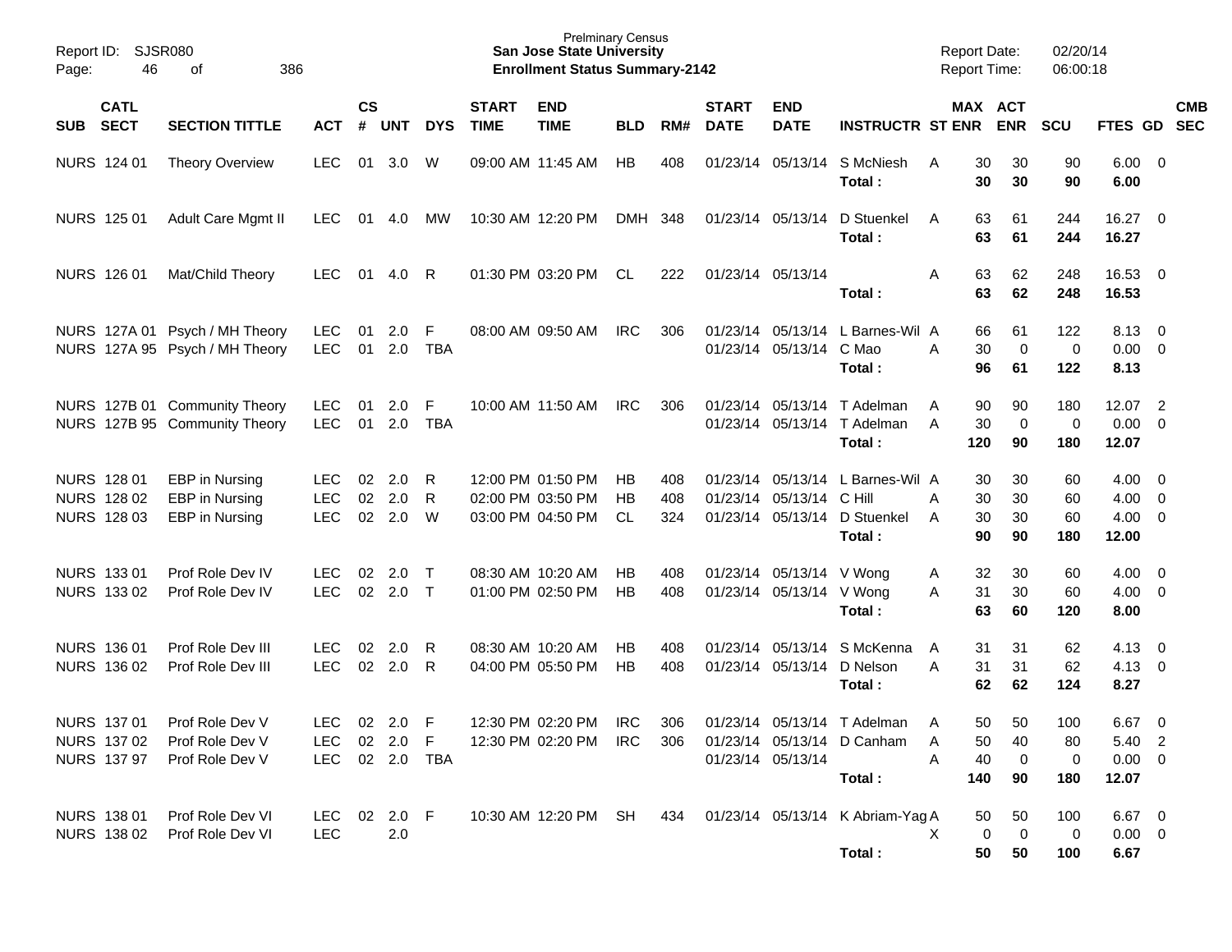Prelminary Census
**San Jose State University**
**Enrollment Status Summary-2142**

Report ID: SJSR080
Report Date: 02/20/14
Report Time: 06:00:18

| SUB | CATL SECT | SECTION TITTLE | ACT | CS # | UNT | DYS | START TIME | END TIME | BLD | RM# | START DATE | END DATE | INSTRUCTR | ST | MAX ENR | ACT ENR | SCU | FTES | GD | CMB SEC |
|---|---|---|---|---|---|---|---|---|---|---|---|---|---|---|---|---|---|---|---|---|
| NURS | 124 01 | Theory Overview | LEC | 01 | 3.0 | W | 09:00 AM | 11:45 AM | HB | 408 | 01/23/14 | 05/13/14 | S McNiesh | A | 30 | 30 | 90 | 6.00 | 0 | |
| | | | | | | | | | | | | | **Total :** | | **30** | **30** | **90** | **6.00** | | |
| NURS | 125 01 | Adult Care Mgmt II | LEC | 01 | 4.0 | MW | 10:30 AM | 12:20 PM | DMH | 348 | 01/23/14 | 05/13/14 | D Stuenkel | A | 63 | 61 | 244 | 16.27 | 0 | |
| | | | | | | | | | | | | | **Total :** | | **63** | **61** | **244** | **16.27** | | |
| NURS | 126 01 | Mat/Child Theory | LEC | 01 | 4.0 | R | 01:30 PM | 03:20 PM | CL | 222 | 01/23/14 | 05/13/14 | | A | 63 | 62 | 248 | 16.53 | 0 | |
| | | | | | | | | | | | | | **Total :** | | **63** | **62** | **248** | **16.53** | | |
| NURS | 127A 01 | Psych / MH Theory | LEC | 01 | 2.0 | F | 08:00 AM | 09:50 AM | IRC | 306 | 01/23/14 | 05/13/14 | L Barnes-Wil | A | 66 | 61 | 122 | 8.13 | 0 | |
| NURS | 127A 95 | Psych / MH Theory | LEC | 01 | 2.0 | TBA | | | | | 01/23/14 | 05/13/14 | C Mao | A | 30 | 0 | 0 | 0.00 | 0 | |
| | | | | | | | | | | | | | **Total :** | | **96** | **61** | **122** | **8.13** | | |
| NURS | 127B 01 | Community Theory | LEC | 01 | 2.0 | F | 10:00 AM | 11:50 AM | IRC | 306 | 01/23/14 | 05/13/14 | T Adelman | A | 90 | 90 | 180 | 12.07 | 2 | |
| NURS | 127B 95 | Community Theory | LEC | 01 | 2.0 | TBA | | | | | 01/23/14 | 05/13/14 | T Adelman | A | 30 | 0 | 0 | 0.00 | 0 | |
| | | | | | | | | | | | | | **Total :** | | **120** | **90** | **180** | **12.07** | | |
| NURS | 128 01 | EBP in Nursing | LEC | 02 | 2.0 | R | 12:00 PM | 01:50 PM | HB | 408 | 01/23/14 | 05/13/14 | L Barnes-Wil | A | 30 | 30 | 60 | 4.00 | 0 | |
| NURS | 128 02 | EBP in Nursing | LEC | 02 | 2.0 | R | 02:00 PM | 03:50 PM | HB | 408 | 01/23/14 | 05/13/14 | C Hill | A | 30 | 30 | 60 | 4.00 | 0 | |
| NURS | 128 03 | EBP in Nursing | LEC | 02 | 2.0 | W | 03:00 PM | 04:50 PM | CL | 324 | 01/23/14 | 05/13/14 | D Stuenkel | A | 30 | 30 | 60 | 4.00 | 0 | |
| | | | | | | | | | | | | | **Total :** | | **90** | **90** | **180** | **12.00** | | |
| NURS | 133 01 | Prof Role Dev IV | LEC | 02 | 2.0 | T | 08:30 AM | 10:20 AM | HB | 408 | 01/23/14 | 05/13/14 | V Wong | A | 32 | 30 | 60 | 4.00 | 0 | |
| NURS | 133 02 | Prof Role Dev IV | LEC | 02 | 2.0 | T | 01:00 PM | 02:50 PM | HB | 408 | 01/23/14 | 05/13/14 | V Wong | A | 31 | 30 | 60 | 4.00 | 0 | |
| | | | | | | | | | | | | | **Total :** | | **63** | **60** | **120** | **8.00** | | |
| NURS | 136 01 | Prof Role Dev III | LEC | 02 | 2.0 | R | 08:30 AM | 10:20 AM | HB | 408 | 01/23/14 | 05/13/14 | S McKenna | A | 31 | 31 | 62 | 4.13 | 0 | |
| NURS | 136 02 | Prof Role Dev III | LEC | 02 | 2.0 | R | 04:00 PM | 05:50 PM | HB | 408 | 01/23/14 | 05/13/14 | D Nelson | A | 31 | 31 | 62 | 4.13 | 0 | |
| | | | | | | | | | | | | | **Total :** | | **62** | **62** | **124** | **8.27** | | |
| NURS | 137 01 | Prof Role Dev V | LEC | 02 | 2.0 | F | 12:30 PM | 02:20 PM | IRC | 306 | 01/23/14 | 05/13/14 | T Adelman | A | 50 | 50 | 100 | 6.67 | 0 | |
| NURS | 137 02 | Prof Role Dev V | LEC | 02 | 2.0 | F | 12:30 PM | 02:20 PM | IRC | 306 | 01/23/14 | 05/13/14 | D Canham | A | 50 | 40 | 80 | 5.40 | 2 | |
| NURS | 137 97 | Prof Role Dev V | LEC | 02 | 2.0 | TBA | | | | | 01/23/14 | 05/13/14 | | A | 40 | 0 | 0 | 0.00 | 0 | |
| | | | | | | | | | | | | | **Total :** | | **140** | **90** | **180** | **12.07** | | |
| NURS | 138 01 | Prof Role Dev VI | LEC | 02 | 2.0 | F | 10:30 AM | 12:20 PM | SH | 434 | 01/23/14 | 05/13/14 | K Abriam-Yag | A | 50 | 50 | 100 | 6.67 | 0 | |
| NURS | 138 02 | Prof Role Dev VI | LEC | | 2.0 | | | | | | | | | X | 0 | 0 | 0 | 0.00 | 0 | |
| | | | | | | | | | | | | | **Total :** | | **50** | **50** | **100** | **6.67** | | |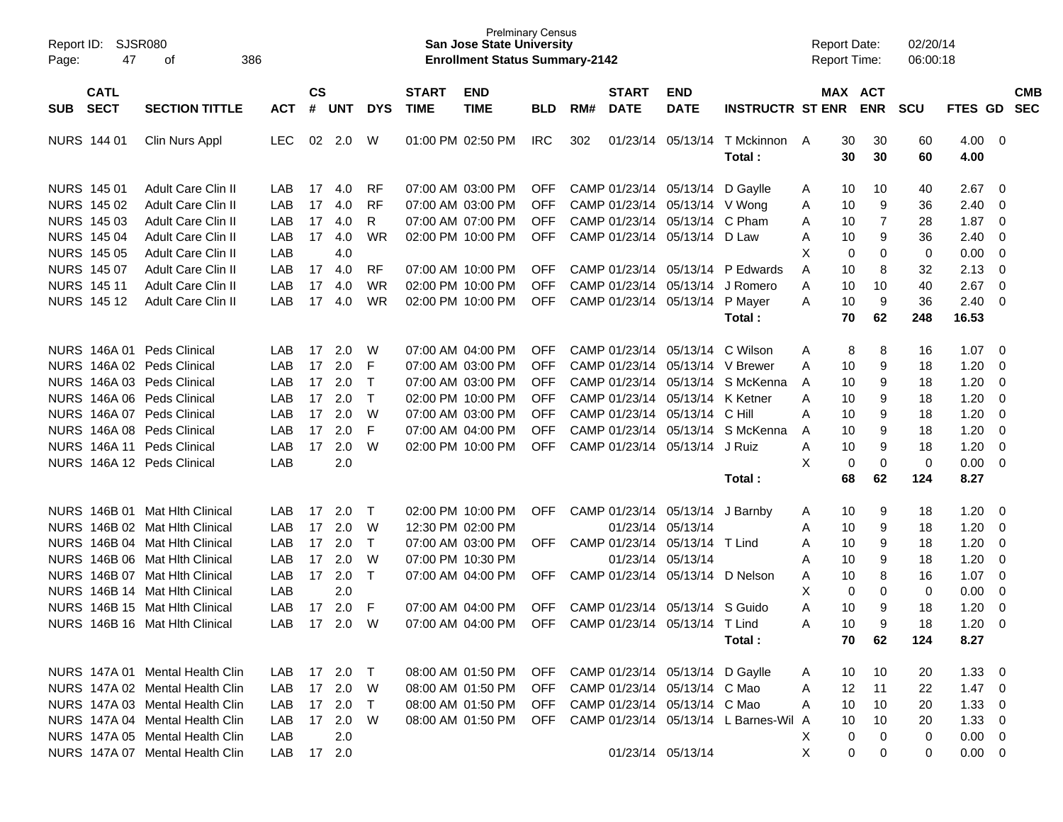Prelminary Census
**San Jose State University**
**Enrollment Status Summary-2142**

Report ID: SJSR080
Report Date: 02/20/14
Report Time: 06:00:18

| SUB | CATL SECT | SECTION TITTLE | ACT | CS # | UNT | DYS | START TIME | END TIME | BLD | RM# | START DATE | END DATE | INSTRUCTR | ST | MAX ENR | ACT ENR | SCU | FTES | GD | CMB SEC |
|---|---|---|---|---|---|---|---|---|---|---|---|---|---|---|---|---|---|---|---|---|
| NURS | 144 01 | Clin Nurs Appl | LEC | 02 | 2.0 | W | 01:00 PM | 02:50 PM | IRC | 302 | 01/23/14 | 05/13/14 | T Mckinnon | A | 30 | 30 | 60 | 4.00 | 0 | |
| | | | | | | | | | | | | | **Total :** | | **30** | **30** | **60** | **4.00** | | |
| NURS | 145 01 | Adult Care Clin II | LAB | 17 | 4.0 | RF | 07:00 AM | 03:00 PM | OFF | CAMP | 01/23/14 | 05/13/14 | D Gaylle | A | 10 | 10 | 40 | 2.67 | 0 | |
| NURS | 145 02 | Adult Care Clin II | LAB | 17 | 4.0 | RF | 07:00 AM | 03:00 PM | OFF | CAMP | 01/23/14 | 05/13/14 | V Wong | A | 10 | 9 | 36 | 2.40 | 0 | |
| NURS | 145 03 | Adult Care Clin II | LAB | 17 | 4.0 | R | 07:00 AM | 07:00 PM | OFF | CAMP | 01/23/14 | 05/13/14 | C Pham | A | 10 | 7 | 28 | 1.87 | 0 | |
| NURS | 145 04 | Adult Care Clin II | LAB | 17 | 4.0 | WR | 02:00 PM | 10:00 PM | OFF | CAMP | 01/23/14 | 05/13/14 | D Law | A | 10 | 9 | 36 | 2.40 | 0 | |
| NURS | 145 05 | Adult Care Clin II | LAB | | 4.0 | | | | | | | | | X | 0 | 0 | 0 | 0.00 | 0 | |
| NURS | 145 07 | Adult Care Clin II | LAB | 17 | 4.0 | RF | 07:00 AM | 10:00 PM | OFF | CAMP | 01/23/14 | 05/13/14 | P Edwards | A | 10 | 8 | 32 | 2.13 | 0 | |
| NURS | 145 11 | Adult Care Clin II | LAB | 17 | 4.0 | WR | 02:00 PM | 10:00 PM | OFF | CAMP | 01/23/14 | 05/13/14 | J Romero | A | 10 | 10 | 40 | 2.67 | 0 | |
| NURS | 145 12 | Adult Care Clin II | LAB | 17 | 4.0 | WR | 02:00 PM | 10:00 PM | OFF | CAMP | 01/23/14 | 05/13/14 | P Mayer | A | 10 | 9 | 36 | 2.40 | 0 | |
| | | | | | | | | | | | | | **Total :** | | **70** | **62** | **248** | **16.53** | | |
| NURS | 146A 01 | Peds Clinical | LAB | 17 | 2.0 | W | 07:00 AM | 04:00 PM | OFF | CAMP | 01/23/14 | 05/13/14 | C Wilson | A | 8 | 8 | 16 | 1.07 | 0 | |
| NURS | 146A 02 | Peds Clinical | LAB | 17 | 2.0 | F | 07:00 AM | 03:00 PM | OFF | CAMP | 01/23/14 | 05/13/14 | V Brewer | A | 10 | 9 | 18 | 1.20 | 0 | |
| NURS | 146A 03 | Peds Clinical | LAB | 17 | 2.0 | T | 07:00 AM | 03:00 PM | OFF | CAMP | 01/23/14 | 05/13/14 | S McKenna | A | 10 | 9 | 18 | 1.20 | 0 | |
| NURS | 146A 06 | Peds Clinical | LAB | 17 | 2.0 | T | 02:00 PM | 10:00 PM | OFF | CAMP | 01/23/14 | 05/13/14 | K Ketner | A | 10 | 9 | 18 | 1.20 | 0 | |
| NURS | 146A 07 | Peds Clinical | LAB | 17 | 2.0 | W | 07:00 AM | 03:00 PM | OFF | CAMP | 01/23/14 | 05/13/14 | C Hill | A | 10 | 9 | 18 | 1.20 | 0 | |
| NURS | 146A 08 | Peds Clinical | LAB | 17 | 2.0 | F | 07:00 AM | 04:00 PM | OFF | CAMP | 01/23/14 | 05/13/14 | S McKenna | A | 10 | 9 | 18 | 1.20 | 0 | |
| NURS | 146A 11 | Peds Clinical | LAB | 17 | 2.0 | W | 02:00 PM | 10:00 PM | OFF | CAMP | 01/23/14 | 05/13/14 | J Ruiz | A | 10 | 9 | 18 | 1.20 | 0 | |
| NURS | 146A 12 | Peds Clinical | LAB | | 2.0 | | | | | | | | | X | 0 | 0 | 0 | 0.00 | 0 | |
| | | | | | | | | | | | | | **Total :** | | **68** | **62** | **124** | **8.27** | | |
| NURS | 146B 01 | Mat Hlth Clinical | LAB | 17 | 2.0 | T | 02:00 PM | 10:00 PM | OFF | CAMP | 01/23/14 | 05/13/14 | J Barnby | A | 10 | 9 | 18 | 1.20 | 0 | |
| NURS | 146B 02 | Mat Hlth Clinical | LAB | 17 | 2.0 | W | 12:30 PM | 02:00 PM | | | 01/23/14 | 05/13/14 | | A | 10 | 9 | 18 | 1.20 | 0 | |
| NURS | 146B 04 | Mat Hlth Clinical | LAB | 17 | 2.0 | T | 07:00 AM | 03:00 PM | OFF | CAMP | 01/23/14 | 05/13/14 | T Lind | A | 10 | 9 | 18 | 1.20 | 0 | |
| NURS | 146B 06 | Mat Hlth Clinical | LAB | 17 | 2.0 | W | 07:00 PM | 10:30 PM | | | 01/23/14 | 05/13/14 | | A | 10 | 9 | 18 | 1.20 | 0 | |
| NURS | 146B 07 | Mat Hlth Clinical | LAB | 17 | 2.0 | T | 07:00 AM | 04:00 PM | OFF | CAMP | 01/23/14 | 05/13/14 | D Nelson | A | 10 | 8 | 16 | 1.07 | 0 | |
| NURS | 146B 14 | Mat Hlth Clinical | LAB | | 2.0 | | | | | | | | | X | 0 | 0 | 0 | 0.00 | 0 | |
| NURS | 146B 15 | Mat Hlth Clinical | LAB | 17 | 2.0 | F | 07:00 AM | 04:00 PM | OFF | CAMP | 01/23/14 | 05/13/14 | S Guido | A | 10 | 9 | 18 | 1.20 | 0 | |
| NURS | 146B 16 | Mat Hlth Clinical | LAB | 17 | 2.0 | W | 07:00 AM | 04:00 PM | OFF | CAMP | 01/23/14 | 05/13/14 | T Lind | A | 10 | 9 | 18 | 1.20 | 0 | |
| | | | | | | | | | | | | | **Total :** | | **70** | **62** | **124** | **8.27** | | |
| NURS | 147A 01 | Mental Health Clin | LAB | 17 | 2.0 | T | 08:00 AM | 01:50 PM | OFF | CAMP | 01/23/14 | 05/13/14 | D Gaylle | A | 10 | 10 | 20 | 1.33 | 0 | |
| NURS | 147A 02 | Mental Health Clin | LAB | 17 | 2.0 | W | 08:00 AM | 01:50 PM | OFF | CAMP | 01/23/14 | 05/13/14 | C Mao | A | 12 | 11 | 22 | 1.47 | 0 | |
| NURS | 147A 03 | Mental Health Clin | LAB | 17 | 2.0 | T | 08:00 AM | 01:50 PM | OFF | CAMP | 01/23/14 | 05/13/14 | C Mao | A | 10 | 10 | 20 | 1.33 | 0 | |
| NURS | 147A 04 | Mental Health Clin | LAB | 17 | 2.0 | W | 08:00 AM | 01:50 PM | OFF | CAMP | 01/23/14 | 05/13/14 | L Barnes-Wil | A | 10 | 10 | 20 | 1.33 | 0 | |
| NURS | 147A 05 | Mental Health Clin | LAB | | 2.0 | | | | | | | | | X | 0 | 0 | 0 | 0.00 | 0 | |
| NURS | 147A 07 | Mental Health Clin | LAB | 17 | 2.0 | | | | | | 01/23/14 | 05/13/14 | | X | 0 | 0 | 0 | 0.00 | 0 | |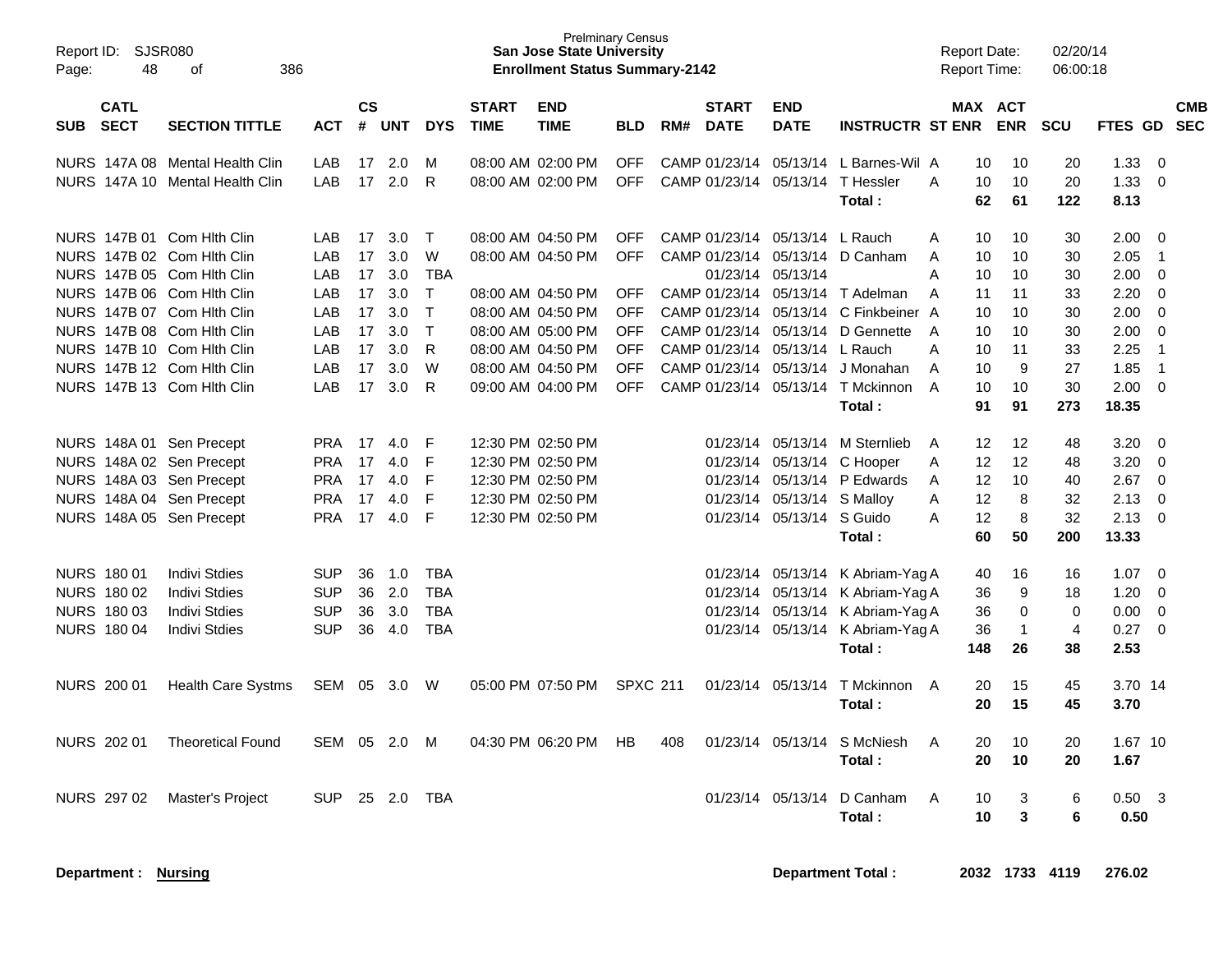Prelminary Census
**San Jose State University**
**Enrollment Status Summary-2142**

Report ID: SJSR080
Report Date: 02/20/14
Report Time: 06:00:18

| SUB | CATL SECT | SECTION TITTLE | ACT | CS # | UNT | DYS | START TIME | END TIME | BLD | RM# | START DATE | END DATE | INSTRUCTR | ST | MAX ENR | ACT ENR | SCU | FTES | GD | CMB SEC |
|---|---|---|---|---|---|---|---|---|---|---|---|---|---|---|---|---|---|---|---|---|
| NURS | 147A 08 | Mental Health Clin | LAB | 17 | 2.0 | M | 08:00 AM | 02:00 PM | OFF | CAMP | 01/23/14 | 05/13/14 | L Barnes-Wil | A | 10 | 10 | 20 | 1.33 | 0 | |
| NURS | 147A 10 | Mental Health Clin | LAB | 17 | 2.0 | R | 08:00 AM | 02:00 PM | OFF | CAMP | 01/23/14 | 05/13/14 | T Hessler | A | 10 | 10 | 20 | 1.33 | 0 | |
| | | | | | | | | | | | | | **Total :** | | **62** | **61** | **122** | **8.13** | | |
| NURS | 147B 01 | Com Hlth Clin | LAB | 17 | 3.0 | T | 08:00 AM | 04:50 PM | OFF | CAMP | 01/23/14 | 05/13/14 | L Rauch | A | 10 | 10 | 30 | 2.00 | 0 | |
| NURS | 147B 02 | Com Hlth Clin | LAB | 17 | 3.0 | W | 08:00 AM | 04:50 PM | OFF | CAMP | 01/23/14 | 05/13/14 | D Canham | A | 10 | 10 | 30 | 2.05 | 1 | |
| NURS | 147B 05 | Com Hlth Clin | LAB | 17 | 3.0 | TBA | | | | | 01/23/14 | 05/13/14 | | A | 10 | 10 | 30 | 2.00 | 0 | |
| NURS | 147B 06 | Com Hlth Clin | LAB | 17 | 3.0 | T | 08:00 AM | 04:50 PM | OFF | CAMP | 01/23/14 | 05/13/14 | T Adelman | A | 11 | 11 | 33 | 2.20 | 0 | |
| NURS | 147B 07 | Com Hlth Clin | LAB | 17 | 3.0 | T | 08:00 AM | 04:50 PM | OFF | CAMP | 01/23/14 | 05/13/14 | C Finkbeiner | A | 10 | 10 | 30 | 2.00 | 0 | |
| NURS | 147B 08 | Com Hlth Clin | LAB | 17 | 3.0 | T | 08:00 AM | 05:00 PM | OFF | CAMP | 01/23/14 | 05/13/14 | D Gennette | A | 10 | 10 | 30 | 2.00 | 0 | |
| NURS | 147B 10 | Com Hlth Clin | LAB | 17 | 3.0 | R | 08:00 AM | 04:50 PM | OFF | CAMP | 01/23/14 | 05/13/14 | L Rauch | A | 10 | 11 | 33 | 2.25 | 1 | |
| NURS | 147B 12 | Com Hlth Clin | LAB | 17 | 3.0 | W | 08:00 AM | 04:50 PM | OFF | CAMP | 01/23/14 | 05/13/14 | J Monahan | A | 10 | 9 | 27 | 1.85 | 1 | |
| NURS | 147B 13 | Com Hlth Clin | LAB | 17 | 3.0 | R | 09:00 AM | 04:00 PM | OFF | CAMP | 01/23/14 | 05/13/14 | T Mckinnon | A | 10 | 10 | 30 | 2.00 | 0 | |
| | | | | | | | | | | | | | **Total :** | | **91** | **91** | **273** | **18.35** | | |
| NURS | 148A 01 | Sen Precept | PRA | 17 | 4.0 | F | 12:30 PM | 02:50 PM | | | 01/23/14 | 05/13/14 | M Sternlieb | A | 12 | 12 | 48 | 3.20 | 0 | |
| NURS | 148A 02 | Sen Precept | PRA | 17 | 4.0 | F | 12:30 PM | 02:50 PM | | | 01/23/14 | 05/13/14 | C Hooper | A | 12 | 12 | 48 | 3.20 | 0 | |
| NURS | 148A 03 | Sen Precept | PRA | 17 | 4.0 | F | 12:30 PM | 02:50 PM | | | 01/23/14 | 05/13/14 | P Edwards | A | 12 | 10 | 40 | 2.67 | 0 | |
| NURS | 148A 04 | Sen Precept | PRA | 17 | 4.0 | F | 12:30 PM | 02:50 PM | | | 01/23/14 | 05/13/14 | S Malloy | A | 12 | 8 | 32 | 2.13 | 0 | |
| NURS | 148A 05 | Sen Precept | PRA | 17 | 4.0 | F | 12:30 PM | 02:50 PM | | | 01/23/14 | 05/13/14 | S Guido | A | 12 | 8 | 32 | 2.13 | 0 | |
| | | | | | | | | | | | | | **Total :** | | **60** | **50** | **200** | **13.33** | | |
| NURS | 180 01 | Indivi Stdies | SUP | 36 | 1.0 | TBA | | | | | 01/23/14 | 05/13/14 | K Abriam-Yag | A | 40 | 16 | 16 | 1.07 | 0 | |
| NURS | 180 02 | Indivi Stdies | SUP | 36 | 2.0 | TBA | | | | | 01/23/14 | 05/13/14 | K Abriam-Yag | A | 36 | 9 | 18 | 1.20 | 0 | |
| NURS | 180 03 | Indivi Stdies | SUP | 36 | 3.0 | TBA | | | | | 01/23/14 | 05/13/14 | K Abriam-Yag | A | 36 | 0 | 0 | 0.00 | 0 | |
| NURS | 180 04 | Indivi Stdies | SUP | 36 | 4.0 | TBA | | | | | 01/23/14 | 05/13/14 | K Abriam-Yag | A | 36 | 1 | 4 | 0.27 | 0 | |
| | | | | | | | | | | | | | **Total :** | | **148** | **26** | **38** | **2.53** | | |
| NURS | 200 01 | Health Care Systms | SEM | 05 | 3.0 | W | 05:00 PM | 07:50 PM | SPXC | 211 | 01/23/14 | 05/13/14 | T Mckinnon | A | 20 | 15 | 45 | 3.70 | 14 | |
| | | | | | | | | | | | | | **Total :** | | **20** | **15** | **45** | **3.70** | | |
| NURS | 202 01 | Theoretical Found | SEM | 05 | 2.0 | M | 04:30 PM | 06:20 PM | HB | 408 | 01/23/14 | 05/13/14 | S McNiesh | A | 20 | 10 | 20 | 1.67 | 10 | |
| | | | | | | | | | | | | | **Total :** | | **20** | **10** | **20** | **1.67** | | |
| NURS | 297 02 | Master's Project | SUP | 25 | 2.0 | TBA | | | | | 01/23/14 | 05/13/14 | D Canham | A | 10 | 3 | 6 | 0.50 | 3 | |
| | | | | | | | | | | | | | **Total :** | | **10** | **3** | **6** | **0.50** | | |

**Department : Nursing** | **Department Total : 2032 1733 4119 276.02**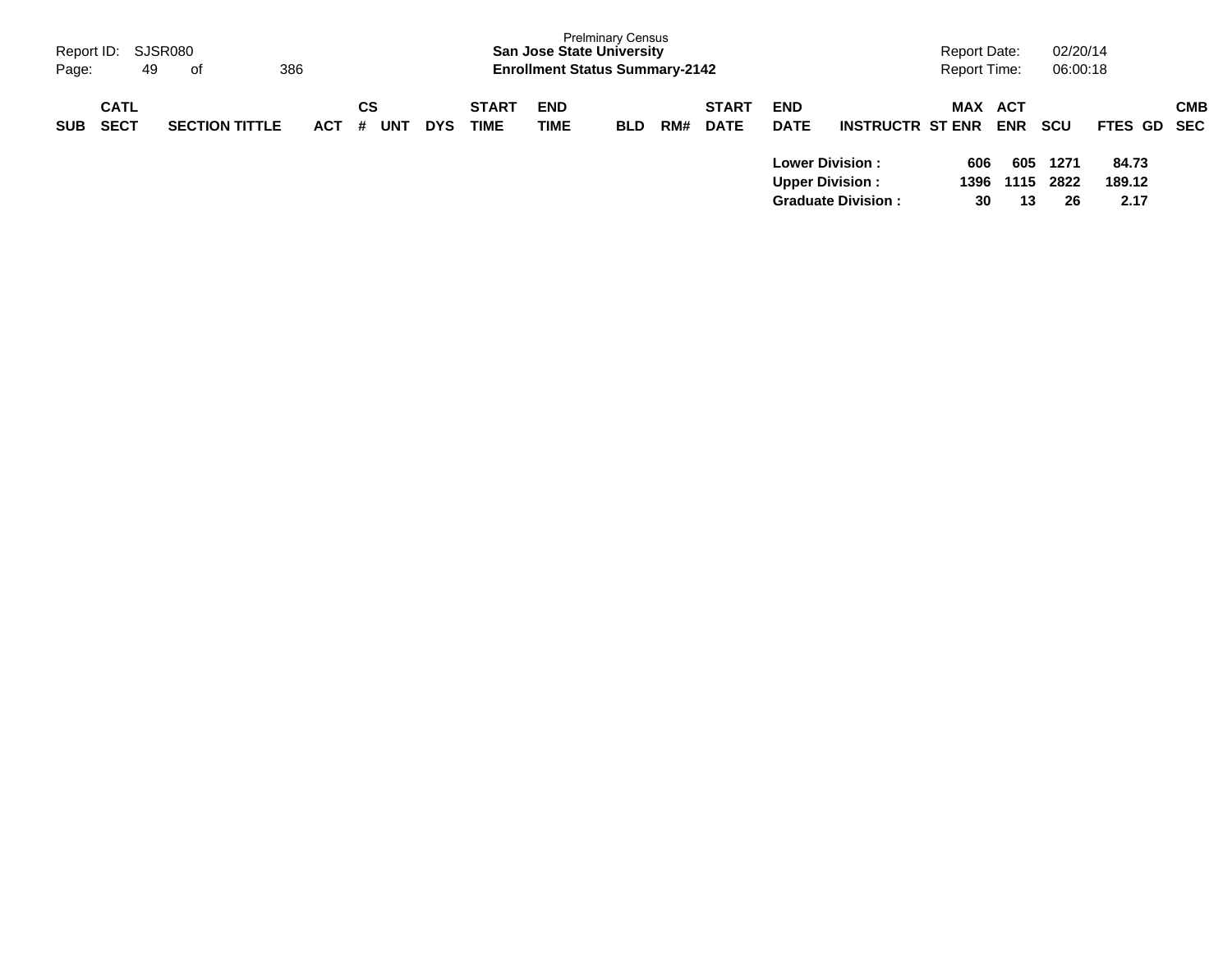| SUB | CATL SECT | SECTION TITTLE | ACT | CS # | UNT | DYS | START TIME | END TIME | BLD | RM# | START DATE | END DATE | INSTRUCTR | ST | MAX ENR | ACT ENR | SCU | FTES | GD | CMB SEC |
|---|---|---|---|---|---|---|---|---|---|---|---|---|---|---|---|---|---|---|---|---|
| | | | | | | | | | | | | **Lower Division :** | | | **606** | **605** | **1271** | **84.73** | | |
| | | | | | | | | | | | | **Upper Division :** | | | **1396** | **1115** | **2822** | **189.12** | | |
| | | | | | | | | | | | | **Graduate Division :** | | | **30** | **13** | **26** | **2.17** | | |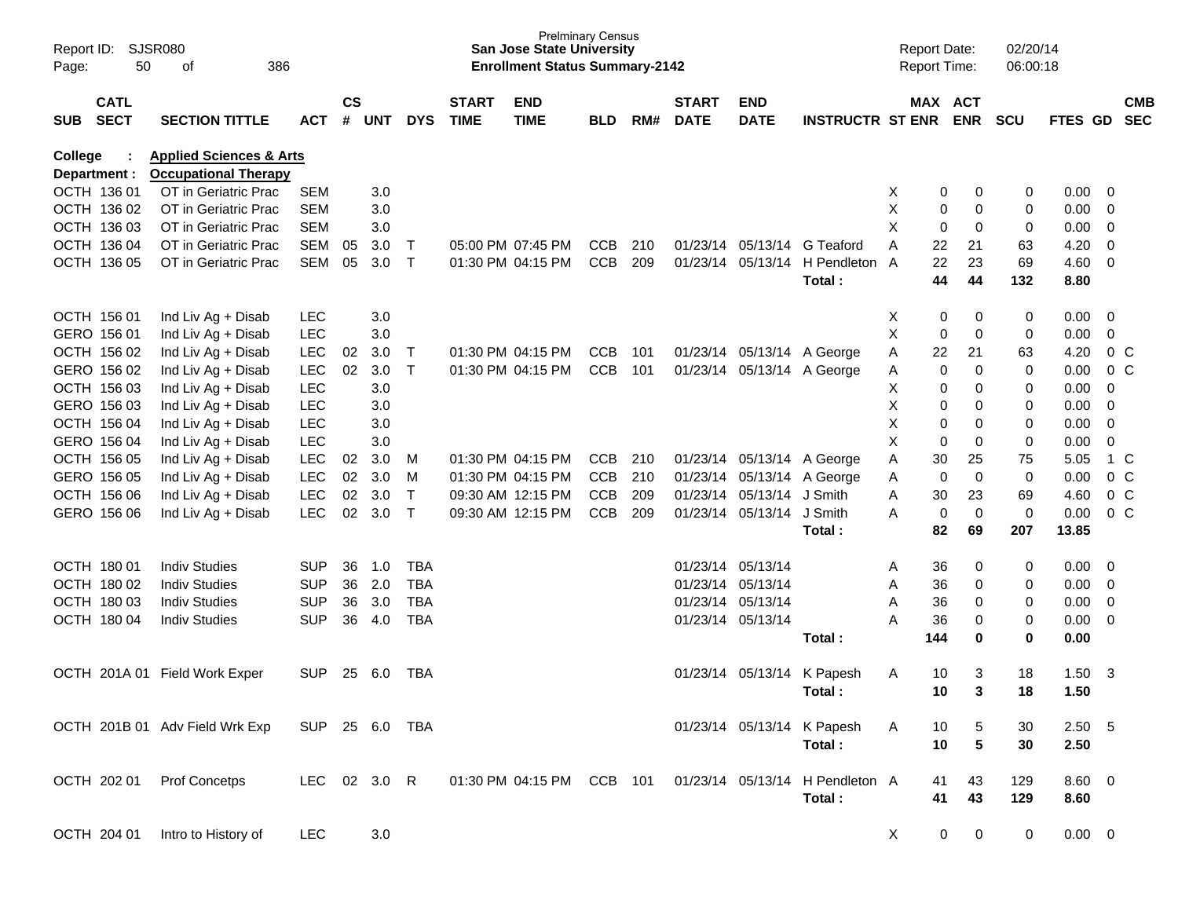Prelminary Census
**San Jose State University**
**Enrollment Status Summary-2142**

Report ID: SJSR080
Report Date: 02/20/14
Report Time: 06:00:18

| SUB | CATL SECT | SECTION TITTLE | ACT | CS # | UNT | DYS | START TIME | END TIME | BLD | RM# | START DATE | END DATE | INSTRUCTR | ST | MAX ENR | ACT ENR | SCU | FTES | GD | CMB SEC |
|---|---|---|---|---|---|---|---|---|---|---|---|---|---|---|---|---|---|---|---|---|

**College : Applied Sciences & Arts**
**Department : Occupational Therapy**

| SUB | CATL SECT | SECTION TITTLE | ACT | CS # | UNT | DYS | START TIME | END TIME | BLD | RM# | START DATE | END DATE | INSTRUCTR | ST | MAX ENR | ACT ENR | SCU | FTES | GD | CMB SEC |
|---|---|---|---|---|---|---|---|---|---|---|---|---|---|---|---|---|---|---|---|---|
| OCTH | 136 01 | OT in Geriatric Prac | SEM | | 3.0 | | | | | | | | | X | 0 | 0 | 0 | 0.00 | 0 | |
| OCTH | 136 02 | OT in Geriatric Prac | SEM | | 3.0 | | | | | | | | | X | 0 | 0 | 0 | 0.00 | 0 | |
| OCTH | 136 03 | OT in Geriatric Prac | SEM | | 3.0 | | | | | | | | | X | 0 | 0 | 0 | 0.00 | 0 | |
| OCTH | 136 04 | OT in Geriatric Prac | SEM | 05 | 3.0 | T | 05:00 PM | 07:45 PM | CCB | 210 | 01/23/14 | 05/13/14 | G Teaford | A | 22 | 21 | 63 | 4.20 | 0 | |
| OCTH | 136 05 | OT in Geriatric Prac | SEM | 05 | 3.0 | T | 01:30 PM | 04:15 PM | CCB | 209 | 01/23/14 | 05/13/14 | H Pendleton | A | 22 | 23 | 69 | 4.60 | 0 | |
| | | | | | | | | | | | | | **Total :** | | **44** | **44** | **132** | **8.80** | | |
| OCTH | 156 01 | Ind Liv Ag + Disab | LEC | | 3.0 | | | | | | | | | X | 0 | 0 | 0 | 0.00 | 0 | |
| GERO | 156 01 | Ind Liv Ag + Disab | LEC | | 3.0 | | | | | | | | | X | 0 | 0 | 0 | 0.00 | 0 | |
| OCTH | 156 02 | Ind Liv Ag + Disab | LEC | 02 | 3.0 | T | 01:30 PM | 04:15 PM | CCB | 101 | 01/23/14 | 05/13/14 | A George | A | 22 | 21 | 63 | 4.20 | 0 | C |
| GERO | 156 02 | Ind Liv Ag + Disab | LEC | 02 | 3.0 | T | 01:30 PM | 04:15 PM | CCB | 101 | 01/23/14 | 05/13/14 | A George | A | 0 | 0 | 0 | 0.00 | 0 | C |
| OCTH | 156 03 | Ind Liv Ag + Disab | LEC | | 3.0 | | | | | | | | | X | 0 | 0 | 0 | 0.00 | 0 | |
| GERO | 156 03 | Ind Liv Ag + Disab | LEC | | 3.0 | | | | | | | | | X | 0 | 0 | 0 | 0.00 | 0 | |
| OCTH | 156 04 | Ind Liv Ag + Disab | LEC | | 3.0 | | | | | | | | | X | 0 | 0 | 0 | 0.00 | 0 | |
| GERO | 156 04 | Ind Liv Ag + Disab | LEC | | 3.0 | | | | | | | | | X | 0 | 0 | 0 | 0.00 | 0 | |
| OCTH | 156 05 | Ind Liv Ag + Disab | LEC | 02 | 3.0 | M | 01:30 PM | 04:15 PM | CCB | 210 | 01/23/14 | 05/13/14 | A George | A | 30 | 25 | 75 | 5.05 | 1 | C |
| GERO | 156 05 | Ind Liv Ag + Disab | LEC | 02 | 3.0 | M | 01:30 PM | 04:15 PM | CCB | 210 | 01/23/14 | 05/13/14 | A George | A | 0 | 0 | 0 | 0.00 | 0 | C |
| OCTH | 156 06 | Ind Liv Ag + Disab | LEC | 02 | 3.0 | T | 09:30 AM | 12:15 PM | CCB | 209 | 01/23/14 | 05/13/14 | J Smith | A | 30 | 23 | 69 | 4.60 | 0 | C |
| GERO | 156 06 | Ind Liv Ag + Disab | LEC | 02 | 3.0 | T | 09:30 AM | 12:15 PM | CCB | 209 | 01/23/14 | 05/13/14 | J Smith | A | 0 | 0 | 0 | 0.00 | 0 | C |
| | | | | | | | | | | | | | **Total :** | | **82** | **69** | **207** | **13.85** | | |
| OCTH | 180 01 | Indiv Studies | SUP | 36 | 1.0 | TBA | | | | | 01/23/14 | 05/13/14 | | A | 36 | 0 | 0 | 0.00 | 0 | |
| OCTH | 180 02 | Indiv Studies | SUP | 36 | 2.0 | TBA | | | | | 01/23/14 | 05/13/14 | | A | 36 | 0 | 0 | 0.00 | 0 | |
| OCTH | 180 03 | Indiv Studies | SUP | 36 | 3.0 | TBA | | | | | 01/23/14 | 05/13/14 | | A | 36 | 0 | 0 | 0.00 | 0 | |
| OCTH | 180 04 | Indiv Studies | SUP | 36 | 4.0 | TBA | | | | | 01/23/14 | 05/13/14 | | A | 36 | 0 | 0 | 0.00 | 0 | |
| | | | | | | | | | | | | | **Total :** | | **144** | **0** | **0** | **0.00** | | |
| OCTH | 201A 01 | Field Work Exper | SUP | 25 | 6.0 | TBA | | | | | 01/23/14 | 05/13/14 | K Papesh | A | 10 | 3 | 18 | 1.50 | 3 | |
| | | | | | | | | | | | | | **Total :** | | **10** | **3** | **18** | **1.50** | | |
| OCTH | 201B 01 | Adv Field Wrk Exp | SUP | 25 | 6.0 | TBA | | | | | 01/23/14 | 05/13/14 | K Papesh | A | 10 | 5 | 30 | 2.50 | 5 | |
| | | | | | | | | | | | | | **Total :** | | **10** | **5** | **30** | **2.50** | | |
| OCTH | 202 01 | Prof Concetps | LEC | 02 | 3.0 | R | 01:30 PM | 04:15 PM | CCB | 101 | 01/23/14 | 05/13/14 | H Pendleton | A | 41 | 43 | 129 | 8.60 | 0 | |
| | | | | | | | | | | | | | **Total :** | | **41** | **43** | **129** | **8.60** | | |
| OCTH | 204 01 | Intro to History of | LEC | | 3.0 | | | | | | | | | X | 0 | 0 | 0 | 0.00 | 0 | |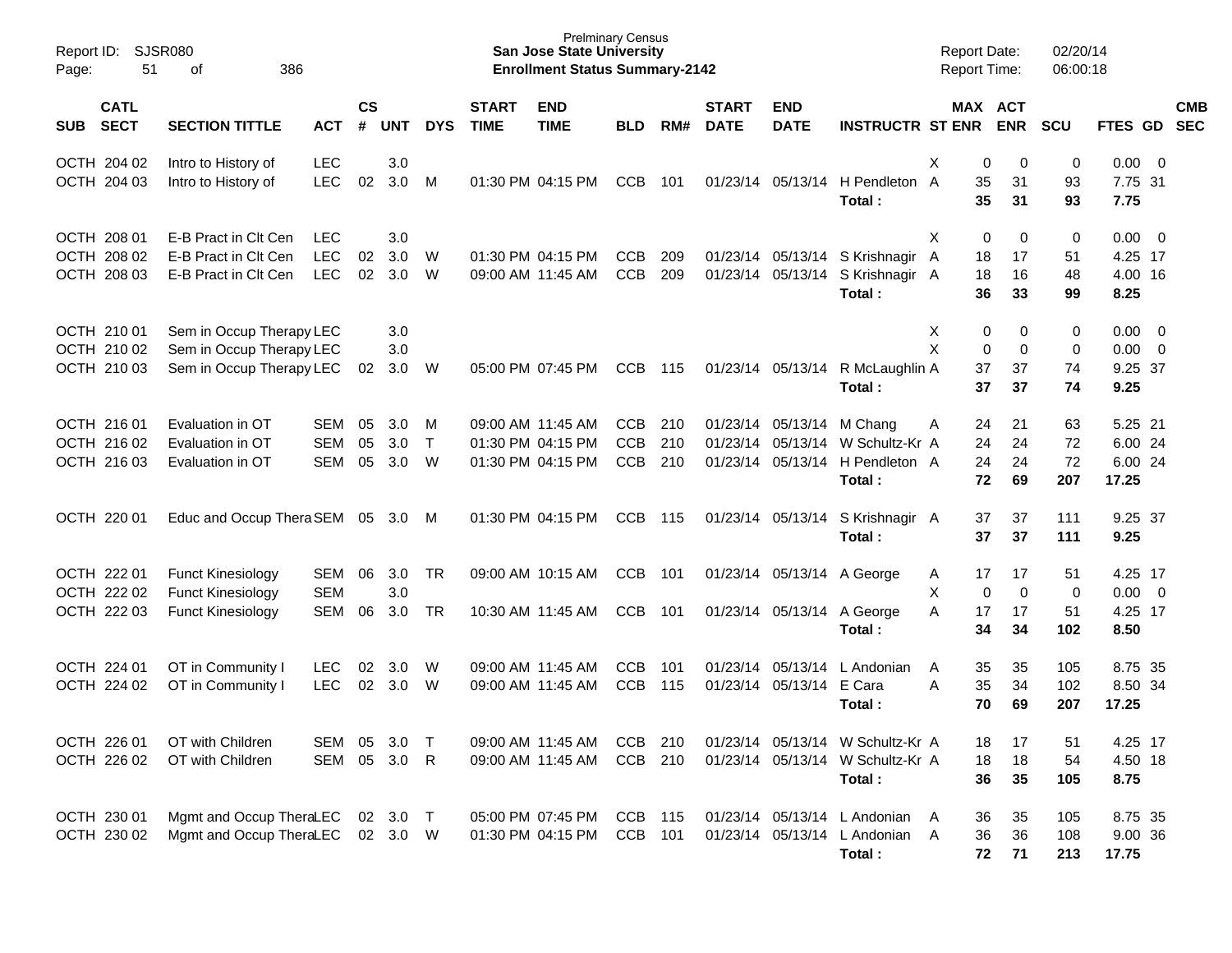Prelminary Census
**San Jose State University**
**Enrollment Status Summary-2142**

| SUB | CATL SECT | SECTION TITTLE | ACT | CS # | UNT | DYS | START TIME | END TIME | BLD | RM# | START DATE | END DATE | INSTRUCTR | ST | MAX ENR | ACT ENR | SCU | FTES | GD | CMB SEC |
|---|---|---|---|---|---|---|---|---|---|---|---|---|---|---|---|---|---|---|---|---|
| OCTH | 204 02 | Intro to History of | LEC | | 3.0 | | | | | | | | | X | 0 | 0 | 0 | 0.00 | 0 | |
| OCTH | 204 03 | Intro to History of | LEC | 02 | 3.0 | M | 01:30 PM | 04:15 PM | CCB | 101 | 01/23/14 | 05/13/14 | H Pendleton | A | 35 | 31 | 93 | 7.75 | 31 | |
| | | | | | | | | | | | | | **Total :** | | **35** | **31** | **93** | **7.75** | | |
| OCTH | 208 01 | E-B Pract in Clt Cen | LEC | | 3.0 | | | | | | | | | X | 0 | 0 | 0 | 0.00 | 0 | |
| OCTH | 208 02 | E-B Pract in Clt Cen | LEC | 02 | 3.0 | W | 01:30 PM | 04:15 PM | CCB | 209 | 01/23/14 | 05/13/14 | S Krishnagir | A | 18 | 17 | 51 | 4.25 | 17 | |
| OCTH | 208 03 | E-B Pract in Clt Cen | LEC | 02 | 3.0 | W | 09:00 AM | 11:45 AM | CCB | 209 | 01/23/14 | 05/13/14 | S Krishnagir | A | 18 | 16 | 48 | 4.00 | 16 | |
| | | | | | | | | | | | | | **Total :** | | **36** | **33** | **99** | **8.25** | | |
| OCTH | 210 01 | Sem in Occup Therapy | LEC | | 3.0 | | | | | | | | | X | 0 | 0 | 0 | 0.00 | 0 | |
| OCTH | 210 02 | Sem in Occup Therapy | LEC | | 3.0 | | | | | | | | | X | 0 | 0 | 0 | 0.00 | 0 | |
| OCTH | 210 03 | Sem in Occup Therapy | LEC | 02 | 3.0 | W | 05:00 PM | 07:45 PM | CCB | 115 | 01/23/14 | 05/13/14 | R McLaughlin | A | 37 | 37 | 74 | 9.25 | 37 | |
| | | | | | | | | | | | | | **Total :** | | **37** | **37** | **74** | **9.25** | | |
| OCTH | 216 01 | Evaluation in OT | SEM | 05 | 3.0 | M | 09:00 AM | 11:45 AM | CCB | 210 | 01/23/14 | 05/13/14 | M Chang | A | 24 | 21 | 63 | 5.25 | 21 | |
| OCTH | 216 02 | Evaluation in OT | SEM | 05 | 3.0 | T | 01:30 PM | 04:15 PM | CCB | 210 | 01/23/14 | 05/13/14 | W Schultz-Kr | A | 24 | 24 | 72 | 6.00 | 24 | |
| OCTH | 216 03 | Evaluation in OT | SEM | 05 | 3.0 | W | 01:30 PM | 04:15 PM | CCB | 210 | 01/23/14 | 05/13/14 | H Pendleton | A | 24 | 24 | 72 | 6.00 | 24 | |
| | | | | | | | | | | | | | **Total :** | | **72** | **69** | **207** | **17.25** | | |
| OCTH | 220 01 | Educ and Occup Thera | SEM | 05 | 3.0 | M | 01:30 PM | 04:15 PM | CCB | 115 | 01/23/14 | 05/13/14 | S Krishnagir | A | 37 | 37 | 111 | 9.25 | 37 | |
| | | | | | | | | | | | | | **Total :** | | **37** | **37** | **111** | **9.25** | | |
| OCTH | 222 01 | Funct Kinesiology | SEM | 06 | 3.0 | TR | 09:00 AM | 10:15 AM | CCB | 101 | 01/23/14 | 05/13/14 | A George | A | 17 | 17 | 51 | 4.25 | 17 | |
| OCTH | 222 02 | Funct Kinesiology | SEM | | 3.0 | | | | | | | | | X | 0 | 0 | 0 | 0.00 | 0 | |
| OCTH | 222 03 | Funct Kinesiology | SEM | 06 | 3.0 | TR | 10:30 AM | 11:45 AM | CCB | 101 | 01/23/14 | 05/13/14 | A George | A | 17 | 17 | 51 | 4.25 | 17 | |
| | | | | | | | | | | | | | **Total :** | | **34** | **34** | **102** | **8.50** | | |
| OCTH | 224 01 | OT in Community I | LEC | 02 | 3.0 | W | 09:00 AM | 11:45 AM | CCB | 101 | 01/23/14 | 05/13/14 | L Andonian | A | 35 | 35 | 105 | 8.75 | 35 | |
| OCTH | 224 02 | OT in Community I | LEC | 02 | 3.0 | W | 09:00 AM | 11:45 AM | CCB | 115 | 01/23/14 | 05/13/14 | E Cara | A | 35 | 34 | 102 | 8.50 | 34 | |
| | | | | | | | | | | | | | **Total :** | | **70** | **69** | **207** | **17.25** | | |
| OCTH | 226 01 | OT with Children | SEM | 05 | 3.0 | T | 09:00 AM | 11:45 AM | CCB | 210 | 01/23/14 | 05/13/14 | W Schultz-Kr | A | 18 | 17 | 51 | 4.25 | 17 | |
| OCTH | 226 02 | OT with Children | SEM | 05 | 3.0 | R | 09:00 AM | 11:45 AM | CCB | 210 | 01/23/14 | 05/13/14 | W Schultz-Kr | A | 18 | 18 | 54 | 4.50 | 18 | |
| | | | | | | | | | | | | | **Total :** | | **36** | **35** | **105** | **8.75** | | |
| OCTH | 230 01 | Mgmt and Occup Thera | LEC | 02 | 3.0 | T | 05:00 PM | 07:45 PM | CCB | 115 | 01/23/14 | 05/13/14 | L Andonian | A | 36 | 35 | 105 | 8.75 | 35 | |
| OCTH | 230 02 | Mgmt and Occup Thera | LEC | 02 | 3.0 | W | 01:30 PM | 04:15 PM | CCB | 101 | 01/23/14 | 05/13/14 | L Andonian | A | 36 | 36 | 108 | 9.00 | 36 | |
| | | | | | | | | | | | | | **Total :** | | **72** | **71** | **213** | **17.75** | | |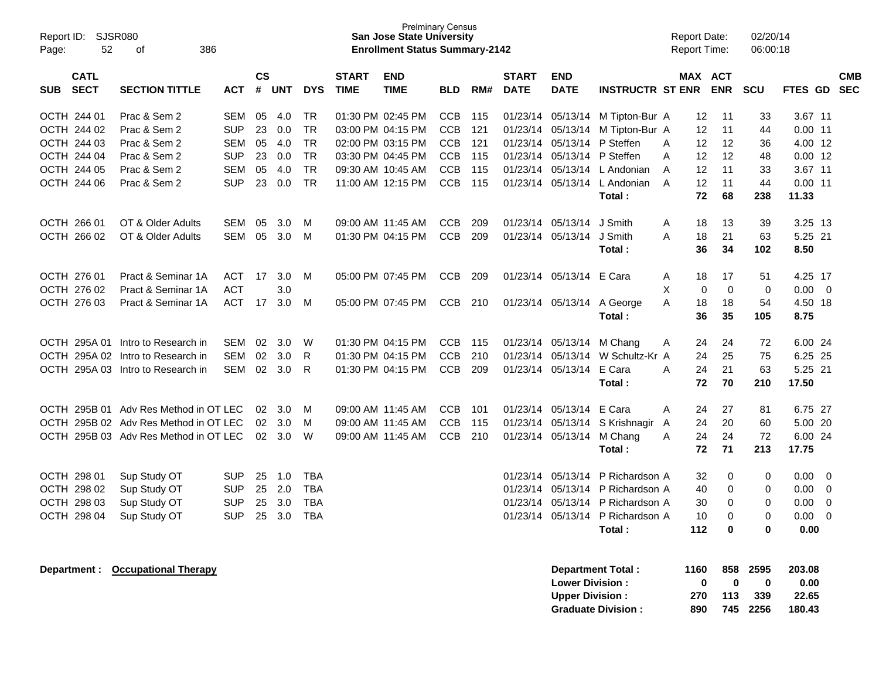Prelminary Census
**San Jose State University**
**Enrollment Status Summary-2142**

Report ID: SJSR080
Report Date: 02/20/14
Report Time: 06:00:18

| SUB | CATL SECT | SECTION TITTLE | ACT | CS # | UNT | DYS | START TIME | END TIME | BLD | RM# | START DATE | END DATE | INSTRUCTR | ST | MAX ENR | ACT ENR | SCU | FTES | GD | CMB SEC |
|---|---|---|---|---|---|---|---|---|---|---|---|---|---|---|---|---|---|---|---|---|
| OCTH | 244 01 | Prac & Sem 2 | SEM | 05 | 4.0 | TR | 01:30 PM | 02:45 PM | CCB | 115 | 01/23/14 | 05/13/14 | M Tipton-Bur | A | 12 | 11 | 33 | 3.67 | 11 | |
| OCTH | 244 02 | Prac & Sem 2 | SUP | 23 | 0.0 | TR | 03:00 PM | 04:15 PM | CCB | 121 | 01/23/14 | 05/13/14 | M Tipton-Bur | A | 12 | 11 | 44 | 0.00 | 11 | |
| OCTH | 244 03 | Prac & Sem 2 | SEM | 05 | 4.0 | TR | 02:00 PM | 03:15 PM | CCB | 121 | 01/23/14 | 05/13/14 | P Steffen | A | 12 | 12 | 36 | 4.00 | 12 | |
| OCTH | 244 04 | Prac & Sem 2 | SUP | 23 | 0.0 | TR | 03:30 PM | 04:45 PM | CCB | 115 | 01/23/14 | 05/13/14 | P Steffen | A | 12 | 12 | 48 | 0.00 | 12 | |
| OCTH | 244 05 | Prac & Sem 2 | SEM | 05 | 4.0 | TR | 09:30 AM | 10:45 AM | CCB | 115 | 01/23/14 | 05/13/14 | L Andonian | A | 12 | 11 | 33 | 3.67 | 11 | |
| OCTH | 244 06 | Prac & Sem 2 | SUP | 23 | 0.0 | TR | 11:00 AM | 12:15 PM | CCB | 115 | 01/23/14 | 05/13/14 | L Andonian | A | 12 | 11 | 44 | 0.00 | 11 | |
| | | | | | | | | | | | | | **Total :** | | **72** | **68** | **238** | **11.33** | | |
| OCTH | 266 01 | OT & Older Adults | SEM | 05 | 3.0 | M | 09:00 AM | 11:45 AM | CCB | 209 | 01/23/14 | 05/13/14 | J Smith | A | 18 | 13 | 39 | 3.25 | 13 | |
| OCTH | 266 02 | OT & Older Adults | SEM | 05 | 3.0 | M | 01:30 PM | 04:15 PM | CCB | 209 | 01/23/14 | 05/13/14 | J Smith | A | 18 | 21 | 63 | 5.25 | 21 | |
| | | | | | | | | | | | | | **Total :** | | **36** | **34** | **102** | **8.50** | | |
| OCTH | 276 01 | Pract & Seminar 1A | ACT | 17 | 3.0 | M | 05:00 PM | 07:45 PM | CCB | 209 | 01/23/14 | 05/13/14 | E Cara | A | 18 | 17 | 51 | 4.25 | 17 | |
| OCTH | 276 02 | Pract & Seminar 1A | ACT | | 3.0 | | | | | | | | | X | 0 | 0 | 0 | 0.00 | 0 | |
| OCTH | 276 03 | Pract & Seminar 1A | ACT | 17 | 3.0 | M | 05:00 PM | 07:45 PM | CCB | 210 | 01/23/14 | 05/13/14 | A George | A | 18 | 18 | 54 | 4.50 | 18 | |
| | | | | | | | | | | | | | **Total :** | | **36** | **35** | **105** | **8.75** | | |
| OCTH | 295A 01 | Intro to Research in | SEM | 02 | 3.0 | W | 01:30 PM | 04:15 PM | CCB | 115 | 01/23/14 | 05/13/14 | M Chang | A | 24 | 24 | 72 | 6.00 | 24 | |
| OCTH | 295A 02 | Intro to Research in | SEM | 02 | 3.0 | R | 01:30 PM | 04:15 PM | CCB | 210 | 01/23/14 | 05/13/14 | W Schultz-Kr | A | 24 | 25 | 75 | 6.25 | 25 | |
| OCTH | 295A 03 | Intro to Research in | SEM | 02 | 3.0 | R | 01:30 PM | 04:15 PM | CCB | 209 | 01/23/14 | 05/13/14 | E Cara | A | 24 | 21 | 63 | 5.25 | 21 | |
| | | | | | | | | | | | | | **Total :** | | **72** | **70** | **210** | **17.50** | | |
| OCTH | 295B 01 | Adv Res Method in OT | LEC | 02 | 3.0 | M | 09:00 AM | 11:45 AM | CCB | 101 | 01/23/14 | 05/13/14 | E Cara | A | 24 | 27 | 81 | 6.75 | 27 | |
| OCTH | 295B 02 | Adv Res Method in OT | LEC | 02 | 3.0 | M | 09:00 AM | 11:45 AM | CCB | 115 | 01/23/14 | 05/13/14 | S Krishnagir | A | 24 | 20 | 60 | 5.00 | 20 | |
| OCTH | 295B 03 | Adv Res Method in OT | LEC | 02 | 3.0 | W | 09:00 AM | 11:45 AM | CCB | 210 | 01/23/14 | 05/13/14 | M Chang | A | 24 | 24 | 72 | 6.00 | 24 | |
| | | | | | | | | | | | | | **Total :** | | **72** | **71** | **213** | **17.75** | | |
| OCTH | 298 01 | Sup Study OT | SUP | 25 | 1.0 | TBA | | | | | 01/23/14 | 05/13/14 | P Richardson | A | 32 | 0 | 0 | 0.00 | 0 | |
| OCTH | 298 02 | Sup Study OT | SUP | 25 | 2.0 | TBA | | | | | 01/23/14 | 05/13/14 | P Richardson | A | 40 | 0 | 0 | 0.00 | 0 | |
| OCTH | 298 03 | Sup Study OT | SUP | 25 | 3.0 | TBA | | | | | 01/23/14 | 05/13/14 | P Richardson | A | 30 | 0 | 0 | 0.00 | 0 | |
| OCTH | 298 04 | Sup Study OT | SUP | 25 | 3.0 | TBA | | | | | 01/23/14 | 05/13/14 | P Richardson | A | 10 | 0 | 0 | 0.00 | 0 | |
| | | | | | | | | | | | | | **Total :** | | **112** | **0** | **0** | **0.00** | | |

**Department : Occupational Therapy**

| | MAX ENR | ACT ENR | SCU | FTES |
|---|---|---|---|---|
| **Department Total :** | **1160** | **858** | **2595** | **203.08** |
| **Lower Division :** | **0** | **0** | **0** | **0.00** |
| **Upper Division :** | **270** | **113** | **339** | **22.65** |
| **Graduate Division :** | **890** | **745** | **2256** | **180.43** |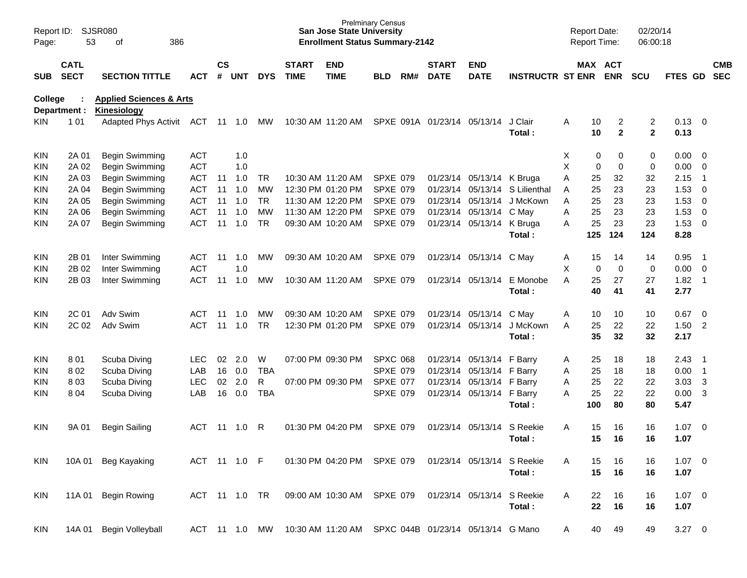Prelminary Census
**San Jose State University**
**Enrollment Status Summary-2142**

Report ID: SJSR080
Report Date: 02/20/14
Report Time: 06:00:18

**College : Applied Sciences & Arts**
**Department : Kinesiology**

| SUB | CATL SECT | SECTION TITTLE | ACT | CS # | UNT | DYS | START TIME | END TIME | BLD | RM# | START DATE | END DATE | INSTRUCTR | ST | MAX ENR | ACT ENR | SCU | FTES | GD | CMB SEC |
|---|---|---|---|---|---|---|---|---|---|---|---|---|---|---|---|---|---|---|---|---|
| KIN | 1 01 | Adapted Phys Activit | ACT | 11 | 1.0 | MW | 10:30 AM | 11:20 AM | SPXE | 091A | 01/23/14 | 05/13/14 | J Clair | A | 10 | 2 | 2 | 0.13 | 0 | |
| | | | | | | | | | | | | | **Total :** | | **10** | **2** | **2** | **0.13** | | |
| KIN | 2A 01 | Begin Swimming | ACT | | 1.0 | | | | | | | | | X | 0 | 0 | 0 | 0.00 | 0 | |
| KIN | 2A 02 | Begin Swimming | ACT | | 1.0 | | | | | | | | | X | 0 | 0 | 0 | 0.00 | 0 | |
| KIN | 2A 03 | Begin Swimming | ACT | 11 | 1.0 | TR | 10:30 AM | 11:20 AM | SPXE | 079 | 01/23/14 | 05/13/14 | K Bruga | A | 25 | 32 | 32 | 2.15 | 1 | |
| KIN | 2A 04 | Begin Swimming | ACT | 11 | 1.0 | MW | 12:30 PM | 01:20 PM | SPXE | 079 | 01/23/14 | 05/13/14 | S Lilienthal | A | 25 | 23 | 23 | 1.53 | 0 | |
| KIN | 2A 05 | Begin Swimming | ACT | 11 | 1.0 | TR | 11:30 AM | 12:20 PM | SPXE | 079 | 01/23/14 | 05/13/14 | J McKown | A | 25 | 23 | 23 | 1.53 | 0 | |
| KIN | 2A 06 | Begin Swimming | ACT | 11 | 1.0 | MW | 11:30 AM | 12:20 PM | SPXE | 079 | 01/23/14 | 05/13/14 | C May | A | 25 | 23 | 23 | 1.53 | 0 | |
| KIN | 2A 07 | Begin Swimming | ACT | 11 | 1.0 | TR | 09:30 AM | 10:20 AM | SPXE | 079 | 01/23/14 | 05/13/14 | K Bruga | A | 25 | 23 | 23 | 1.53 | 0 | |
| | | | | | | | | | | | | | **Total :** | | **125** | **124** | **124** | **8.28** | | |
| KIN | 2B 01 | Inter Swimming | ACT | 11 | 1.0 | MW | 09:30 AM | 10:20 AM | SPXE | 079 | 01/23/14 | 05/13/14 | C May | A | 15 | 14 | 14 | 0.95 | 1 | |
| KIN | 2B 02 | Inter Swimming | ACT | | 1.0 | | | | | | | | | X | 0 | 0 | 0 | 0.00 | 0 | |
| KIN | 2B 03 | Inter Swimming | ACT | 11 | 1.0 | MW | 10:30 AM | 11:20 AM | SPXE | 079 | 01/23/14 | 05/13/14 | E Monobe | A | 25 | 27 | 27 | 1.82 | 1 | |
| | | | | | | | | | | | | | **Total :** | | **40** | **41** | **41** | **2.77** | | |
| KIN | 2C 01 | Adv Swim | ACT | 11 | 1.0 | MW | 09:30 AM | 10:20 AM | SPXE | 079 | 01/23/14 | 05/13/14 | C May | A | 10 | 10 | 10 | 0.67 | 0 | |
| KIN | 2C 02 | Adv Swim | ACT | 11 | 1.0 | TR | 12:30 PM | 01:20 PM | SPXE | 079 | 01/23/14 | 05/13/14 | J McKown | A | 25 | 22 | 22 | 1.50 | 2 | |
| | | | | | | | | | | | | | **Total :** | | **35** | **32** | **32** | **2.17** | | |
| KIN | 8 01 | Scuba Diving | LEC | 02 | 2.0 | W | 07:00 PM | 09:30 PM | SPXC | 068 | 01/23/14 | 05/13/14 | F Barry | A | 25 | 18 | 18 | 2.43 | 1 | |
| KIN | 8 02 | Scuba Diving | LAB | 16 | 0.0 | TBA | | | SPXE | 079 | 01/23/14 | 05/13/14 | F Barry | A | 25 | 18 | 18 | 0.00 | 1 | |
| KIN | 8 03 | Scuba Diving | LEC | 02 | 2.0 | R | 07:00 PM | 09:30 PM | SPXE | 077 | 01/23/14 | 05/13/14 | F Barry | A | 25 | 22 | 22 | 3.03 | 3 | |
| KIN | 8 04 | Scuba Diving | LAB | 16 | 0.0 | TBA | | | SPXE | 079 | 01/23/14 | 05/13/14 | F Barry | A | 25 | 22 | 22 | 0.00 | 3 | |
| | | | | | | | | | | | | | **Total :** | | **100** | **80** | **80** | **5.47** | | |
| KIN | 9A 01 | Begin Sailing | ACT | 11 | 1.0 | R | 01:30 PM | 04:20 PM | SPXE | 079 | 01/23/14 | 05/13/14 | S Reekie | A | 15 | 16 | 16 | 1.07 | 0 | |
| | | | | | | | | | | | | | **Total :** | | **15** | **16** | **16** | **1.07** | | |
| KIN | 10A 01 | Beg Kayaking | ACT | 11 | 1.0 | F | 01:30 PM | 04:20 PM | SPXE | 079 | 01/23/14 | 05/13/14 | S Reekie | A | 15 | 16 | 16 | 1.07 | 0 | |
| | | | | | | | | | | | | | **Total :** | | **15** | **16** | **16** | **1.07** | | |
| KIN | 11A 01 | Begin Rowing | ACT | 11 | 1.0 | TR | 09:00 AM | 10:30 AM | SPXE | 079 | 01/23/14 | 05/13/14 | S Reekie | A | 22 | 16 | 16 | 1.07 | 0 | |
| | | | | | | | | | | | | | **Total :** | | **22** | **16** | **16** | **1.07** | | |
| KIN | 14A 01 | Begin Volleyball | ACT | 11 | 1.0 | MW | 10:30 AM | 11:20 AM | SPXC | 044B | 01/23/14 | 05/13/14 | G Mano | A | 40 | 49 | 49 | 3.27 | 0 | |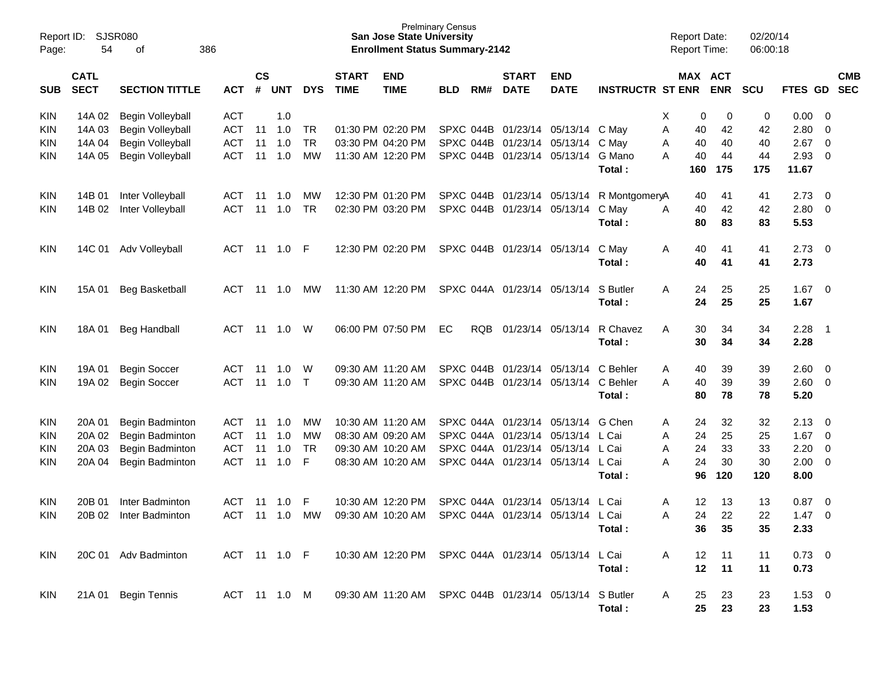Report ID: SJSR080
Page: 54 of 386

**Prelminary Census**
**San Jose State University**
**Enrollment Status Summary-2142**

Report Date: 02/20/14
Report Time: 06:00:18

| SUB | CATL SECT | SECTION TITTLE | ACT | CS # | UNT | DYS | START TIME | END TIME | BLD | RM# | START DATE | END DATE | INSTRUCTR | ST | MAX ENR | ACT ENR | SCU | FTES | GD | CMB SEC |
|---|---|---|---|---|---|---|---|---|---|---|---|---|---|---|---|---|---|---|---|---|
| KIN | 14A 02 | Begin Volleyball | ACT | | 1.0 | | | | | | | | | X | 0 | 0 | 0 | 0.00 | 0 | |
| KIN | 14A 03 | Begin Volleyball | ACT | 11 | 1.0 | TR | 01:30 PM | 02:20 PM | SPXC | 044B | 01/23/14 | 05/13/14 | C May | A | 40 | 42 | 42 | 2.80 | 0 | |
| KIN | 14A 04 | Begin Volleyball | ACT | 11 | 1.0 | TR | 03:30 PM | 04:20 PM | SPXC | 044B | 01/23/14 | 05/13/14 | C May | A | 40 | 40 | 40 | 2.67 | 0 | |
| KIN | 14A 05 | Begin Volleyball | ACT | 11 | 1.0 | MW | 11:30 AM | 12:20 PM | SPXC | 044B | 01/23/14 | 05/13/14 | G Mano | A | 40 | 44 | 44 | 2.93 | 0 | |
| | | | | | | | | | | | | | **Total :** | | **160** | **175** | **175** | **11.67** | | |
| KIN | 14B 01 | Inter Volleyball | ACT | 11 | 1.0 | MW | 12:30 PM | 01:20 PM | SPXC | 044B | 01/23/14 | 05/13/14 | R Montgomery | A | 40 | 41 | 41 | 2.73 | 0 | |
| KIN | 14B 02 | Inter Volleyball | ACT | 11 | 1.0 | TR | 02:30 PM | 03:20 PM | SPXC | 044B | 01/23/14 | 05/13/14 | C May | A | 40 | 42 | 42 | 2.80 | 0 | |
| | | | | | | | | | | | | | **Total :** | | **80** | **83** | **83** | **5.53** | | |
| KIN | 14C 01 | Adv Volleyball | ACT | 11 | 1.0 | F | 12:30 PM | 02:20 PM | SPXC | 044B | 01/23/14 | 05/13/14 | C May | A | 40 | 41 | 41 | 2.73 | 0 | |
| | | | | | | | | | | | | | **Total :** | | **40** | **41** | **41** | **2.73** | | |
| KIN | 15A 01 | Beg Basketball | ACT | 11 | 1.0 | MW | 11:30 AM | 12:20 PM | SPXC | 044A | 01/23/14 | 05/13/14 | S Butler | A | 24 | 25 | 25 | 1.67 | 0 | |
| | | | | | | | | | | | | | **Total :** | | **24** | **25** | **25** | **1.67** | | |
| KIN | 18A 01 | Beg Handball | ACT | 11 | 1.0 | W | 06:00 PM | 07:50 PM | EC | RQB | 01/23/14 | 05/13/14 | R Chavez | A | 30 | 34 | 34 | 2.28 | 1 | |
| | | | | | | | | | | | | | **Total :** | | **30** | **34** | **34** | **2.28** | | |
| KIN | 19A 01 | Begin Soccer | ACT | 11 | 1.0 | W | 09:30 AM | 11:20 AM | SPXC | 044B | 01/23/14 | 05/13/14 | C Behler | A | 40 | 39 | 39 | 2.60 | 0 | |
| KIN | 19A 02 | Begin Soccer | ACT | 11 | 1.0 | T | 09:30 AM | 11:20 AM | SPXC | 044B | 01/23/14 | 05/13/14 | C Behler | A | 40 | 39 | 39 | 2.60 | 0 | |
| | | | | | | | | | | | | | **Total :** | | **80** | **78** | **78** | **5.20** | | |
| KIN | 20A 01 | Begin Badminton | ACT | 11 | 1.0 | MW | 10:30 AM | 11:20 AM | SPXC | 044A | 01/23/14 | 05/13/14 | G Chen | A | 24 | 32 | 32 | 2.13 | 0 | |
| KIN | 20A 02 | Begin Badminton | ACT | 11 | 1.0 | MW | 08:30 AM | 09:20 AM | SPXC | 044A | 01/23/14 | 05/13/14 | L Cai | A | 24 | 25 | 25 | 1.67 | 0 | |
| KIN | 20A 03 | Begin Badminton | ACT | 11 | 1.0 | TR | 09:30 AM | 10:20 AM | SPXC | 044A | 01/23/14 | 05/13/14 | L Cai | A | 24 | 33 | 33 | 2.20 | 0 | |
| KIN | 20A 04 | Begin Badminton | ACT | 11 | 1.0 | F | 08:30 AM | 10:20 AM | SPXC | 044A | 01/23/14 | 05/13/14 | L Cai | A | 24 | 30 | 30 | 2.00 | 0 | |
| | | | | | | | | | | | | | **Total :** | | **96** | **120** | **120** | **8.00** | | |
| KIN | 20B 01 | Inter Badminton | ACT | 11 | 1.0 | F | 10:30 AM | 12:20 PM | SPXC | 044A | 01/23/14 | 05/13/14 | L Cai | A | 12 | 13 | 13 | 0.87 | 0 | |
| KIN | 20B 02 | Inter Badminton | ACT | 11 | 1.0 | MW | 09:30 AM | 10:20 AM | SPXC | 044A | 01/23/14 | 05/13/14 | L Cai | A | 24 | 22 | 22 | 1.47 | 0 | |
| | | | | | | | | | | | | | **Total :** | | **36** | **35** | **35** | **2.33** | | |
| KIN | 20C 01 | Adv Badminton | ACT | 11 | 1.0 | F | 10:30 AM | 12:20 PM | SPXC | 044A | 01/23/14 | 05/13/14 | L Cai | A | 12 | 11 | 11 | 0.73 | 0 | |
| | | | | | | | | | | | | | **Total :** | | **12** | **11** | **11** | **0.73** | | |
| KIN | 21A 01 | Begin Tennis | ACT | 11 | 1.0 | M | 09:30 AM | 11:20 AM | SPXC | 044B | 01/23/14 | 05/13/14 | S Butler | A | 25 | 23 | 23 | 1.53 | 0 | |
| | | | | | | | | | | | | | **Total :** | | **25** | **23** | **23** | **1.53** | | |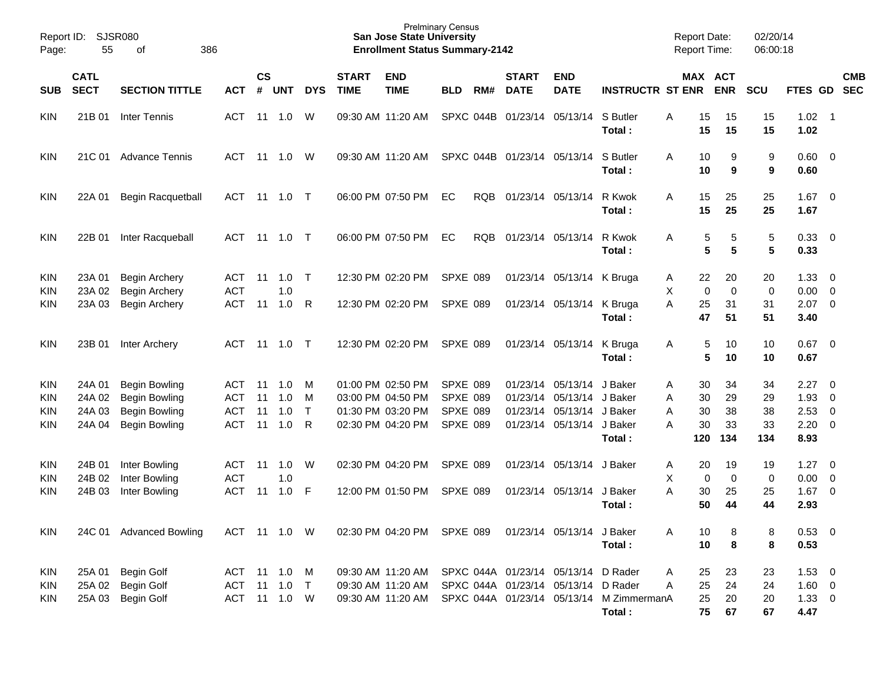Prelminary Census
**San Jose State University**
**Enrollment Status Summary-2142**

Report ID: SJSR080
Report Date: 02/20/14
Report Time: 06:00:18

| SUB | CATL SECT | SECTION TITTLE | ACT | CS # | UNT | DYS | START TIME | END TIME | BLD | RM# | START DATE | END DATE | INSTRUCTR | ST | MAX ENR | ACT ENR | SCU | FTES | GD | CMB SEC |
|---|---|---|---|---|---|---|---|---|---|---|---|---|---|---|---|---|---|---|---|---|
| KIN | 21B 01 | Inter Tennis | ACT | 11 | 1.0 | W | 09:30 AM | 11:20 AM | SPXC | 044B | 01/23/14 | 05/13/14 | S Butler | A | 15 | 15 | 15 | 1.02 | 1 | |
| | | | | | | | | | | | | | **Total :** | | **15** | **15** | **15** | **1.02** | | |
| KIN | 21C 01 | Advance Tennis | ACT | 11 | 1.0 | W | 09:30 AM | 11:20 AM | SPXC | 044B | 01/23/14 | 05/13/14 | S Butler | A | 10 | 9 | 9 | 0.60 | 0 | |
| | | | | | | | | | | | | | **Total :** | | **10** | **9** | **9** | **0.60** | | |
| KIN | 22A 01 | Begin Racquetball | ACT | 11 | 1.0 | T | 06:00 PM | 07:50 PM | EC | RQB | 01/23/14 | 05/13/14 | R Kwok | A | 15 | 25 | 25 | 1.67 | 0 | |
| | | | | | | | | | | | | | **Total :** | | **15** | **25** | **25** | **1.67** | | |
| KIN | 22B 01 | Inter Racqueball | ACT | 11 | 1.0 | T | 06:00 PM | 07:50 PM | EC | RQB | 01/23/14 | 05/13/14 | R Kwok | A | 5 | 5 | 5 | 0.33 | 0 | |
| | | | | | | | | | | | | | **Total :** | | **5** | **5** | **5** | **0.33** | | |
| KIN | 23A 01 | Begin Archery | ACT | 11 | 1.0 | T | 12:30 PM | 02:20 PM | SPXE | 089 | 01/23/14 | 05/13/14 | K Bruga | A | 22 | 20 | 20 | 1.33 | 0 | |
| KIN | 23A 02 | Begin Archery | ACT | | 1.0 | | | | | | | | | X | 0 | 0 | 0 | 0.00 | 0 | |
| KIN | 23A 03 | Begin Archery | ACT | 11 | 1.0 | R | 12:30 PM | 02:20 PM | SPXE | 089 | 01/23/14 | 05/13/14 | K Bruga | A | 25 | 31 | 31 | 2.07 | 0 | |
| | | | | | | | | | | | | | **Total :** | | **47** | **51** | **51** | **3.40** | | |
| KIN | 23B 01 | Inter Archery | ACT | 11 | 1.0 | T | 12:30 PM | 02:20 PM | SPXE | 089 | 01/23/14 | 05/13/14 | K Bruga | A | 5 | 10 | 10 | 0.67 | 0 | |
| | | | | | | | | | | | | | **Total :** | | **5** | **10** | **10** | **0.67** | | |
| KIN | 24A 01 | Begin Bowling | ACT | 11 | 1.0 | M | 01:00 PM | 02:50 PM | SPXE | 089 | 01/23/14 | 05/13/14 | J Baker | A | 30 | 34 | 34 | 2.27 | 0 | |
| KIN | 24A 02 | Begin Bowling | ACT | 11 | 1.0 | M | 03:00 PM | 04:50 PM | SPXE | 089 | 01/23/14 | 05/13/14 | J Baker | A | 30 | 29 | 29 | 1.93 | 0 | |
| KIN | 24A 03 | Begin Bowling | ACT | 11 | 1.0 | T | 01:30 PM | 03:20 PM | SPXE | 089 | 01/23/14 | 05/13/14 | J Baker | A | 30 | 38 | 38 | 2.53 | 0 | |
| KIN | 24A 04 | Begin Bowling | ACT | 11 | 1.0 | R | 02:30 PM | 04:20 PM | SPXE | 089 | 01/23/14 | 05/13/14 | J Baker | A | 30 | 33 | 33 | 2.20 | 0 | |
| | | | | | | | | | | | | | **Total :** | | **120** | **134** | **134** | **8.93** | | |
| KIN | 24B 01 | Inter Bowling | ACT | 11 | 1.0 | W | 02:30 PM | 04:20 PM | SPXE | 089 | 01/23/14 | 05/13/14 | J Baker | A | 20 | 19 | 19 | 1.27 | 0 | |
| KIN | 24B 02 | Inter Bowling | ACT | | 1.0 | | | | | | | | | X | 0 | 0 | 0 | 0.00 | 0 | |
| KIN | 24B 03 | Inter Bowling | ACT | 11 | 1.0 | F | 12:00 PM | 01:50 PM | SPXE | 089 | 01/23/14 | 05/13/14 | J Baker | A | 30 | 25 | 25 | 1.67 | 0 | |
| | | | | | | | | | | | | | **Total :** | | **50** | **44** | **44** | **2.93** | | |
| KIN | 24C 01 | Advanced Bowling | ACT | 11 | 1.0 | W | 02:30 PM | 04:20 PM | SPXE | 089 | 01/23/14 | 05/13/14 | J Baker | A | 10 | 8 | 8 | 0.53 | 0 | |
| | | | | | | | | | | | | | **Total :** | | **10** | **8** | **8** | **0.53** | | |
| KIN | 25A 01 | Begin Golf | ACT | 11 | 1.0 | M | 09:30 AM | 11:20 AM | SPXC | 044A | 01/23/14 | 05/13/14 | D Rader | A | 25 | 23 | 23 | 1.53 | 0 | |
| KIN | 25A 02 | Begin Golf | ACT | 11 | 1.0 | T | 09:30 AM | 11:20 AM | SPXC | 044A | 01/23/14 | 05/13/14 | D Rader | A | 25 | 24 | 24 | 1.60 | 0 | |
| KIN | 25A 03 | Begin Golf | ACT | 11 | 1.0 | W | 09:30 AM | 11:20 AM | SPXC | 044A | 01/23/14 | 05/13/14 | M Zimmerman | A | 25 | 20 | 20 | 1.33 | 0 | |
| | | | | | | | | | | | | | **Total :** | | **75** | **67** | **67** | **4.47** | | |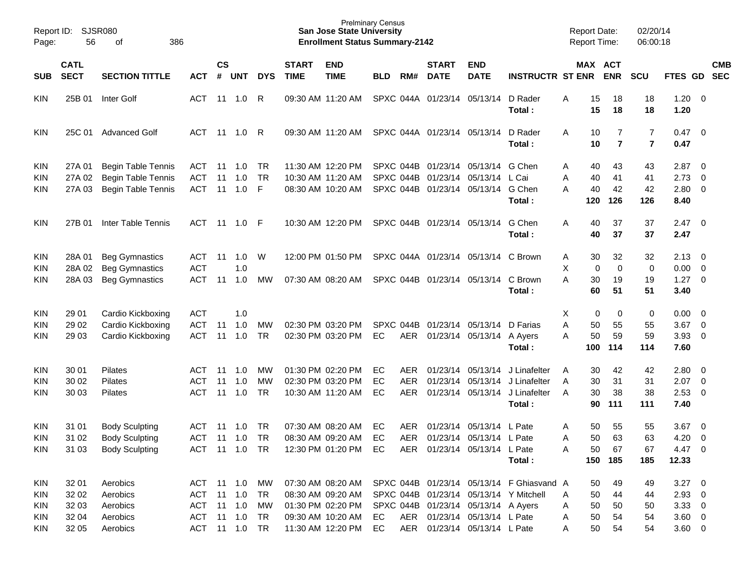Report ID: SJSR080
Prelminary Census
**San Jose State University**
**Enrollment Status Summary-2142**

Report Date: 02/20/14
Report Time: 06:00:18

| SUB | CATL SECT | SECTION TITTLE | ACT | CS # | UNT | DYS | START TIME | END TIME | BLD | RM# | START DATE | END DATE | INSTRUCTR | ST | MAX ENR | ACT ENR | SCU | FTES | GD | CMB SEC |
|---|---|---|---|---|---|---|---|---|---|---|---|---|---|---|---|---|---|---|---|---|
| KIN | 25B 01 | Inter Golf | ACT | 11 | 1.0 | R | 09:30 AM | 11:20 AM | SPXC | 044A | 01/23/14 | 05/13/14 | D Rader | A | 15 | 18 | 18 | 1.20 | 0 | |
| | | | | | | | | | | | | | **Total :** | | **15** | **18** | **18** | **1.20** | | |
| KIN | 25C 01 | Advanced Golf | ACT | 11 | 1.0 | R | 09:30 AM | 11:20 AM | SPXC | 044A | 01/23/14 | 05/13/14 | D Rader | A | 10 | 7 | 7 | 0.47 | 0 | |
| | | | | | | | | | | | | | **Total :** | | **10** | **7** | **7** | **0.47** | | |
| KIN | 27A 01 | Begin Table Tennis | ACT | 11 | 1.0 | TR | 11:30 AM | 12:20 PM | SPXC | 044B | 01/23/14 | 05/13/14 | G Chen | A | 40 | 43 | 43 | 2.87 | 0 | |
| KIN | 27A 02 | Begin Table Tennis | ACT | 11 | 1.0 | TR | 10:30 AM | 11:20 AM | SPXC | 044B | 01/23/14 | 05/13/14 | L Cai | A | 40 | 41 | 41 | 2.73 | 0 | |
| KIN | 27A 03 | Begin Table Tennis | ACT | 11 | 1.0 | F | 08:30 AM | 10:20 AM | SPXC | 044B | 01/23/14 | 05/13/14 | G Chen | A | 40 | 42 | 42 | 2.80 | 0 | |
| | | | | | | | | | | | | | **Total :** | | **120** | **126** | **126** | **8.40** | | |
| KIN | 27B 01 | Inter Table Tennis | ACT | 11 | 1.0 | F | 10:30 AM | 12:20 PM | SPXC | 044B | 01/23/14 | 05/13/14 | G Chen | A | 40 | 37 | 37 | 2.47 | 0 | |
| | | | | | | | | | | | | | **Total :** | | **40** | **37** | **37** | **2.47** | | |
| KIN | 28A 01 | Beg Gymnastics | ACT | 11 | 1.0 | W | 12:00 PM | 01:50 PM | SPXC | 044A | 01/23/14 | 05/13/14 | C Brown | A | 30 | 32 | 32 | 2.13 | 0 | |
| KIN | 28A 02 | Beg Gymnastics | ACT | | 1.0 | | | | | | | | | X | 0 | 0 | 0 | 0.00 | 0 | |
| KIN | 28A 03 | Beg Gymnastics | ACT | 11 | 1.0 | MW | 07:30 AM | 08:20 AM | SPXC | 044B | 01/23/14 | 05/13/14 | C Brown | A | 30 | 19 | 19 | 1.27 | 0 | |
| | | | | | | | | | | | | | **Total :** | | **60** | **51** | **51** | **3.40** | | |
| KIN | 29 01 | Cardio Kickboxing | ACT | | 1.0 | | | | | | | | | X | 0 | 0 | 0 | 0.00 | 0 | |
| KIN | 29 02 | Cardio Kickboxing | ACT | 11 | 1.0 | MW | 02:30 PM | 03:20 PM | SPXC | 044B | 01/23/14 | 05/13/14 | D Farias | A | 50 | 55 | 55 | 3.67 | 0 | |
| KIN | 29 03 | Cardio Kickboxing | ACT | 11 | 1.0 | TR | 02:30 PM | 03:20 PM | EC | AER | 01/23/14 | 05/13/14 | A Ayers | A | 50 | 59 | 59 | 3.93 | 0 | |
| | | | | | | | | | | | | | **Total :** | | **100** | **114** | **114** | **7.60** | | |
| KIN | 30 01 | Pilates | ACT | 11 | 1.0 | MW | 01:30 PM | 02:20 PM | EC | AER | 01/23/14 | 05/13/14 | J Linafelter | A | 30 | 42 | 42 | 2.80 | 0 | |
| KIN | 30 02 | Pilates | ACT | 11 | 1.0 | MW | 02:30 PM | 03:20 PM | EC | AER | 01/23/14 | 05/13/14 | J Linafelter | A | 30 | 31 | 31 | 2.07 | 0 | |
| KIN | 30 03 | Pilates | ACT | 11 | 1.0 | TR | 10:30 AM | 11:20 AM | EC | AER | 01/23/14 | 05/13/14 | J Linafelter | A | 30 | 38 | 38 | 2.53 | 0 | |
| | | | | | | | | | | | | | **Total :** | | **90** | **111** | **111** | **7.40** | | |
| KIN | 31 01 | Body Sculpting | ACT | 11 | 1.0 | TR | 07:30 AM | 08:20 AM | EC | AER | 01/23/14 | 05/13/14 | L Pate | A | 50 | 55 | 55 | 3.67 | 0 | |
| KIN | 31 02 | Body Sculpting | ACT | 11 | 1.0 | TR | 08:30 AM | 09:20 AM | EC | AER | 01/23/14 | 05/13/14 | L Pate | A | 50 | 63 | 63 | 4.20 | 0 | |
| KIN | 31 03 | Body Sculpting | ACT | 11 | 1.0 | TR | 12:30 PM | 01:20 PM | EC | AER | 01/23/14 | 05/13/14 | L Pate | A | 50 | 67 | 67 | 4.47 | 0 | |
| | | | | | | | | | | | | | **Total :** | | **150** | **185** | **185** | **12.33** | | |
| KIN | 32 01 | Aerobics | ACT | 11 | 1.0 | MW | 07:30 AM | 08:20 AM | SPXC | 044B | 01/23/14 | 05/13/14 | F Ghiasvand | A | 50 | 49 | 49 | 3.27 | 0 | |
| KIN | 32 02 | Aerobics | ACT | 11 | 1.0 | TR | 08:30 AM | 09:20 AM | SPXC | 044B | 01/23/14 | 05/13/14 | Y Mitchell | A | 50 | 44 | 44 | 2.93 | 0 | |
| KIN | 32 03 | Aerobics | ACT | 11 | 1.0 | MW | 01:30 PM | 02:20 PM | SPXC | 044B | 01/23/14 | 05/13/14 | A Ayers | A | 50 | 50 | 50 | 3.33 | 0 | |
| KIN | 32 04 | Aerobics | ACT | 11 | 1.0 | TR | 09:30 AM | 10:20 AM | EC | AER | 01/23/14 | 05/13/14 | L Pate | A | 50 | 54 | 54 | 3.60 | 0 | |
| KIN | 32 05 | Aerobics | ACT | 11 | 1.0 | TR | 11:30 AM | 12:20 PM | EC | AER | 01/23/14 | 05/13/14 | L Pate | A | 50 | 54 | 54 | 3.60 | 0 | |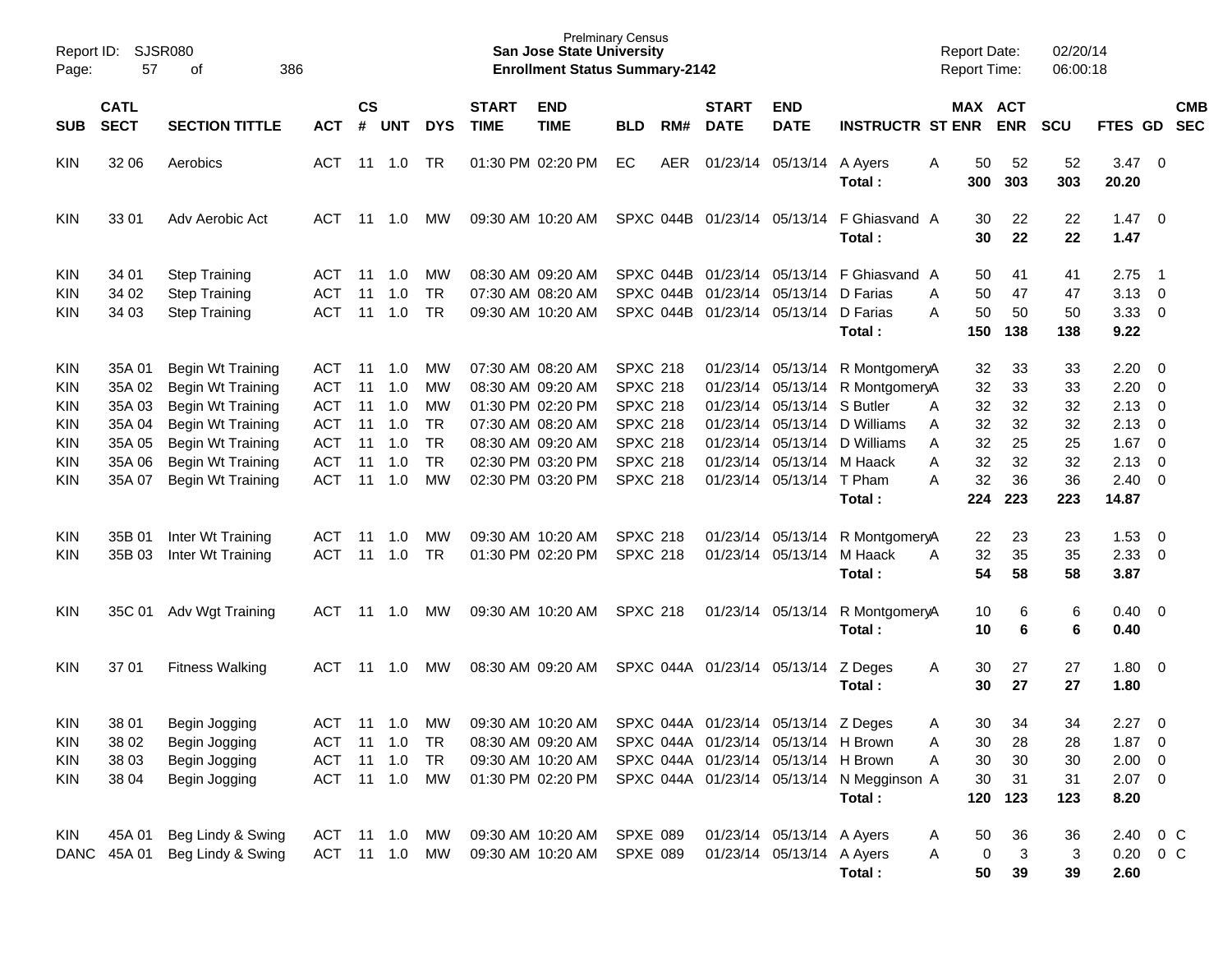Prelminary Census
**San Jose State University**
**Enrollment Status Summary-2142**

Report ID: SJSR080
Report Date: 02/20/14
Report Time: 06:00:18

| SUB | CATL SECT | SECTION TITTLE | ACT | CS # | UNT | DYS | START TIME | END TIME | BLD | RM# | START DATE | END DATE | INSTRUCTR | ST | MAX ENR | ACT ENR | SCU | FTES | GD | CMB SEC |
|---|---|---|---|---|---|---|---|---|---|---|---|---|---|---|---|---|---|---|---|---|
| KIN | 32 06 | Aerobics | ACT | 11 | 1.0 | TR | 01:30 PM | 02:20 PM | EC | AER | 01/23/14 | 05/13/14 | A Ayers | A | 50 | 52 | 52 | 3.47 | 0 | |
| | | | | | | | | | | | | | **Total :** | | **300** | **303** | **303** | **20.20** | | |
| KIN | 33 01 | Adv Aerobic Act | ACT | 11 | 1.0 | MW | 09:30 AM | 10:20 AM | SPXC | 044B | 01/23/14 | 05/13/14 | F Ghiasvand | A | 30 | 22 | 22 | 1.47 | 0 | |
| | | | | | | | | | | | | | **Total :** | | **30** | **22** | **22** | **1.47** | | |
| KIN | 34 01 | Step Training | ACT | 11 | 1.0 | MW | 08:30 AM | 09:20 AM | SPXC | 044B | 01/23/14 | 05/13/14 | F Ghiasvand | A | 50 | 41 | 41 | 2.75 | 1 | |
| KIN | 34 02 | Step Training | ACT | 11 | 1.0 | TR | 07:30 AM | 08:20 AM | SPXC | 044B | 01/23/14 | 05/13/14 | D Farias | A | 50 | 47 | 47 | 3.13 | 0 | |
| KIN | 34 03 | Step Training | ACT | 11 | 1.0 | TR | 09:30 AM | 10:20 AM | SPXC | 044B | 01/23/14 | 05/13/14 | D Farias | A | 50 | 50 | 50 | 3.33 | 0 | |
| | | | | | | | | | | | | | **Total :** | | **150** | **138** | **138** | **9.22** | | |
| KIN | 35A 01 | Begin Wt Training | ACT | 11 | 1.0 | MW | 07:30 AM | 08:20 AM | SPXC | 218 | 01/23/14 | 05/13/14 | R Montgomery | A | 32 | 33 | 33 | 2.20 | 0 | |
| KIN | 35A 02 | Begin Wt Training | ACT | 11 | 1.0 | MW | 08:30 AM | 09:20 AM | SPXC | 218 | 01/23/14 | 05/13/14 | R Montgomery | A | 32 | 33 | 33 | 2.20 | 0 | |
| KIN | 35A 03 | Begin Wt Training | ACT | 11 | 1.0 | MW | 01:30 PM | 02:20 PM | SPXC | 218 | 01/23/14 | 05/13/14 | S Butler | A | 32 | 32 | 32 | 2.13 | 0 | |
| KIN | 35A 04 | Begin Wt Training | ACT | 11 | 1.0 | TR | 07:30 AM | 08:20 AM | SPXC | 218 | 01/23/14 | 05/13/14 | D Williams | A | 32 | 32 | 32 | 2.13 | 0 | |
| KIN | 35A 05 | Begin Wt Training | ACT | 11 | 1.0 | TR | 08:30 AM | 09:20 AM | SPXC | 218 | 01/23/14 | 05/13/14 | D Williams | A | 32 | 25 | 25 | 1.67 | 0 | |
| KIN | 35A 06 | Begin Wt Training | ACT | 11 | 1.0 | TR | 02:30 PM | 03:20 PM | SPXC | 218 | 01/23/14 | 05/13/14 | M Haack | A | 32 | 32 | 32 | 2.13 | 0 | |
| KIN | 35A 07 | Begin Wt Training | ACT | 11 | 1.0 | MW | 02:30 PM | 03:20 PM | SPXC | 218 | 01/23/14 | 05/13/14 | T Pham | A | 32 | 36 | 36 | 2.40 | 0 | |
| | | | | | | | | | | | | | **Total :** | | **224** | **223** | **223** | **14.87** | | |
| KIN | 35B 01 | Inter Wt Training | ACT | 11 | 1.0 | MW | 09:30 AM | 10:20 AM | SPXC | 218 | 01/23/14 | 05/13/14 | R Montgomery | A | 22 | 23 | 23 | 1.53 | 0 | |
| KIN | 35B 03 | Inter Wt Training | ACT | 11 | 1.0 | TR | 01:30 PM | 02:20 PM | SPXC | 218 | 01/23/14 | 05/13/14 | M Haack | A | 32 | 35 | 35 | 2.33 | 0 | |
| | | | | | | | | | | | | | **Total :** | | **54** | **58** | **58** | **3.87** | | |
| KIN | 35C 01 | Adv Wgt Training | ACT | 11 | 1.0 | MW | 09:30 AM | 10:20 AM | SPXC | 218 | 01/23/14 | 05/13/14 | R Montgomery | A | 10 | 6 | 6 | 0.40 | 0 | |
| | | | | | | | | | | | | | **Total :** | | **10** | **6** | **6** | **0.40** | | |
| KIN | 37 01 | Fitness Walking | ACT | 11 | 1.0 | MW | 08:30 AM | 09:20 AM | SPXC | 044A | 01/23/14 | 05/13/14 | Z Deges | A | 30 | 27 | 27 | 1.80 | 0 | |
| | | | | | | | | | | | | | **Total :** | | **30** | **27** | **27** | **1.80** | | |
| KIN | 38 01 | Begin Jogging | ACT | 11 | 1.0 | MW | 09:30 AM | 10:20 AM | SPXC | 044A | 01/23/14 | 05/13/14 | Z Deges | A | 30 | 34 | 34 | 2.27 | 0 | |
| KIN | 38 02 | Begin Jogging | ACT | 11 | 1.0 | TR | 08:30 AM | 09:20 AM | SPXC | 044A | 01/23/14 | 05/13/14 | H Brown | A | 30 | 28 | 28 | 1.87 | 0 | |
| KIN | 38 03 | Begin Jogging | ACT | 11 | 1.0 | TR | 09:30 AM | 10:20 AM | SPXC | 044A | 01/23/14 | 05/13/14 | H Brown | A | 30 | 30 | 30 | 2.00 | 0 | |
| KIN | 38 04 | Begin Jogging | ACT | 11 | 1.0 | MW | 01:30 PM | 02:20 PM | SPXC | 044A | 01/23/14 | 05/13/14 | N Megginson | A | 30 | 31 | 31 | 2.07 | 0 | |
| | | | | | | | | | | | | | **Total :** | | **120** | **123** | **123** | **8.20** | | |
| KIN | 45A 01 | Beg Lindy & Swing | ACT | 11 | 1.0 | MW | 09:30 AM | 10:20 AM | SPXE | 089 | 01/23/14 | 05/13/14 | A Ayers | A | 50 | 36 | 36 | 2.40 | 0 | C |
| DANC | 45A 01 | Beg Lindy & Swing | ACT | 11 | 1.0 | MW | 09:30 AM | 10:20 AM | SPXE | 089 | 01/23/14 | 05/13/14 | A Ayers | A | 0 | 3 | 3 | 0.20 | 0 | C |
| | | | | | | | | | | | | | **Total :** | | **50** | **39** | **39** | **2.60** | | |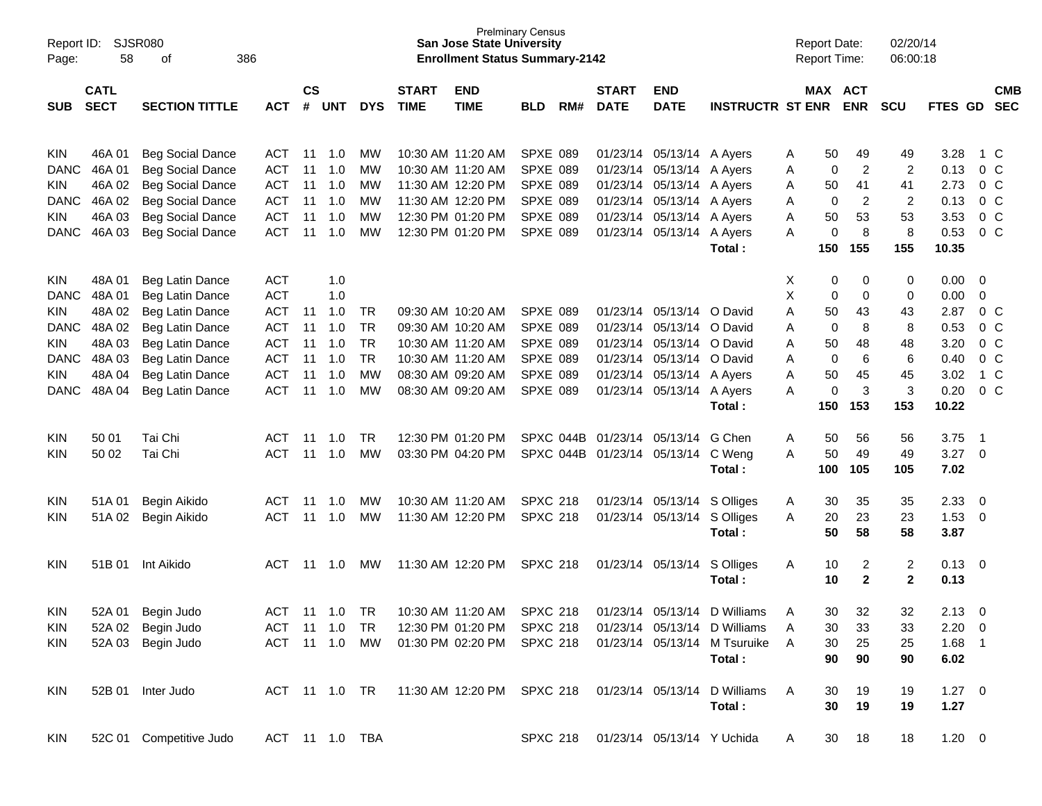Prelminary Census
**San Jose State University**
**Enrollment Status Summary-2142**

Report ID: SJSR080
Report Date: 02/20/14
Report Time: 06:00:18

| SUB | CATL SECT | SECTION TITTLE | ACT | CS # | UNT | DYS | START TIME | END TIME | BLD | RM# | START DATE | END DATE | INSTRUCTR | ST | MAX ENR | ACT ENR | SCU | FTES | GD | CMB SEC |
|---|---|---|---|---|---|---|---|---|---|---|---|---|---|---|---|---|---|---|---|---|
| KIN | 46A 01 | Beg Social Dance | ACT | 11 | 1.0 | MW | 10:30 AM | 11:20 AM | SPXE | 089 | 01/23/14 | 05/13/14 | A Ayers | A | 50 | 49 | 49 | 3.28 | 1 | C |
| DANC | 46A 01 | Beg Social Dance | ACT | 11 | 1.0 | MW | 10:30 AM | 11:20 AM | SPXE | 089 | 01/23/14 | 05/13/14 | A Ayers | A | 0 | 2 | 2 | 0.13 | 0 | C |
| KIN | 46A 02 | Beg Social Dance | ACT | 11 | 1.0 | MW | 11:30 AM | 12:20 PM | SPXE | 089 | 01/23/14 | 05/13/14 | A Ayers | A | 50 | 41 | 41 | 2.73 | 0 | C |
| DANC | 46A 02 | Beg Social Dance | ACT | 11 | 1.0 | MW | 11:30 AM | 12:20 PM | SPXE | 089 | 01/23/14 | 05/13/14 | A Ayers | A | 0 | 2 | 2 | 0.13 | 0 | C |
| KIN | 46A 03 | Beg Social Dance | ACT | 11 | 1.0 | MW | 12:30 PM | 01:20 PM | SPXE | 089 | 01/23/14 | 05/13/14 | A Ayers | A | 50 | 53 | 53 | 3.53 | 0 | C |
| DANC | 46A 03 | Beg Social Dance | ACT | 11 | 1.0 | MW | 12:30 PM | 01:20 PM | SPXE | 089 | 01/23/14 | 05/13/14 | A Ayers | A | 0 | 8 | 8 | 0.53 | 0 | C |
| | | | | | | | | | | | | | **Total :** | | **150** | **155** | **155** | **10.35** | | |
| KIN | 48A 01 | Beg Latin Dance | ACT | | 1.0 | | | | | | | | | X | 0 | 0 | 0 | 0.00 | 0 | |
| DANC | 48A 01 | Beg Latin Dance | ACT | | 1.0 | | | | | | | | | X | 0 | 0 | 0 | 0.00 | 0 | |
| KIN | 48A 02 | Beg Latin Dance | ACT | 11 | 1.0 | TR | 09:30 AM | 10:20 AM | SPXE | 089 | 01/23/14 | 05/13/14 | O David | A | 50 | 43 | 43 | 2.87 | 0 | C |
| DANC | 48A 02 | Beg Latin Dance | ACT | 11 | 1.0 | TR | 09:30 AM | 10:20 AM | SPXE | 089 | 01/23/14 | 05/13/14 | O David | A | 0 | 8 | 8 | 0.53 | 0 | C |
| KIN | 48A 03 | Beg Latin Dance | ACT | 11 | 1.0 | TR | 10:30 AM | 11:20 AM | SPXE | 089 | 01/23/14 | 05/13/14 | O David | A | 50 | 48 | 48 | 3.20 | 0 | C |
| DANC | 48A 03 | Beg Latin Dance | ACT | 11 | 1.0 | TR | 10:30 AM | 11:20 AM | SPXE | 089 | 01/23/14 | 05/13/14 | O David | A | 0 | 6 | 6 | 0.40 | 0 | C |
| KIN | 48A 04 | Beg Latin Dance | ACT | 11 | 1.0 | MW | 08:30 AM | 09:20 AM | SPXE | 089 | 01/23/14 | 05/13/14 | A Ayers | A | 50 | 45 | 45 | 3.02 | 1 | C |
| DANC | 48A 04 | Beg Latin Dance | ACT | 11 | 1.0 | MW | 08:30 AM | 09:20 AM | SPXE | 089 | 01/23/14 | 05/13/14 | A Ayers | A | 0 | 3 | 3 | 0.20 | 0 | C |
| | | | | | | | | | | | | | **Total :** | | **150** | **153** | **153** | **10.22** | | |
| KIN | 50 01 | Tai Chi | ACT | 11 | 1.0 | TR | 12:30 PM | 01:20 PM | SPXC | 044B | 01/23/14 | 05/13/14 | G Chen | A | 50 | 56 | 56 | 3.75 | 1 | |
| KIN | 50 02 | Tai Chi | ACT | 11 | 1.0 | MW | 03:30 PM | 04:20 PM | SPXC | 044B | 01/23/14 | 05/13/14 | C Weng | A | 50 | 49 | 49 | 3.27 | 0 | |
| | | | | | | | | | | | | | **Total :** | | **100** | **105** | **105** | **7.02** | | |
| KIN | 51A 01 | Begin Aikido | ACT | 11 | 1.0 | MW | 10:30 AM | 11:20 AM | SPXC | 218 | 01/23/14 | 05/13/14 | S Olliges | A | 30 | 35 | 35 | 2.33 | 0 | |
| KIN | 51A 02 | Begin Aikido | ACT | 11 | 1.0 | MW | 11:30 AM | 12:20 PM | SPXC | 218 | 01/23/14 | 05/13/14 | S Olliges | A | 20 | 23 | 23 | 1.53 | 0 | |
| | | | | | | | | | | | | | **Total :** | | **50** | **58** | **58** | **3.87** | | |
| KIN | 51B 01 | Int Aikido | ACT | 11 | 1.0 | MW | 11:30 AM | 12:20 PM | SPXC | 218 | 01/23/14 | 05/13/14 | S Olliges | A | 10 | 2 | 2 | 0.13 | 0 | |
| | | | | | | | | | | | | | **Total :** | | **10** | **2** | **2** | **0.13** | | |
| KIN | 52A 01 | Begin Judo | ACT | 11 | 1.0 | TR | 10:30 AM | 11:20 AM | SPXC | 218 | 01/23/14 | 05/13/14 | D Williams | A | 30 | 32 | 32 | 2.13 | 0 | |
| KIN | 52A 02 | Begin Judo | ACT | 11 | 1.0 | TR | 12:30 PM | 01:20 PM | SPXC | 218 | 01/23/14 | 05/13/14 | D Williams | A | 30 | 33 | 33 | 2.20 | 0 | |
| KIN | 52A 03 | Begin Judo | ACT | 11 | 1.0 | MW | 01:30 PM | 02:20 PM | SPXC | 218 | 01/23/14 | 05/13/14 | M Tsuruike | A | 30 | 25 | 25 | 1.68 | 1 | |
| | | | | | | | | | | | | | **Total :** | | **90** | **90** | **90** | **6.02** | | |
| KIN | 52B 01 | Inter Judo | ACT | 11 | 1.0 | TR | 11:30 AM | 12:20 PM | SPXC | 218 | 01/23/14 | 05/13/14 | D Williams | A | 30 | 19 | 19 | 1.27 | 0 | |
| | | | | | | | | | | | | | **Total :** | | **30** | **19** | **19** | **1.27** | | |
| KIN | 52C 01 | Competitive Judo | ACT | 11 | 1.0 | TBA | | | SPXC | 218 | 01/23/14 | 05/13/14 | Y Uchida | A | 30 | 18 | 18 | 1.20 | 0 | |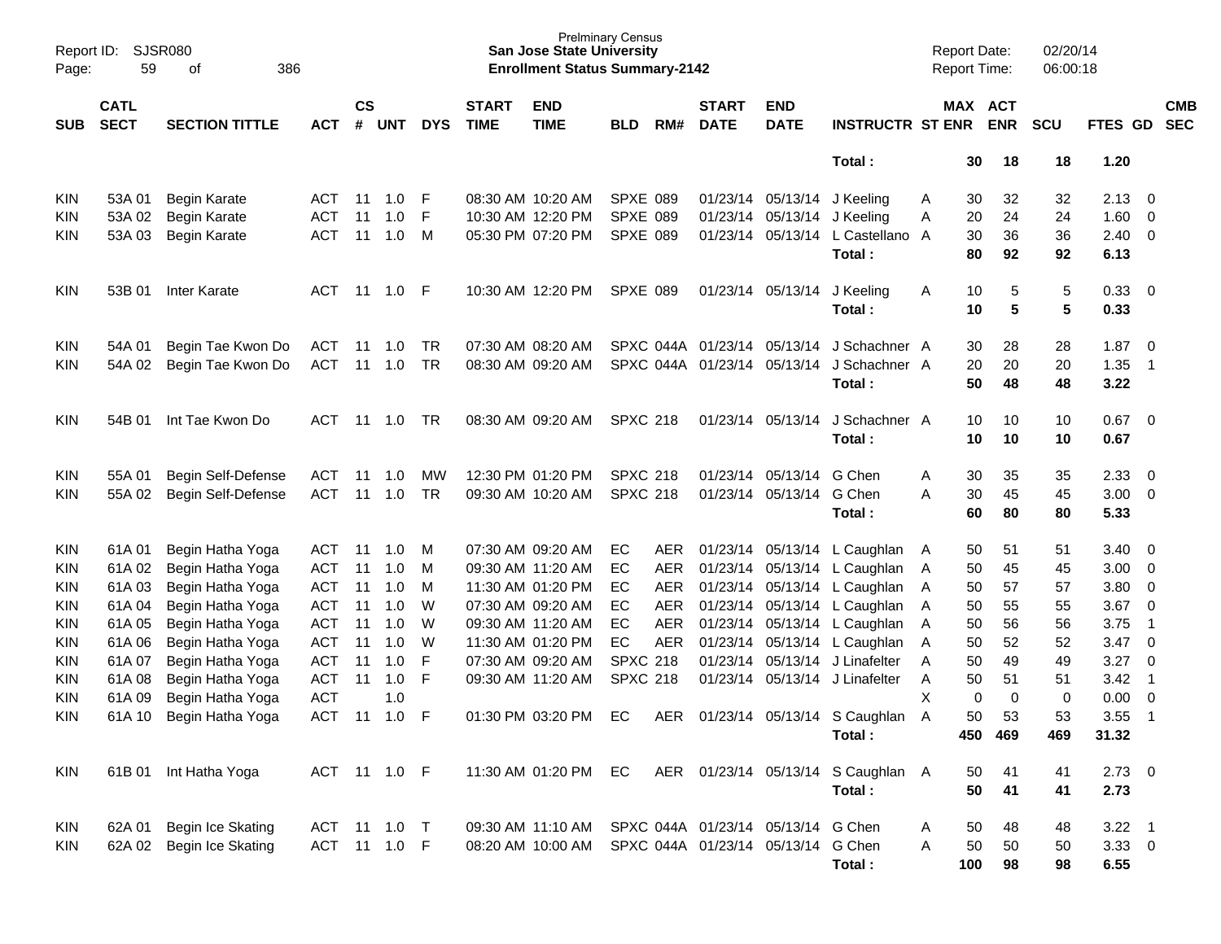Prelminary Census
**San Jose State University**
**Enrollment Status Summary-2142**

Report ID: SJSR080
Report Date: 02/20/14
Report Time: 06:00:18

| SUB | CATL SECT | SECTION TITTLE | ACT | CS # | UNT | DYS | START TIME | END TIME | BLD | RM# | START DATE | END DATE | INSTRUCTR | ST | MAX ENR | ACT ENR | SCU | FTES | GD | CMB SEC |
|---|---|---|---|---|---|---|---|---|---|---|---|---|---|---|---|---|---|---|---|---|
| | | | | | | | | | | | | | **Total :** | | **30** | **18** | **18** | **1.20** | | |
| KIN | 53A 01 | Begin Karate | ACT | 11 | 1.0 | F | 08:30 AM | 10:20 AM | SPXE | 089 | 01/23/14 | 05/13/14 | J Keeling | A | 30 | 32 | 32 | 2.13 | 0 | |
| KIN | 53A 02 | Begin Karate | ACT | 11 | 1.0 | F | 10:30 AM | 12:20 PM | SPXE | 089 | 01/23/14 | 05/13/14 | J Keeling | A | 20 | 24 | 24 | 1.60 | 0 | |
| KIN | 53A 03 | Begin Karate | ACT | 11 | 1.0 | M | 05:30 PM | 07:20 PM | SPXE | 089 | 01/23/14 | 05/13/14 | L Castellano | A | 30 | 36 | 36 | 2.40 | 0 | |
| | | | | | | | | | | | | | **Total :** | | **80** | **92** | **92** | **6.13** | | |
| KIN | 53B 01 | Inter Karate | ACT | 11 | 1.0 | F | 10:30 AM | 12:20 PM | SPXE | 089 | 01/23/14 | 05/13/14 | J Keeling | A | 10 | 5 | 5 | 0.33 | 0 | |
| | | | | | | | | | | | | | **Total :** | | **10** | **5** | **5** | **0.33** | | |
| KIN | 54A 01 | Begin Tae Kwon Do | ACT | 11 | 1.0 | TR | 07:30 AM | 08:20 AM | SPXC | 044A | 01/23/14 | 05/13/14 | J Schachner | A | 30 | 28 | 28 | 1.87 | 0 | |
| KIN | 54A 02 | Begin Tae Kwon Do | ACT | 11 | 1.0 | TR | 08:30 AM | 09:20 AM | SPXC | 044A | 01/23/14 | 05/13/14 | J Schachner | A | 20 | 20 | 20 | 1.35 | 1 | |
| | | | | | | | | | | | | | **Total :** | | **50** | **48** | **48** | **3.22** | | |
| KIN | 54B 01 | Int Tae Kwon Do | ACT | 11 | 1.0 | TR | 08:30 AM | 09:20 AM | SPXC | 218 | 01/23/14 | 05/13/14 | J Schachner | A | 10 | 10 | 10 | 0.67 | 0 | |
| | | | | | | | | | | | | | **Total :** | | **10** | **10** | **10** | **0.67** | | |
| KIN | 55A 01 | Begin Self-Defense | ACT | 11 | 1.0 | MW | 12:30 PM | 01:20 PM | SPXC | 218 | 01/23/14 | 05/13/14 | G Chen | A | 30 | 35 | 35 | 2.33 | 0 | |
| KIN | 55A 02 | Begin Self-Defense | ACT | 11 | 1.0 | TR | 09:30 AM | 10:20 AM | SPXC | 218 | 01/23/14 | 05/13/14 | G Chen | A | 30 | 45 | 45 | 3.00 | 0 | |
| | | | | | | | | | | | | | **Total :** | | **60** | **80** | **80** | **5.33** | | |
| KIN | 61A 01 | Begin Hatha Yoga | ACT | 11 | 1.0 | M | 07:30 AM | 09:20 AM | EC | AER | 01/23/14 | 05/13/14 | L Caughlan | A | 50 | 51 | 51 | 3.40 | 0 | |
| KIN | 61A 02 | Begin Hatha Yoga | ACT | 11 | 1.0 | M | 09:30 AM | 11:20 AM | EC | AER | 01/23/14 | 05/13/14 | L Caughlan | A | 50 | 45 | 45 | 3.00 | 0 | |
| KIN | 61A 03 | Begin Hatha Yoga | ACT | 11 | 1.0 | M | 11:30 AM | 01:20 PM | EC | AER | 01/23/14 | 05/13/14 | L Caughlan | A | 50 | 57 | 57 | 3.80 | 0 | |
| KIN | 61A 04 | Begin Hatha Yoga | ACT | 11 | 1.0 | W | 07:30 AM | 09:20 AM | EC | AER | 01/23/14 | 05/13/14 | L Caughlan | A | 50 | 55 | 55 | 3.67 | 0 | |
| KIN | 61A 05 | Begin Hatha Yoga | ACT | 11 | 1.0 | W | 09:30 AM | 11:20 AM | EC | AER | 01/23/14 | 05/13/14 | L Caughlan | A | 50 | 56 | 56 | 3.75 | 1 | |
| KIN | 61A 06 | Begin Hatha Yoga | ACT | 11 | 1.0 | W | 11:30 AM | 01:20 PM | EC | AER | 01/23/14 | 05/13/14 | L Caughlan | A | 50 | 52 | 52 | 3.47 | 0 | |
| KIN | 61A 07 | Begin Hatha Yoga | ACT | 11 | 1.0 | F | 07:30 AM | 09:20 AM | SPXC | 218 | 01/23/14 | 05/13/14 | J Linafelter | A | 50 | 49 | 49 | 3.27 | 0 | |
| KIN | 61A 08 | Begin Hatha Yoga | ACT | 11 | 1.0 | F | 09:30 AM | 11:20 AM | SPXC | 218 | 01/23/14 | 05/13/14 | J Linafelter | A | 50 | 51 | 51 | 3.42 | 1 | |
| KIN | 61A 09 | Begin Hatha Yoga | ACT | | 1.0 | | | | | | | | | X | 0 | 0 | 0 | 0.00 | 0 | |
| KIN | 61A 10 | Begin Hatha Yoga | ACT | 11 | 1.0 | F | 01:30 PM | 03:20 PM | EC | AER | 01/23/14 | 05/13/14 | S Caughlan | A | 50 | 53 | 53 | 3.55 | 1 | |
| | | | | | | | | | | | | | **Total :** | | **450** | **469** | **469** | **31.32** | | |
| KIN | 61B 01 | Int Hatha Yoga | ACT | 11 | 1.0 | F | 11:30 AM | 01:20 PM | EC | AER | 01/23/14 | 05/13/14 | S Caughlan | A | 50 | 41 | 41 | 2.73 | 0 | |
| | | | | | | | | | | | | | **Total :** | | **50** | **41** | **41** | **2.73** | | |
| KIN | 62A 01 | Begin Ice Skating | ACT | 11 | 1.0 | T | 09:30 AM | 11:10 AM | SPXC | 044A | 01/23/14 | 05/13/14 | G Chen | A | 50 | 48 | 48 | 3.22 | 1 | |
| KIN | 62A 02 | Begin Ice Skating | ACT | 11 | 1.0 | F | 08:20 AM | 10:00 AM | SPXC | 044A | 01/23/14 | 05/13/14 | G Chen | A | 50 | 50 | 50 | 3.33 | 0 | |
| | | | | | | | | | | | | | **Total :** | | **100** | **98** | **98** | **6.55** | | |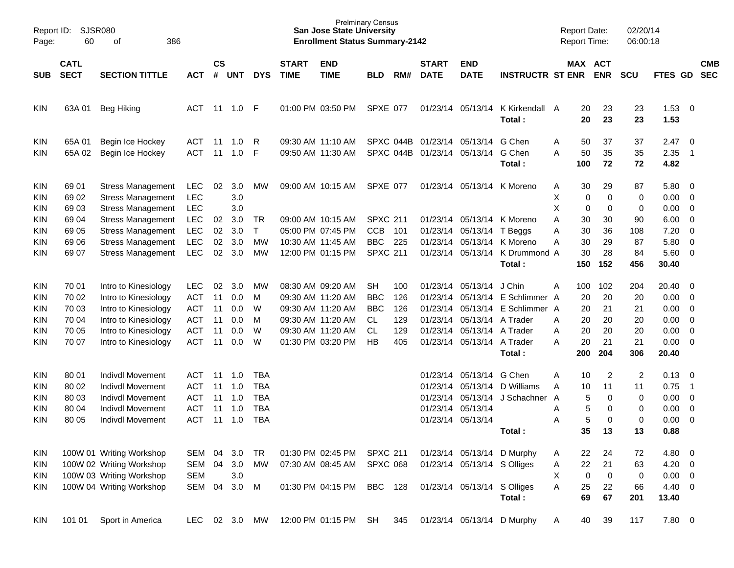Report ID: SJSR080
Page: 60 of 386

Prelminary Census
**San Jose State University**
**Enrollment Status Summary-2142**

Report Date: 02/20/14
Report Time: 06:00:18

| SUB | CATL SECT | SECTION TITTLE | ACT | CS # | UNT | DYS | START TIME | END TIME | BLD | RM# | START DATE | END DATE | INSTRUCTR | ST | MAX ENR | ACT ENR | SCU | FTES | GD | CMB SEC |
|---|---|---|---|---|---|---|---|---|---|---|---|---|---|---|---|---|---|---|---|---|
| KIN | 63A 01 | Beg Hiking | ACT | 11 | 1.0 | F | 01:00 PM | 03:50 PM | SPXE | 077 | 01/23/14 | 05/13/14 | K Kirkendall | A | 20 | 23 | 23 | 1.53 | 0 | |
| | | | | | | | | | | | | | **Total :** | | **20** | **23** | **23** | **1.53** | | |
| KIN | 65A 01 | Begin Ice Hockey | ACT | 11 | 1.0 | R | 09:30 AM | 11:10 AM | SPXC | 044B | 01/23/14 | 05/13/14 | G Chen | A | 50 | 37 | 37 | 2.47 | 0 | |
| KIN | 65A 02 | Begin Ice Hockey | ACT | 11 | 1.0 | F | 09:50 AM | 11:30 AM | SPXC | 044B | 01/23/14 | 05/13/14 | G Chen | A | 50 | 35 | 35 | 2.35 | 1 | |
| | | | | | | | | | | | | | **Total :** | | **100** | **72** | **72** | **4.82** | | |
| KIN | 69 01 | Stress Management | LEC | 02 | 3.0 | MW | 09:00 AM | 10:15 AM | SPXE | 077 | 01/23/14 | 05/13/14 | K Moreno | A | 30 | 29 | 87 | 5.80 | 0 | |
| KIN | 69 02 | Stress Management | LEC | | 3.0 | | | | | | | | | X | 0 | 0 | 0 | 0.00 | 0 | |
| KIN | 69 03 | Stress Management | LEC | | 3.0 | | | | | | | | | X | 0 | 0 | 0 | 0.00 | 0 | |
| KIN | 69 04 | Stress Management | LEC | 02 | 3.0 | TR | 09:00 AM | 10:15 AM | SPXC | 211 | 01/23/14 | 05/13/14 | K Moreno | A | 30 | 30 | 90 | 6.00 | 0 | |
| KIN | 69 05 | Stress Management | LEC | 02 | 3.0 | T | 05:00 PM | 07:45 PM | CCB | 101 | 01/23/14 | 05/13/14 | T Beggs | A | 30 | 36 | 108 | 7.20 | 0 | |
| KIN | 69 06 | Stress Management | LEC | 02 | 3.0 | MW | 10:30 AM | 11:45 AM | BBC | 225 | 01/23/14 | 05/13/14 | K Moreno | A | 30 | 29 | 87 | 5.80 | 0 | |
| KIN | 69 07 | Stress Management | LEC | 02 | 3.0 | MW | 12:00 PM | 01:15 PM | SPXC | 211 | 01/23/14 | 05/13/14 | K Drummond | A | 30 | 28 | 84 | 5.60 | 0 | |
| | | | | | | | | | | | | | **Total :** | | **150** | **152** | **456** | **30.40** | | |
| KIN | 70 01 | Intro to Kinesiology | LEC | 02 | 3.0 | MW | 08:30 AM | 09:20 AM | SH | 100 | 01/23/14 | 05/13/14 | J Chin | A | 100 | 102 | 204 | 20.40 | 0 | |
| KIN | 70 02 | Intro to Kinesiology | ACT | 11 | 0.0 | M | 09:30 AM | 11:20 AM | BBC | 126 | 01/23/14 | 05/13/14 | E Schlimmer | A | 20 | 20 | 20 | 0.00 | 0 | |
| KIN | 70 03 | Intro to Kinesiology | ACT | 11 | 0.0 | W | 09:30 AM | 11:20 AM | BBC | 126 | 01/23/14 | 05/13/14 | E Schlimmer | A | 20 | 21 | 21 | 0.00 | 0 | |
| KIN | 70 04 | Intro to Kinesiology | ACT | 11 | 0.0 | M | 09:30 AM | 11:20 AM | CL | 129 | 01/23/14 | 05/13/14 | A Trader | A | 20 | 20 | 20 | 0.00 | 0 | |
| KIN | 70 05 | Intro to Kinesiology | ACT | 11 | 0.0 | W | 09:30 AM | 11:20 AM | CL | 129 | 01/23/14 | 05/13/14 | A Trader | A | 20 | 20 | 20 | 0.00 | 0 | |
| KIN | 70 07 | Intro to Kinesiology | ACT | 11 | 0.0 | W | 01:30 PM | 03:20 PM | HB | 405 | 01/23/14 | 05/13/14 | A Trader | A | 20 | 21 | 21 | 0.00 | 0 | |
| | | | | | | | | | | | | | **Total :** | | **200** | **204** | **306** | **20.40** | | |
| KIN | 80 01 | Indivdl Movement | ACT | 11 | 1.0 | TBA | | | | | 01/23/14 | 05/13/14 | G Chen | A | 10 | 2 | 2 | 0.13 | 0 | |
| KIN | 80 02 | Indivdl Movement | ACT | 11 | 1.0 | TBA | | | | | 01/23/14 | 05/13/14 | D Williams | A | 10 | 11 | 11 | 0.75 | 1 | |
| KIN | 80 03 | Indivdl Movement | ACT | 11 | 1.0 | TBA | | | | | 01/23/14 | 05/13/14 | J Schachner | A | 5 | 0 | 0 | 0.00 | 0 | |
| KIN | 80 04 | Indivdl Movement | ACT | 11 | 1.0 | TBA | | | | | 01/23/14 | 05/13/14 | | A | 5 | 0 | 0 | 0.00 | 0 | |
| KIN | 80 05 | Indivdl Movement | ACT | 11 | 1.0 | TBA | | | | | 01/23/14 | 05/13/14 | | A | 5 | 0 | 0 | 0.00 | 0 | |
| | | | | | | | | | | | | | **Total :** | | **35** | **13** | **13** | **0.88** | | |
| KIN | 100W 01 | Writing Workshop | SEM | 04 | 3.0 | TR | 01:30 PM | 02:45 PM | SPXC | 211 | 01/23/14 | 05/13/14 | D Murphy | A | 22 | 24 | 72 | 4.80 | 0 | |
| KIN | 100W 02 | Writing Workshop | SEM | 04 | 3.0 | MW | 07:30 AM | 08:45 AM | SPXC | 068 | 01/23/14 | 05/13/14 | S Olliges | A | 22 | 21 | 63 | 4.20 | 0 | |
| KIN | 100W 03 | Writing Workshop | SEM | | 3.0 | | | | | | | | | X | 0 | 0 | 0 | 0.00 | 0 | |
| KIN | 100W 04 | Writing Workshop | SEM | 04 | 3.0 | M | 01:30 PM | 04:15 PM | BBC | 128 | 01/23/14 | 05/13/14 | S Olliges | A | 25 | 22 | 66 | 4.40 | 0 | |
| | | | | | | | | | | | | | **Total :** | | **69** | **67** | **201** | **13.40** | | |
| KIN | 101 01 | Sport in America | LEC | 02 | 3.0 | MW | 12:00 PM | 01:15 PM | SH | 345 | 01/23/14 | 05/13/14 | D Murphy | A | 40 | 39 | 117 | 7.80 | 0 | |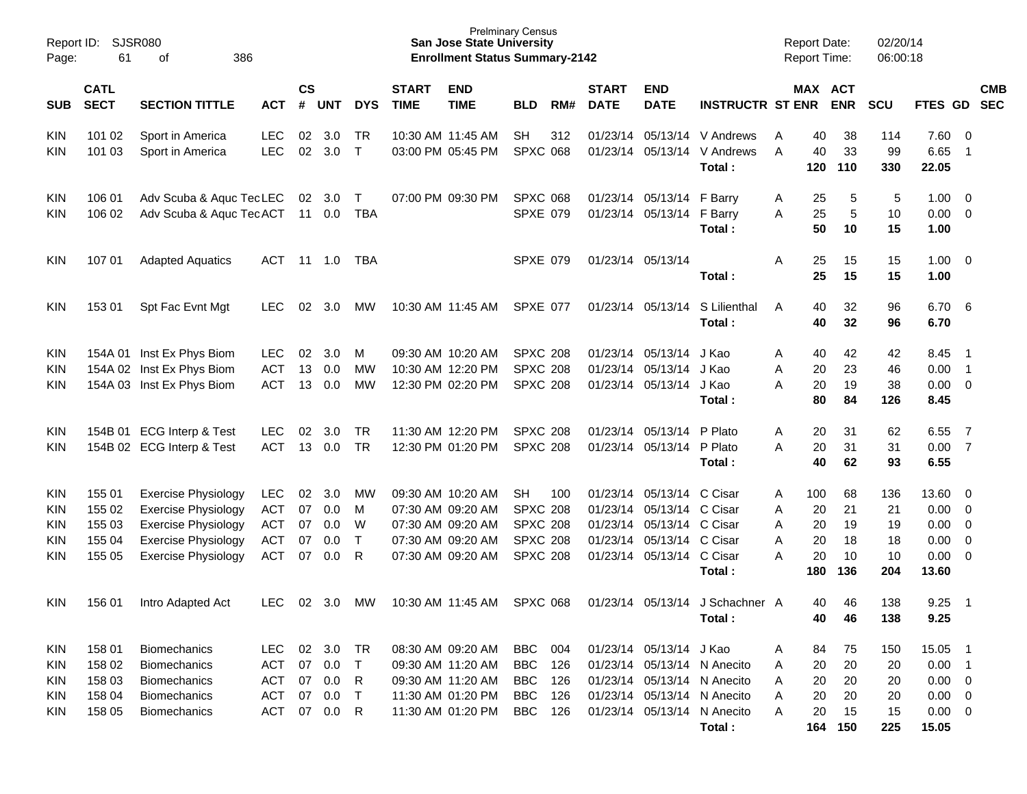Prelminary Census
**San Jose State University**
**Enrollment Status Summary-2142**

Report ID: SJSR080
Report Date: 02/20/14
Report Time: 06:00:18

| SUB | CATL SECT | SECTION TITTLE | ACT | CS # | UNT | DYS | START TIME | END TIME | BLD | RM# | START DATE | END DATE | INSTRUCTR | ST | MAX ENR | ACT ENR | SCU | FTES | GD | CMB SEC |
|---|---|---|---|---|---|---|---|---|---|---|---|---|---|---|---|---|---|---|---|---|
| KIN | 101 02 | Sport in America | LEC | 02 | 3.0 | TR | 10:30 AM | 11:45 AM | SH | 312 | 01/23/14 | 05/13/14 | V Andrews | A | 40 | 38 | 114 | 7.60 | 0 | |
| KIN | 101 03 | Sport in America | LEC | 02 | 3.0 | T | 03:00 PM | 05:45 PM | SPXC | 068 | 01/23/14 | 05/13/14 | V Andrews | A | 40 | 33 | 99 | 6.65 | 1 | |
| | | | | | | | | | | | | | **Total :** | | **120** | **110** | **330** | **22.05** | | |
| KIN | 106 01 | Adv Scuba & Aquc Tec | LEC | 02 | 3.0 | T | 07:00 PM | 09:30 PM | SPXC | 068 | 01/23/14 | 05/13/14 | F Barry | A | 25 | 5 | 5 | 1.00 | 0 | |
| KIN | 106 02 | Adv Scuba & Aquc Tec | ACT | 11 | 0.0 | TBA | | | SPXE | 079 | 01/23/14 | 05/13/14 | F Barry | A | 25 | 5 | 10 | 0.00 | 0 | |
| | | | | | | | | | | | | | **Total :** | | **50** | **10** | **15** | **1.00** | | |
| KIN | 107 01 | Adapted Aquatics | ACT | 11 | 1.0 | TBA | | | SPXE | 079 | 01/23/14 | 05/13/14 | | A | 25 | 15 | 15 | 1.00 | 0 | |
| | | | | | | | | | | | | | **Total :** | | **25** | **15** | **15** | **1.00** | | |
| KIN | 153 01 | Spt Fac Evnt Mgt | LEC | 02 | 3.0 | MW | 10:30 AM | 11:45 AM | SPXE | 077 | 01/23/14 | 05/13/14 | S Lilienthal | A | 40 | 32 | 96 | 6.70 | 6 | |
| | | | | | | | | | | | | | **Total :** | | **40** | **32** | **96** | **6.70** | | |
| KIN | 154A 01 | Inst Ex Phys Biom | LEC | 02 | 3.0 | M | 09:30 AM | 10:20 AM | SPXC | 208 | 01/23/14 | 05/13/14 | J Kao | A | 40 | 42 | 42 | 8.45 | 1 | |
| KIN | 154A 02 | Inst Ex Phys Biom | ACT | 13 | 0.0 | MW | 10:30 AM | 12:20 PM | SPXC | 208 | 01/23/14 | 05/13/14 | J Kao | A | 20 | 23 | 46 | 0.00 | 1 | |
| KIN | 154A 03 | Inst Ex Phys Biom | ACT | 13 | 0.0 | MW | 12:30 PM | 02:20 PM | SPXC | 208 | 01/23/14 | 05/13/14 | J Kao | A | 20 | 19 | 38 | 0.00 | 0 | |
| | | | | | | | | | | | | | **Total :** | | **80** | **84** | **126** | **8.45** | | |
| KIN | 154B 01 | ECG Interp & Test | LEC | 02 | 3.0 | TR | 11:30 AM | 12:20 PM | SPXC | 208 | 01/23/14 | 05/13/14 | P Plato | A | 20 | 31 | 62 | 6.55 | 7 | |
| KIN | 154B 02 | ECG Interp & Test | ACT | 13 | 0.0 | TR | 12:30 PM | 01:20 PM | SPXC | 208 | 01/23/14 | 05/13/14 | P Plato | A | 20 | 31 | 31 | 0.00 | 7 | |
| | | | | | | | | | | | | | **Total :** | | **40** | **62** | **93** | **6.55** | | |
| KIN | 155 01 | Exercise Physiology | LEC | 02 | 3.0 | MW | 09:30 AM | 10:20 AM | SH | 100 | 01/23/14 | 05/13/14 | C Cisar | A | 100 | 68 | 136 | 13.60 | 0 | |
| KIN | 155 02 | Exercise Physiology | ACT | 07 | 0.0 | M | 07:30 AM | 09:20 AM | SPXC | 208 | 01/23/14 | 05/13/14 | C Cisar | A | 20 | 21 | 21 | 0.00 | 0 | |
| KIN | 155 03 | Exercise Physiology | ACT | 07 | 0.0 | W | 07:30 AM | 09:20 AM | SPXC | 208 | 01/23/14 | 05/13/14 | C Cisar | A | 20 | 19 | 19 | 0.00 | 0 | |
| KIN | 155 04 | Exercise Physiology | ACT | 07 | 0.0 | T | 07:30 AM | 09:20 AM | SPXC | 208 | 01/23/14 | 05/13/14 | C Cisar | A | 20 | 18 | 18 | 0.00 | 0 | |
| KIN | 155 05 | Exercise Physiology | ACT | 07 | 0.0 | R | 07:30 AM | 09:20 AM | SPXC | 208 | 01/23/14 | 05/13/14 | C Cisar | A | 20 | 10 | 10 | 0.00 | 0 | |
| | | | | | | | | | | | | | **Total :** | | **180** | **136** | **204** | **13.60** | | |
| KIN | 156 01 | Intro Adapted Act | LEC | 02 | 3.0 | MW | 10:30 AM | 11:45 AM | SPXC | 068 | 01/23/14 | 05/13/14 | J Schachner | A | 40 | 46 | 138 | 9.25 | 1 | |
| | | | | | | | | | | | | | **Total :** | | **40** | **46** | **138** | **9.25** | | |
| KIN | 158 01 | Biomechanics | LEC | 02 | 3.0 | TR | 08:30 AM | 09:20 AM | BBC | 004 | 01/23/14 | 05/13/14 | J Kao | A | 84 | 75 | 150 | 15.05 | 1 | |
| KIN | 158 02 | Biomechanics | ACT | 07 | 0.0 | T | 09:30 AM | 11:20 AM | BBC | 126 | 01/23/14 | 05/13/14 | N Anecito | A | 20 | 20 | 20 | 0.00 | 1 | |
| KIN | 158 03 | Biomechanics | ACT | 07 | 0.0 | R | 09:30 AM | 11:20 AM | BBC | 126 | 01/23/14 | 05/13/14 | N Anecito | A | 20 | 20 | 20 | 0.00 | 0 | |
| KIN | 158 04 | Biomechanics | ACT | 07 | 0.0 | T | 11:30 AM | 01:20 PM | BBC | 126 | 01/23/14 | 05/13/14 | N Anecito | A | 20 | 20 | 20 | 0.00 | 0 | |
| KIN | 158 05 | Biomechanics | ACT | 07 | 0.0 | R | 11:30 AM | 01:20 PM | BBC | 126 | 01/23/14 | 05/13/14 | N Anecito | A | 20 | 15 | 15 | 0.00 | 0 | |
| | | | | | | | | | | | | | **Total :** | | **164** | **150** | **225** | **15.05** | | |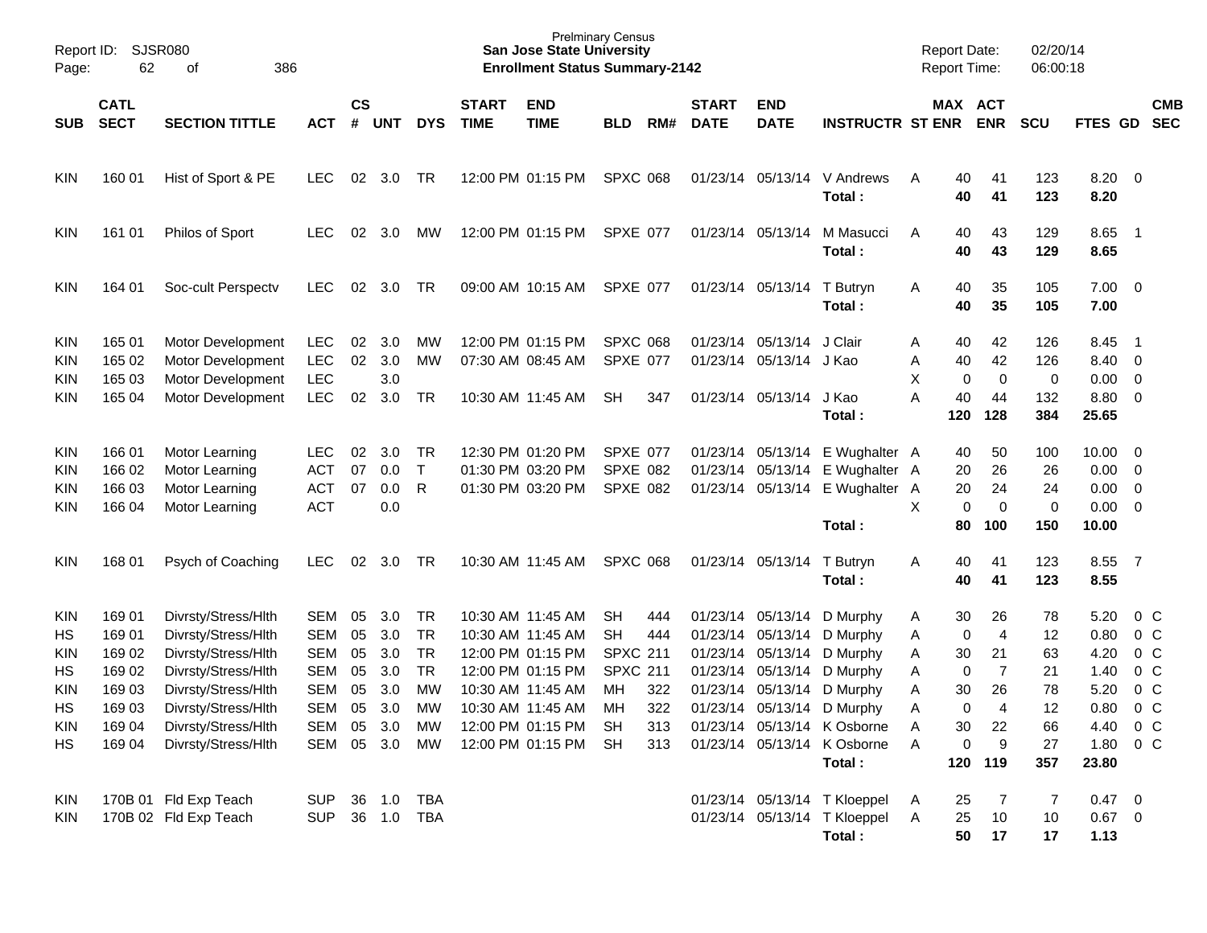Prelminary Census
**San Jose State University**
**Enrollment Status Summary-2142**

Report ID: SJSR080
Report Date: 02/20/14
Report Time: 06:00:18

| SUB | CATL SECT | SECTION TITTLE | ACT | CS # | UNT | DYS | START TIME | END TIME | BLD | RM# | START DATE | END DATE | INSTRUCTR | ST | MAX ENR | ACT ENR | SCU | FTES | GD | CMB SEC |
|---|---|---|---|---|---|---|---|---|---|---|---|---|---|---|---|---|---|---|---|---|
| KIN | 160 01 | Hist of Sport & PE | LEC | 02 | 3.0 | TR | 12:00 PM | 01:15 PM | SPXC | 068 | 01/23/14 | 05/13/14 | V Andrews | A | 40 | 41 | 123 | 8.20 | 0 | |
| | | | | | | | | | | | | | **Total :** | | **40** | **41** | **123** | **8.20** | | |
| KIN | 161 01 | Philos of Sport | LEC | 02 | 3.0 | MW | 12:00 PM | 01:15 PM | SPXE | 077 | 01/23/14 | 05/13/14 | M Masucci | A | 40 | 43 | 129 | 8.65 | 1 | |
| | | | | | | | | | | | | | **Total :** | | **40** | **43** | **129** | **8.65** | | |
| KIN | 164 01 | Soc-cult Perspectv | LEC | 02 | 3.0 | TR | 09:00 AM | 10:15 AM | SPXE | 077 | 01/23/14 | 05/13/14 | T Butryn | A | 40 | 35 | 105 | 7.00 | 0 | |
| | | | | | | | | | | | | | **Total :** | | **40** | **35** | **105** | **7.00** | | |
| KIN | 165 01 | Motor Development | LEC | 02 | 3.0 | MW | 12:00 PM | 01:15 PM | SPXC | 068 | 01/23/14 | 05/13/14 | J Clair | A | 40 | 42 | 126 | 8.45 | 1 | |
| KIN | 165 02 | Motor Development | LEC | 02 | 3.0 | MW | 07:30 AM | 08:45 AM | SPXE | 077 | 01/23/14 | 05/13/14 | J Kao | A | 40 | 42 | 126 | 8.40 | 0 | |
| KIN | 165 03 | Motor Development | LEC | | 3.0 | | | | | | | | | X | 0 | 0 | 0 | 0.00 | 0 | |
| KIN | 165 04 | Motor Development | LEC | 02 | 3.0 | TR | 10:30 AM | 11:45 AM | SH | 347 | 01/23/14 | 05/13/14 | J Kao | A | 40 | 44 | 132 | 8.80 | 0 | |
| | | | | | | | | | | | | | **Total :** | | **120** | **128** | **384** | **25.65** | | |
| KIN | 166 01 | Motor Learning | LEC | 02 | 3.0 | TR | 12:30 PM | 01:20 PM | SPXE | 077 | 01/23/14 | 05/13/14 | E Wughalter | A | 40 | 50 | 100 | 10.00 | 0 | |
| KIN | 166 02 | Motor Learning | ACT | 07 | 0.0 | T | 01:30 PM | 03:20 PM | SPXE | 082 | 01/23/14 | 05/13/14 | E Wughalter | A | 20 | 26 | 26 | 0.00 | 0 | |
| KIN | 166 03 | Motor Learning | ACT | 07 | 0.0 | R | 01:30 PM | 03:20 PM | SPXE | 082 | 01/23/14 | 05/13/14 | E Wughalter | A | 20 | 24 | 24 | 0.00 | 0 | |
| KIN | 166 04 | Motor Learning | ACT | | 0.0 | | | | | | | | | X | 0 | 0 | 0 | 0.00 | 0 | |
| | | | | | | | | | | | | | **Total :** | | **80** | **100** | **150** | **10.00** | | |
| KIN | 168 01 | Psych of Coaching | LEC | 02 | 3.0 | TR | 10:30 AM | 11:45 AM | SPXC | 068 | 01/23/14 | 05/13/14 | T Butryn | A | 40 | 41 | 123 | 8.55 | 7 | |
| | | | | | | | | | | | | | **Total :** | | **40** | **41** | **123** | **8.55** | | |
| KIN | 169 01 | Divrsty/Stress/Hlth | SEM | 05 | 3.0 | TR | 10:30 AM | 11:45 AM | SH | 444 | 01/23/14 | 05/13/14 | D Murphy | A | 30 | 26 | 78 | 5.20 | 0 | C |
| HS | 169 01 | Divrsty/Stress/Hlth | SEM | 05 | 3.0 | TR | 10:30 AM | 11:45 AM | SH | 444 | 01/23/14 | 05/13/14 | D Murphy | A | 0 | 4 | 12 | 0.80 | 0 | C |
| KIN | 169 02 | Divrsty/Stress/Hlth | SEM | 05 | 3.0 | TR | 12:00 PM | 01:15 PM | SPXC | 211 | 01/23/14 | 05/13/14 | D Murphy | A | 30 | 21 | 63 | 4.20 | 0 | C |
| HS | 169 02 | Divrsty/Stress/Hlth | SEM | 05 | 3.0 | TR | 12:00 PM | 01:15 PM | SPXC | 211 | 01/23/14 | 05/13/14 | D Murphy | A | 0 | 7 | 21 | 1.40 | 0 | C |
| KIN | 169 03 | Divrsty/Stress/Hlth | SEM | 05 | 3.0 | MW | 10:30 AM | 11:45 AM | MH | 322 | 01/23/14 | 05/13/14 | D Murphy | A | 30 | 26 | 78 | 5.20 | 0 | C |
| HS | 169 03 | Divrsty/Stress/Hlth | SEM | 05 | 3.0 | MW | 10:30 AM | 11:45 AM | MH | 322 | 01/23/14 | 05/13/14 | D Murphy | A | 0 | 4 | 12 | 0.80 | 0 | C |
| KIN | 169 04 | Divrsty/Stress/Hlth | SEM | 05 | 3.0 | MW | 12:00 PM | 01:15 PM | SH | 313 | 01/23/14 | 05/13/14 | K Osborne | A | 30 | 22 | 66 | 4.40 | 0 | C |
| HS | 169 04 | Divrsty/Stress/Hlth | SEM | 05 | 3.0 | MW | 12:00 PM | 01:15 PM | SH | 313 | 01/23/14 | 05/13/14 | K Osborne | A | 0 | 9 | 27 | 1.80 | 0 | C |
| | | | | | | | | | | | | | **Total :** | | **120** | **119** | **357** | **23.80** | | |
| KIN | 170B 01 | Fld Exp Teach | SUP | 36 | 1.0 | TBA | | | | | 01/23/14 | 05/13/14 | T Kloeppel | A | 25 | 7 | 7 | 0.47 | 0 | |
| KIN | 170B 02 | Fld Exp Teach | SUP | 36 | 1.0 | TBA | | | | | 01/23/14 | 05/13/14 | T Kloeppel | A | 25 | 10 | 10 | 0.67 | 0 | |
| | | | | | | | | | | | | | **Total :** | | **50** | **17** | **17** | **1.13** | | |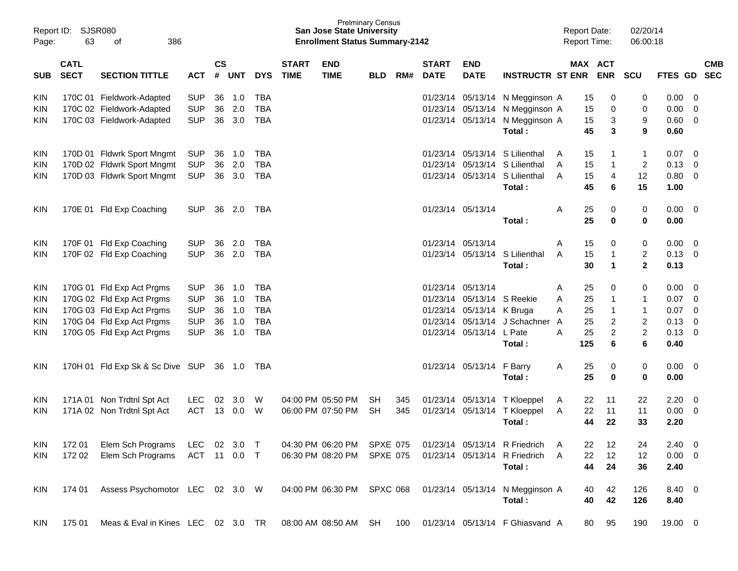Prelminary Census
**San Jose State University**
**Enrollment Status Summary-2142**

Report ID: SJSR080
Report Date: 02/20/14
Report Time: 06:00:18

| SUB | CATL SECT | SECTION TITTLE | ACT | CS # | UNT | DYS | START TIME | END TIME | BLD | RM# | START DATE | END DATE | INSTRUCTR | ST | MAX ENR | ACT ENR | SCU | FTES | GD | CMB SEC |
|---|---|---|---|---|---|---|---|---|---|---|---|---|---|---|---|---|---|---|---|---|
| KIN | 170C 01 | Fieldwork-Adapted | SUP | 36 | 1.0 | TBA | | | | | 01/23/14 | 05/13/14 | N Megginson | A | 15 | 0 | 0 | 0.00 | 0 | |
| KIN | 170C 02 | Fieldwork-Adapted | SUP | 36 | 2.0 | TBA | | | | | 01/23/14 | 05/13/14 | N Megginson | A | 15 | 0 | 0 | 0.00 | 0 | |
| KIN | 170C 03 | Fieldwork-Adapted | SUP | 36 | 3.0 | TBA | | | | | 01/23/14 | 05/13/14 | N Megginson | A | 15 | 3 | 9 | 0.60 | 0 | |
| | | | | | | | | | | | | | **Total :** | | **45** | **3** | **9** | **0.60** | | |
| KIN | 170D 01 | Fldwrk Sport Mngmt | SUP | 36 | 1.0 | TBA | | | | | 01/23/14 | 05/13/14 | S Lilienthal | A | 15 | 1 | 1 | 0.07 | 0 | |
| KIN | 170D 02 | Fldwrk Sport Mngmt | SUP | 36 | 2.0 | TBA | | | | | 01/23/14 | 05/13/14 | S Lilienthal | A | 15 | 1 | 2 | 0.13 | 0 | |
| KIN | 170D 03 | Fldwrk Sport Mngmt | SUP | 36 | 3.0 | TBA | | | | | 01/23/14 | 05/13/14 | S Lilienthal | A | 15 | 4 | 12 | 0.80 | 0 | |
| | | | | | | | | | | | | | **Total :** | | **45** | **6** | **15** | **1.00** | | |
| KIN | 170E 01 | Fld Exp Coaching | SUP | 36 | 2.0 | TBA | | | | | 01/23/14 | 05/13/14 | | A | 25 | 0 | 0 | 0.00 | 0 | |
| | | | | | | | | | | | | | **Total :** | | **25** | **0** | **0** | **0.00** | | |
| KIN | 170F 01 | Fld Exp Coaching | SUP | 36 | 2.0 | TBA | | | | | 01/23/14 | 05/13/14 | | A | 15 | 0 | 0 | 0.00 | 0 | |
| KIN | 170F 02 | Fld Exp Coaching | SUP | 36 | 2.0 | TBA | | | | | 01/23/14 | 05/13/14 | S Lilienthal | A | 15 | 1 | 2 | 0.13 | 0 | |
| | | | | | | | | | | | | | **Total :** | | **30** | **1** | **2** | **0.13** | | |
| KIN | 170G 01 | Fld Exp Act Prgms | SUP | 36 | 1.0 | TBA | | | | | 01/23/14 | 05/13/14 | | A | 25 | 0 | 0 | 0.00 | 0 | |
| KIN | 170G 02 | Fld Exp Act Prgms | SUP | 36 | 1.0 | TBA | | | | | 01/23/14 | 05/13/14 | S Reekie | A | 25 | 1 | 1 | 0.07 | 0 | |
| KIN | 170G 03 | Fld Exp Act Prgms | SUP | 36 | 1.0 | TBA | | | | | 01/23/14 | 05/13/14 | K Bruga | A | 25 | 1 | 1 | 0.07 | 0 | |
| KIN | 170G 04 | Fld Exp Act Prgms | SUP | 36 | 1.0 | TBA | | | | | 01/23/14 | 05/13/14 | J Schachner | A | 25 | 2 | 2 | 0.13 | 0 | |
| KIN | 170G 05 | Fld Exp Act Prgms | SUP | 36 | 1.0 | TBA | | | | | 01/23/14 | 05/13/14 | L Pate | A | 25 | 2 | 2 | 0.13 | 0 | |
| | | | | | | | | | | | | | **Total :** | | **125** | **6** | **6** | **0.40** | | |
| KIN | 170H 01 | Fld Exp Sk & Sc Dive | SUP | 36 | 1.0 | TBA | | | | | 01/23/14 | 05/13/14 | F Barry | A | 25 | 0 | 0 | 0.00 | 0 | |
| | | | | | | | | | | | | | **Total :** | | **25** | **0** | **0** | **0.00** | | |
| KIN | 171A 01 | Non Trdtnl Spt Act | LEC | 02 | 3.0 | W | 04:00 PM | 05:50 PM | SH | 345 | 01/23/14 | 05/13/14 | T Kloeppel | A | 22 | 11 | 22 | 2.20 | 0 | |
| KIN | 171A 02 | Non Trdtnl Spt Act | ACT | 13 | 0.0 | W | 06:00 PM | 07:50 PM | SH | 345 | 01/23/14 | 05/13/14 | T Kloeppel | A | 22 | 11 | 11 | 0.00 | 0 | |
| | | | | | | | | | | | | | **Total :** | | **44** | **22** | **33** | **2.20** | | |
| KIN | 172 01 | Elem Sch Programs | LEC | 02 | 3.0 | T | 04:30 PM | 06:20 PM | SPXE | 075 | 01/23/14 | 05/13/14 | R Friedrich | A | 22 | 12 | 24 | 2.40 | 0 | |
| KIN | 172 02 | Elem Sch Programs | ACT | 11 | 0.0 | T | 06:30 PM | 08:20 PM | SPXE | 075 | 01/23/14 | 05/13/14 | R Friedrich | A | 22 | 12 | 12 | 0.00 | 0 | |
| | | | | | | | | | | | | | **Total :** | | **44** | **24** | **36** | **2.40** | | |
| KIN | 174 01 | Assess Psychomotor | LEC | 02 | 3.0 | W | 04:00 PM | 06:30 PM | SPXC | 068 | 01/23/14 | 05/13/14 | N Megginson | A | 40 | 42 | 126 | 8.40 | 0 | |
| | | | | | | | | | | | | | **Total :** | | **40** | **42** | **126** | **8.40** | | |
| KIN | 175 01 | Meas & Eval in Kines | LEC | 02 | 3.0 | TR | 08:00 AM | 08:50 AM | SH | 100 | 01/23/14 | 05/13/14 | F Ghiasvand | A | 80 | 95 | 190 | 19.00 | 0 | |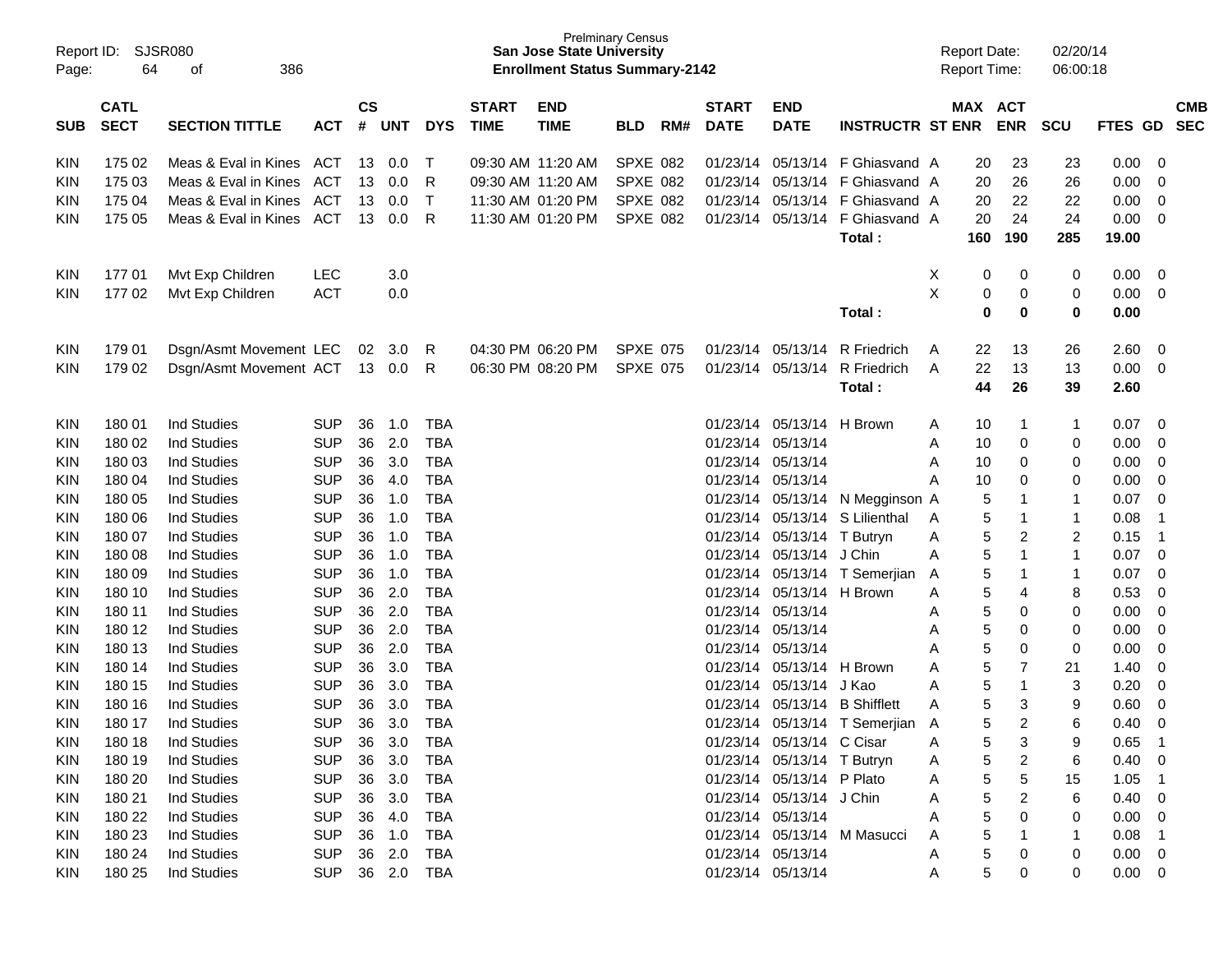Prelminary Census
**San Jose State University**
**Enrollment Status Summary-2142**

Report ID: SJSR080
Report Date: 02/20/14
Report Time: 06:00:18

| SUB | CATL SECT | SECTION TITTLE | ACT | CS # | UNT | DYS | START TIME | END TIME | BLD | RM# | START DATE | END DATE | INSTRUCTR | ST | MAX ENR | ACT ENR | SCU | FTES | GD | CMB SEC |
|---|---|---|---|---|---|---|---|---|---|---|---|---|---|---|---|---|---|---|---|---|
| KIN | 175 02 | Meas & Eval in Kines | ACT | 13 | 0.0 | T | 09:30 AM | 11:20 AM | SPXE | 082 | 01/23/14 | 05/13/14 | F Ghiasvand | A | 20 | 23 | 23 | 0.00 | 0 | |
| KIN | 175 03 | Meas & Eval in Kines | ACT | 13 | 0.0 | R | 09:30 AM | 11:20 AM | SPXE | 082 | 01/23/14 | 05/13/14 | F Ghiasvand | A | 20 | 26 | 26 | 0.00 | 0 | |
| KIN | 175 04 | Meas & Eval in Kines | ACT | 13 | 0.0 | T | 11:30 AM | 01:20 PM | SPXE | 082 | 01/23/14 | 05/13/14 | F Ghiasvand | A | 20 | 22 | 22 | 0.00 | 0 | |
| KIN | 175 05 | Meas & Eval in Kines | ACT | 13 | 0.0 | R | 11:30 AM | 01:20 PM | SPXE | 082 | 01/23/14 | 05/13/14 | F Ghiasvand | A | 20 | 24 | 24 | 0.00 | 0 | |
| | | | | | | | | | | | | | **Total :** | | **160** | **190** | **285** | **19.00** | | |
| KIN | 177 01 | Mvt Exp Children | LEC | | 3.0 | | | | | | | | | X | 0 | 0 | 0 | 0.00 | 0 | |
| KIN | 177 02 | Mvt Exp Children | ACT | | 0.0 | | | | | | | | | X | 0 | 0 | 0 | 0.00 | 0 | |
| | | | | | | | | | | | | | **Total :** | | **0** | **0** | **0** | **0.00** | | |
| KIN | 179 01 | Dsgn/Asmt Movement | LEC | 02 | 3.0 | R | 04:30 PM | 06:20 PM | SPXE | 075 | 01/23/14 | 05/13/14 | R Friedrich | A | 22 | 13 | 26 | 2.60 | 0 | |
| KIN | 179 02 | Dsgn/Asmt Movement | ACT | 13 | 0.0 | R | 06:30 PM | 08:20 PM | SPXE | 075 | 01/23/14 | 05/13/14 | R Friedrich | A | 22 | 13 | 13 | 0.00 | 0 | |
| | | | | | | | | | | | | | **Total :** | | **44** | **26** | **39** | **2.60** | | |
| KIN | 180 01 | Ind Studies | SUP | 36 | 1.0 | TBA | | | | | 01/23/14 | 05/13/14 | H Brown | A | 10 | 1 | 1 | 0.07 | 0 | |
| KIN | 180 02 | Ind Studies | SUP | 36 | 2.0 | TBA | | | | | 01/23/14 | 05/13/14 | | A | 10 | 0 | 0 | 0.00 | 0 | |
| KIN | 180 03 | Ind Studies | SUP | 36 | 3.0 | TBA | | | | | 01/23/14 | 05/13/14 | | A | 10 | 0 | 0 | 0.00 | 0 | |
| KIN | 180 04 | Ind Studies | SUP | 36 | 4.0 | TBA | | | | | 01/23/14 | 05/13/14 | | A | 10 | 0 | 0 | 0.00 | 0 | |
| KIN | 180 05 | Ind Studies | SUP | 36 | 1.0 | TBA | | | | | 01/23/14 | 05/13/14 | N Megginson | A | 5 | 1 | 1 | 0.07 | 0 | |
| KIN | 180 06 | Ind Studies | SUP | 36 | 1.0 | TBA | | | | | 01/23/14 | 05/13/14 | S Lilienthal | A | 5 | 1 | 1 | 0.08 | 1 | |
| KIN | 180 07 | Ind Studies | SUP | 36 | 1.0 | TBA | | | | | 01/23/14 | 05/13/14 | T Butryn | A | 5 | 2 | 2 | 0.15 | 1 | |
| KIN | 180 08 | Ind Studies | SUP | 36 | 1.0 | TBA | | | | | 01/23/14 | 05/13/14 | J Chin | A | 5 | 1 | 1 | 0.07 | 0 | |
| KIN | 180 09 | Ind Studies | SUP | 36 | 1.0 | TBA | | | | | 01/23/14 | 05/13/14 | T Semerjian | A | 5 | 1 | 1 | 0.07 | 0 | |
| KIN | 180 10 | Ind Studies | SUP | 36 | 2.0 | TBA | | | | | 01/23/14 | 05/13/14 | H Brown | A | 5 | 4 | 8 | 0.53 | 0 | |
| KIN | 180 11 | Ind Studies | SUP | 36 | 2.0 | TBA | | | | | 01/23/14 | 05/13/14 | | A | 5 | 0 | 0 | 0.00 | 0 | |
| KIN | 180 12 | Ind Studies | SUP | 36 | 2.0 | TBA | | | | | 01/23/14 | 05/13/14 | | A | 5 | 0 | 0 | 0.00 | 0 | |
| KIN | 180 13 | Ind Studies | SUP | 36 | 2.0 | TBA | | | | | 01/23/14 | 05/13/14 | | A | 5 | 0 | 0 | 0.00 | 0 | |
| KIN | 180 14 | Ind Studies | SUP | 36 | 3.0 | TBA | | | | | 01/23/14 | 05/13/14 | H Brown | A | 5 | 7 | 21 | 1.40 | 0 | |
| KIN | 180 15 | Ind Studies | SUP | 36 | 3.0 | TBA | | | | | 01/23/14 | 05/13/14 | J Kao | A | 5 | 1 | 3 | 0.20 | 0 | |
| KIN | 180 16 | Ind Studies | SUP | 36 | 3.0 | TBA | | | | | 01/23/14 | 05/13/14 | B Shifflett | A | 5 | 3 | 9 | 0.60 | 0 | |
| KIN | 180 17 | Ind Studies | SUP | 36 | 3.0 | TBA | | | | | 01/23/14 | 05/13/14 | T Semerjian | A | 5 | 2 | 6 | 0.40 | 0 | |
| KIN | 180 18 | Ind Studies | SUP | 36 | 3.0 | TBA | | | | | 01/23/14 | 05/13/14 | C Cisar | A | 5 | 3 | 9 | 0.65 | 1 | |
| KIN | 180 19 | Ind Studies | SUP | 36 | 3.0 | TBA | | | | | 01/23/14 | 05/13/14 | T Butryn | A | 5 | 2 | 6 | 0.40 | 0 | |
| KIN | 180 20 | Ind Studies | SUP | 36 | 3.0 | TBA | | | | | 01/23/14 | 05/13/14 | P Plato | A | 5 | 5 | 15 | 1.05 | 1 | |
| KIN | 180 21 | Ind Studies | SUP | 36 | 3.0 | TBA | | | | | 01/23/14 | 05/13/14 | J Chin | A | 5 | 2 | 6 | 0.40 | 0 | |
| KIN | 180 22 | Ind Studies | SUP | 36 | 4.0 | TBA | | | | | 01/23/14 | 05/13/14 | | A | 5 | 0 | 0 | 0.00 | 0 | |
| KIN | 180 23 | Ind Studies | SUP | 36 | 1.0 | TBA | | | | | 01/23/14 | 05/13/14 | M Masucci | A | 5 | 1 | 1 | 0.08 | 1 | |
| KIN | 180 24 | Ind Studies | SUP | 36 | 2.0 | TBA | | | | | 01/23/14 | 05/13/14 | | A | 5 | 0 | 0 | 0.00 | 0 | |
| KIN | 180 25 | Ind Studies | SUP | 36 | 2.0 | TBA | | | | | 01/23/14 | 05/13/14 | | A | 5 | 0 | 0 | 0.00 | 0 | |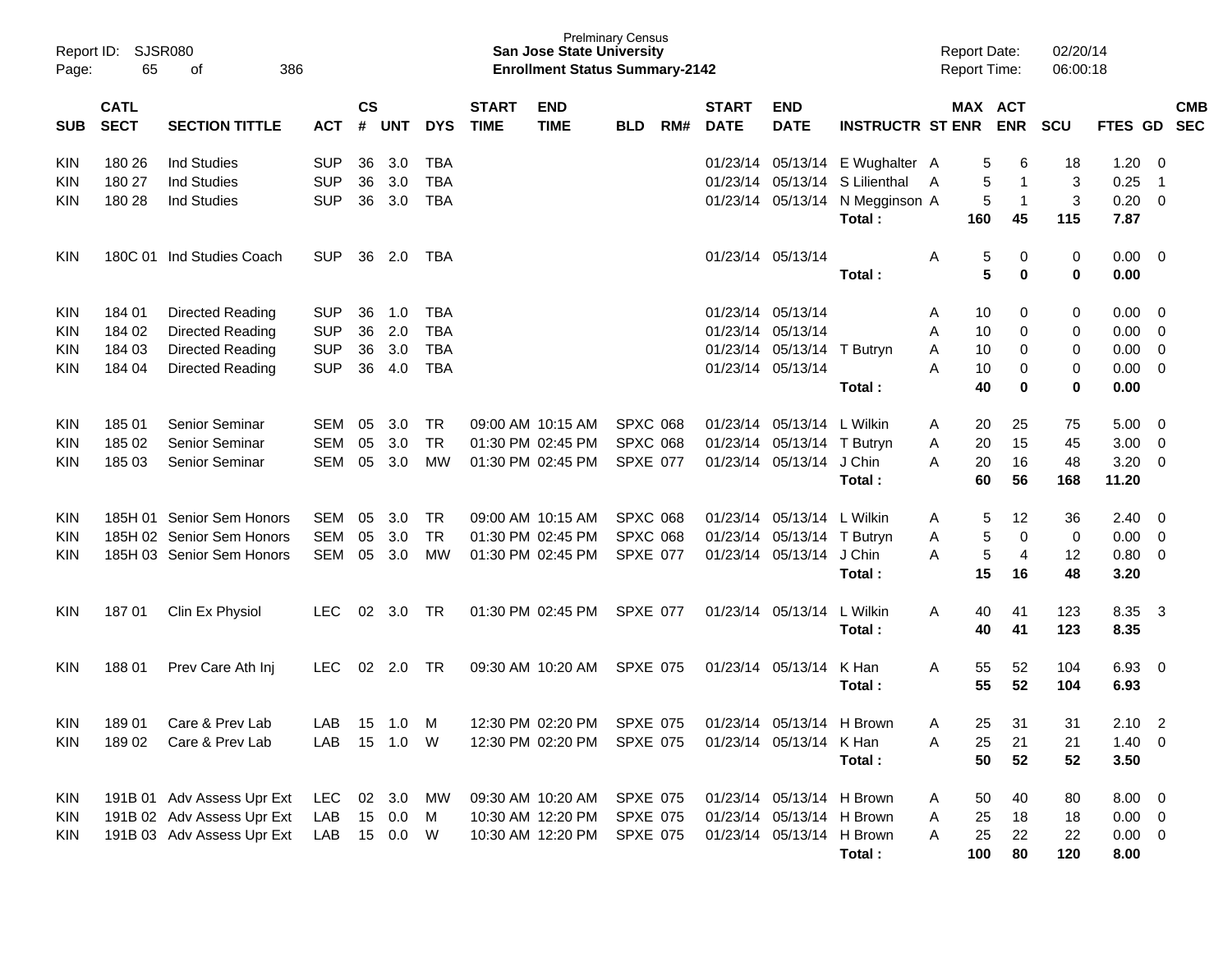Report ID: SJSR080

**Prelminary Census**
**San Jose State University**
**Enrollment Status Summary-2142**

Report Date: 02/20/14
Report Time: 06:00:18

| SUB | CATL SECT | SECTION TITTLE | ACT | CS # | UNT | DYS | START TIME | END TIME | BLD | RM# | START DATE | END DATE | INSTRUCTR | ST | MAX ENR | ACT ENR | SCU | FTES | GD | CMB SEC |
|---|---|---|---|---|---|---|---|---|---|---|---|---|---|---|---|---|---|---|---|---|
| KIN | 180 26 | Ind Studies | SUP | 36 | 3.0 | TBA | | | | | 01/23/14 | 05/13/14 | E Wughalter | A | 5 | 6 | 18 | 1.20 | 0 | |
| KIN | 180 27 | Ind Studies | SUP | 36 | 3.0 | TBA | | | | | 01/23/14 | 05/13/14 | S Lilienthal | A | 5 | 1 | 3 | 0.25 | 1 | |
| KIN | 180 28 | Ind Studies | SUP | 36 | 3.0 | TBA | | | | | 01/23/14 | 05/13/14 | N Megginson | A | 5 | 1 | 3 | 0.20 | 0 | |
| | | | | | | | | | | | | | Total : | | 160 | 45 | 115 | 7.87 | | |
| KIN | 180C 01 | Ind Studies Coach | SUP | 36 | 2.0 | TBA | | | | | 01/23/14 | 05/13/14 | | A | 5 | 0 | 0 | 0.00 | 0 | |
| | | | | | | | | | | | | | Total : | | 5 | 0 | 0 | 0.00 | | |
| KIN | 184 01 | Directed Reading | SUP | 36 | 1.0 | TBA | | | | | 01/23/14 | 05/13/14 | | A | 10 | 0 | 0 | 0.00 | 0 | |
| KIN | 184 02 | Directed Reading | SUP | 36 | 2.0 | TBA | | | | | 01/23/14 | 05/13/14 | | A | 10 | 0 | 0 | 0.00 | 0 | |
| KIN | 184 03 | Directed Reading | SUP | 36 | 3.0 | TBA | | | | | 01/23/14 | 05/13/14 | T Butryn | A | 10 | 0 | 0 | 0.00 | 0 | |
| KIN | 184 04 | Directed Reading | SUP | 36 | 4.0 | TBA | | | | | 01/23/14 | 05/13/14 | | A | 10 | 0 | 0 | 0.00 | 0 | |
| | | | | | | | | | | | | | Total : | | 40 | 0 | 0 | 0.00 | | |
| KIN | 185 01 | Senior Seminar | SEM | 05 | 3.0 | TR | 09:00 AM | 10:15 AM | SPXC | 068 | 01/23/14 | 05/13/14 | L Wilkin | A | 20 | 25 | 75 | 5.00 | 0 | |
| KIN | 185 02 | Senior Seminar | SEM | 05 | 3.0 | TR | 01:30 PM | 02:45 PM | SPXC | 068 | 01/23/14 | 05/13/14 | T Butryn | A | 20 | 15 | 45 | 3.00 | 0 | |
| KIN | 185 03 | Senior Seminar | SEM | 05 | 3.0 | MW | 01:30 PM | 02:45 PM | SPXE | 077 | 01/23/14 | 05/13/14 | J Chin | A | 20 | 16 | 48 | 3.20 | 0 | |
| | | | | | | | | | | | | | Total : | | 60 | 56 | 168 | 11.20 | | |
| KIN | 185H 01 | Senior Sem Honors | SEM | 05 | 3.0 | TR | 09:00 AM | 10:15 AM | SPXC | 068 | 01/23/14 | 05/13/14 | L Wilkin | A | 5 | 12 | 36 | 2.40 | 0 | |
| KIN | 185H 02 | Senior Sem Honors | SEM | 05 | 3.0 | TR | 01:30 PM | 02:45 PM | SPXC | 068 | 01/23/14 | 05/13/14 | T Butryn | A | 5 | 0 | 0 | 0.00 | 0 | |
| KIN | 185H 03 | Senior Sem Honors | SEM | 05 | 3.0 | MW | 01:30 PM | 02:45 PM | SPXE | 077 | 01/23/14 | 05/13/14 | J Chin | A | 5 | 4 | 12 | 0.80 | 0 | |
| | | | | | | | | | | | | | Total : | | 15 | 16 | 48 | 3.20 | | |
| KIN | 187 01 | Clin Ex Physiol | LEC | 02 | 3.0 | TR | 01:30 PM | 02:45 PM | SPXE | 077 | 01/23/14 | 05/13/14 | L Wilkin | A | 40 | 41 | 123 | 8.35 | 3 | |
| | | | | | | | | | | | | | Total : | | 40 | 41 | 123 | 8.35 | | |
| KIN | 188 01 | Prev Care Ath Inj | LEC | 02 | 2.0 | TR | 09:30 AM | 10:20 AM | SPXE | 075 | 01/23/14 | 05/13/14 | K Han | A | 55 | 52 | 104 | 6.93 | 0 | |
| | | | | | | | | | | | | | Total : | | 55 | 52 | 104 | 6.93 | | |
| KIN | 189 01 | Care & Prev Lab | LAB | 15 | 1.0 | M | 12:30 PM | 02:20 PM | SPXE | 075 | 01/23/14 | 05/13/14 | H Brown | A | 25 | 31 | 31 | 2.10 | 2 | |
| KIN | 189 02 | Care & Prev Lab | LAB | 15 | 1.0 | W | 12:30 PM | 02:20 PM | SPXE | 075 | 01/23/14 | 05/13/14 | K Han | A | 25 | 21 | 21 | 1.40 | 0 | |
| | | | | | | | | | | | | | Total : | | 50 | 52 | 52 | 3.50 | | |
| KIN | 191B 01 | Adv Assess Upr Ext | LEC | 02 | 3.0 | MW | 09:30 AM | 10:20 AM | SPXE | 075 | 01/23/14 | 05/13/14 | H Brown | A | 50 | 40 | 80 | 8.00 | 0 | |
| KIN | 191B 02 | Adv Assess Upr Ext | LAB | 15 | 0.0 | M | 10:30 AM | 12:20 PM | SPXE | 075 | 01/23/14 | 05/13/14 | H Brown | A | 25 | 18 | 18 | 0.00 | 0 | |
| KIN | 191B 03 | Adv Assess Upr Ext | LAB | 15 | 0.0 | W | 10:30 AM | 12:20 PM | SPXE | 075 | 01/23/14 | 05/13/14 | H Brown | A | 25 | 22 | 22 | 0.00 | 0 | |
| | | | | | | | | | | | | | Total : | | 100 | 80 | 120 | 8.00 | | |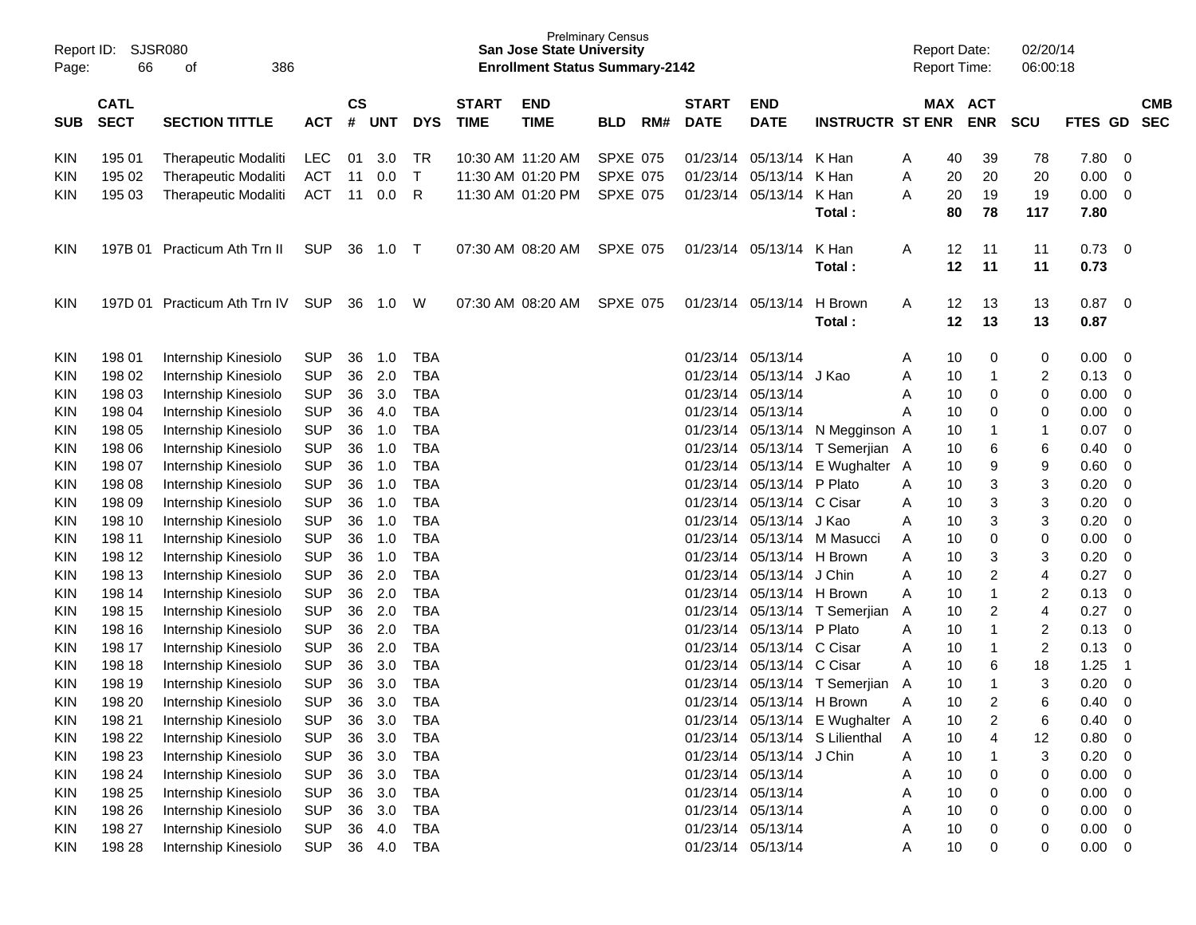Prelminary Census
**San Jose State University**
**Enrollment Status Summary-2142**

Report ID: SJSR080
Report Date: 02/20/14
Report Time: 06:00:18

| SUB | CATL SECT | SECTION TITTLE | ACT | CS # | UNT | DYS | START TIME | END TIME | BLD | RM# | START DATE | END DATE | INSTRUCTR | ST | MAX ENR | ACT ENR | SCU | FTES | GD | CMB SEC |
|---|---|---|---|---|---|---|---|---|---|---|---|---|---|---|---|---|---|---|---|---|
| KIN | 195 01 | Therapeutic Modaliti | LEC | 01 | 3.0 | TR | 10:30 AM | 11:20 AM | SPXE | 075 | 01/23/14 | 05/13/14 | K Han | A | 40 | 39 | 78 | 7.80 | 0 | |
| KIN | 195 02 | Therapeutic Modaliti | ACT | 11 | 0.0 | T | 11:30 AM | 01:20 PM | SPXE | 075 | 01/23/14 | 05/13/14 | K Han | A | 20 | 20 | 20 | 0.00 | 0 | |
| KIN | 195 03 | Therapeutic Modaliti | ACT | 11 | 0.0 | R | 11:30 AM | 01:20 PM | SPXE | 075 | 01/23/14 | 05/13/14 | K Han | A | 20 | 19 | 19 | 0.00 | 0 | |
| | | | | | | | | | | | | | **Total :** | | **80** | **78** | **117** | **7.80** | | |
| KIN | 197B 01 | Practicum Ath Trn II | SUP | 36 | 1.0 | T | 07:30 AM | 08:20 AM | SPXE | 075 | 01/23/14 | 05/13/14 | K Han | A | 12 | 11 | 11 | 0.73 | 0 | |
| | | | | | | | | | | | | | **Total :** | | **12** | **11** | **11** | **0.73** | | |
| KIN | 197D 01 | Practicum Ath Trn IV | SUP | 36 | 1.0 | W | 07:30 AM | 08:20 AM | SPXE | 075 | 01/23/14 | 05/13/14 | H Brown | A | 12 | 13 | 13 | 0.87 | 0 | |
| | | | | | | | | | | | | | **Total :** | | **12** | **13** | **13** | **0.87** | | |
| KIN | 198 01 | Internship Kinesiolo | SUP | 36 | 1.0 | TBA | | | | | 01/23/14 | 05/13/14 | | A | 10 | 0 | 0 | 0.00 | 0 | |
| KIN | 198 02 | Internship Kinesiolo | SUP | 36 | 2.0 | TBA | | | | | 01/23/14 | 05/13/14 | J Kao | A | 10 | 1 | 2 | 0.13 | 0 | |
| KIN | 198 03 | Internship Kinesiolo | SUP | 36 | 3.0 | TBA | | | | | 01/23/14 | 05/13/14 | | A | 10 | 0 | 0 | 0.00 | 0 | |
| KIN | 198 04 | Internship Kinesiolo | SUP | 36 | 4.0 | TBA | | | | | 01/23/14 | 05/13/14 | | A | 10 | 0 | 0 | 0.00 | 0 | |
| KIN | 198 05 | Internship Kinesiolo | SUP | 36 | 1.0 | TBA | | | | | 01/23/14 | 05/13/14 | N Megginson | A | 10 | 1 | 1 | 0.07 | 0 | |
| KIN | 198 06 | Internship Kinesiolo | SUP | 36 | 1.0 | TBA | | | | | 01/23/14 | 05/13/14 | T Semerjian | A | 10 | 6 | 6 | 0.40 | 0 | |
| KIN | 198 07 | Internship Kinesiolo | SUP | 36 | 1.0 | TBA | | | | | 01/23/14 | 05/13/14 | E Wughalter | A | 10 | 9 | 9 | 0.60 | 0 | |
| KIN | 198 08 | Internship Kinesiolo | SUP | 36 | 1.0 | TBA | | | | | 01/23/14 | 05/13/14 | P Plato | A | 10 | 3 | 3 | 0.20 | 0 | |
| KIN | 198 09 | Internship Kinesiolo | SUP | 36 | 1.0 | TBA | | | | | 01/23/14 | 05/13/14 | C Cisar | A | 10 | 3 | 3 | 0.20 | 0 | |
| KIN | 198 10 | Internship Kinesiolo | SUP | 36 | 1.0 | TBA | | | | | 01/23/14 | 05/13/14 | J Kao | A | 10 | 3 | 3 | 0.20 | 0 | |
| KIN | 198 11 | Internship Kinesiolo | SUP | 36 | 1.0 | TBA | | | | | 01/23/14 | 05/13/14 | M Masucci | A | 10 | 0 | 0 | 0.00 | 0 | |
| KIN | 198 12 | Internship Kinesiolo | SUP | 36 | 1.0 | TBA | | | | | 01/23/14 | 05/13/14 | H Brown | A | 10 | 3 | 3 | 0.20 | 0 | |
| KIN | 198 13 | Internship Kinesiolo | SUP | 36 | 2.0 | TBA | | | | | 01/23/14 | 05/13/14 | J Chin | A | 10 | 2 | 4 | 0.27 | 0 | |
| KIN | 198 14 | Internship Kinesiolo | SUP | 36 | 2.0 | TBA | | | | | 01/23/14 | 05/13/14 | H Brown | A | 10 | 1 | 2 | 0.13 | 0 | |
| KIN | 198 15 | Internship Kinesiolo | SUP | 36 | 2.0 | TBA | | | | | 01/23/14 | 05/13/14 | T Semerjian | A | 10 | 2 | 4 | 0.27 | 0 | |
| KIN | 198 16 | Internship Kinesiolo | SUP | 36 | 2.0 | TBA | | | | | 01/23/14 | 05/13/14 | P Plato | A | 10 | 1 | 2 | 0.13 | 0 | |
| KIN | 198 17 | Internship Kinesiolo | SUP | 36 | 2.0 | TBA | | | | | 01/23/14 | 05/13/14 | C Cisar | A | 10 | 1 | 2 | 0.13 | 0 | |
| KIN | 198 18 | Internship Kinesiolo | SUP | 36 | 3.0 | TBA | | | | | 01/23/14 | 05/13/14 | C Cisar | A | 10 | 6 | 18 | 1.25 | 1 | |
| KIN | 198 19 | Internship Kinesiolo | SUP | 36 | 3.0 | TBA | | | | | 01/23/14 | 05/13/14 | T Semerjian | A | 10 | 1 | 3 | 0.20 | 0 | |
| KIN | 198 20 | Internship Kinesiolo | SUP | 36 | 3.0 | TBA | | | | | 01/23/14 | 05/13/14 | H Brown | A | 10 | 2 | 6 | 0.40 | 0 | |
| KIN | 198 21 | Internship Kinesiolo | SUP | 36 | 3.0 | TBA | | | | | 01/23/14 | 05/13/14 | E Wughalter | A | 10 | 2 | 6 | 0.40 | 0 | |
| KIN | 198 22 | Internship Kinesiolo | SUP | 36 | 3.0 | TBA | | | | | 01/23/14 | 05/13/14 | S Lilienthal | A | 10 | 4 | 12 | 0.80 | 0 | |
| KIN | 198 23 | Internship Kinesiolo | SUP | 36 | 3.0 | TBA | | | | | 01/23/14 | 05/13/14 | J Chin | A | 10 | 1 | 3 | 0.20 | 0 | |
| KIN | 198 24 | Internship Kinesiolo | SUP | 36 | 3.0 | TBA | | | | | 01/23/14 | 05/13/14 | | A | 10 | 0 | 0 | 0.00 | 0 | |
| KIN | 198 25 | Internship Kinesiolo | SUP | 36 | 3.0 | TBA | | | | | 01/23/14 | 05/13/14 | | A | 10 | 0 | 0 | 0.00 | 0 | |
| KIN | 198 26 | Internship Kinesiolo | SUP | 36 | 3.0 | TBA | | | | | 01/23/14 | 05/13/14 | | A | 10 | 0 | 0 | 0.00 | 0 | |
| KIN | 198 27 | Internship Kinesiolo | SUP | 36 | 4.0 | TBA | | | | | 01/23/14 | 05/13/14 | | A | 10 | 0 | 0 | 0.00 | 0 | |
| KIN | 198 28 | Internship Kinesiolo | SUP | 36 | 4.0 | TBA | | | | | 01/23/14 | 05/13/14 | | A | 10 | 0 | 0 | 0.00 | 0 | |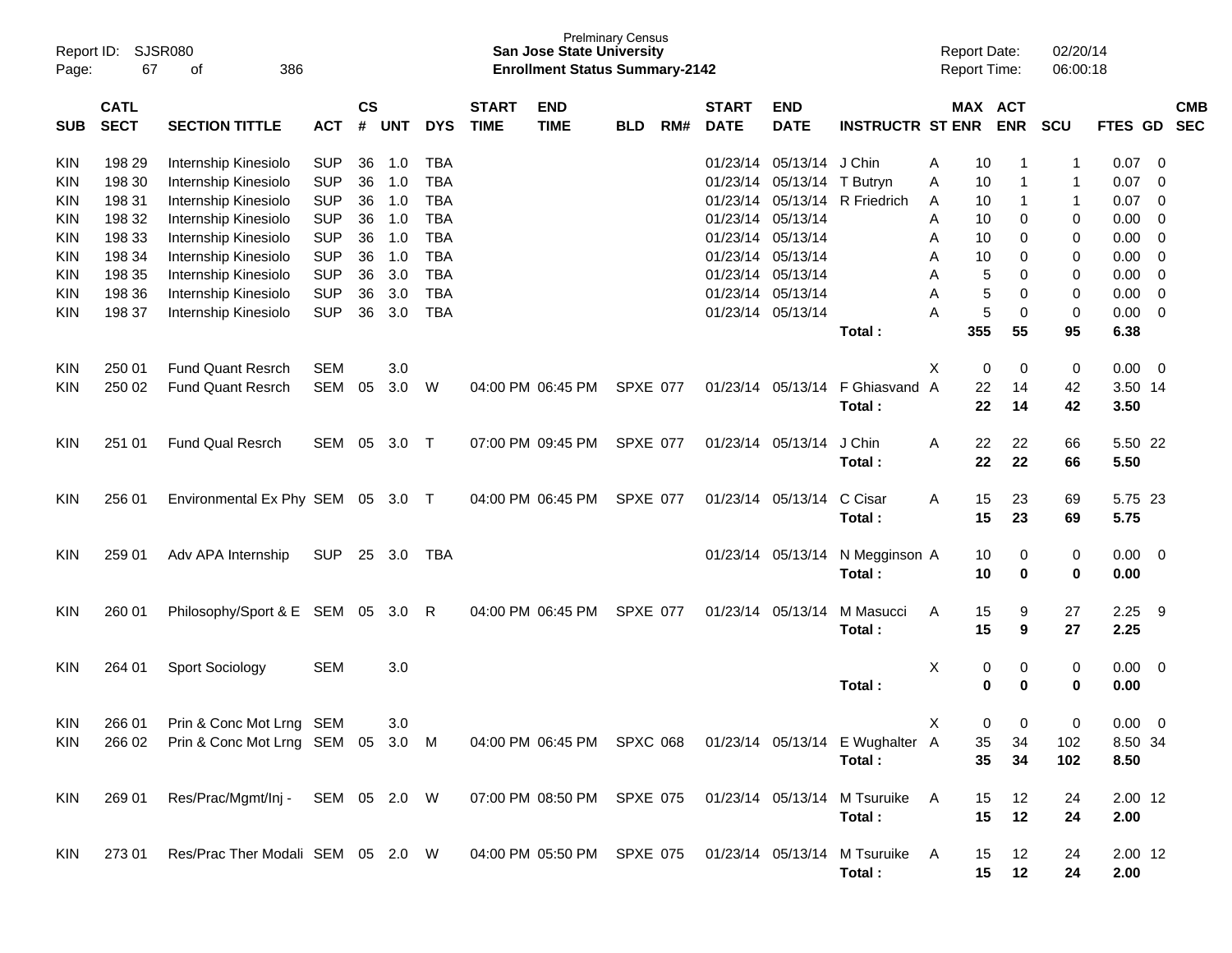Prelminary Census
**San Jose State University**
**Enrollment Status Summary-2142**

Report ID: SJSR080
Report Date: 02/20/14
Report Time: 06:00:18

| SUB | CATL SECT | SECTION TITTLE | ACT | CS # | UNT | DYS | START TIME | END TIME | BLD | RM# | START DATE | END DATE | INSTRUCTR | ST | MAX ENR | ACT ENR | SCU | FTES | GD | CMB SEC |
|---|---|---|---|---|---|---|---|---|---|---|---|---|---|---|---|---|---|---|---|---|
| KIN | 198 29 | Internship Kinesiolo | SUP | 36 | 1.0 | TBA | | | | | 01/23/14 | 05/13/14 | J Chin | A | 10 | 1 | 1 | 0.07 | 0 | |
| KIN | 198 30 | Internship Kinesiolo | SUP | 36 | 1.0 | TBA | | | | | 01/23/14 | 05/13/14 | T Butryn | A | 10 | 1 | 1 | 0.07 | 0 | |
| KIN | 198 31 | Internship Kinesiolo | SUP | 36 | 1.0 | TBA | | | | | 01/23/14 | 05/13/14 | R Friedrich | A | 10 | 1 | 1 | 0.07 | 0 | |
| KIN | 198 32 | Internship Kinesiolo | SUP | 36 | 1.0 | TBA | | | | | 01/23/14 | 05/13/14 | | A | 10 | 0 | 0 | 0.00 | 0 | |
| KIN | 198 33 | Internship Kinesiolo | SUP | 36 | 1.0 | TBA | | | | | 01/23/14 | 05/13/14 | | A | 10 | 0 | 0 | 0.00 | 0 | |
| KIN | 198 34 | Internship Kinesiolo | SUP | 36 | 1.0 | TBA | | | | | 01/23/14 | 05/13/14 | | A | 10 | 0 | 0 | 0.00 | 0 | |
| KIN | 198 35 | Internship Kinesiolo | SUP | 36 | 3.0 | TBA | | | | | 01/23/14 | 05/13/14 | | A | 5 | 0 | 0 | 0.00 | 0 | |
| KIN | 198 36 | Internship Kinesiolo | SUP | 36 | 3.0 | TBA | | | | | 01/23/14 | 05/13/14 | | A | 5 | 0 | 0 | 0.00 | 0 | |
| KIN | 198 37 | Internship Kinesiolo | SUP | 36 | 3.0 | TBA | | | | | 01/23/14 | 05/13/14 | | A | 5 | 0 | 0 | 0.00 | 0 | |
| | | | | | | | | | | | | | **Total :** | | **355** | **55** | **95** | **6.38** | | |
| KIN | 250 01 | Fund Quant Resrch | SEM | | 3.0 | | | | | | | | | X | 0 | 0 | 0 | 0.00 | 0 | |
| KIN | 250 02 | Fund Quant Resrch | SEM | 05 | 3.0 | W | 04:00 PM | 06:45 PM | SPXE | 077 | 01/23/14 | 05/13/14 | F Ghiasvand | A | 22 | 14 | 42 | 3.50 | 14 | |
| | | | | | | | | | | | | | **Total :** | | **22** | **14** | **42** | **3.50** | | |
| KIN | 251 01 | Fund Qual Resrch | SEM | 05 | 3.0 | T | 07:00 PM | 09:45 PM | SPXE | 077 | 01/23/14 | 05/13/14 | J Chin | A | 22 | 22 | 66 | 5.50 | 22 | |
| | | | | | | | | | | | | | **Total :** | | **22** | **22** | **66** | **5.50** | | |
| KIN | 256 01 | Environmental Ex Phy | SEM | 05 | 3.0 | T | 04:00 PM | 06:45 PM | SPXE | 077 | 01/23/14 | 05/13/14 | C Cisar | A | 15 | 23 | 69 | 5.75 | 23 | |
| | | | | | | | | | | | | | **Total :** | | **15** | **23** | **69** | **5.75** | | |
| KIN | 259 01 | Adv APA Internship | SUP | 25 | 3.0 | TBA | | | | | 01/23/14 | 05/13/14 | N Megginson | A | 10 | 0 | 0 | 0.00 | 0 | |
| | | | | | | | | | | | | | **Total :** | | **10** | **0** | **0** | **0.00** | | |
| KIN | 260 01 | Philosophy/Sport & E | SEM | 05 | 3.0 | R | 04:00 PM | 06:45 PM | SPXE | 077 | 01/23/14 | 05/13/14 | M Masucci | A | 15 | 9 | 27 | 2.25 | 9 | |
| | | | | | | | | | | | | | **Total :** | | **15** | **9** | **27** | **2.25** | | |
| KIN | 264 01 | Sport Sociology | SEM | | 3.0 | | | | | | | | | X | 0 | 0 | 0 | 0.00 | 0 | |
| | | | | | | | | | | | | | **Total :** | | **0** | **0** | **0** | **0.00** | | |
| KIN | 266 01 | Prin & Conc Mot Lrng | SEM | | 3.0 | | | | | | | | | X | 0 | 0 | 0 | 0.00 | 0 | |
| KIN | 266 02 | Prin & Conc Mot Lrng | SEM | 05 | 3.0 | M | 04:00 PM | 06:45 PM | SPXC | 068 | 01/23/14 | 05/13/14 | E Wughalter | A | 35 | 34 | 102 | 8.50 | 34 | |
| | | | | | | | | | | | | | **Total :** | | **35** | **34** | **102** | **8.50** | | |
| KIN | 269 01 | Res/Prac/Mgmt/Inj - | SEM | 05 | 2.0 | W | 07:00 PM | 08:50 PM | SPXE | 075 | 01/23/14 | 05/13/14 | M Tsuruike | A | 15 | 12 | 24 | 2.00 | 12 | |
| | | | | | | | | | | | | | **Total :** | | **15** | **12** | **24** | **2.00** | | |
| KIN | 273 01 | Res/Prac Ther Modali | SEM | 05 | 2.0 | W | 04:00 PM | 05:50 PM | SPXE | 075 | 01/23/14 | 05/13/14 | M Tsuruike | A | 15 | 12 | 24 | 2.00 | 12 | |
| | | | | | | | | | | | | | **Total :** | | **15** | **12** | **24** | **2.00** | | |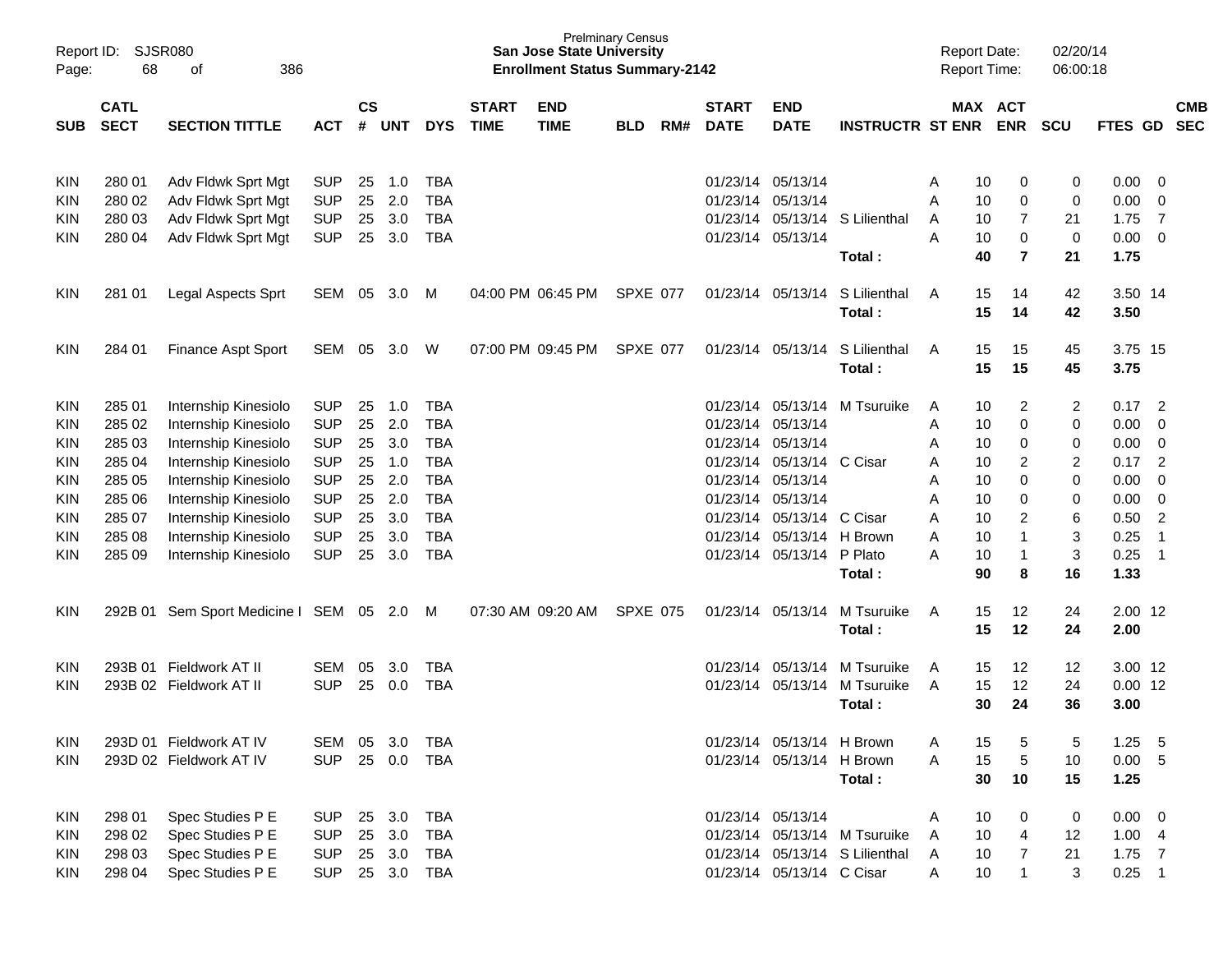Prelminary Census
**San Jose State University**
**Enrollment Status Summary-2142**

Report ID: SJSR080
Report Date: 02/20/14
Report Time: 06:00:18

| SUB | CATL SECT | SECTION TITTLE | ACT | CS # | UNT | DYS | START TIME | END TIME | BLD | RM# | START DATE | END DATE | INSTRUCTR | ST | MAX ENR | ACT ENR | SCU | FTES | GD | CMB SEC |
|---|---|---|---|---|---|---|---|---|---|---|---|---|---|---|---|---|---|---|---|---|
| KIN | 280 01 | Adv Fldwk Sprt Mgt | SUP | 25 | 1.0 | TBA | | | | | 01/23/14 | 05/13/14 | | A | 10 | 0 | 0 | 0.00 | 0 | |
| KIN | 280 02 | Adv Fldwk Sprt Mgt | SUP | 25 | 2.0 | TBA | | | | | 01/23/14 | 05/13/14 | | A | 10 | 0 | 0 | 0.00 | 0 | |
| KIN | 280 03 | Adv Fldwk Sprt Mgt | SUP | 25 | 3.0 | TBA | | | | | 01/23/14 | 05/13/14 | S Lilienthal | A | 10 | 7 | 21 | 1.75 | 7 | |
| KIN | 280 04 | Adv Fldwk Sprt Mgt | SUP | 25 | 3.0 | TBA | | | | | 01/23/14 | 05/13/14 | | A | 10 | 0 | 0 | 0.00 | 0 | |
| | | | | | | | | | | | | | **Total :** | | **40** | **7** | **21** | **1.75** | | |
| KIN | 281 01 | Legal Aspects Sprt | SEM | 05 | 3.0 | M | 04:00 PM | 06:45 PM | SPXE | 077 | 01/23/14 | 05/13/14 | S Lilienthal | A | 15 | 14 | 42 | 3.50 | 14 | |
| | | | | | | | | | | | | | **Total :** | | **15** | **14** | **42** | **3.50** | | |
| KIN | 284 01 | Finance Aspt Sport | SEM | 05 | 3.0 | W | 07:00 PM | 09:45 PM | SPXE | 077 | 01/23/14 | 05/13/14 | S Lilienthal | A | 15 | 15 | 45 | 3.75 | 15 | |
| | | | | | | | | | | | | | **Total :** | | **15** | **15** | **45** | **3.75** | | |
| KIN | 285 01 | Internship Kinesiolo | SUP | 25 | 1.0 | TBA | | | | | 01/23/14 | 05/13/14 | M Tsuruike | A | 10 | 2 | 2 | 0.17 | 2 | |
| KIN | 285 02 | Internship Kinesiolo | SUP | 25 | 2.0 | TBA | | | | | 01/23/14 | 05/13/14 | | A | 10 | 0 | 0 | 0.00 | 0 | |
| KIN | 285 03 | Internship Kinesiolo | SUP | 25 | 3.0 | TBA | | | | | 01/23/14 | 05/13/14 | | A | 10 | 0 | 0 | 0.00 | 0 | |
| KIN | 285 04 | Internship Kinesiolo | SUP | 25 | 1.0 | TBA | | | | | 01/23/14 | 05/13/14 | C Cisar | A | 10 | 2 | 2 | 0.17 | 2 | |
| KIN | 285 05 | Internship Kinesiolo | SUP | 25 | 2.0 | TBA | | | | | 01/23/14 | 05/13/14 | | A | 10 | 0 | 0 | 0.00 | 0 | |
| KIN | 285 06 | Internship Kinesiolo | SUP | 25 | 2.0 | TBA | | | | | 01/23/14 | 05/13/14 | | A | 10 | 0 | 0 | 0.00 | 0 | |
| KIN | 285 07 | Internship Kinesiolo | SUP | 25 | 3.0 | TBA | | | | | 01/23/14 | 05/13/14 | C Cisar | A | 10 | 2 | 6 | 0.50 | 2 | |
| KIN | 285 08 | Internship Kinesiolo | SUP | 25 | 3.0 | TBA | | | | | 01/23/14 | 05/13/14 | H Brown | A | 10 | 1 | 3 | 0.25 | 1 | |
| KIN | 285 09 | Internship Kinesiolo | SUP | 25 | 3.0 | TBA | | | | | 01/23/14 | 05/13/14 | P Plato | A | 10 | 1 | 3 | 0.25 | 1 | |
| | | | | | | | | | | | | | **Total :** | | **90** | **8** | **16** | **1.33** | | |
| KIN | 292B 01 | Sem Sport Medicine I | SEM | 05 | 2.0 | M | 07:30 AM | 09:20 AM | SPXE | 075 | 01/23/14 | 05/13/14 | M Tsuruike | A | 15 | 12 | 24 | 2.00 | 12 | |
| | | | | | | | | | | | | | **Total :** | | **15** | **12** | **24** | **2.00** | | |
| KIN | 293B 01 | Fieldwork AT II | SEM | 05 | 3.0 | TBA | | | | | 01/23/14 | 05/13/14 | M Tsuruike | A | 15 | 12 | 12 | 3.00 | 12 | |
| KIN | 293B 02 | Fieldwork AT II | SUP | 25 | 0.0 | TBA | | | | | 01/23/14 | 05/13/14 | M Tsuruike | A | 15 | 12 | 24 | 0.00 | 12 | |
| | | | | | | | | | | | | | **Total :** | | **30** | **24** | **36** | **3.00** | | |
| KIN | 293D 01 | Fieldwork AT IV | SEM | 05 | 3.0 | TBA | | | | | 01/23/14 | 05/13/14 | H Brown | A | 15 | 5 | 5 | 1.25 | 5 | |
| KIN | 293D 02 | Fieldwork AT IV | SUP | 25 | 0.0 | TBA | | | | | 01/23/14 | 05/13/14 | H Brown | A | 15 | 5 | 10 | 0.00 | 5 | |
| | | | | | | | | | | | | | **Total :** | | **30** | **10** | **15** | **1.25** | | |
| KIN | 298 01 | Spec Studies P E | SUP | 25 | 3.0 | TBA | | | | | 01/23/14 | 05/13/14 | | A | 10 | 0 | 0 | 0.00 | 0 | |
| KIN | 298 02 | Spec Studies P E | SUP | 25 | 3.0 | TBA | | | | | 01/23/14 | 05/13/14 | M Tsuruike | A | 10 | 4 | 12 | 1.00 | 4 | |
| KIN | 298 03 | Spec Studies P E | SUP | 25 | 3.0 | TBA | | | | | 01/23/14 | 05/13/14 | S Lilienthal | A | 10 | 7 | 21 | 1.75 | 7 | |
| KIN | 298 04 | Spec Studies P E | SUP | 25 | 3.0 | TBA | | | | | 01/23/14 | 05/13/14 | C Cisar | A | 10 | 1 | 3 | 0.25 | 1 | |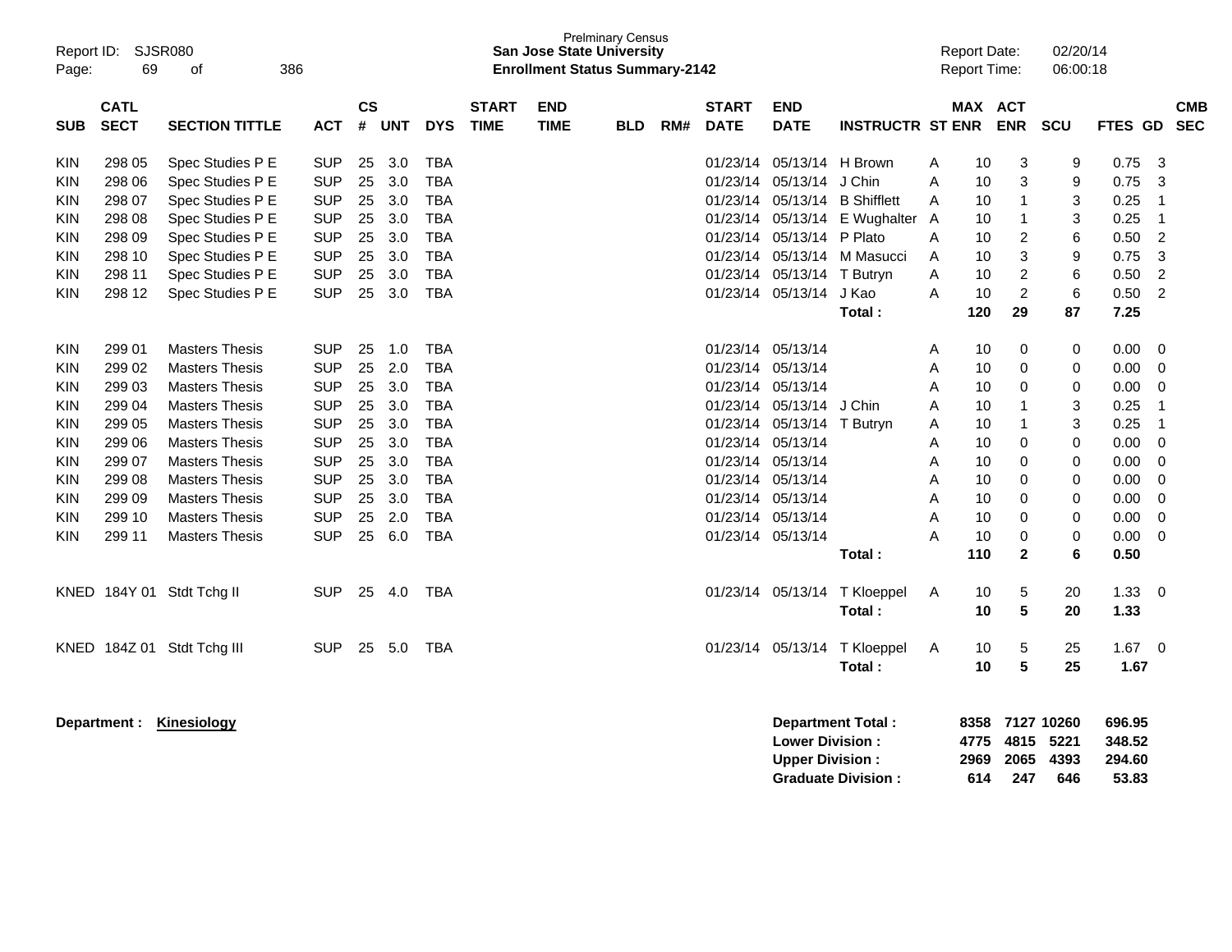Prelminary Census
**San Jose State University**
**Enrollment Status Summary-2142**

Report ID: SJSR080
Report Date: 02/20/14
Report Time: 06:00:18

| SUB | CATL SECT | SECTION TITTLE | ACT | CS # | UNT | DYS | START TIME | END TIME | BLD | RM# | START DATE | END DATE | INSTRUCTR | ST | MAX ENR | ACT ENR | SCU | FTES | GD | CMB SEC |
|---|---|---|---|---|---|---|---|---|---|---|---|---|---|---|---|---|---|---|---|---|
| KIN | 298 05 | Spec Studies P E | SUP | 25 | 3.0 | TBA | | | | | 01/23/14 | 05/13/14 | H Brown | A | 10 | 3 | 9 | 0.75 | 3 | |
| KIN | 298 06 | Spec Studies P E | SUP | 25 | 3.0 | TBA | | | | | 01/23/14 | 05/13/14 | J Chin | A | 10 | 3 | 9 | 0.75 | 3 | |
| KIN | 298 07 | Spec Studies P E | SUP | 25 | 3.0 | TBA | | | | | 01/23/14 | 05/13/14 | B Shifflett | A | 10 | 1 | 3 | 0.25 | 1 | |
| KIN | 298 08 | Spec Studies P E | SUP | 25 | 3.0 | TBA | | | | | 01/23/14 | 05/13/14 | E Wughalter | A | 10 | 1 | 3 | 0.25 | 1 | |
| KIN | 298 09 | Spec Studies P E | SUP | 25 | 3.0 | TBA | | | | | 01/23/14 | 05/13/14 | P Plato | A | 10 | 2 | 6 | 0.50 | 2 | |
| KIN | 298 10 | Spec Studies P E | SUP | 25 | 3.0 | TBA | | | | | 01/23/14 | 05/13/14 | M Masucci | A | 10 | 3 | 9 | 0.75 | 3 | |
| KIN | 298 11 | Spec Studies P E | SUP | 25 | 3.0 | TBA | | | | | 01/23/14 | 05/13/14 | T Butryn | A | 10 | 2 | 6 | 0.50 | 2 | |
| KIN | 298 12 | Spec Studies P E | SUP | 25 | 3.0 | TBA | | | | | 01/23/14 | 05/13/14 | J Kao | A | 10 | 2 | 6 | 0.50 | 2 | |
| | | | | | | | | | | | | | **Total :** | | **120** | **29** | **87** | **7.25** | | |
| KIN | 299 01 | Masters Thesis | SUP | 25 | 1.0 | TBA | | | | | 01/23/14 | 05/13/14 | | A | 10 | 0 | 0 | 0.00 | 0 | |
| KIN | 299 02 | Masters Thesis | SUP | 25 | 2.0 | TBA | | | | | 01/23/14 | 05/13/14 | | A | 10 | 0 | 0 | 0.00 | 0 | |
| KIN | 299 03 | Masters Thesis | SUP | 25 | 3.0 | TBA | | | | | 01/23/14 | 05/13/14 | | A | 10 | 0 | 0 | 0.00 | 0 | |
| KIN | 299 04 | Masters Thesis | SUP | 25 | 3.0 | TBA | | | | | 01/23/14 | 05/13/14 | J Chin | A | 10 | 1 | 3 | 0.25 | 1 | |
| KIN | 299 05 | Masters Thesis | SUP | 25 | 3.0 | TBA | | | | | 01/23/14 | 05/13/14 | T Butryn | A | 10 | 1 | 3 | 0.25 | 1 | |
| KIN | 299 06 | Masters Thesis | SUP | 25 | 3.0 | TBA | | | | | 01/23/14 | 05/13/14 | | A | 10 | 0 | 0 | 0.00 | 0 | |
| KIN | 299 07 | Masters Thesis | SUP | 25 | 3.0 | TBA | | | | | 01/23/14 | 05/13/14 | | A | 10 | 0 | 0 | 0.00 | 0 | |
| KIN | 299 08 | Masters Thesis | SUP | 25 | 3.0 | TBA | | | | | 01/23/14 | 05/13/14 | | A | 10 | 0 | 0 | 0.00 | 0 | |
| KIN | 299 09 | Masters Thesis | SUP | 25 | 3.0 | TBA | | | | | 01/23/14 | 05/13/14 | | A | 10 | 0 | 0 | 0.00 | 0 | |
| KIN | 299 10 | Masters Thesis | SUP | 25 | 2.0 | TBA | | | | | 01/23/14 | 05/13/14 | | A | 10 | 0 | 0 | 0.00 | 0 | |
| KIN | 299 11 | Masters Thesis | SUP | 25 | 6.0 | TBA | | | | | 01/23/14 | 05/13/14 | | A | 10 | 0 | 0 | 0.00 | 0 | |
| | | | | | | | | | | | | | **Total :** | | **110** | **2** | **6** | **0.50** | | |
| KNED | 184Y 01 | Stdt Tchg II | SUP | 25 | 4.0 | TBA | | | | | 01/23/14 | 05/13/14 | T Kloeppel | A | 10 | 5 | 20 | 1.33 | 0 | |
| | | | | | | | | | | | | | **Total :** | | **10** | **5** | **20** | **1.33** | | |
| KNED | 184Z 01 | Stdt Tchg III | SUP | 25 | 5.0 | TBA | | | | | 01/23/14 | 05/13/14 | T Kloeppel | A | 10 | 5 | 25 | 1.67 | 0 | |
| | | | | | | | | | | | | | **Total :** | | **10** | **5** | **25** | **1.67** | | |

**Department : Kinesiology**

| | MAX ENR | ACT ENR | SCU | FTES |
|---|---|---|---|---|
| **Department Total :** | **8358** | **7127** | **10260** | **696.95** |
| **Lower Division :** | **4775** | **4815** | **5221** | **348.52** |
| **Upper Division :** | **2969** | **2065** | **4393** | **294.60** |
| **Graduate Division :** | **614** | **247** | **646** | **53.83** |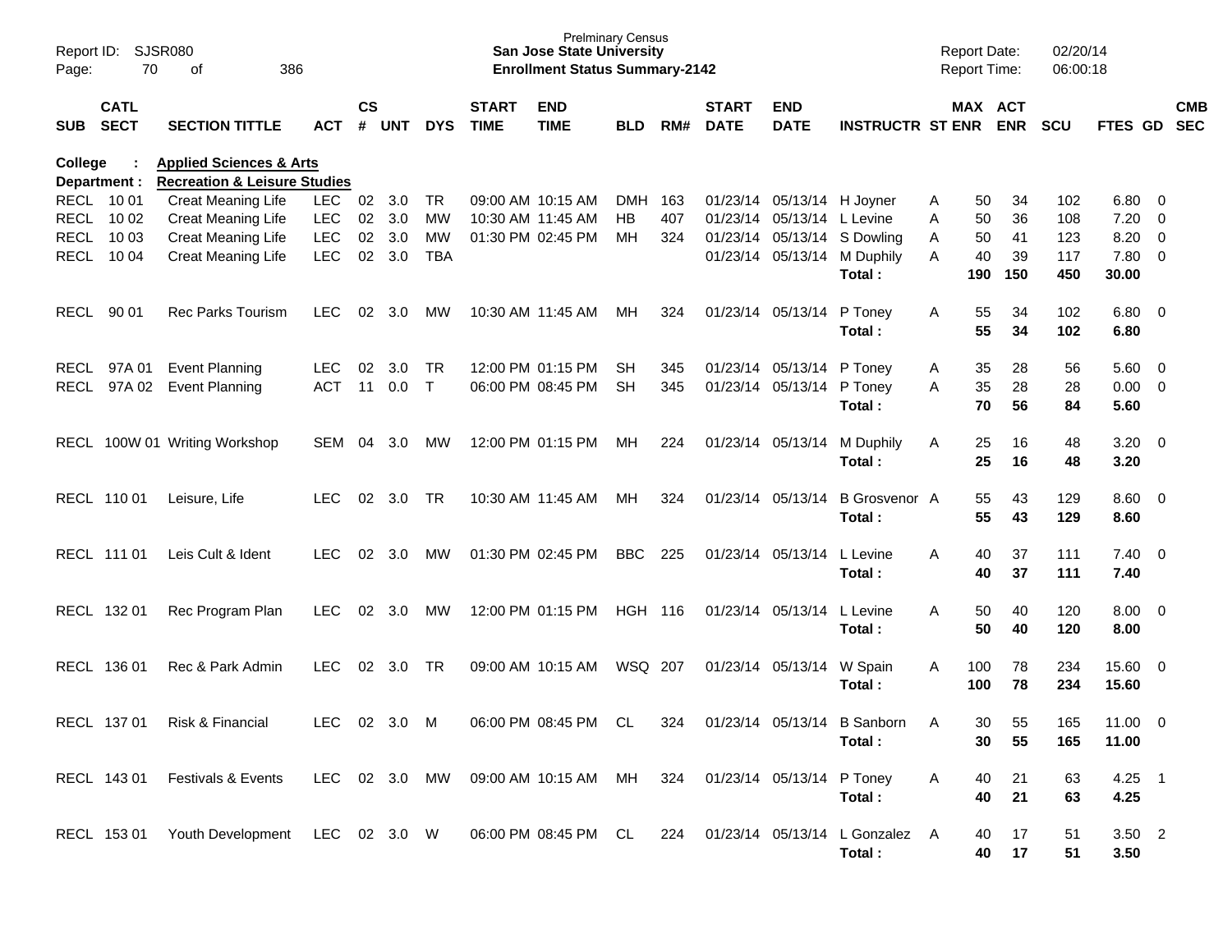Prelminary Census
**San Jose State University**
**Enrollment Status Summary-2142**

Report ID: SJSR080
Report Date: 02/20/14
Report Time: 06:00:18

**College : Applied Sciences & Arts**
**Department : Recreation & Leisure Studies**

| SUB | CATL SECT | SECTION TITTLE | ACT | CS # | UNT | DYS | START TIME | END TIME | BLD | RM# | START DATE | END DATE | INSTRUCTR | ST | MAX ENR | ACT ENR | SCU | FTES | GD | CMB SEC |
|---|---|---|---|---|---|---|---|---|---|---|---|---|---|---|---|---|---|---|---|---|
| RECL | 10 01 | Creat Meaning Life | LEC | 02 | 3.0 | TR | 09:00 AM | 10:15 AM | DMH | 163 | 01/23/14 | 05/13/14 | H Joyner | A | 50 | 34 | 102 | 6.80 | 0 | |
| RECL | 10 02 | Creat Meaning Life | LEC | 02 | 3.0 | MW | 10:30 AM | 11:45 AM | HB | 407 | 01/23/14 | 05/13/14 | L Levine | A | 50 | 36 | 108 | 7.20 | 0 | |
| RECL | 10 03 | Creat Meaning Life | LEC | 02 | 3.0 | MW | 01:30 PM | 02:45 PM | MH | 324 | 01/23/14 | 05/13/14 | S Dowling | A | 50 | 41 | 123 | 8.20 | 0 | |
| RECL | 10 04 | Creat Meaning Life | LEC | 02 | 3.0 | TBA | | | | | 01/23/14 | 05/13/14 | M Duphily | A | 40 | 39 | 117 | 7.80 | 0 | |
| | | | | | | | | | | | | | **Total :** | | **190** | **150** | **450** | **30.00** | | |
| RECL | 90 01 | Rec Parks Tourism | LEC | 02 | 3.0 | MW | 10:30 AM | 11:45 AM | MH | 324 | 01/23/14 | 05/13/14 | P Toney | A | 55 | 34 | 102 | 6.80 | 0 | |
| | | | | | | | | | | | | | **Total :** | | **55** | **34** | **102** | **6.80** | | |
| RECL | 97A 01 | Event Planning | LEC | 02 | 3.0 | TR | 12:00 PM | 01:15 PM | SH | 345 | 01/23/14 | 05/13/14 | P Toney | A | 35 | 28 | 56 | 5.60 | 0 | |
| RECL | 97A 02 | Event Planning | ACT | 11 | 0.0 | T | 06:00 PM | 08:45 PM | SH | 345 | 01/23/14 | 05/13/14 | P Toney | A | 35 | 28 | 28 | 0.00 | 0 | |
| | | | | | | | | | | | | | **Total :** | | **70** | **56** | **84** | **5.60** | | |
| RECL | 100W 01 | Writing Workshop | SEM | 04 | 3.0 | MW | 12:00 PM | 01:15 PM | MH | 224 | 01/23/14 | 05/13/14 | M Duphily | A | 25 | 16 | 48 | 3.20 | 0 | |
| | | | | | | | | | | | | | **Total :** | | **25** | **16** | **48** | **3.20** | | |
| RECL | 110 01 | Leisure, Life | LEC | 02 | 3.0 | TR | 10:30 AM | 11:45 AM | MH | 324 | 01/23/14 | 05/13/14 | B Grosvenor | A | 55 | 43 | 129 | 8.60 | 0 | |
| | | | | | | | | | | | | | **Total :** | | **55** | **43** | **129** | **8.60** | | |
| RECL | 111 01 | Leis Cult & Ident | LEC | 02 | 3.0 | MW | 01:30 PM | 02:45 PM | BBC | 225 | 01/23/14 | 05/13/14 | L Levine | A | 40 | 37 | 111 | 7.40 | 0 | |
| | | | | | | | | | | | | | **Total :** | | **40** | **37** | **111** | **7.40** | | |
| RECL | 132 01 | Rec Program Plan | LEC | 02 | 3.0 | MW | 12:00 PM | 01:15 PM | HGH | 116 | 01/23/14 | 05/13/14 | L Levine | A | 50 | 40 | 120 | 8.00 | 0 | |
| | | | | | | | | | | | | | **Total :** | | **50** | **40** | **120** | **8.00** | | |
| RECL | 136 01 | Rec & Park Admin | LEC | 02 | 3.0 | TR | 09:00 AM | 10:15 AM | WSQ | 207 | 01/23/14 | 05/13/14 | W Spain | A | 100 | 78 | 234 | 15.60 | 0 | |
| | | | | | | | | | | | | | **Total :** | | **100** | **78** | **234** | **15.60** | | |
| RECL | 137 01 | Risk & Financial | LEC | 02 | 3.0 | M | 06:00 PM | 08:45 PM | CL | 324 | 01/23/14 | 05/13/14 | B Sanborn | A | 30 | 55 | 165 | 11.00 | 0 | |
| | | | | | | | | | | | | | **Total :** | | **30** | **55** | **165** | **11.00** | | |
| RECL | 143 01 | Festivals & Events | LEC | 02 | 3.0 | MW | 09:00 AM | 10:15 AM | MH | 324 | 01/23/14 | 05/13/14 | P Toney | A | 40 | 21 | 63 | 4.25 | 1 | |
| | | | | | | | | | | | | | **Total :** | | **40** | **21** | **63** | **4.25** | | |
| RECL | 153 01 | Youth Development | LEC | 02 | 3.0 | W | 06:00 PM | 08:45 PM | CL | 224 | 01/23/14 | 05/13/14 | L Gonzalez | A | 40 | 17 | 51 | 3.50 | 2 | |
| | | | | | | | | | | | | | **Total :** | | **40** | **17** | **51** | **3.50** | | |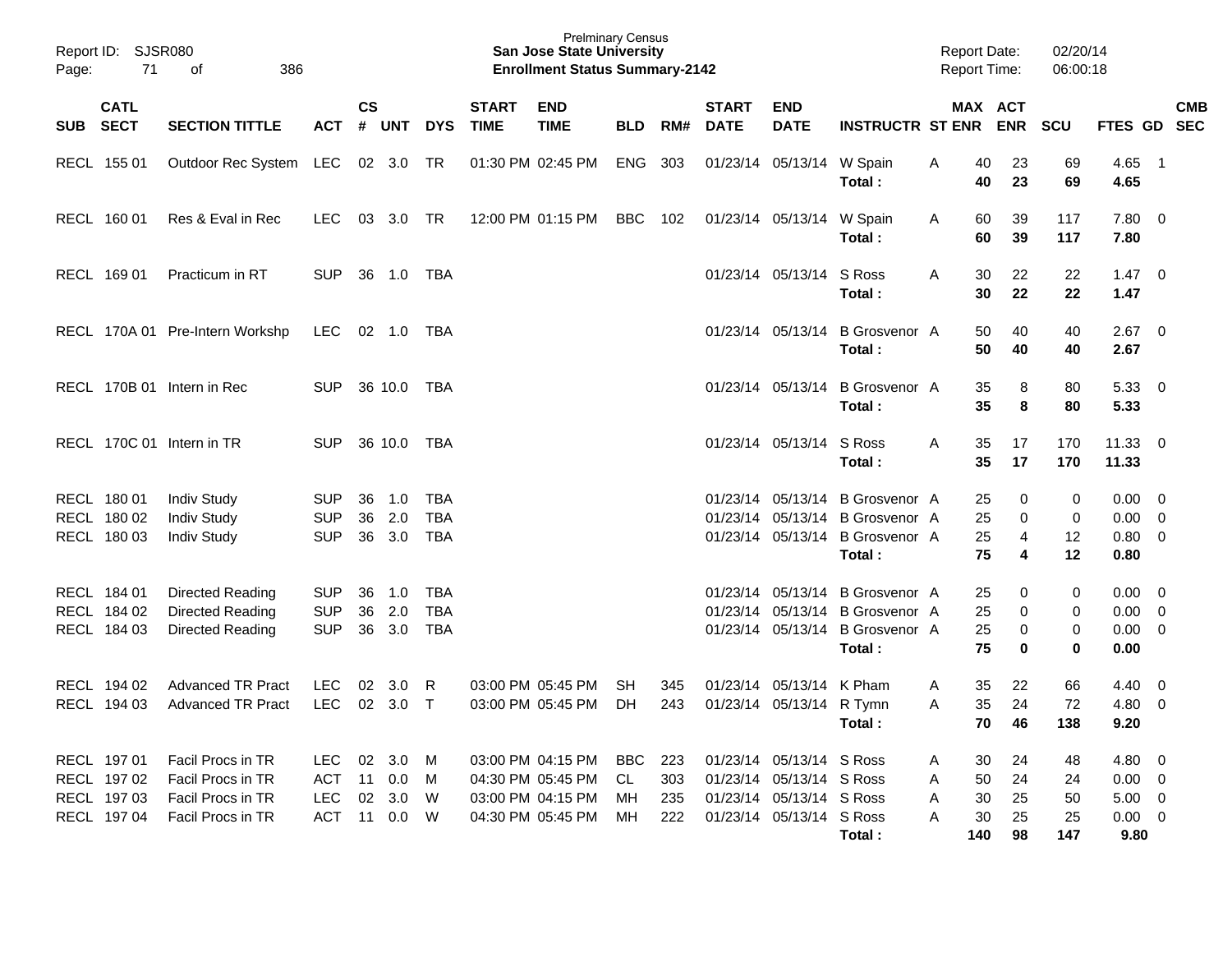Prelminary Census
**San Jose State University**
**Enrollment Status Summary-2142**

Report ID: SJSR080
Report Date: 02/20/14
Report Time: 06:00:18

| SUB | CATL SECT | SECTION TITTLE | ACT | CS # | UNT | DYS | START TIME | END TIME | BLD | RM# | START DATE | END DATE | INSTRUCTR | ST | MAX ENR | ACT ENR | SCU | FTES | GD | CMB SEC |
|---|---|---|---|---|---|---|---|---|---|---|---|---|---|---|---|---|---|---|---|---|
| RECL | 155 01 | Outdoor Rec System | LEC | 02 | 3.0 | TR | 01:30 PM | 02:45 PM | ENG | 303 | 01/23/14 | 05/13/14 | W Spain | A | 40 | 23 | 69 | 4.65 | 1 | |
| | | | | | | | | | | | | | **Total :** | | **40** | **23** | **69** | **4.65** | | |
| RECL | 160 01 | Res & Eval in Rec | LEC | 03 | 3.0 | TR | 12:00 PM | 01:15 PM | BBC | 102 | 01/23/14 | 05/13/14 | W Spain | A | 60 | 39 | 117 | 7.80 | 0 | |
| | | | | | | | | | | | | | **Total :** | | **60** | **39** | **117** | **7.80** | | |
| RECL | 169 01 | Practicum in RT | SUP | 36 | 1.0 | TBA | | | | | 01/23/14 | 05/13/14 | S Ross | A | 30 | 22 | 22 | 1.47 | 0 | |
| | | | | | | | | | | | | | **Total :** | | **30** | **22** | **22** | **1.47** | | |
| RECL | 170A 01 | Pre-Intern Workshp | LEC | 02 | 1.0 | TBA | | | | | 01/23/14 | 05/13/14 | B Grosvenor | A | 50 | 40 | 40 | 2.67 | 0 | |
| | | | | | | | | | | | | | **Total :** | | **50** | **40** | **40** | **2.67** | | |
| RECL | 170B 01 | Intern in Rec | SUP | 36 | 10.0 | TBA | | | | | 01/23/14 | 05/13/14 | B Grosvenor | A | 35 | 8 | 80 | 5.33 | 0 | |
| | | | | | | | | | | | | | **Total :** | | **35** | **8** | **80** | **5.33** | | |
| RECL | 170C 01 | Intern in TR | SUP | 36 | 10.0 | TBA | | | | | 01/23/14 | 05/13/14 | S Ross | A | 35 | 17 | 170 | 11.33 | 0 | |
| | | | | | | | | | | | | | **Total :** | | **35** | **17** | **170** | **11.33** | | |
| RECL | 180 01 | Indiv Study | SUP | 36 | 1.0 | TBA | | | | | 01/23/14 | 05/13/14 | B Grosvenor | A | 25 | 0 | 0 | 0.00 | 0 | |
| RECL | 180 02 | Indiv Study | SUP | 36 | 2.0 | TBA | | | | | 01/23/14 | 05/13/14 | B Grosvenor | A | 25 | 0 | 0 | 0.00 | 0 | |
| RECL | 180 03 | Indiv Study | SUP | 36 | 3.0 | TBA | | | | | 01/23/14 | 05/13/14 | B Grosvenor | A | 25 | 4 | 12 | 0.80 | 0 | |
| | | | | | | | | | | | | | **Total :** | | **75** | **4** | **12** | **0.80** | | |
| RECL | 184 01 | Directed Reading | SUP | 36 | 1.0 | TBA | | | | | 01/23/14 | 05/13/14 | B Grosvenor | A | 25 | 0 | 0 | 0.00 | 0 | |
| RECL | 184 02 | Directed Reading | SUP | 36 | 2.0 | TBA | | | | | 01/23/14 | 05/13/14 | B Grosvenor | A | 25 | 0 | 0 | 0.00 | 0 | |
| RECL | 184 03 | Directed Reading | SUP | 36 | 3.0 | TBA | | | | | 01/23/14 | 05/13/14 | B Grosvenor | A | 25 | 0 | 0 | 0.00 | 0 | |
| | | | | | | | | | | | | | **Total :** | | **75** | **0** | **0** | **0.00** | | |
| RECL | 194 02 | Advanced TR Pract | LEC | 02 | 3.0 | R | 03:00 PM | 05:45 PM | SH | 345 | 01/23/14 | 05/13/14 | K Pham | A | 35 | 22 | 66 | 4.40 | 0 | |
| RECL | 194 03 | Advanced TR Pract | LEC | 02 | 3.0 | T | 03:00 PM | 05:45 PM | DH | 243 | 01/23/14 | 05/13/14 | R Tymn | A | 35 | 24 | 72 | 4.80 | 0 | |
| | | | | | | | | | | | | | **Total :** | | **70** | **46** | **138** | **9.20** | | |
| RECL | 197 01 | Facil Procs in TR | LEC | 02 | 3.0 | M | 03:00 PM | 04:15 PM | BBC | 223 | 01/23/14 | 05/13/14 | S Ross | A | 30 | 24 | 48 | 4.80 | 0 | |
| RECL | 197 02 | Facil Procs in TR | ACT | 11 | 0.0 | M | 04:30 PM | 05:45 PM | CL | 303 | 01/23/14 | 05/13/14 | S Ross | A | 50 | 24 | 24 | 0.00 | 0 | |
| RECL | 197 03 | Facil Procs in TR | LEC | 02 | 3.0 | W | 03:00 PM | 04:15 PM | MH | 235 | 01/23/14 | 05/13/14 | S Ross | A | 30 | 25 | 50 | 5.00 | 0 | |
| RECL | 197 04 | Facil Procs in TR | ACT | 11 | 0.0 | W | 04:30 PM | 05:45 PM | MH | 222 | 01/23/14 | 05/13/14 | S Ross | A | 30 | 25 | 25 | 0.00 | 0 | |
| | | | | | | | | | | | | | **Total :** | | **140** | **98** | **147** | **9.80** | | |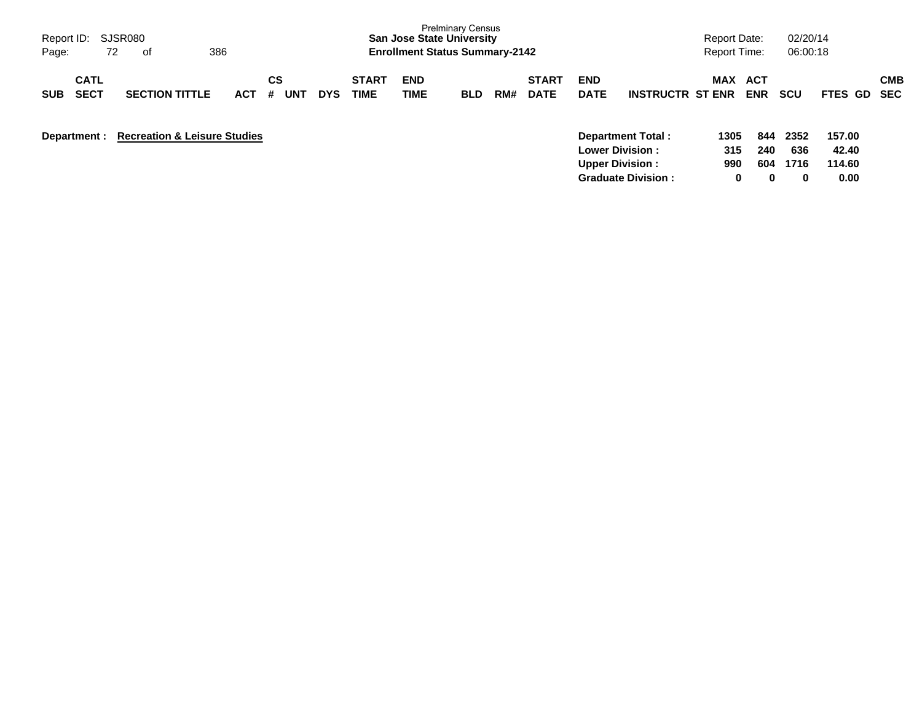Prelminary Census
**San Jose State University**
**Enrollment Status Summary-2142**

Report ID: SJSR080
Report Date: 02/20/14
Report Time: 06:00:18

| SUB | CATL SECT | SECTION TITTLE | ACT | CS # | UNT | DYS | START TIME | END TIME | BLD | RM# | START DATE | END DATE | INSTRUCTR | MAX ST ENR | ACT ENR | SCU | FTES | GD | CMB SEC |
|---|---|---|---|---|---|---|---|---|---|---|---|---|---|---|---|---|---|---|---|

**Department :** **Recreation & Leisure Studies**

| | MAX ST ENR | ACT ENR | SCU | FTES |
|---|---|---|---|---|
| **Department Total :** | **1305** | **844** | **2352** | **157.00** |
| **Lower Division :** | **315** | **240** | **636** | **42.40** |
| **Upper Division :** | **990** | **604** | **1716** | **114.60** |
| **Graduate Division :** | **0** | **0** | **0** | **0.00** |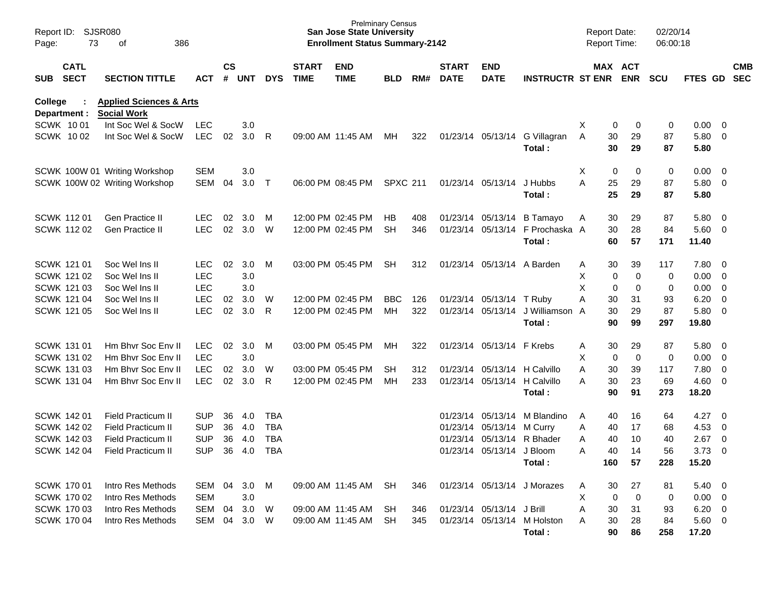Report ID: SJSR080
Page: 73 of 386

**Prelminary Census**
**San Jose State University**
**Enrollment Status Summary-2142**

Report Date: 02/20/14
Report Time: 06:00:18

**College : Applied Sciences & Arts**
**Department : Social Work**

| SUB | CATL SECT | SECTION TITTLE | ACT | CS # | UNT | DYS | START TIME | END TIME | BLD | RM# | START DATE | END DATE | INSTRUCTR | ST | MAX ENR | ACT ENR | SCU | FTES | GD | CMB SEC |
|---|---|---|---|---|---|---|---|---|---|---|---|---|---|---|---|---|---|---|---|---|
| SCWK | 10 01 | Int Soc Wel & SocW | LEC | | 3.0 | | | | | | | | | X | 0 | 0 | 0 | 0.00 | 0 | |
| SCWK | 10 02 | Int Soc Wel & SocW | LEC | 02 | 3.0 | R | 09:00 AM | 11:45 AM | MH | 322 | 01/23/14 | 05/13/14 | G Villagran | A | 30 | 29 | 87 | 5.80 | 0 | |
| | | | | | | | | | | | | | **Total :** | | **30** | **29** | **87** | **5.80** | | |
| SCWK | 100W 01 | Writing Workshop | SEM | | 3.0 | | | | | | | | | X | 0 | 0 | 0 | 0.00 | 0 | |
| SCWK | 100W 02 | Writing Workshop | SEM | 04 | 3.0 | T | 06:00 PM | 08:45 PM | SPXC | 211 | 01/23/14 | 05/13/14 | J Hubbs | A | 25 | 29 | 87 | 5.80 | 0 | |
| | | | | | | | | | | | | | **Total :** | | **25** | **29** | **87** | **5.80** | | |
| SCWK | 112 01 | Gen Practice II | LEC | 02 | 3.0 | M | 12:00 PM | 02:45 PM | HB | 408 | 01/23/14 | 05/13/14 | B Tamayo | A | 30 | 29 | 87 | 5.80 | 0 | |
| SCWK | 112 02 | Gen Practice II | LEC | 02 | 3.0 | W | 12:00 PM | 02:45 PM | SH | 346 | 01/23/14 | 05/13/14 | F Prochaska | A | 30 | 28 | 84 | 5.60 | 0 | |
| | | | | | | | | | | | | | **Total :** | | **60** | **57** | **171** | **11.40** | | |
| SCWK | 121 01 | Soc Wel Ins II | LEC | 02 | 3.0 | M | 03:00 PM | 05:45 PM | SH | 312 | 01/23/14 | 05/13/14 | A Barden | A | 30 | 39 | 117 | 7.80 | 0 | |
| SCWK | 121 02 | Soc Wel Ins II | LEC | | 3.0 | | | | | | | | | X | 0 | 0 | 0 | 0.00 | 0 | |
| SCWK | 121 03 | Soc Wel Ins II | LEC | | 3.0 | | | | | | | | | X | 0 | 0 | 0 | 0.00 | 0 | |
| SCWK | 121 04 | Soc Wel Ins II | LEC | 02 | 3.0 | W | 12:00 PM | 02:45 PM | BBC | 126 | 01/23/14 | 05/13/14 | T Ruby | A | 30 | 31 | 93 | 6.20 | 0 | |
| SCWK | 121 05 | Soc Wel Ins II | LEC | 02 | 3.0 | R | 12:00 PM | 02:45 PM | MH | 322 | 01/23/14 | 05/13/14 | J Williamson | A | 30 | 29 | 87 | 5.80 | 0 | |
| | | | | | | | | | | | | | **Total :** | | **90** | **99** | **297** | **19.80** | | |
| SCWK | 131 01 | Hm Bhvr Soc Env II | LEC | 02 | 3.0 | M | 03:00 PM | 05:45 PM | MH | 322 | 01/23/14 | 05/13/14 | F Krebs | A | 30 | 29 | 87 | 5.80 | 0 | |
| SCWK | 131 02 | Hm Bhvr Soc Env II | LEC | | 3.0 | | | | | | | | | X | 0 | 0 | 0 | 0.00 | 0 | |
| SCWK | 131 03 | Hm Bhvr Soc Env II | LEC | 02 | 3.0 | W | 03:00 PM | 05:45 PM | SH | 312 | 01/23/14 | 05/13/14 | H Calvillo | A | 30 | 39 | 117 | 7.80 | 0 | |
| SCWK | 131 04 | Hm Bhvr Soc Env II | LEC | 02 | 3.0 | R | 12:00 PM | 02:45 PM | MH | 233 | 01/23/14 | 05/13/14 | H Calvillo | A | 30 | 23 | 69 | 4.60 | 0 | |
| | | | | | | | | | | | | | **Total :** | | **90** | **91** | **273** | **18.20** | | |
| SCWK | 142 01 | Field Practicum II | SUP | 36 | 4.0 | TBA | | | | | 01/23/14 | 05/13/14 | M Blandino | A | 40 | 16 | 64 | 4.27 | 0 | |
| SCWK | 142 02 | Field Practicum II | SUP | 36 | 4.0 | TBA | | | | | 01/23/14 | 05/13/14 | M Curry | A | 40 | 17 | 68 | 4.53 | 0 | |
| SCWK | 142 03 | Field Practicum II | SUP | 36 | 4.0 | TBA | | | | | 01/23/14 | 05/13/14 | R Bhader | A | 40 | 10 | 40 | 2.67 | 0 | |
| SCWK | 142 04 | Field Practicum II | SUP | 36 | 4.0 | TBA | | | | | 01/23/14 | 05/13/14 | J Bloom | A | 40 | 14 | 56 | 3.73 | 0 | |
| | | | | | | | | | | | | | **Total :** | | **160** | **57** | **228** | **15.20** | | |
| SCWK | 170 01 | Intro Res Methods | SEM | 04 | 3.0 | M | 09:00 AM | 11:45 AM | SH | 346 | 01/23/14 | 05/13/14 | J Morazes | A | 30 | 27 | 81 | 5.40 | 0 | |
| SCWK | 170 02 | Intro Res Methods | SEM | | 3.0 | | | | | | | | | X | 0 | 0 | 0 | 0.00 | 0 | |
| SCWK | 170 03 | Intro Res Methods | SEM | 04 | 3.0 | W | 09:00 AM | 11:45 AM | SH | 346 | 01/23/14 | 05/13/14 | J Brill | A | 30 | 31 | 93 | 6.20 | 0 | |
| SCWK | 170 04 | Intro Res Methods | SEM | 04 | 3.0 | W | 09:00 AM | 11:45 AM | SH | 345 | 01/23/14 | 05/13/14 | M Holston | A | 30 | 28 | 84 | 5.60 | 0 | |
| | | | | | | | | | | | | | **Total :** | | **90** | **86** | **258** | **17.20** | | |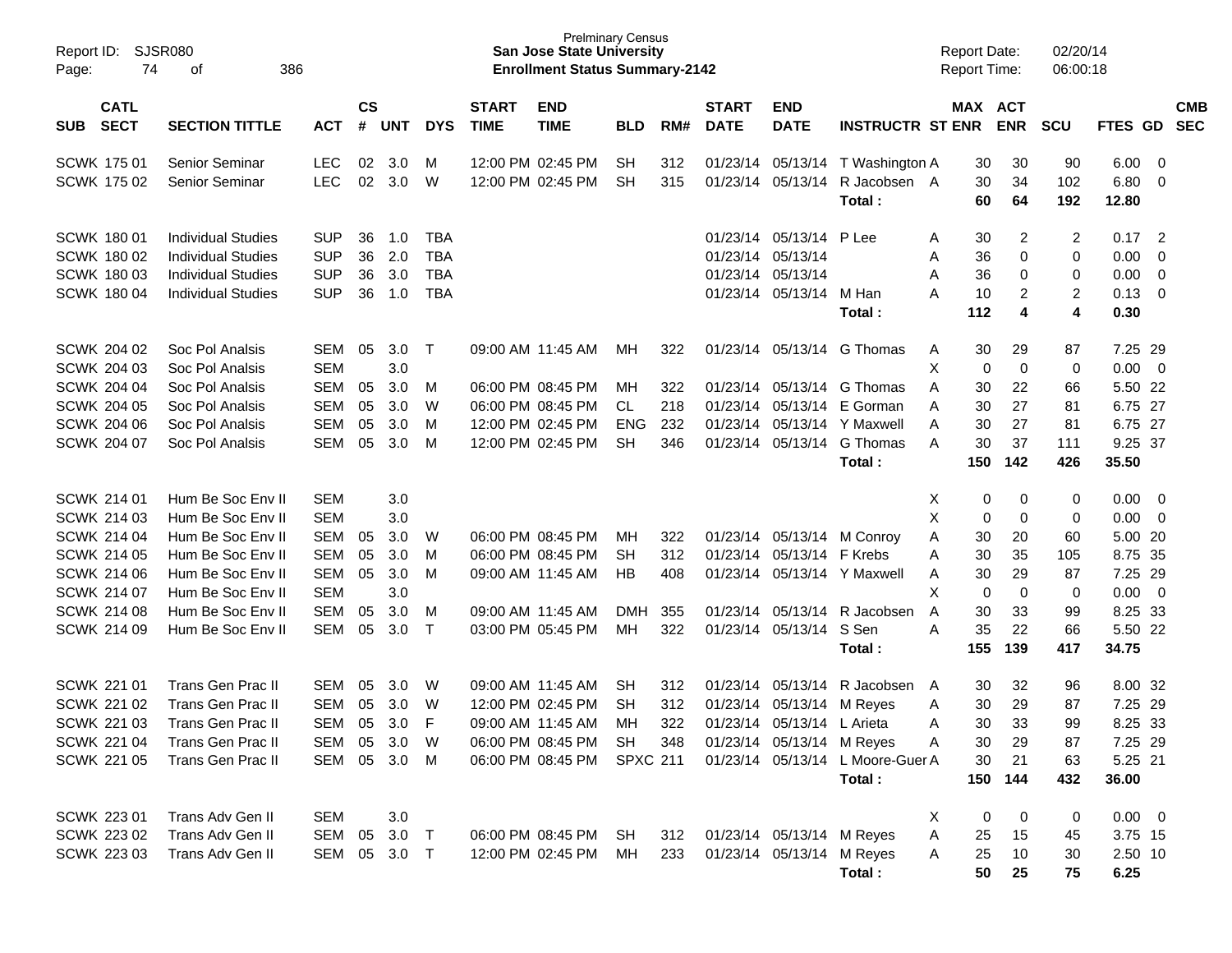Report ID: SJSR080

Prelminary Census
**San Jose State University**
**Enrollment Status Summary-2142**

Report Date: 02/20/14
Report Time: 06:00:18

| SUB | CATL SECT | SECTION TITTLE | ACT | CS # | UNT | DYS | START TIME | END TIME | BLD | RM# | START DATE | END DATE | INSTRUCTR | ST | MAX ENR | ACT ENR | SCU | FTES | GD | CMB SEC |
|---|---|---|---|---|---|---|---|---|---|---|---|---|---|---|---|---|---|---|---|---|
| SCWK | 175 01 | Senior Seminar | LEC | 02 | 3.0 | M | 12:00 PM | 02:45 PM | SH | 312 | 01/23/14 | 05/13/14 | T Washington | A | 30 | 30 | 90 | 6.00 | 0 | |
| SCWK | 175 02 | Senior Seminar | LEC | 02 | 3.0 | W | 12:00 PM | 02:45 PM | SH | 315 | 01/23/14 | 05/13/14 | R Jacobsen | A | 30 | 34 | 102 | 6.80 | 0 | |
| | | | | | | | | | | | | | **Total :** | | **60** | **64** | **192** | **12.80** | | |
| SCWK | 180 01 | Individual Studies | SUP | 36 | 1.0 | TBA | | | | | 01/23/14 | 05/13/14 | P Lee | A | 30 | 2 | 2 | 0.17 | 2 | |
| SCWK | 180 02 | Individual Studies | SUP | 36 | 2.0 | TBA | | | | | 01/23/14 | 05/13/14 | | A | 36 | 0 | 0 | 0.00 | 0 | |
| SCWK | 180 03 | Individual Studies | SUP | 36 | 3.0 | TBA | | | | | 01/23/14 | 05/13/14 | | A | 36 | 0 | 0 | 0.00 | 0 | |
| SCWK | 180 04 | Individual Studies | SUP | 36 | 1.0 | TBA | | | | | 01/23/14 | 05/13/14 | M Han | A | 10 | 2 | 2 | 0.13 | 0 | |
| | | | | | | | | | | | | | **Total :** | | **112** | **4** | **4** | **0.30** | | |
| SCWK | 204 02 | Soc Pol Analsis | SEM | 05 | 3.0 | T | 09:00 AM | 11:45 AM | MH | 322 | 01/23/14 | 05/13/14 | G Thomas | A | 30 | 29 | 87 | 7.25 | 29 | |
| SCWK | 204 03 | Soc Pol Analsis | SEM | | 3.0 | | | | | | | | | X | 0 | 0 | 0 | 0.00 | 0 | |
| SCWK | 204 04 | Soc Pol Analsis | SEM | 05 | 3.0 | M | 06:00 PM | 08:45 PM | MH | 322 | 01/23/14 | 05/13/14 | G Thomas | A | 30 | 22 | 66 | 5.50 | 22 | |
| SCWK | 204 05 | Soc Pol Analsis | SEM | 05 | 3.0 | W | 06:00 PM | 08:45 PM | CL | 218 | 01/23/14 | 05/13/14 | E Gorman | A | 30 | 27 | 81 | 6.75 | 27 | |
| SCWK | 204 06 | Soc Pol Analsis | SEM | 05 | 3.0 | M | 12:00 PM | 02:45 PM | ENG | 232 | 01/23/14 | 05/13/14 | Y Maxwell | A | 30 | 27 | 81 | 6.75 | 27 | |
| SCWK | 204 07 | Soc Pol Analsis | SEM | 05 | 3.0 | M | 12:00 PM | 02:45 PM | SH | 346 | 01/23/14 | 05/13/14 | G Thomas | A | 30 | 37 | 111 | 9.25 | 37 | |
| | | | | | | | | | | | | | **Total :** | | **150** | **142** | **426** | **35.50** | | |
| SCWK | 214 01 | Hum Be Soc Env II | SEM | | 3.0 | | | | | | | | | X | 0 | 0 | 0 | 0.00 | 0 | |
| SCWK | 214 03 | Hum Be Soc Env II | SEM | | 3.0 | | | | | | | | | X | 0 | 0 | 0 | 0.00 | 0 | |
| SCWK | 214 04 | Hum Be Soc Env II | SEM | 05 | 3.0 | W | 06:00 PM | 08:45 PM | MH | 322 | 01/23/14 | 05/13/14 | M Conroy | A | 30 | 20 | 60 | 5.00 | 20 | |
| SCWK | 214 05 | Hum Be Soc Env II | SEM | 05 | 3.0 | M | 06:00 PM | 08:45 PM | SH | 312 | 01/23/14 | 05/13/14 | F Krebs | A | 30 | 35 | 105 | 8.75 | 35 | |
| SCWK | 214 06 | Hum Be Soc Env II | SEM | 05 | 3.0 | M | 09:00 AM | 11:45 AM | HB | 408 | 01/23/14 | 05/13/14 | Y Maxwell | A | 30 | 29 | 87 | 7.25 | 29 | |
| SCWK | 214 07 | Hum Be Soc Env II | SEM | | 3.0 | | | | | | | | | X | 0 | 0 | 0 | 0.00 | 0 | |
| SCWK | 214 08 | Hum Be Soc Env II | SEM | 05 | 3.0 | M | 09:00 AM | 11:45 AM | DMH | 355 | 01/23/14 | 05/13/14 | R Jacobsen | A | 30 | 33 | 99 | 8.25 | 33 | |
| SCWK | 214 09 | Hum Be Soc Env II | SEM | 05 | 3.0 | T | 03:00 PM | 05:45 PM | MH | 322 | 01/23/14 | 05/13/14 | S Sen | A | 35 | 22 | 66 | 5.50 | 22 | |
| | | | | | | | | | | | | | **Total :** | | **155** | **139** | **417** | **34.75** | | |
| SCWK | 221 01 | Trans Gen Prac II | SEM | 05 | 3.0 | W | 09:00 AM | 11:45 AM | SH | 312 | 01/23/14 | 05/13/14 | R Jacobsen | A | 30 | 32 | 96 | 8.00 | 32 | |
| SCWK | 221 02 | Trans Gen Prac II | SEM | 05 | 3.0 | W | 12:00 PM | 02:45 PM | SH | 312 | 01/23/14 | 05/13/14 | M Reyes | A | 30 | 29 | 87 | 7.25 | 29 | |
| SCWK | 221 03 | Trans Gen Prac II | SEM | 05 | 3.0 | F | 09:00 AM | 11:45 AM | MH | 322 | 01/23/14 | 05/13/14 | L Arieta | A | 30 | 33 | 99 | 8.25 | 33 | |
| SCWK | 221 04 | Trans Gen Prac II | SEM | 05 | 3.0 | W | 06:00 PM | 08:45 PM | SH | 348 | 01/23/14 | 05/13/14 | M Reyes | A | 30 | 29 | 87 | 7.25 | 29 | |
| SCWK | 221 05 | Trans Gen Prac II | SEM | 05 | 3.0 | M | 06:00 PM | 08:45 PM | SPXC | 211 | 01/23/14 | 05/13/14 | L Moore-Guer | A | 30 | 21 | 63 | 5.25 | 21 | |
| | | | | | | | | | | | | | **Total :** | | **150** | **144** | **432** | **36.00** | | |
| SCWK | 223 01 | Trans Adv Gen II | SEM | | 3.0 | | | | | | | | | X | 0 | 0 | 0 | 0.00 | 0 | |
| SCWK | 223 02 | Trans Adv Gen II | SEM | 05 | 3.0 | T | 06:00 PM | 08:45 PM | SH | 312 | 01/23/14 | 05/13/14 | M Reyes | A | 25 | 15 | 45 | 3.75 | 15 | |
| SCWK | 223 03 | Trans Adv Gen II | SEM | 05 | 3.0 | T | 12:00 PM | 02:45 PM | MH | 233 | 01/23/14 | 05/13/14 | M Reyes | A | 25 | 10 | 30 | 2.50 | 10 | |
| | | | | | | | | | | | | | **Total :** | | **50** | **25** | **75** | **6.25** | | |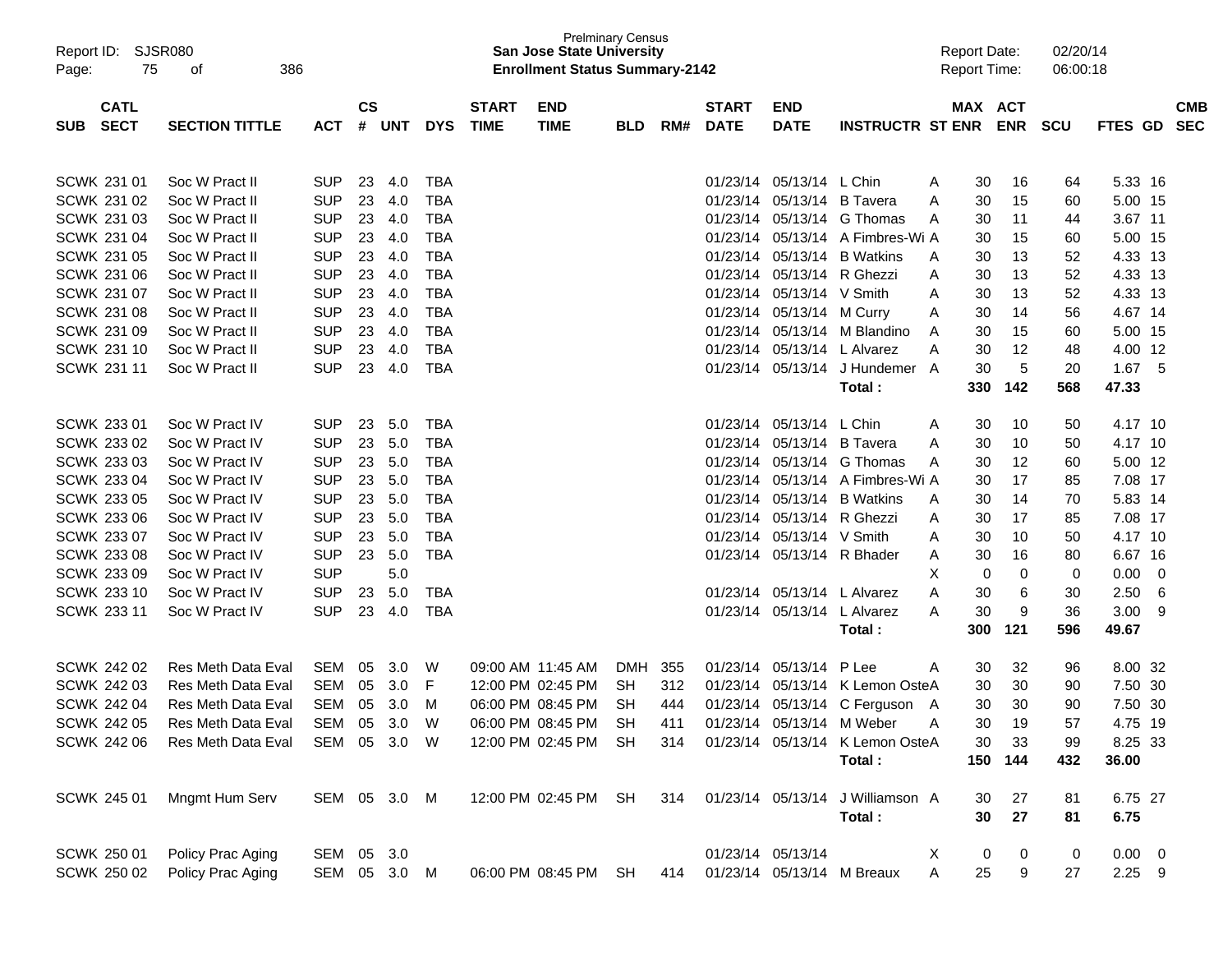| SUB | CATL SECT | SECTION TITTLE | ACT | CS # | UNT | DYS | START TIME | END TIME | BLD | RM# | START DATE | END DATE | INSTRUCTR | ST | MAX ENR | ACT ENR | SCU | FTES | GD | CMB SEC |
|---|---|---|---|---|---|---|---|---|---|---|---|---|---|---|---|---|---|---|---|---|
| SCWK | 231 01 | Soc W Pract II | SUP | 23 | 4.0 | TBA | | | | | 01/23/14 | 05/13/14 | L Chin | A | 30 | 16 | 64 | 5.33 | 16 | |
| SCWK | 231 02 | Soc W Pract II | SUP | 23 | 4.0 | TBA | | | | | 01/23/14 | 05/13/14 | B Tavera | A | 30 | 15 | 60 | 5.00 | 15 | |
| SCWK | 231 03 | Soc W Pract II | SUP | 23 | 4.0 | TBA | | | | | 01/23/14 | 05/13/14 | G Thomas | A | 30 | 11 | 44 | 3.67 | 11 | |
| SCWK | 231 04 | Soc W Pract II | SUP | 23 | 4.0 | TBA | | | | | 01/23/14 | 05/13/14 | A Fimbres-Wi | A | 30 | 15 | 60 | 5.00 | 15 | |
| SCWK | 231 05 | Soc W Pract II | SUP | 23 | 4.0 | TBA | | | | | 01/23/14 | 05/13/14 | B Watkins | A | 30 | 13 | 52 | 4.33 | 13 | |
| SCWK | 231 06 | Soc W Pract II | SUP | 23 | 4.0 | TBA | | | | | 01/23/14 | 05/13/14 | R Ghezzi | A | 30 | 13 | 52 | 4.33 | 13 | |
| SCWK | 231 07 | Soc W Pract II | SUP | 23 | 4.0 | TBA | | | | | 01/23/14 | 05/13/14 | V Smith | A | 30 | 13 | 52 | 4.33 | 13 | |
| SCWK | 231 08 | Soc W Pract II | SUP | 23 | 4.0 | TBA | | | | | 01/23/14 | 05/13/14 | M Curry | A | 30 | 14 | 56 | 4.67 | 14 | |
| SCWK | 231 09 | Soc W Pract II | SUP | 23 | 4.0 | TBA | | | | | 01/23/14 | 05/13/14 | M Blandino | A | 30 | 15 | 60 | 5.00 | 15 | |
| SCWK | 231 10 | Soc W Pract II | SUP | 23 | 4.0 | TBA | | | | | 01/23/14 | 05/13/14 | L Alvarez | A | 30 | 12 | 48 | 4.00 | 12 | |
| SCWK | 231 11 | Soc W Pract II | SUP | 23 | 4.0 | TBA | | | | | 01/23/14 | 05/13/14 | J Hundemer | A | 30 | 5 | 20 | 1.67 | 5 | |
| | | | | | | | | | | | | | **Total :** | | **330** | **142** | **568** | **47.33** | | |
| SCWK | 233 01 | Soc W Pract IV | SUP | 23 | 5.0 | TBA | | | | | 01/23/14 | 05/13/14 | L Chin | A | 30 | 10 | 50 | 4.17 | 10 | |
| SCWK | 233 02 | Soc W Pract IV | SUP | 23 | 5.0 | TBA | | | | | 01/23/14 | 05/13/14 | B Tavera | A | 30 | 10 | 50 | 4.17 | 10 | |
| SCWK | 233 03 | Soc W Pract IV | SUP | 23 | 5.0 | TBA | | | | | 01/23/14 | 05/13/14 | G Thomas | A | 30 | 12 | 60 | 5.00 | 12 | |
| SCWK | 233 04 | Soc W Pract IV | SUP | 23 | 5.0 | TBA | | | | | 01/23/14 | 05/13/14 | A Fimbres-Wi | A | 30 | 17 | 85 | 7.08 | 17 | |
| SCWK | 233 05 | Soc W Pract IV | SUP | 23 | 5.0 | TBA | | | | | 01/23/14 | 05/13/14 | B Watkins | A | 30 | 14 | 70 | 5.83 | 14 | |
| SCWK | 233 06 | Soc W Pract IV | SUP | 23 | 5.0 | TBA | | | | | 01/23/14 | 05/13/14 | R Ghezzi | A | 30 | 17 | 85 | 7.08 | 17 | |
| SCWK | 233 07 | Soc W Pract IV | SUP | 23 | 5.0 | TBA | | | | | 01/23/14 | 05/13/14 | V Smith | A | 30 | 10 | 50 | 4.17 | 10 | |
| SCWK | 233 08 | Soc W Pract IV | SUP | 23 | 5.0 | TBA | | | | | 01/23/14 | 05/13/14 | R Bhader | A | 30 | 16 | 80 | 6.67 | 16 | |
| SCWK | 233 09 | Soc W Pract IV | SUP | | 5.0 | | | | | | | | | X | 0 | 0 | 0 | 0.00 | 0 | |
| SCWK | 233 10 | Soc W Pract IV | SUP | 23 | 5.0 | TBA | | | | | 01/23/14 | 05/13/14 | L Alvarez | A | 30 | 6 | 30 | 2.50 | 6 | |
| SCWK | 233 11 | Soc W Pract IV | SUP | 23 | 4.0 | TBA | | | | | 01/23/14 | 05/13/14 | L Alvarez | A | 30 | 9 | 36 | 3.00 | 9 | |
| | | | | | | | | | | | | | **Total :** | | **300** | **121** | **596** | **49.67** | | |
| SCWK | 242 02 | Res Meth Data Eval | SEM | 05 | 3.0 | W | 09:00 AM | 11:45 AM | DMH | 355 | 01/23/14 | 05/13/14 | P Lee | A | 30 | 32 | 96 | 8.00 | 32 | |
| SCWK | 242 03 | Res Meth Data Eval | SEM | 05 | 3.0 | F | 12:00 PM | 02:45 PM | SH | 312 | 01/23/14 | 05/13/14 | K Lemon Oste | A | 30 | 30 | 90 | 7.50 | 30 | |
| SCWK | 242 04 | Res Meth Data Eval | SEM | 05 | 3.0 | M | 06:00 PM | 08:45 PM | SH | 444 | 01/23/14 | 05/13/14 | C Ferguson | A | 30 | 30 | 90 | 7.50 | 30 | |
| SCWK | 242 05 | Res Meth Data Eval | SEM | 05 | 3.0 | W | 06:00 PM | 08:45 PM | SH | 411 | 01/23/14 | 05/13/14 | M Weber | A | 30 | 19 | 57 | 4.75 | 19 | |
| SCWK | 242 06 | Res Meth Data Eval | SEM | 05 | 3.0 | W | 12:00 PM | 02:45 PM | SH | 314 | 01/23/14 | 05/13/14 | K Lemon Oste | A | 30 | 33 | 99 | 8.25 | 33 | |
| | | | | | | | | | | | | | **Total :** | | **150** | **144** | **432** | **36.00** | | |
| SCWK | 245 01 | Mngmt Hum Serv | SEM | 05 | 3.0 | M | 12:00 PM | 02:45 PM | SH | 314 | 01/23/14 | 05/13/14 | J Williamson | A | 30 | 27 | 81 | 6.75 | 27 | |
| | | | | | | | | | | | | | **Total :** | | **30** | **27** | **81** | **6.75** | | |
| SCWK | 250 01 | Policy Prac Aging | SEM | 05 | 3.0 | | | | | | 01/23/14 | 05/13/14 | | X | 0 | 0 | 0 | 0.00 | 0 | |
| SCWK | 250 02 | Policy Prac Aging | SEM | 05 | 3.0 | M | 06:00 PM | 08:45 PM | SH | 414 | 01/23/14 | 05/13/14 | M Breaux | A | 25 | 9 | 27 | 2.25 | 9 | |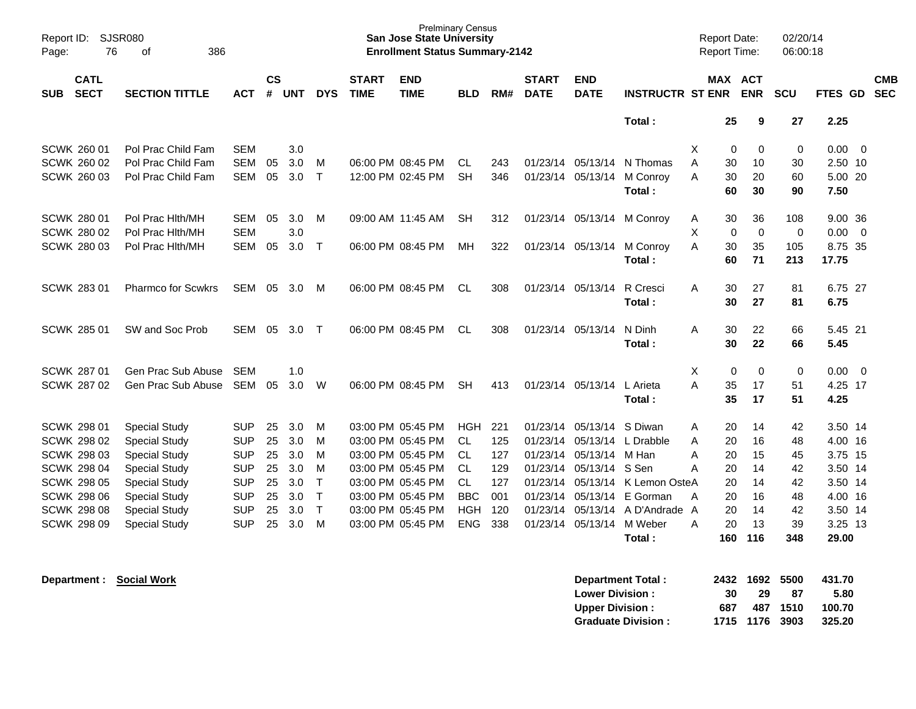Prelminary Census
**San Jose State University**
**Enrollment Status Summary-2142**

Report ID: SJSR080
Report Date: 02/20/14
Report Time: 06:00:18

| SUB | CATL SECT | SECTION TITTLE | ACT | CS # | UNT | DYS | START TIME | END TIME | BLD | RM# | START DATE | END DATE | INSTRUCTR | ST | MAX ENR | ACT ENR | SCU | FTES | GD | CMB SEC |
|---|---|---|---|---|---|---|---|---|---|---|---|---|---|---|---|---|---|---|---|---|
| | | | | | | | | | | | | | **Total :** | | **25** | **9** | **27** | **2.25** | | |
| SCWK | 260 01 | Pol Prac Child Fam | SEM | | 3.0 | | | | | | | | | X | 0 | 0 | 0 | 0.00 | 0 | |
| SCWK | 260 02 | Pol Prac Child Fam | SEM | 05 | 3.0 | M | 06:00 PM | 08:45 PM | CL | 243 | 01/23/14 | 05/13/14 | N Thomas | A | 30 | 10 | 30 | 2.50 | 10 | |
| SCWK | 260 03 | Pol Prac Child Fam | SEM | 05 | 3.0 | T | 12:00 PM | 02:45 PM | SH | 346 | 01/23/14 | 05/13/14 | M Conroy | A | 30 | 20 | 60 | 5.00 | 20 | |
| | | | | | | | | | | | | | **Total :** | | **60** | **30** | **90** | **7.50** | | |
| SCWK | 280 01 | Pol Prac Hlth/MH | SEM | 05 | 3.0 | M | 09:00 AM | 11:45 AM | SH | 312 | 01/23/14 | 05/13/14 | M Conroy | A | 30 | 36 | 108 | 9.00 | 36 | |
| SCWK | 280 02 | Pol Prac Hlth/MH | SEM | | 3.0 | | | | | | | | | X | 0 | 0 | 0 | 0.00 | 0 | |
| SCWK | 280 03 | Pol Prac Hlth/MH | SEM | 05 | 3.0 | T | 06:00 PM | 08:45 PM | MH | 322 | 01/23/14 | 05/13/14 | M Conroy | A | 30 | 35 | 105 | 8.75 | 35 | |
| | | | | | | | | | | | | | **Total :** | | **60** | **71** | **213** | **17.75** | | |
| SCWK | 283 01 | Pharmco for Scwkrs | SEM | 05 | 3.0 | M | 06:00 PM | 08:45 PM | CL | 308 | 01/23/14 | 05/13/14 | R Cresci | A | 30 | 27 | 81 | 6.75 | 27 | |
| | | | | | | | | | | | | | **Total :** | | **30** | **27** | **81** | **6.75** | | |
| SCWK | 285 01 | SW and Soc Prob | SEM | 05 | 3.0 | T | 06:00 PM | 08:45 PM | CL | 308 | 01/23/14 | 05/13/14 | N Dinh | A | 30 | 22 | 66 | 5.45 | 21 | |
| | | | | | | | | | | | | | **Total :** | | **30** | **22** | **66** | **5.45** | | |
| SCWK | 287 01 | Gen Prac Sub Abuse | SEM | | 1.0 | | | | | | | | | X | 0 | 0 | 0 | 0.00 | 0 | |
| SCWK | 287 02 | Gen Prac Sub Abuse | SEM | 05 | 3.0 | W | 06:00 PM | 08:45 PM | SH | 413 | 01/23/14 | 05/13/14 | L Arieta | A | 35 | 17 | 51 | 4.25 | 17 | |
| | | | | | | | | | | | | | **Total :** | | **35** | **17** | **51** | **4.25** | | |
| SCWK | 298 01 | Special Study | SUP | 25 | 3.0 | M | 03:00 PM | 05:45 PM | HGH | 221 | 01/23/14 | 05/13/14 | S Diwan | A | 20 | 14 | 42 | 3.50 | 14 | |
| SCWK | 298 02 | Special Study | SUP | 25 | 3.0 | M | 03:00 PM | 05:45 PM | CL | 125 | 01/23/14 | 05/13/14 | L Drabble | A | 20 | 16 | 48 | 4.00 | 16 | |
| SCWK | 298 03 | Special Study | SUP | 25 | 3.0 | M | 03:00 PM | 05:45 PM | CL | 127 | 01/23/14 | 05/13/14 | M Han | A | 20 | 15 | 45 | 3.75 | 15 | |
| SCWK | 298 04 | Special Study | SUP | 25 | 3.0 | M | 03:00 PM | 05:45 PM | CL | 129 | 01/23/14 | 05/13/14 | S Sen | A | 20 | 14 | 42 | 3.50 | 14 | |
| SCWK | 298 05 | Special Study | SUP | 25 | 3.0 | T | 03:00 PM | 05:45 PM | CL | 127 | 01/23/14 | 05/13/14 | K Lemon Oste | A | 20 | 14 | 42 | 3.50 | 14 | |
| SCWK | 298 06 | Special Study | SUP | 25 | 3.0 | T | 03:00 PM | 05:45 PM | BBC | 001 | 01/23/14 | 05/13/14 | E Gorman | A | 20 | 16 | 48 | 4.00 | 16 | |
| SCWK | 298 08 | Special Study | SUP | 25 | 3.0 | T | 03:00 PM | 05:45 PM | HGH | 120 | 01/23/14 | 05/13/14 | A D'Andrade | A | 20 | 14 | 42 | 3.50 | 14 | |
| SCWK | 298 09 | Special Study | SUP | 25 | 3.0 | M | 03:00 PM | 05:45 PM | ENG | 338 | 01/23/14 | 05/13/14 | M Weber | A | 20 | 13 | 39 | 3.25 | 13 | |
| | | | | | | | | | | | | | **Total :** | | **160** | **116** | **348** | **29.00** | | |

**Department : Social Work**

| | MAX ENR | ACT ENR | SCU | FTES |
|---|---|---|---|---|
| **Department Total :** | **2432** | **1692** | **5500** | **431.70** |
| **Lower Division :** | **30** | **29** | **87** | **5.80** |
| **Upper Division :** | **687** | **487** | **1510** | **100.70** |
| **Graduate Division :** | **1715** | **1176** | **3903** | **325.20** |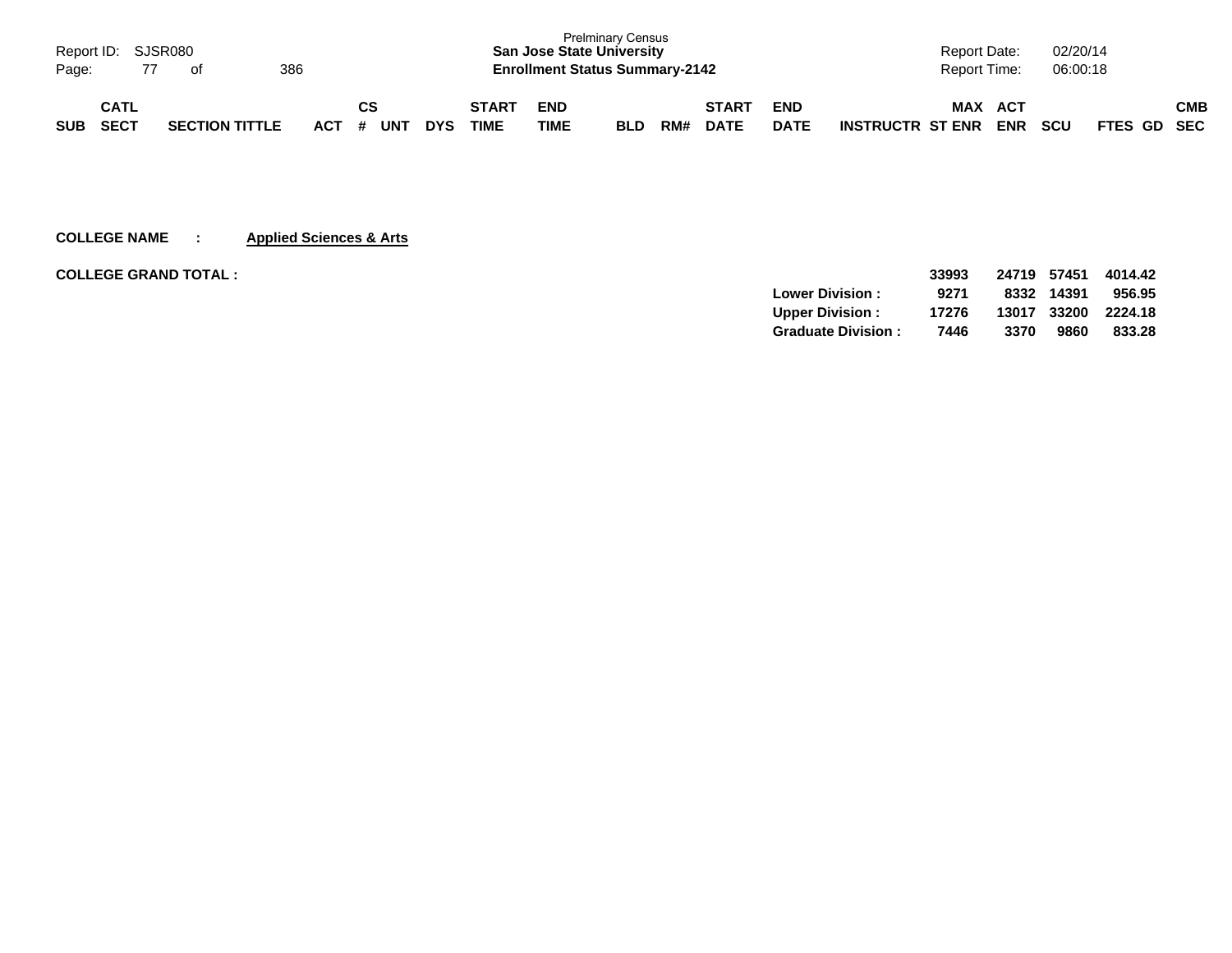| SUB | CATL SECT | SECTION TITTLE | ACT | CS # | UNT | DYS | START TIME | END TIME | BLD | RM# | START DATE | END DATE | INSTRUCTR | MAX ST ENR | ACT ENR | SCU | FTES | GD | CMB SEC |
|---|---|---|---|---|---|---|---|---|---|---|---|---|---|---|---|---|---|---|---|

**COLLEGE NAME : Applied Sciences & Arts**

**COLLEGE GRAND TOTAL :**

| | MAX ST ENR | ACT ENR | SCU | FTES |
|---|---|---|---|---|
| | **33993** | **24719** | **57451** | **4014.42** |
| **Lower Division :** | **9271** | **8332** | **14391** | **956.95** |
| **Upper Division :** | **17276** | **13017** | **33200** | **2224.18** |
| **Graduate Division :** | **7446** | **3370** | **9860** | **833.28** |